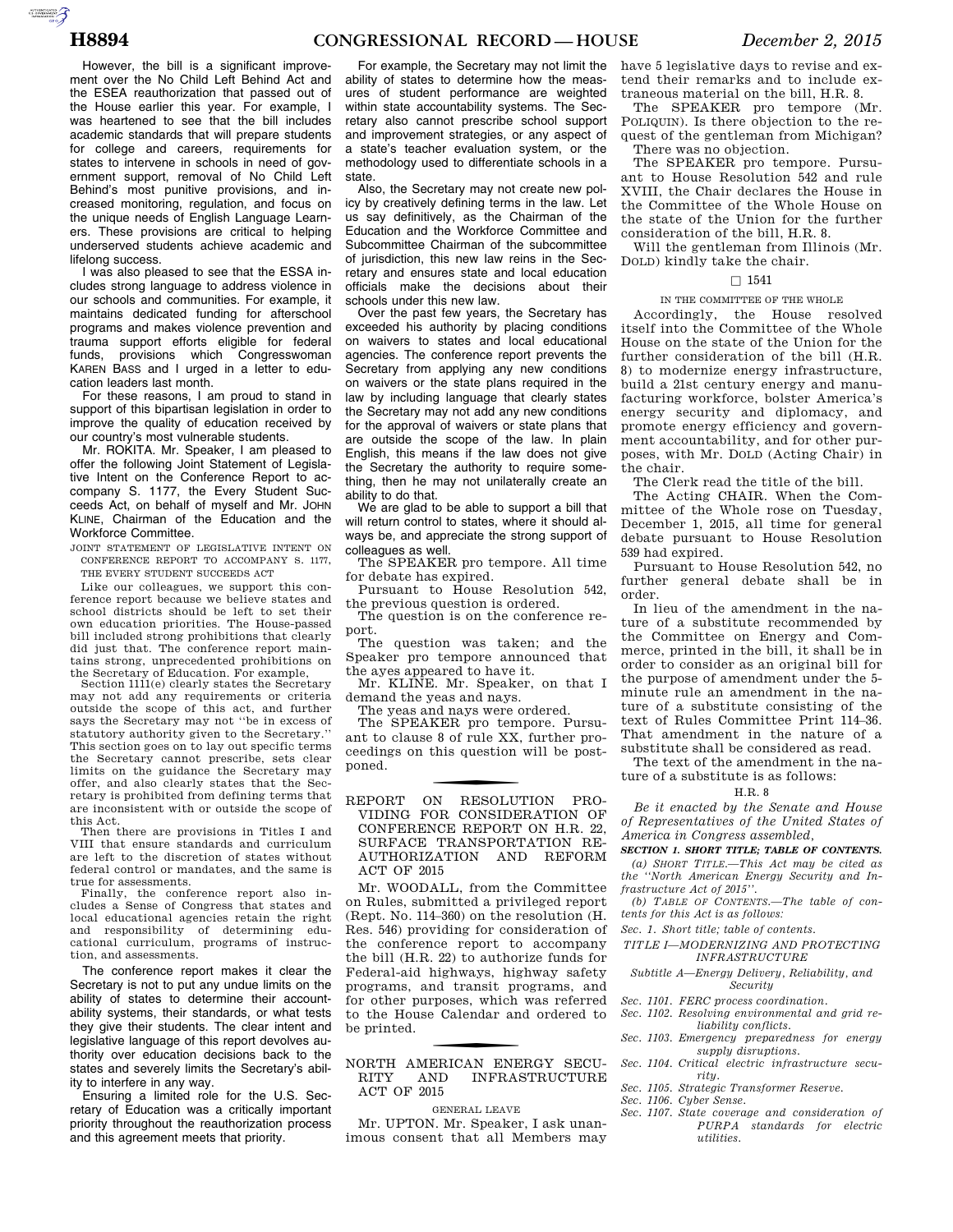However, the bill is a significant improvement over the No Child Left Behind Act and the ESEA reauthorization that passed out of the House earlier this year. For example, I was heartened to see that the bill includes academic standards that will prepare students for college and careers, requirements for states to intervene in schools in need of government support, removal of No Child Left Behind's most punitive provisions, and increased monitoring, regulation, and focus on the unique needs of English Language Learners. These provisions are critical to helping underserved students achieve academic and lifelong success.

I was also pleased to see that the ESSA includes strong language to address violence in our schools and communities. For example, it maintains dedicated funding for afterschool programs and makes violence prevention and trauma support efforts eligible for federal funds, provisions which Congresswoman KAREN BASS and I urged in a letter to education leaders last month.

For these reasons, I am proud to stand in support of this bipartisan legislation in order to improve the quality of education received by our country's most vulnerable students.

Mr. ROKITA. Mr. Speaker, I am pleased to offer the following Joint Statement of Legislative Intent on the Conference Report to accompany S. 1177, the Every Student Succeeds Act, on behalf of myself and Mr. JOHN KLINE, Chairman of the Education and the Workforce Committee.

JOINT STATEMENT OF LEGISLATIVE INTENT ON CONFERENCE REPORT TO ACCOMPANY S. 1177, THE EVERY STUDENT SUCCEEDS ACT

Like our colleagues, we support this conference report because we believe states and school districts should be left to set their own education priorities. The House-passed bill included strong prohibitions that clearly did just that. The conference report maintains strong, unprecedented prohibitions on the Secretary of Education. For example,

Section 1111(e) clearly states the Secretary may not add any requirements or criteria outside the scope of this act, and further says the Secretary may not "be in excess of statutory authority given to the Secretary." This section goes on to lay out specific terms the Secretary cannot prescribe, sets clear limits on the guidance the Secretary may offer, and also clearly states that the Secretary is prohibited from defining terms that are inconsistent with or outside the scope of this Act.

Then there are provisions in Titles I and VIII that ensure standards and curriculum are left to the discretion of states without federal control or mandates, and the same is true for assessments.

Finally, the conference report also includes a Sense of Congress that states and local educational agencies retain the right and responsibility of determining educational curriculum, programs of instruction, and assessments.

The conference report makes it clear the Secretary is not to put any undue limits on the ability of states to determine their accountability systems, their standards, or what tests they give their students. The clear intent and legislative language of this report devolves authority over education decisions back to the states and severely limits the Secretary's ability to interfere in any way.

Ensuring a limited role for the U.S. Secretary of Education was a critically important priority throughout the reauthorization process and this agreement meets that priority.

For example, the Secretary may not limit the ability of states to determine how the measures of student performance are weighted within state accountability systems. The Secretary also cannot prescribe school support and improvement strategies, or any aspect of a state's teacher evaluation system, or the methodology used to differentiate schools in a state.

Also, the Secretary may not create new policy by creatively defining terms in the law. Let us say definitively, as the Chairman of the Education and the Workforce Committee and Subcommittee Chairman of the subcommittee of jurisdiction, this new law reins in the Secretary and ensures state and local education officials make the decisions about their schools under this new law.

Over the past few years, the Secretary has exceeded his authority by placing conditions on waivers to states and local educational agencies. The conference report prevents the Secretary from applying any new conditions on waivers or the state plans required in the law by including language that clearly states the Secretary may not add any new conditions for the approval of waivers or state plans that are outside the scope of the law. In plain English, this means if the law does not give the Secretary the authority to require something, then he may not unilaterally create an ability to do that.

We are glad to be able to support a bill that will return control to states, where it should always be, and appreciate the strong support of colleagues as well.

The SPEAKER pro tempore. All time for debate has expired.

Pursuant to House Resolution 542, the previous question is ordered.

The question is on the conference report.

The question was taken; and the Speaker pro tempore announced that the ayes appeared to have it.

Mr. KLINE. Mr. Speaker, on that I demand the yeas and nays.

The yeas and nays were ordered.

The SPEAKER pro tempore. Pursuant to clause 8 of rule XX, further proceedings on this question will be postponed.

## REPORT ON RESOLUTION PROVIDING FOR CONSIDERATION OF CONFERENCE REPORT ON H.R. 22, SURFACE TRANSPORTATION REAUTHORIZATION AND REFORM ACT OF 2015

Mr. WOODALL, from the Committee on Rules, submitted a privileged report (Rept. No. 114–360) on the resolution (H. Res. 546) providing for consideration of the conference report to accompany the bill (H.R. 22) to authorize funds for Federal-aid highways, highway safety programs, and transit programs, and for other purposes, which was referred to the House Calendar and ordered to be printed.

## NORTH AMERICAN ENERGY SECURITY AND INFRASTRUCTURE ACT OF 2015

GENERAL LEAVE

Mr. UPTON. Mr. Speaker, I ask unanimous consent that all Members may have 5 legislative days to revise and extend their remarks and to include extraneous material on the bill, H.R. 8.

The SPEAKER pro tempore (Mr. POLIQUIN). Is there objection to the request of the gentleman from Michigan?

There was no objection.

The SPEAKER pro tempore. Pursuant to House Resolution 542 and rule XVIII, the Chair declares the House in the Committee of the Whole House on the state of the Union for the further consideration of the bill, H.R. 8.

Will the gentleman from Illinois (Mr. DOLD) kindly take the chair.

□ 1541

IN THE COMMITTEE OF THE WHOLE

Accordingly, the House resolved itself into the Committee of the Whole House on the state of the Union for the further consideration of the bill (H.R. 8) to modernize energy infrastructure, build a 21st century energy and manufacturing workforce, bolster America's energy security and diplomacy, and promote energy efficiency and government accountability, and for other purposes, with Mr. DOLD (Acting Chair) in the chair.

The Clerk read the title of the bill.

The Acting CHAIR. When the Committee of the Whole rose on Tuesday, December 1, 2015, all time for general debate pursuant to House Resolution 539 had expired.

Pursuant to House Resolution 542, no further general debate shall be in order.

In lieu of the amendment in the nature of a substitute recommended by the Committee on Energy and Commerce, printed in the bill, it shall be in order to consider as an original bill for the purpose of amendment under the 5-minute rule an amendment in the nature of a substitute consisting of the text of Rules Committee Print 114–36. That amendment in the nature of a substitute shall be considered as read.

The text of the amendment in the nature of a substitute is as follows:

H.R. 8

*Be it enacted by the Senate and House of Representatives of the United States of America in Congress assembled,*

***SECTION 1. SHORT TITLE; TABLE OF CONTENTS.***

*(a) SHORT TITLE.—This Act may be cited as the "North American Energy Security and Infrastructure Act of 2015".*

*(b) TABLE OF CONTENTS.—The table of contents for this Act is as follows:*

*Sec. 1. Short title; table of contents.*

*TITLE I—MODERNIZING AND PROTECTING INFRASTRUCTURE*

*Subtitle A—Energy Delivery, Reliability, and Security*

*Sec. 1101. FERC process coordination.*

*Sec. 1102. Resolving environmental and grid reliability conflicts.*

*Sec. 1103. Emergency preparedness for energy supply disruptions.*

*Sec. 1104. Critical electric infrastructure security.*

*Sec. 1105. Strategic Transformer Reserve.*

*Sec. 1106. Cyber Sense.*

*Sec. 1107. State coverage and consideration of PURPA standards for electric utilities.*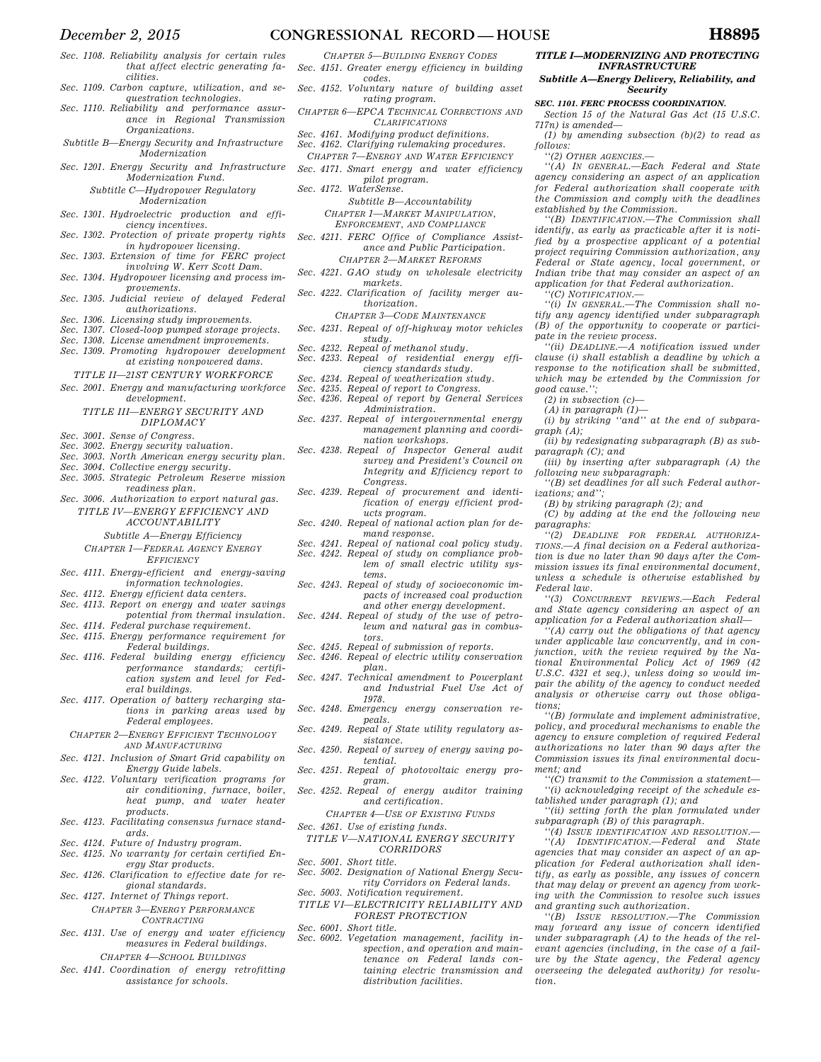Sec. 1108. Reliability analysis for certain rules that affect electric generating facilities.
Sec. 1109. Carbon capture, utilization, and sequestration technologies.
Sec. 1110. Reliability and performance assurance in Regional Transmission Organizations.

Subtitle B—Energy Security and Infrastructure Modernization

Sec. 1201. Energy Security and Infrastructure Modernization Fund.

Subtitle C—Hydropower Regulatory Modernization

Sec. 1301. Hydroelectric production and efficiency incentives.
Sec. 1302. Protection of private property rights in hydropower licensing.
Sec. 1303. Extension of time for FERC project involving W. Kerr Scott Dam.
Sec. 1304. Hydropower licensing and process improvements.
Sec. 1305. Judicial review of delayed Federal authorizations.
Sec. 1306. Licensing study improvements.
Sec. 1307. Closed-loop pumped storage projects.
Sec. 1308. License amendment improvements.
Sec. 1309. Promoting hydropower development at existing nonpowered dams.

TITLE II—21ST CENTURY WORKFORCE

Sec. 2001. Energy and manufacturing workforce development.

TITLE III—ENERGY SECURITY AND DIPLOMACY

Sec. 3001. Sense of Congress.
Sec. 3002. Energy security valuation.
Sec. 3003. North American energy security plan.
Sec. 3004. Collective energy security.
Sec. 3005. Strategic Petroleum Reserve mission readiness plan.
Sec. 3006. Authorization to export natural gas.

TITLE IV—ENERGY EFFICIENCY AND ACCOUNTABILITY

Subtitle A—Energy Efficiency

CHAPTER 1—FEDERAL AGENCY ENERGY EFFICIENCY

Sec. 4111. Energy-efficient and energy-saving information technologies.
Sec. 4112. Energy efficient data centers.
Sec. 4113. Report on energy and water savings potential from thermal insulation.
Sec. 4114. Federal purchase requirement.
Sec. 4115. Energy performance requirement for Federal buildings.
Sec. 4116. Federal building energy efficiency performance standards; certification system and level for Federal buildings.
Sec. 4117. Operation of battery recharging stations in parking areas used by Federal employees.

CHAPTER 2—ENERGY EFFICIENT TECHNOLOGY AND MANUFACTURING

Sec. 4121. Inclusion of Smart Grid capability on Energy Guide labels.
Sec. 4122. Voluntary verification programs for air conditioning, furnace, boiler, heat pump, and water heater products.
Sec. 4123. Facilitating consensus furnace standards.
Sec. 4124. Future of Industry program.
Sec. 4125. No warranty for certain certified Energy Star products.
Sec. 4126. Clarification to effective date for regional standards.
Sec. 4127. Internet of Things report.

CHAPTER 3—ENERGY PERFORMANCE CONTRACTING

Sec. 4131. Use of energy and water efficiency measures in Federal buildings.

CHAPTER 4—SCHOOL BUILDINGS

Sec. 4141. Coordination of energy retrofitting assistance for schools.

CHAPTER 5—BUILDING ENERGY CODES

Sec. 4151. Greater energy efficiency in building codes.
Sec. 4152. Voluntary nature of building asset rating program.

CHAPTER 6—EPCA TECHNICAL CORRECTIONS AND CLARIFICATIONS

Sec. 4161. Modifying product definitions.
Sec. 4162. Clarifying rulemaking procedures.

CHAPTER 7—ENERGY AND WATER EFFICIENCY

Sec. 4171. Smart energy and water efficiency pilot program.
Sec. 4172. WaterSense.

Subtitle B—Accountability

CHAPTER 1—MARKET MANIPULATION, ENFORCEMENT, AND COMPLIANCE

Sec. 4211. FERC Office of Compliance Assistance and Public Participation.

CHAPTER 2—MARKET REFORMS

Sec. 4221. GAO study on wholesale electricity markets.
Sec. 4222. Clarification of facility merger authorization.

CHAPTER 3—CODE MAINTENANCE

Sec. 4231. Repeal of off-highway motor vehicles study.
Sec. 4232. Repeal of methanol study.
Sec. 4233. Repeal of residential energy efficiency standards study.
Sec. 4234. Repeal of weatherization study.
Sec. 4235. Repeal of report to Congress.
Sec. 4236. Repeal of report by General Services Administration.
Sec. 4237. Repeal of intergovernmental energy management planning and coordination workshops.
Sec. 4238. Repeal of Inspector General audit survey and President's Council on Integrity and Efficiency report to Congress.
Sec. 4239. Repeal of procurement and identification of energy efficient products program.
Sec. 4240. Repeal of national action plan for demand response.
Sec. 4241. Repeal of national coal policy study.
Sec. 4242. Repeal of study on compliance problem of small electric utility systems.
Sec. 4243. Repeal of study of socioeconomic impacts of increased coal production and other energy development.
Sec. 4244. Repeal of study of the use of petroleum and natural gas in combustors.
Sec. 4245. Repeal of submission of reports.
Sec. 4246. Repeal of electric utility conservation plan.
Sec. 4247. Technical amendment to Powerplant and Industrial Fuel Use Act of 1978.
Sec. 4248. Emergency energy conservation repeals.
Sec. 4249. Repeal of State utility regulatory assistance.
Sec. 4250. Repeal of survey of energy saving potential.
Sec. 4251. Repeal of photovoltaic energy program.
Sec. 4252. Repeal of energy auditor training and certification.

CHAPTER 4—USE OF EXISTING FUNDS

Sec. 4261. Use of existing funds.

TITLE V—NATIONAL ENERGY SECURITY CORRIDORS

Sec. 5001. Short title.
Sec. 5002. Designation of National Energy Security Corridors on Federal lands.
Sec. 5003. Notification requirement.

TITLE VI—ELECTRICITY RELIABILITY AND FOREST PROTECTION

Sec. 6001. Short title.
Sec. 6002. Vegetation management, facility inspection, and operation and maintenance on Federal lands containing electric transmission and distribution facilities.

## TITLE I—MODERNIZING AND PROTECTING INFRASTRUCTURE

### Subtitle A—Energy Delivery, Reliability, and Security

#### SEC. 1101. FERC PROCESS COORDINATION.

*Section 15 of the Natural Gas Act (15 U.S.C. 717n) is amended—*

*(1) by amending subsection (b)(2) to read as follows:*

*''(2) OTHER AGENCIES.—*

*''(A) IN GENERAL.—Each Federal and State agency considering an aspect of an application for Federal authorization shall cooperate with the Commission and comply with the deadlines established by the Commission.*

*''(B) IDENTIFICATION.—The Commission shall identify, as early as practicable after it is notified by a prospective applicant of a potential project requiring Commission authorization, any Federal or State agency, local government, or Indian tribe that may consider an aspect of an application for that Federal authorization.*

*''(C) NOTIFICATION.—*

*''(i) IN GENERAL.—The Commission shall notify any agency identified under subparagraph (B) of the opportunity to cooperate or participate in the review process.*

*''(ii) DEADLINE.—A notification issued under clause (i) shall establish a deadline by which a response to the notification shall be submitted, which may be extended by the Commission for good cause.'';*

*(2) in subsection (c)—*

*(A) in paragraph (1)—*

*(i) by striking ''and'' at the end of subparagraph (A);*

*(ii) by redesignating subparagraph (B) as subparagraph (C); and*

*(iii) by inserting after subparagraph (A) the following new subparagraph:*

*''(B) set deadlines for all such Federal authorizations; and'';*

*(B) by striking paragraph (2); and*

*(C) by adding at the end the following new paragraphs:*

*''(2) DEADLINE FOR FEDERAL AUTHORIZATIONS.—A final decision on a Federal authorization is due no later than 90 days after the Commission issues its final environmental document, unless a schedule is otherwise established by Federal law.*

*''(3) CONCURRENT REVIEWS.—Each Federal and State agency considering an aspect of an application for a Federal authorization shall—*

*''(A) carry out the obligations of that agency under applicable law concurrently, and in conjunction, with the review required by the National Environmental Policy Act of 1969 (42 U.S.C. 4321 et seq.), unless doing so would impair the ability of the agency to conduct needed analysis or otherwise carry out those obligations;*

*''(B) formulate and implement administrative, policy, and procedural mechanisms to enable the agency to ensure completion of required Federal authorizations no later than 90 days after the Commission issues its final environmental document; and*

*''(C) transmit to the Commission a statement—*

*''(i) acknowledging receipt of the schedule established under paragraph (1); and*

*''(ii) setting forth the plan formulated under subparagraph (B) of this paragraph.*

*''(4) ISSUE IDENTIFICATION AND RESOLUTION.—*

*''(A) IDENTIFICATION.—Federal and State agencies that may consider an aspect of an application for Federal authorization shall identify, as early as possible, any issues of concern that may delay or prevent an agency from working with the Commission to resolve such issues and granting such authorization.*

*''(B) ISSUE RESOLUTION.—The Commission may forward any issue of concern identified under subparagraph (A) to the heads of the relevant agencies (including, in the case of a failure by the State agency, the Federal agency overseeing the delegated authority) for resolution.*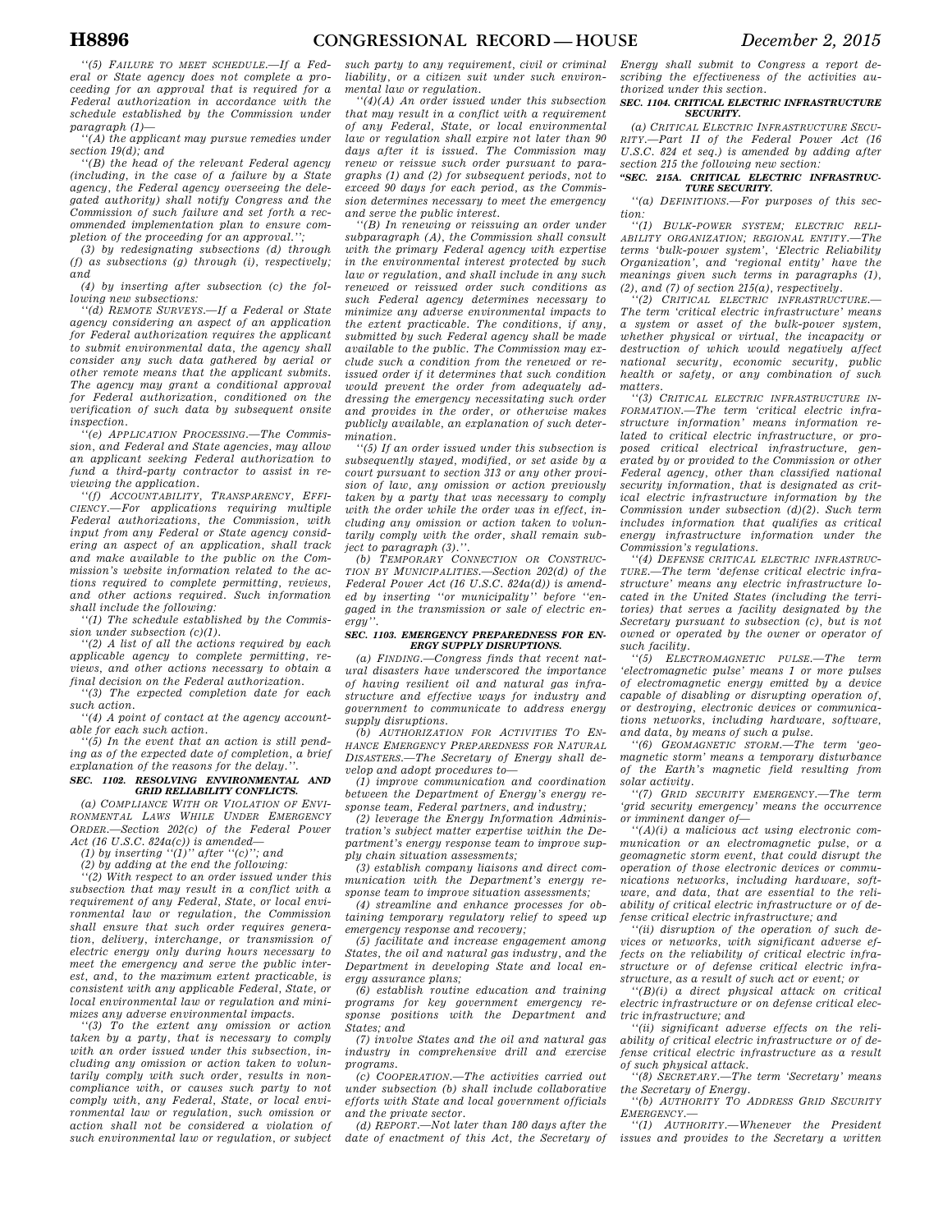''(5) FAILURE TO MEET SCHEDULE.—If a Federal or State agency does not complete a proceeding for an approval that is required for a Federal authorization in accordance with the schedule established by the Commission under paragraph (1)—

''(A) the applicant may pursue remedies under section 19(d); and

''(B) the head of the relevant Federal agency (including, in the case of a failure by a State agency, the Federal agency overseeing the delegated authority) shall notify Congress and the Commission of such failure and set forth a recommended implementation plan to ensure completion of the proceeding for an approval.'';

(3) by redesignating subsections (d) through (f) as subsections (g) through (i), respectively; and

(4) by inserting after subsection (c) the following new subsections:

''(d) REMOTE SURVEYS.—If a Federal or State agency considering an aspect of an application for Federal authorization requires the applicant to submit environmental data, the agency shall consider any such data gathered by aerial or other remote means that the applicant submits. The agency may grant a conditional approval for Federal authorization, conditioned on the verification of such data by subsequent onsite inspection.

''(e) APPLICATION PROCESSING.—The Commission, and Federal and State agencies, may allow an applicant seeking Federal authorization to fund a third-party contractor to assist in reviewing the application.

''(f) ACCOUNTABILITY, TRANSPARENCY, EFFICIENCY.—For applications requiring multiple Federal authorizations, the Commission, with input from any Federal or State agency considering an aspect of an application, shall track and make available to the public on the Commission's website information related to the actions required to complete permitting, reviews, and other actions required. Such information shall include the following:

''(1) The schedule established by the Commission under subsection (c)(1).

''(2) A list of all the actions required by each applicable agency to complete permitting, reviews, and other actions necessary to obtain a final decision on the Federal authorization.

''(3) The expected completion date for each such action.

''(4) A point of contact at the agency accountable for each such action.

''(5) In the event that an action is still pending as of the expected date of completion, a brief explanation of the reasons for the delay.''.

**SEC. 1102. RESOLVING ENVIRONMENTAL AND GRID RELIABILITY CONFLICTS.**

(a) COMPLIANCE WITH OR VIOLATION OF ENVIRONMENTAL LAWS WHILE UNDER EMERGENCY ORDER.—Section 202(c) of the Federal Power Act (16 U.S.C. 824a(c)) is amended—

(1) by inserting ''(1)'' after ''(c)''; and

(2) by adding at the end the following:

''(2) With respect to an order issued under this subsection that may result in a conflict with a requirement of any Federal, State, or local environmental law or regulation, the Commission shall ensure that such order requires generation, delivery, interchange, or transmission of electric energy only during hours necessary to meet the emergency and serve the public interest, and, to the maximum extent practicable, is consistent with any applicable Federal, State, or local environmental law or regulation and minimizes any adverse environmental impacts.

''(3) To the extent any omission or action taken by a party, that is necessary to comply with an order issued under this subsection, including any omission or action taken to voluntarily comply with such order, results in noncompliance with, or causes such party to not comply with, any Federal, State, or local environmental law or regulation, such omission or action shall not be considered a violation of such environmental law or regulation, or subject such party to any requirement, civil or criminal liability, or a citizen suit under such environmental law or regulation.

''(4)(A) An order issued under this subsection that may result in a conflict with a requirement of any Federal, State, or local environmental law or regulation shall expire not later than 90 days after it is issued. The Commission may renew or reissue such order pursuant to paragraphs (1) and (2) for subsequent periods, not to exceed 90 days for each period, as the Commission determines necessary to meet the emergency and serve the public interest.

''(B) In renewing or reissuing an order under subparagraph (A), the Commission shall consult with the primary Federal agency with expertise in the environmental interest protected by such law or regulation, and shall include in any such renewed or reissued order such conditions as such Federal agency determines necessary to minimize any adverse environmental impacts to the extent practicable. The conditions, if any, submitted by such Federal agency shall be made available to the public. The Commission may exclude such a condition from the renewed or reissued order if it determines that such condition would prevent the order from adequately addressing the emergency necessitating such order and provides in the order, or otherwise makes publicly available, an explanation of such determination.

''(5) If an order issued under this subsection is subsequently stayed, modified, or set aside by a court pursuant to section 313 or any other provision of law, any omission or action previously taken by a party that was necessary to comply with the order while the order was in effect, including any omission or action taken to voluntarily comply with the order, shall remain subject to paragraph (3).''.

(b) TEMPORARY CONNECTION OR CONSTRUCTION BY MUNICIPALITIES.—Section 202(d) of the Federal Power Act (16 U.S.C. 824a(d)) is amended by inserting ''or municipality'' before ''engaged in the transmission or sale of electric energy''.

**SEC. 1103. EMERGENCY PREPAREDNESS FOR ENERGY SUPPLY DISRUPTIONS.**

(a) FINDING.—Congress finds that recent natural disasters have underscored the importance of having resilient oil and natural gas infrastructure and effective ways for industry and government to communicate to address energy supply disruptions.

(b) AUTHORIZATION FOR ACTIVITIES TO ENHANCE EMERGENCY PREPAREDNESS FOR NATURAL DISASTERS.—The Secretary of Energy shall develop and adopt procedures to—

(1) improve communication and coordination between the Department of Energy's energy response team, Federal partners, and industry;

(2) leverage the Energy Information Administration's subject matter expertise within the Department's energy response team to improve supply chain situation assessments;

(3) establish company liaisons and direct communication with the Department's energy response team to improve situation assessments;

(4) streamline and enhance processes for obtaining temporary regulatory relief to speed up emergency response and recovery;

(5) facilitate and increase engagement among States, the oil and natural gas industry, and the Department in developing State and local energy assurance plans;

(6) establish routine education and training programs for key government emergency response positions with the Department and States; and

(7) involve States and the oil and natural gas industry in comprehensive drill and exercise programs.

(c) COOPERATION.—The activities carried out under subsection (b) shall include collaborative efforts with State and local government officials and the private sector.

(d) REPORT.—Not later than 180 days after the date of enactment of this Act, the Secretary of Energy shall submit to Congress a report describing the effectiveness of the activities authorized under this section.

**SEC. 1104. CRITICAL ELECTRIC INFRASTRUCTURE SECURITY.**

(a) CRITICAL ELECTRIC INFRASTRUCTURE SECURITY.—Part II of the Federal Power Act (16 U.S.C. 824 et seq.) is amended by adding after section 215 the following new section:

**''SEC. 215A. CRITICAL ELECTRIC INFRASTRUCTURE SECURITY.**

''(a) DEFINITIONS.—For purposes of this section:

''(1) BULK-POWER SYSTEM; ELECTRIC RELIABILITY ORGANIZATION; REGIONAL ENTITY.—The terms 'bulk-power system', 'Electric Reliability Organization', and 'regional entity' have the meanings given such terms in paragraphs (1), (2), and (7) of section 215(a), respectively.

''(2) CRITICAL ELECTRIC INFRASTRUCTURE.—The term 'critical electric infrastructure' means a system or asset of the bulk-power system, whether physical or virtual, the incapacity or destruction of which would negatively affect national security, economic security, public health or safety, or any combination of such matters.

''(3) CRITICAL ELECTRIC INFRASTRUCTURE INFORMATION.—The term 'critical electric infrastructure information' means information related to critical electric infrastructure, or proposed critical electrical infrastructure, generated by or provided to the Commission or other Federal agency, other than classified national security information, that is designated as critical electric infrastructure information by the Commission under subsection (d)(2). Such term includes information that qualifies as critical energy infrastructure information under the Commission's regulations.

''(4) DEFENSE CRITICAL ELECTRIC INFRASTRUCTURE.—The term 'defense critical electric infrastructure' means any electric infrastructure located in the United States (including the territories) that serves a facility designated by the Secretary pursuant to subsection (c), but is not owned or operated by the owner or operator of such facility.

''(5) ELECTROMAGNETIC PULSE.—The term 'electromagnetic pulse' means 1 or more pulses of electromagnetic energy emitted by a device capable of disabling or disrupting operation of, or destroying, electronic devices or communications networks, including hardware, software, and data, by means of such a pulse.

''(6) GEOMAGNETIC STORM.—The term 'geomagnetic storm' means a temporary disturbance of the Earth's magnetic field resulting from solar activity.

''(7) GRID SECURITY EMERGENCY.—The term 'grid security emergency' means the occurrence or imminent danger of—

''(A)(i) a malicious act using electronic communication or an electromagnetic pulse, or a geomagnetic storm event, that could disrupt the operation of those electronic devices or communications networks, including hardware, software, and data, that are essential to the reliability of critical electric infrastructure or of defense critical electric infrastructure; and

''(ii) disruption of the operation of such devices or networks, with significant adverse effects on the reliability of critical electric infrastructure or of defense critical electric infrastructure, as a result of such act or event; or

''(B)(i) a direct physical attack on critical electric infrastructure or on defense critical electric infrastructure; and

''(ii) significant adverse effects on the reliability of critical electric infrastructure or of defense critical electric infrastructure as a result of such physical attack.

''(8) SECRETARY.—The term 'Secretary' means the Secretary of Energy.

''(b) AUTHORITY TO ADDRESS GRID SECURITY EMERGENCY.—

''(1) AUTHORITY.—Whenever the President issues and provides to the Secretary a written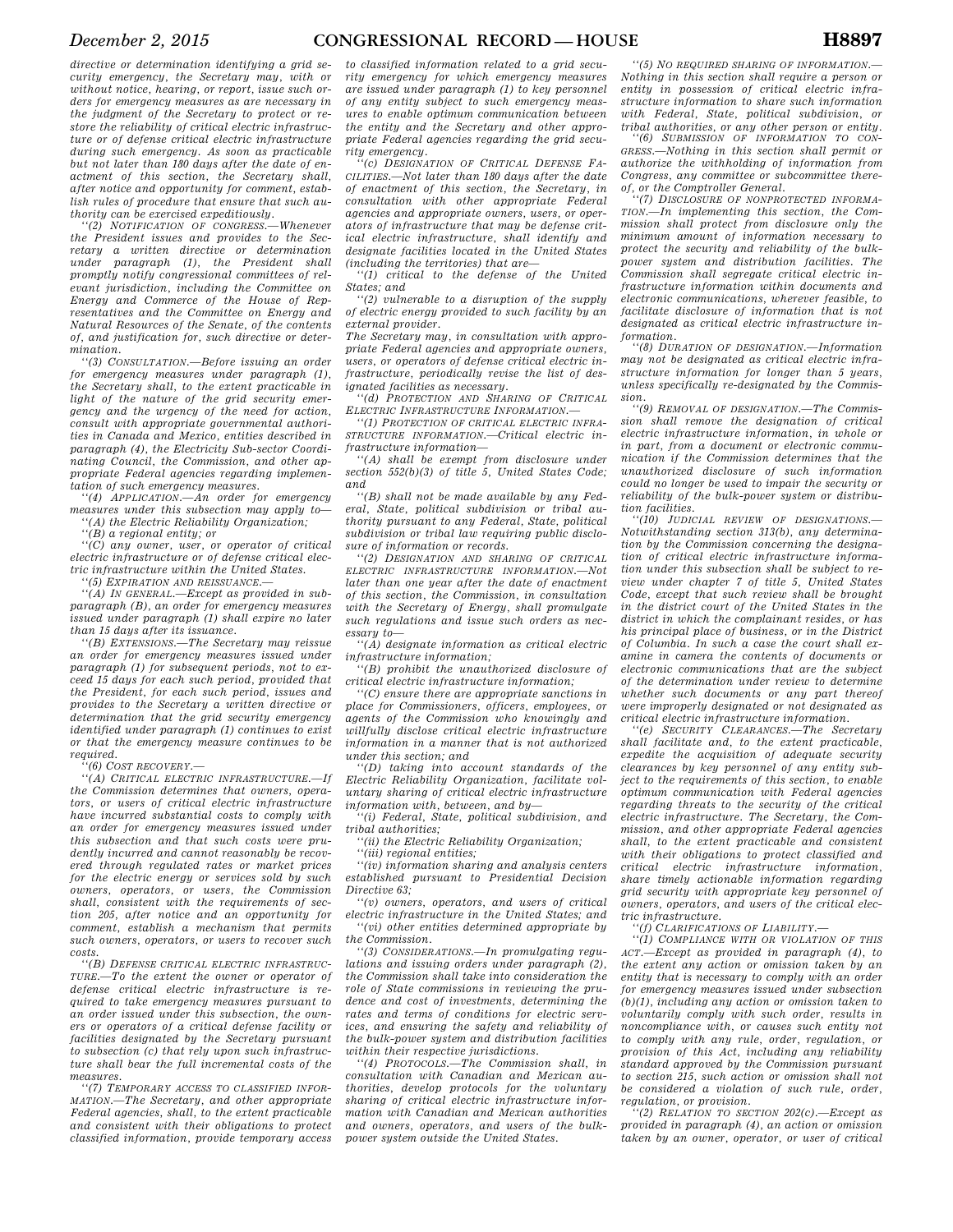directive or determination identifying a grid security emergency, the Secretary may, with or without notice, hearing, or report, issue such orders for emergency measures as are necessary in the judgment of the Secretary to protect or restore the reliability of critical electric infrastructure or of defense critical electric infrastructure during such emergency. As soon as practicable but not later than 180 days after the date of enactment of this section, the Secretary shall, after notice and opportunity for comment, establish rules of procedure that ensure that such authority can be exercised expeditiously.

''(2) *NOTIFICATION OF CONGRESS.*—Whenever the President issues and provides to the Secretary a written directive or determination under paragraph (1), the President shall promptly notify congressional committees of relevant jurisdiction, including the Committee on Energy and Commerce of the House of Representatives and the Committee on Energy and Natural Resources of the Senate, of the contents of, and justification for, such directive or determination.

''(3) *CONSULTATION.*—Before issuing an order for emergency measures under paragraph (1), the Secretary shall, to the extent practicable in light of the nature of the grid security emergency and the urgency of the need for action, consult with appropriate governmental authorities in Canada and Mexico, entities described in paragraph (4), the Electricity Sub-sector Coordinating Council, the Commission, and other appropriate Federal agencies regarding implementation of such emergency measures.

''(4) *APPLICATION.*—An order for emergency measures under this subsection may apply to—

''(A) the Electric Reliability Organization;

''(B) a regional entity; or

''(C) any owner, user, or operator of critical electric infrastructure or of defense critical electric infrastructure within the United States.

''(5) *EXPIRATION AND REISSUANCE.*—

''(A) *IN GENERAL.*—Except as provided in subparagraph (B), an order for emergency measures issued under paragraph (1) shall expire no later than 15 days after its issuance.

''(B) *EXTENSIONS.*—The Secretary may reissue an order for emergency measures issued under paragraph (1) for subsequent periods, not to exceed 15 days for each such period, provided that the President, for each such period, issues and provides to the Secretary a written directive or determination that the grid security emergency identified under paragraph (1) continues to exist or that the emergency measure continues to be required.

''(6) *COST RECOVERY.*—

''(A) *CRITICAL ELECTRIC INFRASTRUCTURE.*—If the Commission determines that owners, operators, or users of critical electric infrastructure have incurred substantial costs to comply with an order for emergency measures issued under this subsection and that such costs were prudently incurred and cannot reasonably be recovered through regulated rates or market prices for the electric energy or services sold by such owners, operators, or users, the Commission shall, consistent with the requirements of section 205, after notice and an opportunity for comment, establish a mechanism that permits such owners, operators, or users to recover such costs.

''(B) *DEFENSE CRITICAL ELECTRIC INFRASTRUCTURE.*—To the extent the owner or operator of defense critical electric infrastructure is required to take emergency measures pursuant to an order issued under this subsection, the owners or operators of a critical defense facility or facilities designated by the Secretary pursuant to subsection (c) that rely upon such infrastructure shall bear the full incremental costs of the measures.

''(7) *TEMPORARY ACCESS TO CLASSIFIED INFORMATION.*—The Secretary, and other appropriate Federal agencies, shall, to the extent practicable and consistent with their obligations to protect classified information, provide temporary access to classified information related to a grid security emergency for which emergency measures are issued under paragraph (1) to key personnel of any entity subject to such emergency measures to enable optimum communication between the entity and the Secretary and other appropriate Federal agencies regarding the grid security emergency.

''(c) *DESIGNATION OF CRITICAL DEFENSE FACILITIES.*—Not later than 180 days after the date of enactment of this section, the Secretary, in consultation with other appropriate Federal agencies and appropriate owners, users, or operators of infrastructure that may be defense critical electric infrastructure, shall identify and designate facilities located in the United States (including the territories) that are—

''(1) critical to the defense of the United States; and

''(2) vulnerable to a disruption of the supply of electric energy provided to such facility by an external provider.

The Secretary may, in consultation with appropriate Federal agencies and appropriate owners, users, or operators of defense critical electric infrastructure, periodically revise the list of designated facilities as necessary.

''(d) *PROTECTION AND SHARING OF CRITICAL ELECTRIC INFRASTRUCTURE INFORMATION.*—

''(1) *PROTECTION OF CRITICAL ELECTRIC INFRASTRUCTURE INFORMATION.*—Critical electric infrastructure information—

''(A) shall be exempt from disclosure under section 552(b)(3) of title 5, United States Code; and

''(B) shall not be made available by any Federal, State, political subdivision or tribal authority pursuant to any Federal, State, political subdivision or tribal law requiring public disclosure of information or records.

''(2) *DESIGNATION AND SHARING OF CRITICAL ELECTRIC INFRASTRUCTURE INFORMATION.*—Not later than one year after the date of enactment of this section, the Commission, in consultation with the Secretary of Energy, shall promulgate such regulations and issue such orders as necessary to—

''(A) designate information as critical electric infrastructure information;

''(B) prohibit the unauthorized disclosure of critical electric infrastructure information;

''(C) ensure there are appropriate sanctions in place for Commissioners, officers, employees, or agents of the Commission who knowingly and willfully disclose critical electric infrastructure information in a manner that is not authorized under this section; and

''(D) taking into account standards of the Electric Reliability Organization, facilitate voluntary sharing of critical electric infrastructure information with, between, and by—

''(i) Federal, State, political subdivision, and tribal authorities;

''(ii) the Electric Reliability Organization;

''(iii) regional entities;

''(iv) information sharing and analysis centers established pursuant to Presidential Decision Directive 63;

''(v) owners, operators, and users of critical electric infrastructure in the United States; and

''(vi) other entities determined appropriate by the Commission.

''(3) *CONSIDERATIONS.*—In promulgating regulations and issuing orders under paragraph (2), the Commission shall take into consideration the role of State commissions in reviewing the prudence and cost of investments, determining the rates and terms of conditions for electric services, and ensuring the safety and reliability of the bulk-power system and distribution facilities within their respective jurisdictions.

''(4) *PROTOCOLS.*—The Commission shall, in consultation with Canadian and Mexican authorities, develop protocols for the voluntary sharing of critical electric infrastructure information with Canadian and Mexican authorities and owners, operators, and users of the bulk-power system outside the United States.

''(5) *NO REQUIRED SHARING OF INFORMATION.*—Nothing in this section shall require a person or entity in possession of critical electric infrastructure information to share such information with Federal, State, political subdivision, or tribal authorities, or any other person or entity.

''(6) *SUBMISSION OF INFORMATION TO CONGRESS.*—Nothing in this section shall permit or authorize the withholding of information from Congress, any committee or subcommittee thereof, or the Comptroller General.

''(7) *DISCLOSURE OF NONPROTECTED INFORMATION.*—In implementing this section, the Commission shall protect from disclosure only the minimum amount of information necessary to protect the security and reliability of the bulk-power system and distribution facilities. The Commission shall segregate critical electric infrastructure information within documents and electronic communications, wherever feasible, to facilitate disclosure of information that is not designated as critical electric infrastructure information.

''(8) *DURATION OF DESIGNATION.*—Information may not be designated as critical electric infrastructure information for longer than 5 years, unless specifically re-designated by the Commission.

''(9) *REMOVAL OF DESIGNATION.*—The Commission shall remove the designation of critical electric infrastructure information, in whole or in part, from a document or electronic communication if the Commission determines that the unauthorized disclosure of such information could no longer be used to impair the security or reliability of the bulk-power system or distribution facilities.

''(10) *JUDICIAL REVIEW OF DESIGNATIONS.*—Notwithstanding section 313(b), any determination by the Commission concerning the designation of critical electric infrastructure information under this subsection shall be subject to review under chapter 7 of title 5, United States Code, except that such review shall be brought in the district court of the United States in the district in which the complainant resides, or has his principal place of business, or in the District of Columbia. In such a case the court shall examine in camera the contents of documents or electronic communications that are the subject of the determination under review to determine whether such documents or any part thereof were improperly designated or not designated as critical electric infrastructure information.

''(e) *SECURITY CLEARANCES.*—The Secretary shall facilitate and, to the extent practicable, expedite the acquisition of adequate security clearances by key personnel of any entity subject to the requirements of this section, to enable optimum communication with Federal agencies regarding threats to the security of the critical electric infrastructure. The Secretary, the Commission, and other appropriate Federal agencies shall, to the extent practicable and consistent with their obligations to protect classified and critical electric infrastructure information, share timely actionable information regarding grid security with appropriate key personnel of owners, operators, and users of the critical electric infrastructure.

''(f) *CLARIFICATIONS OF LIABILITY.*—

''(1) *COMPLIANCE WITH OR VIOLATION OF THIS ACT.*—Except as provided in paragraph (4), to the extent any action or omission taken by an entity that is necessary to comply with an order for emergency measures issued under subsection (b)(1), including any action or omission taken to voluntarily comply with such order, results in noncompliance with, or causes such entity not to comply with any rule, order, regulation, or provision of this Act, including any reliability standard approved by the Commission pursuant to section 215, such action or omission shall not be considered a violation of such rule, order, regulation, or provision.

''(2) *RELATION TO SECTION 202(c).*—Except as provided in paragraph (4), an action or omission taken by an owner, operator, or user of critical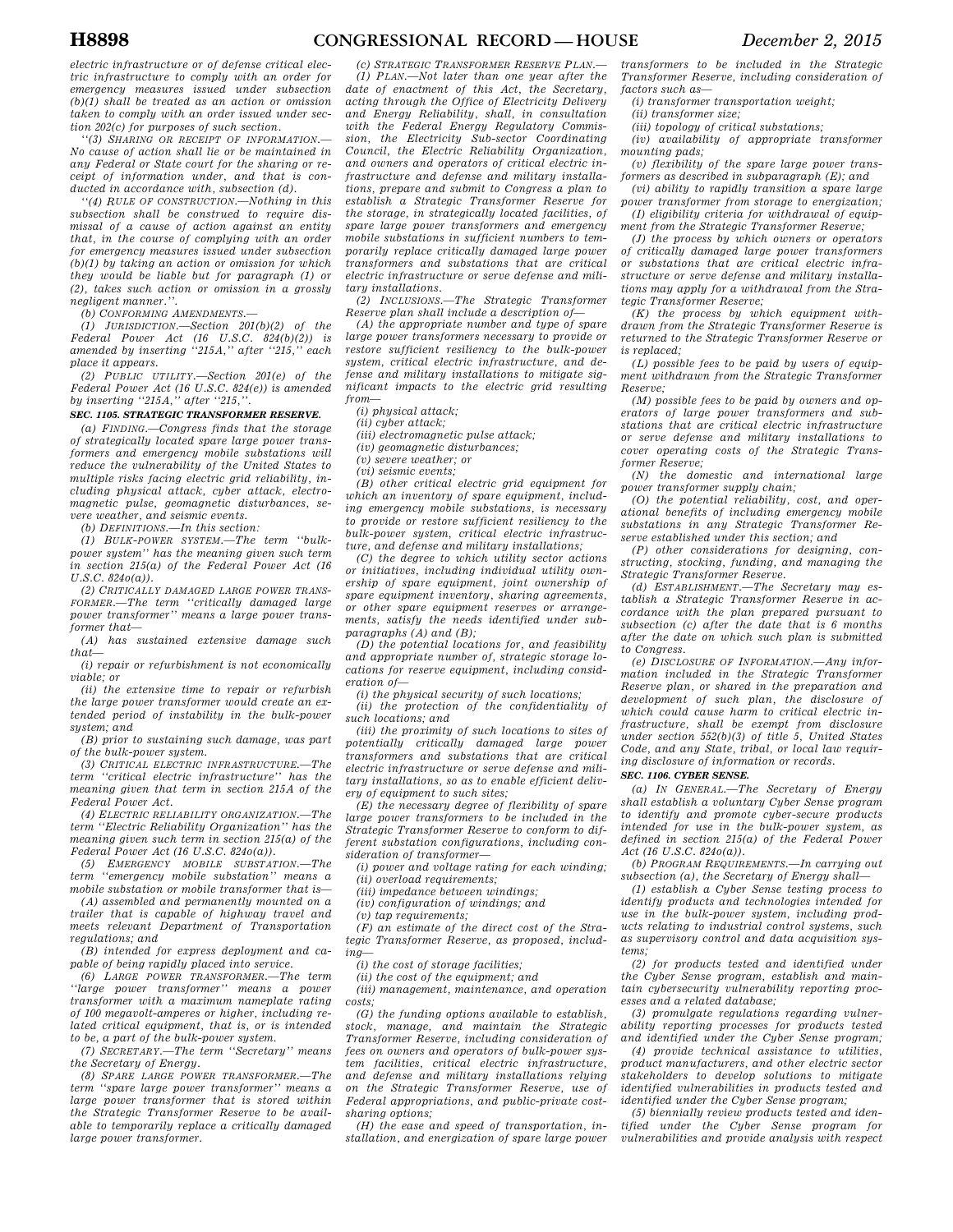*electric infrastructure or of defense critical electric infrastructure to comply with an order for emergency measures issued under subsection (b)(1) shall be treated as an action or omission taken to comply with an order issued under section 202(c) for purposes of such section.*

*''(3) SHARING OR RECEIPT OF INFORMATION.—No cause of action shall lie or be maintained in any Federal or State court for the sharing or receipt of information under, and that is conducted in accordance with, subsection (d).*

*''(4) RULE OF CONSTRUCTION.—Nothing in this subsection shall be construed to require dismissal of a cause of action against an entity that, in the course of complying with an order for emergency measures issued under subsection (b)(1) by taking an action or omission for which they would be liable but for paragraph (1) or (2), takes such action or omission in a grossly negligent manner.''.*

*(b) CONFORMING AMENDMENTS.—*

*(1) JURISDICTION.—Section 201(b)(2) of the Federal Power Act (16 U.S.C. 824(b)(2)) is amended by inserting ''215A,'' after ''215,'' each place it appears.*

*(2) PUBLIC UTILITY.—Section 201(e) of the Federal Power Act (16 U.S.C. 824(e)) is amended by inserting ''215A,'' after ''215,''.*

***SEC. 1105. STRATEGIC TRANSFORMER RESERVE.***

*(a) FINDING.—Congress finds that the storage of strategically located spare large power transformers and emergency mobile substations will reduce the vulnerability of the United States to multiple risks facing electric grid reliability, including physical attack, cyber attack, electromagnetic pulse, geomagnetic disturbances, severe weather, and seismic events.*

*(b) DEFINITIONS.—In this section:*

*(1) BULK-POWER SYSTEM.—The term ''bulk-power system'' has the meaning given such term in section 215(a) of the Federal Power Act (16 U.S.C. 824o(a)).*

*(2) CRITICALLY DAMAGED LARGE POWER TRANSFORMER.—The term ''critically damaged large power transformer'' means a large power transformer that—*

*(A) has sustained extensive damage such that—*

*(i) repair or refurbishment is not economically viable; or*

*(ii) the extensive time to repair or refurbish the large power transformer would create an extended period of instability in the bulk-power system; and*

*(B) prior to sustaining such damage, was part of the bulk-power system.*

*(3) CRITICAL ELECTRIC INFRASTRUCTURE.—The term ''critical electric infrastructure'' has the meaning given that term in section 215A of the Federal Power Act.*

*(4) ELECTRIC RELIABILITY ORGANIZATION.—The term ''Electric Reliability Organization'' has the meaning given such term in section 215(a) of the Federal Power Act (16 U.S.C. 824o(a)).*

*(5) EMERGENCY MOBILE SUBSTATION.—The term ''emergency mobile substation'' means a mobile substation or mobile transformer that is—*

*(A) assembled and permanently mounted on a trailer that is capable of highway travel and meets relevant Department of Transportation regulations; and*

*(B) intended for express deployment and capable of being rapidly placed into service.*

*(6) LARGE POWER TRANSFORMER.—The term ''large power transformer'' means a power transformer with a maximum nameplate rating of 100 megavolt-amperes or higher, including related critical equipment, that is, or is intended to be, a part of the bulk-power system.*

*(7) SECRETARY.—The term ''Secretary'' means the Secretary of Energy.*

*(8) SPARE LARGE POWER TRANSFORMER.—The term ''spare large power transformer'' means a large power transformer that is stored within the Strategic Transformer Reserve to be available to temporarily replace a critically damaged large power transformer.*

*(c) STRATEGIC TRANSFORMER RESERVE PLAN.—*

*(1) PLAN.—Not later than one year after the date of enactment of this Act, the Secretary, acting through the Office of Electricity Delivery and Energy Reliability, shall, in consultation with the Federal Energy Regulatory Commission, the Electricity Sub-sector Coordinating Council, the Electric Reliability Organization, and owners and operators of critical electric infrastructure and defense and military installations, prepare and submit to Congress a plan to establish a Strategic Transformer Reserve for the storage, in strategically located facilities, of spare large power transformers and emergency mobile substations in sufficient numbers to temporarily replace critically damaged large power transformers and substations that are critical electric infrastructure or serve defense and military installations.*

*(2) INCLUSIONS.—The Strategic Transformer Reserve plan shall include a description of—*

*(A) the appropriate number and type of spare large power transformers necessary to provide or restore sufficient resiliency to the bulk-power system, critical electric infrastructure, and defense and military installations to mitigate significant impacts to the electric grid resulting from—*

*(i) physical attack;*

*(ii) cyber attack;*

*(iii) electromagnetic pulse attack;*

*(iv) geomagnetic disturbances;*

*(v) severe weather; or*

*(vi) seismic events;*

*(B) other critical electric grid equipment for which an inventory of spare equipment, including emergency mobile substations, is necessary to provide or restore sufficient resiliency to the bulk-power system, critical electric infrastructure, and defense and military installations;*

*(C) the degree to which utility sector actions or initiatives, including individual utility ownership of spare equipment, joint ownership of spare equipment inventory, sharing agreements, or other spare equipment reserves or arrangements, satisfy the needs identified under subparagraphs (A) and (B);*

*(D) the potential locations for, and feasibility and appropriate number of, strategic storage locations for reserve equipment, including consideration of—*

*(i) the physical security of such locations;*

*(ii) the protection of the confidentiality of such locations; and*

*(iii) the proximity of such locations to sites of potentially critically damaged large power transformers and substations that are critical electric infrastructure or serve defense and military installations, so as to enable efficient delivery of equipment to such sites;*

*(E) the necessary degree of flexibility of spare large power transformers to be included in the Strategic Transformer Reserve to conform to different substation configurations, including consideration of transformer—*

*(i) power and voltage rating for each winding;*

*(ii) overload requirements;*

*(iii) impedance between windings;*

*(iv) configuration of windings; and*

*(v) tap requirements;*

*(F) an estimate of the direct cost of the Strategic Transformer Reserve, as proposed, including—*

*(i) the cost of storage facilities;*

*(ii) the cost of the equipment; and*

*(iii) management, maintenance, and operation costs;*

*(G) the funding options available to establish, stock, manage, and maintain the Strategic Transformer Reserve, including consideration of fees on owners and operators of bulk-power system facilities, critical electric infrastructure, and defense and military installations relying on the Strategic Transformer Reserve, use of Federal appropriations, and public-private cost-sharing options;*

*(H) the ease and speed of transportation, installation, and energization of spare large power transformers to be included in the Strategic Transformer Reserve, including consideration of factors such as—*

*(i) transformer transportation weight;*

*(ii) transformer size;*

*(iii) topology of critical substations;*

*(iv) availability of appropriate transformer mounting pads;*

*(v) flexibility of the spare large power transformers as described in subparagraph (E); and*

*(vi) ability to rapidly transition a spare large power transformer from storage to energization;*

*(I) eligibility criteria for withdrawal of equipment from the Strategic Transformer Reserve;*

*(J) the process by which owners or operators of critically damaged large power transformers or substations that are critical electric infrastructure or serve defense and military installations may apply for a withdrawal from the Strategic Transformer Reserve;*

*(K) the process by which equipment withdrawn from the Strategic Transformer Reserve is returned to the Strategic Transformer Reserve or is replaced;*

*(L) possible fees to be paid by users of equipment withdrawn from the Strategic Transformer Reserve;*

*(M) possible fees to be paid by owners and operators of large power transformers and substations that are critical electric infrastructure or serve defense and military installations to cover operating costs of the Strategic Transformer Reserve;*

*(N) the domestic and international large power transformer supply chain;*

*(O) the potential reliability, cost, and operational benefits of including emergency mobile substations in any Strategic Transformer Reserve established under this section; and*

*(P) other considerations for designing, constructing, stocking, funding, and managing the Strategic Transformer Reserve.*

*(d) ESTABLISHMENT.—The Secretary may establish a Strategic Transformer Reserve in accordance with the plan prepared pursuant to subsection (c) after the date that is 6 months after the date on which such plan is submitted to Congress.*

*(e) DISCLOSURE OF INFORMATION.—Any information included in the Strategic Transformer Reserve plan, or shared in the preparation and development of such plan, the disclosure of which could cause harm to critical electric infrastructure, shall be exempt from disclosure under section 552(b)(3) of title 5, United States Code, and any State, tribal, or local law requiring disclosure of information or records.*

***SEC. 1106. CYBER SENSE.***

*(a) IN GENERAL.—The Secretary of Energy shall establish a voluntary Cyber Sense program to identify and promote cyber-secure products intended for use in the bulk-power system, as defined in section 215(a) of the Federal Power Act (16 U.S.C. 824o(a)).*

*(b) PROGRAM REQUIREMENTS.—In carrying out subsection (a), the Secretary of Energy shall—*

*(1) establish a Cyber Sense testing process to identify products and technologies intended for use in the bulk-power system, including products relating to industrial control systems, such as supervisory control and data acquisition systems;*

*(2) for products tested and identified under the Cyber Sense program, establish and maintain cybersecurity vulnerability reporting processes and a related database;*

*(3) promulgate regulations regarding vulnerability reporting processes for products tested and identified under the Cyber Sense program;*

*(4) provide technical assistance to utilities, product manufacturers, and other electric sector stakeholders to develop solutions to mitigate identified vulnerabilities in products tested and identified under the Cyber Sense program;*

*(5) biennially review products tested and identified under the Cyber Sense program for vulnerabilities and provide analysis with respect*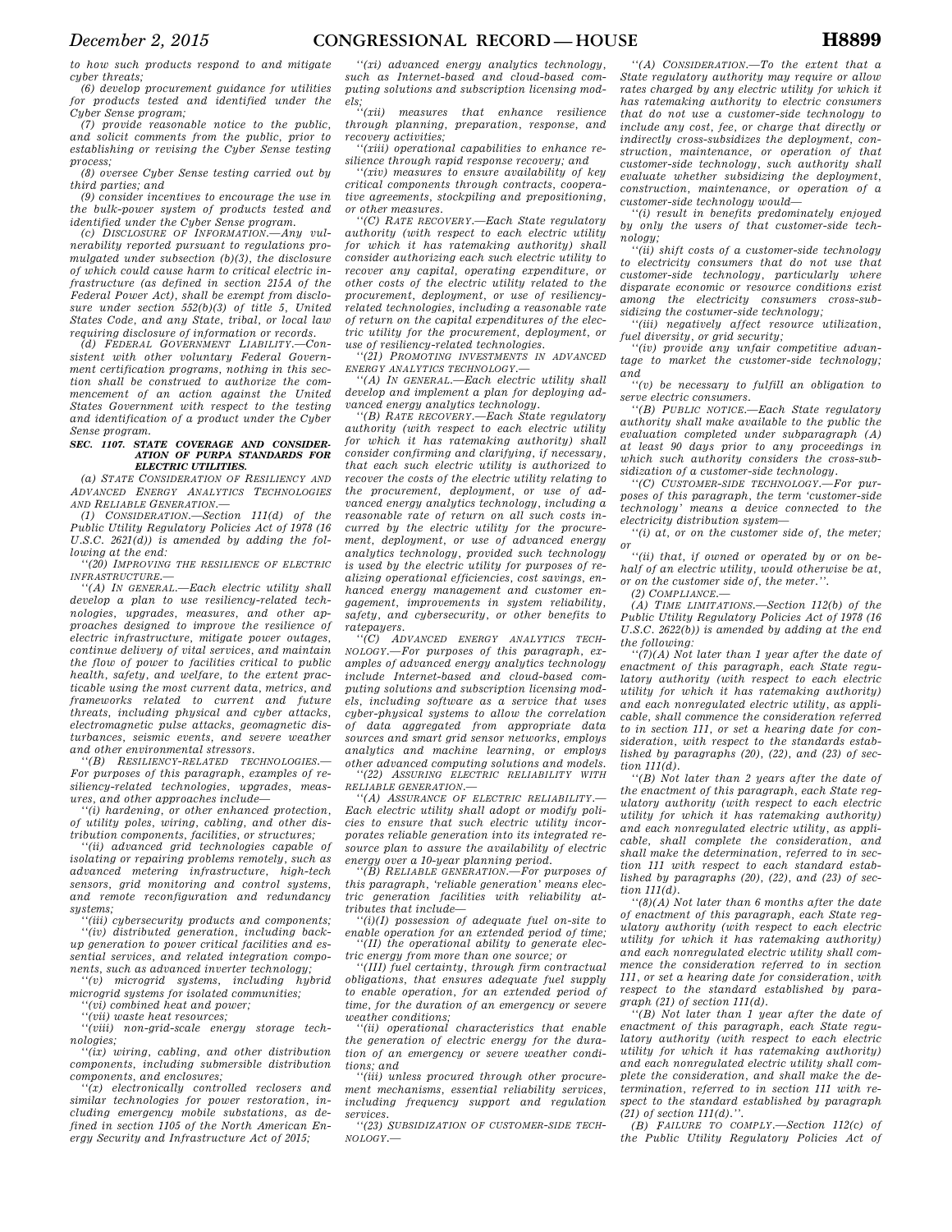to how such products respond to and mitigate cyber threats;

(6) develop procurement guidance for utilities for products tested and identified under the Cyber Sense program;

(7) provide reasonable notice to the public, and solicit comments from the public, prior to establishing or revising the Cyber Sense testing process;

(8) oversee Cyber Sense testing carried out by third parties; and

(9) consider incentives to encourage the use in the bulk-power system of products tested and identified under the Cyber Sense program.

(c) DISCLOSURE OF INFORMATION.—Any vulnerability reported pursuant to regulations promulgated under subsection (b)(3), the disclosure of which could cause harm to critical electric infrastructure (as defined in section 215A of the Federal Power Act), shall be exempt from disclosure under section 552(b)(3) of title 5, United States Code, and any State, tribal, or local law requiring disclosure of information or records.

(d) FEDERAL GOVERNMENT LIABILITY.—Consistent with other voluntary Federal Government certification programs, nothing in this section shall be construed to authorize the commencement of an action against the United States Government with respect to the testing and identification of a product under the Cyber Sense program.

**SEC. 1107. STATE COVERAGE AND CONSIDERATION OF PURPA STANDARDS FOR ELECTRIC UTILITIES.**

(a) STATE CONSIDERATION OF RESILIENCY AND ADVANCED ENERGY ANALYTICS TECHNOLOGIES AND RELIABLE GENERATION.—

(1) CONSIDERATION.—Section 111(d) of the Public Utility Regulatory Policies Act of 1978 (16 U.S.C. 2621(d)) is amended by adding the following at the end:

''(20) IMPROVING THE RESILIENCE OF ELECTRIC INFRASTRUCTURE.—

''(A) IN GENERAL.—Each electric utility shall develop a plan to use resiliency-related technologies, upgrades, measures, and other approaches designed to improve the resilience of electric infrastructure, mitigate power outages, continue delivery of vital services, and maintain the flow of power to facilities critical to public health, safety, and welfare, to the extent practicable using the most current data, metrics, and frameworks related to current and future threats, including physical and cyber attacks, electromagnetic pulse attacks, geomagnetic disturbances, seismic events, and severe weather and other environmental stressors.

''(B) RESILIENCY-RELATED TECHNOLOGIES.—For purposes of this paragraph, examples of resiliency-related technologies, upgrades, measures, and other approaches include—

''(i) hardening, or other enhanced protection, of utility poles, wiring, cabling, and other distribution components, facilities, or structures;

''(ii) advanced grid technologies capable of isolating or repairing problems remotely, such as advanced metering infrastructure, high-tech sensors, grid monitoring and control systems, and remote reconfiguration and redundancy systems;

''(iii) cybersecurity products and components;

''(iv) distributed generation, including back-up generation to power critical facilities and essential services, and related integration components, such as advanced inverter technology;

''(v) microgrid systems, including hybrid microgrid systems for isolated communities;

''(vi) combined heat and power;

''(vii) waste heat resources;

''(viii) non-grid-scale energy storage technologies;

''(ix) wiring, cabling, and other distribution components, including submersible distribution components, and enclosures;

''(x) electronically controlled reclosers and similar technologies for power restoration, including emergency mobile substations, as defined in section 1105 of the North American Energy Security and Infrastructure Act of 2015;

''(xi) advanced energy analytics technology, such as Internet-based and cloud-based computing solutions and subscription licensing models;

''(xii) measures that enhance resilience through planning, preparation, response, and recovery activities;

''(xiii) operational capabilities to enhance resilience through rapid response recovery; and

''(xiv) measures to ensure availability of key critical components through contracts, cooperative agreements, stockpiling and prepositioning, or other measures.

''(C) RATE RECOVERY.—Each State regulatory authority (with respect to each electric utility for which it has ratemaking authority) shall consider authorizing each such electric utility to recover any capital, operating expenditure, or other costs of the electric utility related to the procurement, deployment, or use of resiliency-related technologies, including a reasonable rate of return on the capital expenditures of the electric utility for the procurement, deployment, or use of resiliency-related technologies.

''(21) PROMOTING INVESTMENTS IN ADVANCED ENERGY ANALYTICS TECHNOLOGY.—

''(A) IN GENERAL.—Each electric utility shall develop and implement a plan for deploying advanced energy analytics technology.

''(B) RATE RECOVERY.—Each State regulatory authority (with respect to each electric utility for which it has ratemaking authority) shall consider confirming and clarifying, if necessary, that each such electric utility is authorized to recover the costs of the electric utility relating to the procurement, deployment, or use of advanced energy analytics technology, including a reasonable rate of return on all such costs incurred by the electric utility for the procurement, deployment, or use of advanced energy analytics technology, provided such technology is used by the electric utility for purposes of realizing operational efficiencies, cost savings, enhanced energy management and customer engagement, improvements in system reliability, safety, and cybersecurity, or other benefits to ratepayers.

''(C) ADVANCED ENERGY ANALYTICS TECHNOLOGY.—For purposes of this paragraph, examples of advanced energy analytics technology include Internet-based and cloud-based computing solutions and subscription licensing models, including software as a service that uses cyber-physical systems to allow the correlation of data aggregated from appropriate data sources and smart grid sensor networks, employs analytics and machine learning, or employs other advanced computing solutions and models.

''(22) ASSURING ELECTRIC RELIABILITY WITH RELIABLE GENERATION.—

''(A) ASSURANCE OF ELECTRIC RELIABILITY.—Each electric utility shall adopt or modify policies to ensure that such electric utility incorporates reliable generation into its integrated resource plan to assure the availability of electric energy over a 10-year planning period.

''(B) RELIABLE GENERATION.—For purposes of this paragraph, 'reliable generation' means electric generation facilities with reliability attributes that include—

''(i)(I) possession of adequate fuel on-site to enable operation for an extended period of time;

''(II) the operational ability to generate electric energy from more than one source; or

''(III) fuel certainty, through firm contractual obligations, that ensures adequate fuel supply to enable operation, for an extended period of time, for the duration of an emergency or severe weather conditions;

''(ii) operational characteristics that enable the generation of electric energy for the duration of an emergency or severe weather conditions; and

''(iii) unless procured through other procurement mechanisms, essential reliability services, including frequency support and regulation services.

''(23) SUBSIDIZATION OF CUSTOMER-SIDE TECHNOLOGY.—

''(A) CONSIDERATION.—To the extent that a State regulatory authority may require or allow rates charged by any electric utility for which it has ratemaking authority to electric consumers that do not use a customer-side technology to include any cost, fee, or charge that directly or indirectly cross-subsidizes the deployment, construction, maintenance, or operation of that customer-side technology, such authority shall evaluate whether subsidizing the deployment, construction, maintenance, or operation of a customer-side technology would—

''(i) result in benefits predominately enjoyed by only the users of that customer-side technology;

''(ii) shift costs of a customer-side technology to electricity consumers that do not use that customer-side technology, particularly where disparate economic or resource conditions exist among the electricity consumers cross-subsidizing the costumer-side technology;

''(iii) negatively affect resource utilization, fuel diversity, or grid security;

''(iv) provide any unfair competitive advantage to market the customer-side technology; and

''(v) be necessary to fulfill an obligation to serve electric consumers.

''(B) PUBLIC NOTICE.—Each State regulatory authority shall make available to the public the evaluation completed under subparagraph (A) at least 90 days prior to any proceedings in which such authority considers the cross-subsidization of a customer-side technology.

''(C) CUSTOMER-SIDE TECHNOLOGY.—For purposes of this paragraph, the term 'customer-side technology' means a device connected to the electricity distribution system—

''(i) at, or on the customer side of, the meter; or

''(ii) that, if owned or operated by or on behalf of an electric utility, would otherwise be at, or on the customer side of, the meter.''.

(2) COMPLIANCE.—

(A) TIME LIMITATIONS.—Section 112(b) of the Public Utility Regulatory Policies Act of 1978 (16 U.S.C. 2622(b)) is amended by adding at the end the following:

''(7)(A) Not later than 1 year after the date of enactment of this paragraph, each State regulatory authority (with respect to each electric utility for which it has ratemaking authority) and each nonregulated electric utility, as applicable, shall commence the consideration referred to in section 111, or set a hearing date for consideration, with respect to the standards established by paragraphs (20), (22), and (23) of section 111(d).

''(B) Not later than 2 years after the date of the enactment of this paragraph, each State regulatory authority (with respect to each electric utility for which it has ratemaking authority) and each nonregulated electric utility, as applicable, shall complete the consideration, and shall make the determination, referred to in section 111 with respect to each standard established by paragraphs (20), (22), and (23) of section 111(d).

''(8)(A) Not later than 6 months after the date of enactment of this paragraph, each State regulatory authority (with respect to each electric utility for which it has ratemaking authority) and each nonregulated electric utility shall commence the consideration referred to in section 111, or set a hearing date for consideration, with respect to the standard established by paragraph (21) of section 111(d).

''(B) Not later than 1 year after the date of enactment of this paragraph, each State regulatory authority (with respect to each electric utility for which it has ratemaking authority) and each nonregulated electric utility shall complete the consideration, and shall make the determination, referred to in section 111 with respect to the standard established by paragraph (21) of section 111(d).''.

(B) FAILURE TO COMPLY.—Section 112(c) of the Public Utility Regulatory Policies Act of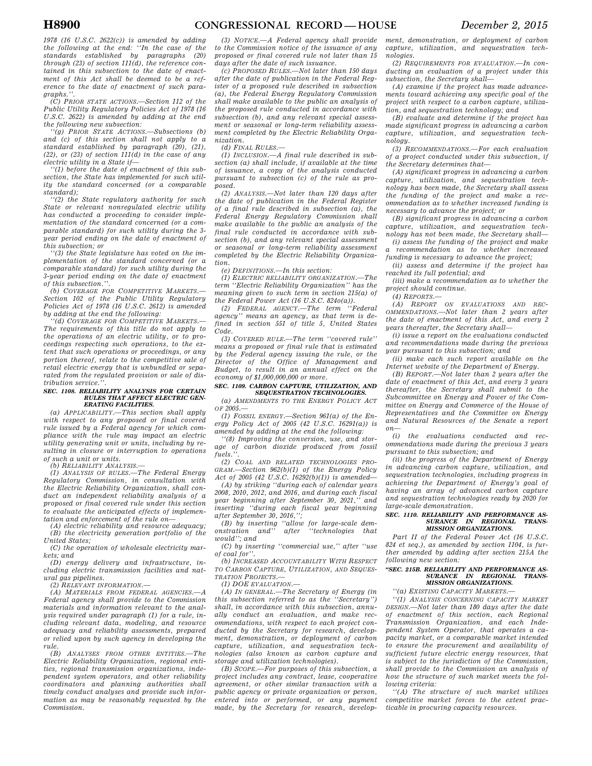*1978 (16 U.S.C. 2622(c)) is amended by adding the following at the end: ''In the case of the standards established by paragraphs (20) through (23) of section 111(d), the reference contained in this subsection to the date of enactment of this Act shall be deemed to be a reference to the date of enactment of such paragraphs.''.*

*(C) PRIOR STATE ACTIONS.—Section 112 of the Public Utility Regulatory Policies Act of 1978 (16 U.S.C. 2622) is amended by adding at the end the following new subsection:*

*''(g) PRIOR STATE ACTIONS.—Subsections (b) and (c) of this section shall not apply to a standard established by paragraph (20), (21), (22), or (23) of section 111(d) in the case of any electric utility in a State if—*

*''(1) before the date of enactment of this subsection, the State has implemented for such utility the standard concerned (or a comparable standard);*

*''(2) the State regulatory authority for such State or relevant nonregulated electric utility has conducted a proceeding to consider implementation of the standard concerned (or a comparable standard) for such utility during the 3-year period ending on the date of enactment of this subsection; or*

*''(3) the State legislature has voted on the implementation of the standard concerned (or a comparable standard) for such utility during the 3-year period ending on the date of enactment of this subsection.''.*

*(b) COVERAGE FOR COMPETITIVE MARKETS.—Section 102 of the Public Utility Regulatory Policies Act of 1978 (16 U.S.C. 2612) is amended by adding at the end the following:*

*''(d) COVERAGE FOR COMPETITIVE MARKETS.—The requirements of this title do not apply to the operations of an electric utility, or to proceedings respecting such operations, to the extent that such operations or proceedings, or any portion thereof, relate to the competitive sale of retail electric energy that is unbundled or separated from the regulated provision or sale of distribution service.''.*

**SEC. 1108. RELIABILITY ANALYSIS FOR CERTAIN RULES THAT AFFECT ELECTRIC GENERATING FACILITIES.**

*(a) APPLICABILITY.—This section shall apply with respect to any proposed or final covered rule issued by a Federal agency for which compliance with the rule may impact an electric utility generating unit or units, including by resulting in closure or interruption to operations of such a unit or units.*

*(b) RELIABILITY ANALYSIS.—*

*(1) ANALYSIS OF RULES.—The Federal Energy Regulatory Commission, in consultation with the Electric Reliability Organization, shall conduct an independent reliability analysis of a proposed or final covered rule under this section to evaluate the anticipated effects of implementation and enforcement of the rule on—*

*(A) electric reliability and resource adequacy;*

*(B) the electricity generation portfolio of the United States;*

*(C) the operation of wholesale electricity markets; and*

*(D) energy delivery and infrastructure, including electric transmission facilities and natural gas pipelines.*

*(2) RELEVANT INFORMATION.—*

*(A) MATERIALS FROM FEDERAL AGENCIES.—A Federal agency shall provide to the Commission materials and information relevant to the analysis required under paragraph (1) for a rule, including relevant data, modeling, and resource adequacy and reliability assessments, prepared or relied upon by such agency in developing the rule.*

*(B) ANALYSES FROM OTHER ENTITIES.—The Electric Reliability Organization, regional entities, regional transmission organizations, independent system operators, and other reliability coordinators and planning authorities shall timely conduct analyses and provide such information as may be reasonably requested by the Commission.*

*(3) NOTICE.—A Federal agency shall provide to the Commission notice of the issuance of any proposed or final covered rule not later than 15 days after the date of such issuance.*

*(c) PROPOSED RULES.—Not later than 150 days after the date of publication in the Federal Register of a proposed rule described in subsection (a), the Federal Energy Regulatory Commission shall make available to the public an analysis of the proposed rule conducted in accordance with subsection (b), and any relevant special assessment or seasonal or long-term reliability assessment completed by the Electric Reliability Organization.*

*(d) FINAL RULES.—*

*(1) INCLUSION.—A final rule described in subsection (a) shall include, if available at the time of issuance, a copy of the analysis conducted pursuant to subsection (c) of the rule as proposed.*

*(2) ANALYSIS.—Not later than 120 days after the date of publication in the Federal Register of a final rule described in subsection (a), the Federal Energy Regulatory Commission shall make available to the public an analysis of the final rule conducted in accordance with subsection (b), and any relevant special assessment or seasonal or long-term reliability assessment completed by the Electric Reliability Organization.*

*(e) DEFINITIONS.—In this section:*

*(1) ELECTRIC RELIABILITY ORGANIZATION.—The term ''Electric Reliability Organization'' has the meaning given to such term in section 215(a) of the Federal Power Act (16 U.S.C. 824o(a)).*

*(2) FEDERAL AGENCY.—The term ''Federal agency'' means an agency, as that term is defined in section 551 of title 5, United States Code.*

*(3) COVERED RULE.—The term ''covered rule'' means a proposed or final rule that is estimated by the Federal agency issuing the rule, or the Director of the Office of Management and Budget, to result in an annual effect on the economy of $1,000,000,000 or more.*

**SEC. 1109. CARBON CAPTURE, UTILIZATION, AND SEQUESTRATION TECHNOLOGIES.**

*(a) AMENDMENTS TO THE ENERGY POLICY ACT OF 2005.—*

*(1) FOSSIL ENERGY.—Section 961(a) of the Energy Policy Act of 2005 (42 U.S.C. 16291(a)) is amended by adding at the end the following:*

*''(8) Improving the conversion, use, and storage of carbon dioxide produced from fossil fuels.''.*

*(2) COAL AND RELATED TECHNOLOGIES PROGRAM.—Section 962(b)(1) of the Energy Policy Act of 2005 (42 U.S.C. 16292(b)(1)) is amended—*

*(A) by striking ''during each of calendar years 2008, 2010, 2012, and 2016, and during each fiscal year beginning after September 30, 2021,'' and inserting ''during each fiscal year beginning after September 30, 2016,'';*

*(B) by inserting ''allow for large-scale demonstration and'' after ''technologies that would''; and*

*(C) by inserting ''commercial use,'' after ''use of coal for''.*

*(b) INCREASED ACCOUNTABILITY WITH RESPECT TO CARBON CAPTURE, UTILIZATION, AND SEQUESTRATION PROJECTS.—*

*(1) DOE EVALUATION.—*

*(A) IN GENERAL.—The Secretary of Energy (in this subsection referred to as the ''Secretary'') shall, in accordance with this subsection, annually conduct an evaluation, and make recommendations, with respect to each project conducted by the Secretary for research, development, demonstration, or deployment of carbon capture, utilization, and sequestration technologies (also known as carbon capture and storage and utilization technologies).*

*(B) SCOPE.—For purposes of this subsection, a project includes any contract, lease, cooperative agreement, or other similar transaction with a public agency or private organization or person, entered into or performed, or any payment made, by the Secretary for research, development, demonstration, or deployment of carbon capture, utilization, and sequestration technologies.*

*(2) REQUIREMENTS FOR EVALUATION.—In conducting an evaluation of a project under this subsection, the Secretary shall—*

*(A) examine if the project has made advancements toward achieving any specific goal of the project with respect to a carbon capture, utilization, and sequestration technology; and*

*(B) evaluate and determine if the project has made significant progress in advancing a carbon capture, utilization, and sequestration technology.*

*(3) RECOMMENDATIONS.—For each evaluation of a project conducted under this subsection, if the Secretary determines that—*

*(A) significant progress in advancing a carbon capture, utilization, and sequestration technology has been made, the Secretary shall assess the funding of the project and make a recommendation as to whether increased funding is necessary to advance the project; or*

*(B) significant progress in advancing a carbon capture, utilization, and sequestration technology has not been made, the Secretary shall—*

*(i) assess the funding of the project and make a recommendation as to whether increased funding is necessary to advance the project;*

*(ii) assess and determine if the project has reached its full potential; and*

*(iii) make a recommendation as to whether the project should continue.*

*(4) REPORTS.—*

*(A) REPORT ON EVALUATIONS AND RECOMMENDATIONS.—Not later than 2 years after the date of enactment of this Act, and every 2 years thereafter, the Secretary shall—*

*(i) issue a report on the evaluations conducted and recommendations made during the previous year pursuant to this subsection; and*

*(ii) make each such report available on the Internet website of the Department of Energy.*

*(B) REPORT.—Not later than 2 years after the date of enactment of this Act, and every 3 years thereafter, the Secretary shall submit to the Subcommittee on Energy and Power of the Committee on Energy and Commerce of the House of Representatives and the Committee on Energy and Natural Resources of the Senate a report on—*

*(i) the evaluations conducted and recommendations made during the previous 3 years pursuant to this subsection; and*

*(ii) the progress of the Department of Energy in advancing carbon capture, utilization, and sequestration technologies, including progress in achieving the Department of Energy's goal of having an array of advanced carbon capture and sequestration technologies ready by 2020 for large-scale demonstration.*

**SEC. 1110. RELIABILITY AND PERFORMANCE ASSURANCE IN REGIONAL TRANSMISSION ORGANIZATIONS.**

*Part II of the Federal Power Act (16 U.S.C. 824 et seq.), as amended by section 1104, is further amended by adding after section 215A the following new section:*

**''SEC. 215B. RELIABILITY AND PERFORMANCE ASSURANCE IN REGIONAL TRANSMISSION ORGANIZATIONS.**

*''(a) EXISTING CAPACITY MARKETS.—*

*''(1) ANALYSIS CONCERNING CAPACITY MARKET DESIGN.—Not later than 180 days after the date of enactment of this section, each Regional Transmission Organization, and each Independent System Operator, that operates a capacity market, or a comparable market intended to ensure the procurement and availability of sufficient future electric energy resources, that is subject to the jurisdiction of the Commission, shall provide to the Commission an analysis of how the structure of such market meets the following criteria:*

*''(A) The structure of such market utilizes competitive market forces to the extent practicable in procuring capacity resources.*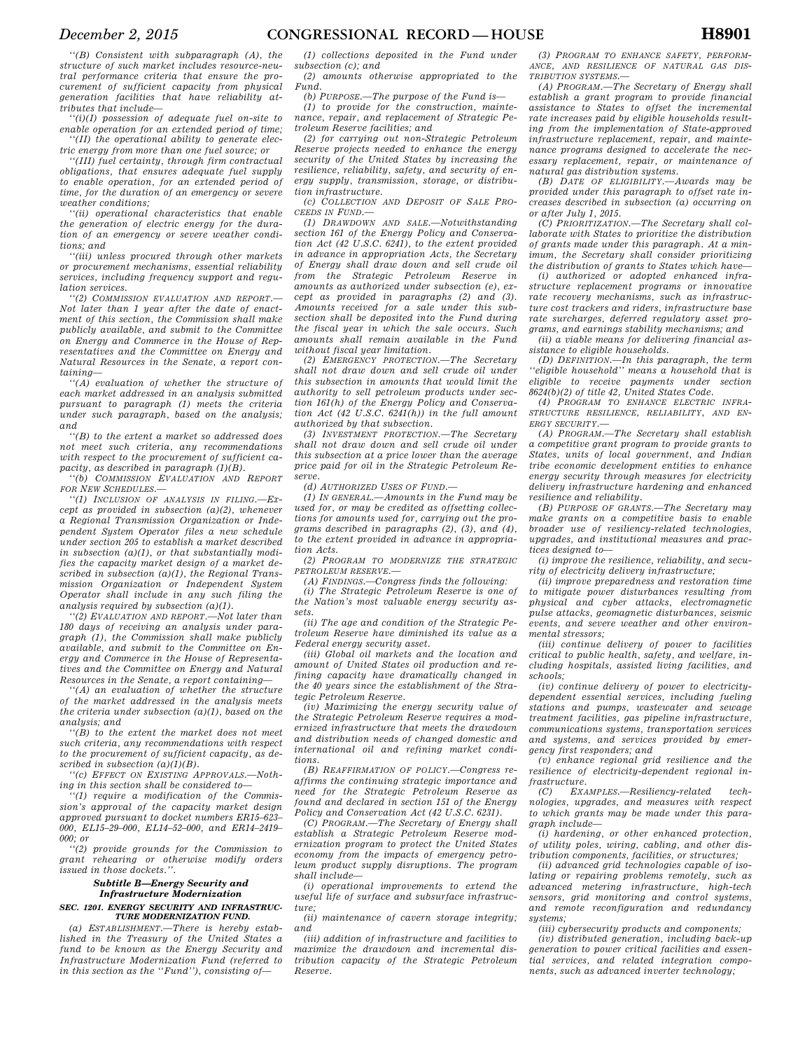''(B) Consistent with subparagraph (A), the structure of such market includes resource-neutral performance criteria that ensure the procurement of sufficient capacity from physical generation facilities that have reliability attributes that include—

''(i)(I) possession of adequate fuel on-site to enable operation for an extended period of time;

''(II) the operational ability to generate electric energy from more than one fuel source; or

''(III) fuel certainty, through firm contractual obligations, that ensures adequate fuel supply to enable operation, for an extended period of time, for the duration of an emergency or severe weather conditions;

''(ii) operational characteristics that enable the generation of electric energy for the duration of an emergency or severe weather conditions; and

''(iii) unless procured through other markets or procurement mechanisms, essential reliability services, including frequency support and regulation services.

''(2) COMMISSION EVALUATION AND REPORT.—Not later than 1 year after the date of enactment of this section, the Commission shall make publicly available, and submit to the Committee on Energy and Commerce in the House of Representatives and the Committee on Energy and Natural Resources in the Senate, a report containing—

''(A) evaluation of whether the structure of each market addressed in an analysis submitted pursuant to paragraph (1) meets the criteria under such paragraph, based on the analysis; and

''(B) to the extent a market so addressed does not meet such criteria, any recommendations with respect to the procurement of sufficient capacity, as described in paragraph (1)(B).

''(b) COMMISSION EVALUATION AND REPORT FOR NEW SCHEDULES.—

''(1) INCLUSION OF ANALYSIS IN FILING.—Except as provided in subsection (a)(2), whenever a Regional Transmission Organization or Independent System Operator files a new schedule under section 205 to establish a market described in subsection (a)(1), or that substantially modifies the capacity market design of a market described in subsection (a)(1), the Regional Transmission Organization or Independent System Operator shall include in any such filing the analysis required by subsection (a)(1).

''(2) EVALUATION AND REPORT.—Not later than 180 days of receiving an analysis under paragraph (1), the Commission shall make publicly available, and submit to the Committee on Energy and Commerce in the House of Representatives and the Committee on Energy and Natural Resources in the Senate, a report containing—

''(A) an evaluation of whether the structure of the market addressed in the analysis meets the criteria under subsection (a)(1), based on the analysis; and

''(B) to the extent the market does not meet such criteria, any recommendations with respect to the procurement of sufficient capacity, as described in subsection (a)(1)(B).

''(c) EFFECT ON EXISTING APPROVALS.—Nothing in this section shall be considered to—

''(1) require a modification of the Commission's approval of the capacity market design approved pursuant to docket numbers ER15–623–000, EL15–29–000, EL14–52–000, and ER14–2419–000; or

''(2) provide grounds for the Commission to grant rehearing or otherwise modify orders issued in those dockets.''.

### Subtitle B—Energy Security and Infrastructure Modernization

#### SEC. 1201. ENERGY SECURITY AND INFRASTRUCTURE MODERNIZATION FUND.

(a) ESTABLISHMENT.—There is hereby established in the Treasury of the United States a fund to be known as the Energy Security and Infrastructure Modernization Fund (referred to in this section as the ''Fund''), consisting of—

(1) collections deposited in the Fund under subsection (c); and

(2) amounts otherwise appropriated to the Fund.

(b) PURPOSE.—The purpose of the Fund is—

(1) to provide for the construction, maintenance, repair, and replacement of Strategic Petroleum Reserve facilities; and

(2) for carrying out non-Strategic Petroleum Reserve projects needed to enhance the energy security of the United States by increasing the resilience, reliability, safety, and security of energy supply, transmission, storage, or distribution infrastructure.

(c) COLLECTION AND DEPOSIT OF SALE PROCEEDS IN FUND.—

(1) DRAWDOWN AND SALE.—Notwithstanding section 161 of the Energy Policy and Conservation Act (42 U.S.C. 6241), to the extent provided in advance in appropriation Acts, the Secretary of Energy shall draw down and sell crude oil from the Strategic Petroleum Reserve in amounts as authorized under subsection (e), except as provided in paragraphs (2) and (3). Amounts received for a sale under this subsection shall be deposited into the Fund during the fiscal year in which the sale occurs. Such amounts shall remain available in the Fund without fiscal year limitation.

(2) EMERGENCY PROTECTION.—The Secretary shall not draw down and sell crude oil under this subsection in amounts that would limit the authority to sell petroleum products under section 161(h) of the Energy Policy and Conservation Act (42 U.S.C. 6241(h)) in the full amount authorized by that subsection.

(3) INVESTMENT PROTECTION.—The Secretary shall not draw down and sell crude oil under this subsection at a price lower than the average price paid for oil in the Strategic Petroleum Reserve.

(d) AUTHORIZED USES OF FUND.—

(1) IN GENERAL.—Amounts in the Fund may be used for, or may be credited as offsetting collections for amounts used for, carrying out the programs described in paragraphs (2), (3), and (4), to the extent provided in advance in appropriation Acts.

(2) PROGRAM TO MODERNIZE THE STRATEGIC PETROLEUM RESERVE.—

(A) FINDINGS.—Congress finds the following:

(i) The Strategic Petroleum Reserve is one of the Nation's most valuable energy security assets.

(ii) The age and condition of the Strategic Petroleum Reserve have diminished its value as a Federal energy security asset.

(iii) Global oil markets and the location and amount of United States oil production and refining capacity have dramatically changed in the 40 years since the establishment of the Strategic Petroleum Reserve.

(iv) Maximizing the energy security value of the Strategic Petroleum Reserve requires a modernized infrastructure that meets the drawdown and distribution needs of changed domestic and international oil and refining market conditions.

(B) REAFFIRMATION OF POLICY.—Congress reaffirms the continuing strategic importance and need for the Strategic Petroleum Reserve as found and declared in section 151 of the Energy Policy and Conservation Act (42 U.S.C. 6231).

(C) PROGRAM.—The Secretary of Energy shall establish a Strategic Petroleum Reserve modernization program to protect the United States economy from the impacts of emergency petroleum product supply disruptions. The program shall include—

(i) operational improvements to extend the useful life of surface and subsurface infrastructure;

(ii) maintenance of cavern storage integrity; and

(iii) addition of infrastructure and facilities to maximize the drawdown and incremental distribution capacity of the Strategic Petroleum Reserve.

(3) PROGRAM TO ENHANCE SAFETY, PERFORMANCE, AND RESILIENCE OF NATURAL GAS DISTRIBUTION SYSTEMS.—

(A) PROGRAM.—The Secretary of Energy shall establish a grant program to provide financial assistance to States to offset the incremental rate increases paid by eligible households resulting from the implementation of State-approved infrastructure replacement, repair, and maintenance programs designed to accelerate the necessary replacement, repair, or maintenance of natural gas distribution systems.

(B) DATE OF ELIGIBILITY.—Awards may be provided under this paragraph to offset rate increases described in subsection (a) occurring on or after July 1, 2015.

(C) PRIORITIZATION.—The Secretary shall collaborate with States to prioritize the distribution of grants made under this paragraph. At a minimum, the Secretary shall consider prioritizing the distribution of grants to States which have—

(i) authorized or adopted enhanced infrastructure replacement programs or innovative rate recovery mechanisms, such as infrastructure cost trackers and riders, infrastructure base rate surcharges, deferred regulatory asset programs, and earnings stability mechanisms; and

(ii) a viable means for delivering financial assistance to eligible households.

(D) DEFINITION.—In this paragraph, the term ''eligible household'' means a household that is eligible to receive payments under section 8624(b)(2) of title 42, United States Code.

(4) PROGRAM TO ENHANCE ELECTRIC INFRASTRUCTURE RESILIENCE, RELIABILITY, AND ENERGY SECURITY.—

(A) PROGRAM.—The Secretary shall establish a competitive grant program to provide grants to States, units of local government, and Indian tribe economic development entities to enhance energy security through measures for electricity delivery infrastructure hardening and enhanced resilience and reliability.

(B) PURPOSE OF GRANTS.—The Secretary may make grants on a competitive basis to enable broader use of resiliency-related technologies, upgrades, and institutional measures and practices designed to—

(i) improve the resilience, reliability, and security of electricity delivery infrastructure;

(ii) improve preparedness and restoration time to mitigate power disturbances resulting from physical and cyber attacks, electromagnetic pulse attacks, geomagnetic disturbances, seismic events, and severe weather and other environmental stressors;

(iii) continue delivery of power to facilities critical to public health, safety, and welfare, including hospitals, assisted living facilities, and schools;

(iv) continue delivery of power to electricity-dependent essential services, including fueling stations and pumps, wastewater and sewage treatment facilities, gas pipeline infrastructure, communications systems, transportation services and systems, and services provided by emergency first responders; and

(v) enhance regional grid resilience and the resilience of electricity-dependent regional infrastructure.

(C) EXAMPLES.—Resiliency-related technologies, upgrades, and measures with respect to which grants may be made under this paragraph include—

(i) hardening, or other enhanced protection, of utility poles, wiring, cabling, and other distribution components, facilities, or structures;

(ii) advanced grid technologies capable of isolating or repairing problems remotely, such as advanced metering infrastructure, high-tech sensors, grid monitoring and control systems, and remote reconfiguration and redundancy systems;

(iii) cybersecurity products and components;

(iv) distributed generation, including back-up generation to power critical facilities and essential services, and related integration components, such as advanced inverter technology;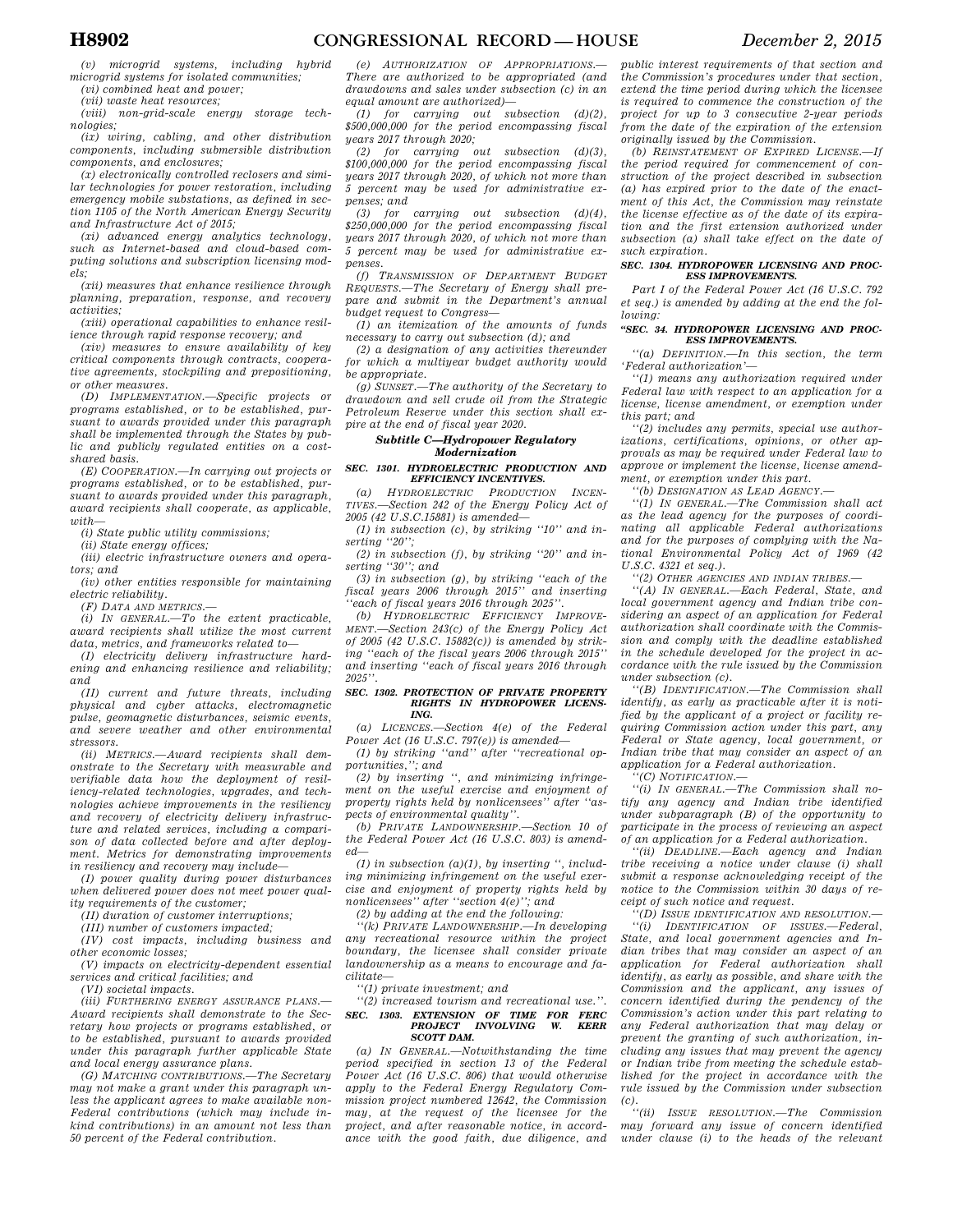*(v) microgrid systems, including hybrid microgrid systems for isolated communities;*

*(vi) combined heat and power;*

*(vii) waste heat resources;*

*(viii) non-grid-scale energy storage technologies;*

*(ix) wiring, cabling, and other distribution components, including submersible distribution components, and enclosures;*

*(x) electronically controlled reclosers and similar technologies for power restoration, including emergency mobile substations, as defined in section 1105 of the North American Energy Security and Infrastructure Act of 2015;*

*(xi) advanced energy analytics technology, such as Internet-based and cloud-based computing solutions and subscription licensing models;*

*(xii) measures that enhance resilience through planning, preparation, response, and recovery activities;*

*(xiii) operational capabilities to enhance resilience through rapid response recovery; and*

*(xiv) measures to ensure availability of key critical components through contracts, cooperative agreements, stockpiling and prepositioning, or other measures.*

*(D) IMPLEMENTATION.—Specific projects or programs established, or to be established, pursuant to awards provided under this paragraph shall be implemented through the States by public and publicly regulated entities on a cost-shared basis.*

*(E) COOPERATION.—In carrying out projects or programs established, or to be established, pursuant to awards provided under this paragraph, award recipients shall cooperate, as applicable, with—*

*(i) State public utility commissions;*

*(ii) State energy offices;*

*(iii) electric infrastructure owners and operators; and*

*(iv) other entities responsible for maintaining electric reliability.*

*(F) DATA AND METRICS.—*

*(i) IN GENERAL.—To the extent practicable, award recipients shall utilize the most current data, metrics, and frameworks related to—*

*(I) electricity delivery infrastructure hardening and enhancing resilience and reliability; and*

*(II) current and future threats, including physical and cyber attacks, electromagnetic pulse, geomagnetic disturbances, seismic events, and severe weather and other environmental stressors.*

*(ii) METRICS.—Award recipients shall demonstrate to the Secretary with measurable and verifiable data how the deployment of resiliency-related technologies, upgrades, and technologies achieve improvements in the resiliency and recovery of electricity delivery infrastructure and related services, including a comparison of data collected before and after deployment. Metrics for demonstrating improvements in resiliency and recovery may include—*

*(I) power quality during power disturbances when delivered power does not meet power quality requirements of the customer;*

*(II) duration of customer interruptions;*

*(III) number of customers impacted;*

*(IV) cost impacts, including business and other economic losses;*

*(V) impacts on electricity-dependent essential services and critical facilities; and*

*(VI) societal impacts.*

*(iii) FURTHERING ENERGY ASSURANCE PLANS.—Award recipients shall demonstrate to the Secretary how projects or programs established, or to be established, pursuant to awards provided under this paragraph further applicable State and local energy assurance plans.*

*(G) MATCHING CONTRIBUTIONS.—The Secretary may not make a grant under this paragraph unless the applicant agrees to make available non-Federal contributions (which may include in-kind contributions) in an amount not less than 50 percent of the Federal contribution.*

*(e) AUTHORIZATION OF APPROPRIATIONS.—There are authorized to be appropriated (and drawdowns and sales under subsection (c) in an equal amount are authorized)—*

*(1) for carrying out subsection (d)(2), $500,000,000 for the period encompassing fiscal years 2017 through 2020;*

*(2) for carrying out subsection (d)(3), $100,000,000 for the period encompassing fiscal years 2017 through 2020, of which not more than 5 percent may be used for administrative expenses; and*

*(3) for carrying out subsection (d)(4), $250,000,000 for the period encompassing fiscal years 2017 through 2020, of which not more than 5 percent may be used for administrative expenses.*

*(f) TRANSMISSION OF DEPARTMENT BUDGET REQUESTS.—The Secretary of Energy shall prepare and submit in the Department's annual budget request to Congress—*

*(1) an itemization of the amounts of funds necessary to carry out subsection (d); and*

*(2) a designation of any activities thereunder for which a multiyear budget authority would be appropriate.*

*(g) SUNSET.—The authority of the Secretary to drawdown and sell crude oil from the Strategic Petroleum Reserve under this section shall expire at the end of fiscal year 2020.*

### *Subtitle C—Hydropower Regulatory Modernization*

#### *SEC. 1301. HYDROELECTRIC PRODUCTION AND EFFICIENCY INCENTIVES.*

*(a) HYDROELECTRIC PRODUCTION INCENTIVES.—Section 242 of the Energy Policy Act of 2005 (42 U.S.C.15881) is amended—*

*(1) in subsection (c), by striking ''10'' and inserting ''20'';*

*(2) in subsection (f), by striking ''20'' and inserting ''30''; and*

*(3) in subsection (g), by striking ''each of the fiscal years 2006 through 2015'' and inserting ''each of fiscal years 2016 through 2025''.*

*(b) HYDROELECTRIC EFFICIENCY IMPROVEMENT.—Section 243(c) of the Energy Policy Act of 2005 (42 U.S.C. 15882(c)) is amended by striking ''each of the fiscal years 2006 through 2015'' and inserting ''each of fiscal years 2016 through 2025''.*

#### *SEC. 1302. PROTECTION OF PRIVATE PROPERTY RIGHTS IN HYDROPOWER LICENSING.*

*(a) LICENCES.—Section 4(e) of the Federal Power Act (16 U.S.C. 797(e)) is amended—*

*(1) by striking ''and'' after ''recreational opportunities,''; and*

*(2) by inserting '', and minimizing infringement on the useful exercise and enjoyment of property rights held by nonlicensees'' after ''aspects of environmental quality''.*

*(b) PRIVATE LANDOWNERSHIP.—Section 10 of the Federal Power Act (16 U.S.C. 803) is amended—*

*(1) in subsection (a)(1), by inserting '', including minimizing infringement on the useful exercise and enjoyment of property rights held by nonlicensees'' after ''section 4(e)''; and*

*(2) by adding at the end the following:*

*''(k) PRIVATE LANDOWNERSHIP.—In developing any recreational resource within the project boundary, the licensee shall consider private landownership as a means to encourage and facilitate—*

*''(1) private investment; and*

*''(2) increased tourism and recreational use.''.*

#### *SEC. 1303. EXTENSION OF TIME FOR FERC PROJECT INVOLVING W. KERR SCOTT DAM.*

*(a) IN GENERAL.—Notwithstanding the time period specified in section 13 of the Federal Power Act (16 U.S.C. 806) that would otherwise apply to the Federal Energy Regulatory Commission project numbered 12642, the Commission may, at the request of the licensee for the project, and after reasonable notice, in accordance with the good faith, due diligence, and public interest requirements of that section and the Commission's procedures under that section, extend the time period during which the licensee is required to commence the construction of the project for up to 3 consecutive 2-year periods from the date of the expiration of the extension originally issued by the Commission.*

*(b) REINSTATEMENT OF EXPIRED LICENSE.—If the period required for commencement of construction of the project described in subsection (a) has expired prior to the date of the enactment of this Act, the Commission may reinstate the license effective as of the date of its expiration and the first extension authorized under subsection (a) shall take effect on the date of such expiration.*

#### *SEC. 1304. HYDROPOWER LICENSING AND PROCESS IMPROVEMENTS.*

*Part I of the Federal Power Act (16 U.S.C. 792 et seq.) is amended by adding at the end the following:*

#### *''SEC. 34. HYDROPOWER LICENSING AND PROCESS IMPROVEMENTS.*

*''(a) DEFINITION.—In this section, the term 'Federal authorization'—*

*''(1) means any authorization required under Federal law with respect to an application for a license, license amendment, or exemption under this part; and*

*''(2) includes any permits, special use authorizations, certifications, opinions, or other approvals as may be required under Federal law to approve or implement the license, license amendment, or exemption under this part.*

*''(b) DESIGNATION AS LEAD AGENCY.—*

*''(1) IN GENERAL.—The Commission shall act as the lead agency for the purposes of coordinating all applicable Federal authorizations and for the purposes of complying with the National Environmental Policy Act of 1969 (42 U.S.C. 4321 et seq.).*

*''(2) OTHER AGENCIES AND INDIAN TRIBES.—*

*''(A) IN GENERAL.—Each Federal, State, and local government agency and Indian tribe considering an aspect of an application for Federal authorization shall coordinate with the Commission and comply with the deadline established in the schedule developed for the project in accordance with the rule issued by the Commission under subsection (c).*

*''(B) IDENTIFICATION.—The Commission shall identify, as early as practicable after it is notified by the applicant of a project or facility requiring Commission action under this part, any Federal or State agency, local government, or Indian tribe that may consider an aspect of an application for a Federal authorization.*

*''(C) NOTIFICATION.—*

*''(i) IN GENERAL.—The Commission shall notify any agency and Indian tribe identified under subparagraph (B) of the opportunity to participate in the process of reviewing an aspect of an application for a Federal authorization.*

*''(ii) DEADLINE.—Each agency and Indian tribe receiving a notice under clause (i) shall submit a response acknowledging receipt of the notice to the Commission within 30 days of receipt of such notice and request.*

*''(D) ISSUE IDENTIFICATION AND RESOLUTION.—*

*''(i) IDENTIFICATION OF ISSUES.—Federal, State, and local government agencies and Indian tribes that may consider an aspect of an application for Federal authorization shall identify, as early as possible, and share with the Commission and the applicant, any issues of concern identified during the pendency of the Commission's action under this part relating to any Federal authorization that may delay or prevent the granting of such authorization, including any issues that may prevent the agency or Indian tribe from meeting the schedule established for the project in accordance with the rule issued by the Commission under subsection (c).*

*''(ii) ISSUE RESOLUTION.—The Commission may forward any issue of concern identified under clause (i) to the heads of the relevant*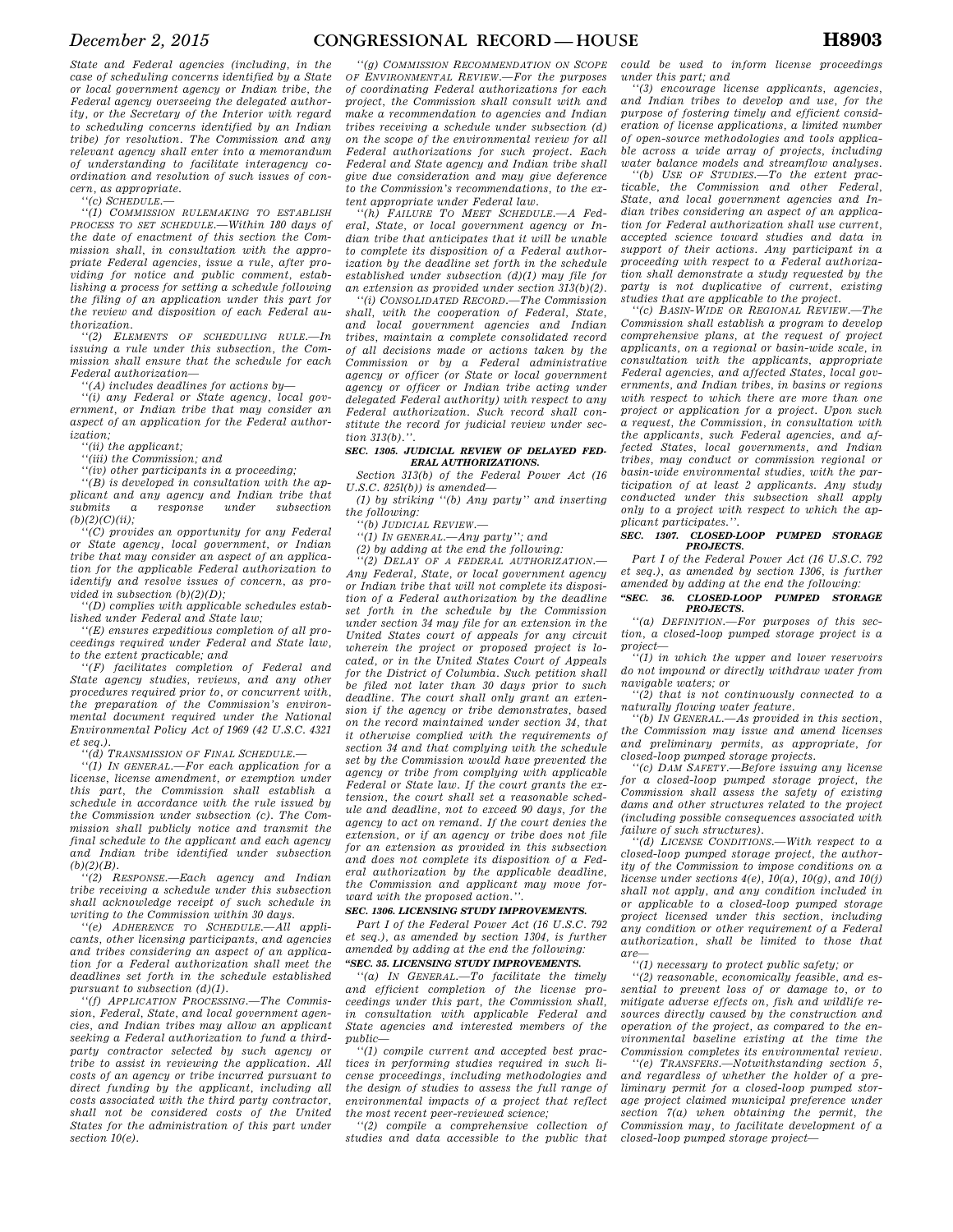State and Federal agencies (including, in the case of scheduling concerns identified by a State or local government agency or Indian tribe, the Federal agency overseeing the delegated authority, or the Secretary of the Interior with regard to scheduling concerns identified by an Indian tribe) for resolution. The Commission and any relevant agency shall enter into a memorandum of understanding to facilitate interagency coordination and resolution of such issues of concern, as appropriate.

''(c) SCHEDULE.—

''(1) COMMISSION RULEMAKING TO ESTABLISH PROCESS TO SET SCHEDULE.—Within 180 days of the date of enactment of this section the Commission shall, in consultation with the appropriate Federal agencies, issue a rule, after providing for notice and public comment, establishing a process for setting a schedule following the filing of an application under this part for the review and disposition of each Federal authorization.

''(2) ELEMENTS OF SCHEDULING RULE.—In issuing a rule under this subsection, the Commission shall ensure that the schedule for each Federal authorization—

''(A) includes deadlines for actions by—

''(i) any Federal or State agency, local government, or Indian tribe that may consider an aspect of an application for the Federal authorization;

''(ii) the applicant;

''(iii) the Commission; and

''(iv) other participants in a proceeding;

''(B) is developed in consultation with the applicant and any agency and Indian tribe that submits a response under subsection (b)(2)(C)(ii);

''(C) provides an opportunity for any Federal or State agency, local government, or Indian tribe that may consider an aspect of an application for the applicable Federal authorization to identify and resolve issues of concern, as provided in subsection (b)(2)(D);

''(D) complies with applicable schedules established under Federal and State law;

''(E) ensures expeditious completion of all proceedings required under Federal and State law, to the extent practicable; and

''(F) facilitates completion of Federal and State agency studies, reviews, and any other procedures required prior to, or concurrent with, the preparation of the Commission's environmental document required under the National Environmental Policy Act of 1969 (42 U.S.C. 4321 et seq.).

''(d) TRANSMISSION OF FINAL SCHEDULE.—

''(1) IN GENERAL.—For each application for a license, license amendment, or exemption under this part, the Commission shall establish a schedule in accordance with the rule issued by the Commission under subsection (c). The Commission shall publicly notice and transmit the final schedule to the applicant and each agency and Indian tribe identified under subsection (b)(2)(B).

''(2) RESPONSE.—Each agency and Indian tribe receiving a schedule under this subsection shall acknowledge receipt of such schedule in writing to the Commission within 30 days.

''(e) ADHERENCE TO SCHEDULE.—All applicants, other licensing participants, and agencies and tribes considering an aspect of an application for a Federal authorization shall meet the deadlines set forth in the schedule established pursuant to subsection (d)(1).

''(f) APPLICATION PROCESSING.—The Commission, Federal, State, and local government agencies, and Indian tribes may allow an applicant seeking a Federal authorization to fund a third-party contractor selected by such agency or tribe to assist in reviewing the application. All costs of an agency or tribe incurred pursuant to direct funding by the applicant, including all costs associated with the third party contractor, shall not be considered costs of the United States for the administration of this part under section 10(e).

''(g) COMMISSION RECOMMENDATION ON SCOPE OF ENVIRONMENTAL REVIEW.—For the purposes of coordinating Federal authorizations for each project, the Commission shall consult with and make a recommendation to agencies and Indian tribes receiving a schedule under subsection (d) on the scope of the environmental review for all Federal authorizations for such project. Each Federal and State agency and Indian tribe shall give due consideration and may give deference to the Commission's recommendations, to the extent appropriate under Federal law.

''(h) FAILURE TO MEET SCHEDULE.—A Federal, State, or local government agency or Indian tribe that anticipates that it will be unable to complete its disposition of a Federal authorization by the deadline set forth in the schedule established under subsection (d)(1) may file for an extension as provided under section 313(b)(2).

''(i) CONSOLIDATED RECORD.—The Commission shall, with the cooperation of Federal, State, and local government agencies and Indian tribes, maintain a complete consolidated record of all decisions made or actions taken by the Commission or by a Federal administrative agency or officer (or State or local government agency or officer or Indian tribe acting under delegated Federal authority) with respect to any Federal authorization. Such record shall constitute the record for judicial review under section 313(b).''.

### SEC. 1305. JUDICIAL REVIEW OF DELAYED FEDERAL AUTHORIZATIONS.

Section 313(b) of the Federal Power Act (16 U.S.C. 825l(b)) is amended—

(1) by striking ''(b) Any party'' and inserting the following:

''(b) JUDICIAL REVIEW.—

''(1) IN GENERAL.—Any party''; and

(2) by adding at the end the following:

''(2) DELAY OF A FEDERAL AUTHORIZATION.—Any Federal, State, or local government agency or Indian tribe that will not complete its disposition of a Federal authorization by the deadline set forth in the schedule by the Commission under section 34 may file for an extension in the United States court of appeals for any circuit wherein the project or proposed project is located, or in the United States Court of Appeals for the District of Columbia. Such petition shall be filed not later than 30 days prior to such deadline. The court shall only grant an extension if the agency or tribe demonstrates, based on the record maintained under section 34, that it otherwise complied with the requirements of section 34 and that complying with the schedule set by the Commission would have prevented the agency or tribe from complying with applicable Federal or State law. If the court grants the extension, the court shall set a reasonable schedule and deadline, not to exceed 90 days, for the agency to act on remand. If the court denies the extension, or if an agency or tribe does not file for an extension as provided in this subsection and does not complete its disposition of a Federal authorization by the applicable deadline, the Commission and applicant may move forward with the proposed action.''.

### SEC. 1306. LICENSING STUDY IMPROVEMENTS.

Part I of the Federal Power Act (16 U.S.C. 792 et seq.), as amended by section 1304, is further amended by adding at the end the following:

### ''SEC. 35. LICENSING STUDY IMPROVEMENTS.

''(a) IN GENERAL.—To facilitate the timely and efficient completion of the license proceedings under this part, the Commission shall, in consultation with applicable Federal and State agencies and interested members of the public—

''(1) compile current and accepted best practices in performing studies required in such license proceedings, including methodologies and the design of studies to assess the full range of environmental impacts of a project that reflect the most recent peer-reviewed science;

''(2) compile a comprehensive collection of studies and data accessible to the public that could be used to inform license proceedings under this part; and

''(3) encourage license applicants, agencies, and Indian tribes to develop and use, for the purpose of fostering timely and efficient consideration of license applications, a limited number of open-source methodologies and tools applicable across a wide array of projects, including water balance models and streamflow analyses.

''(b) USE OF STUDIES.—To the extent practicable, the Commission and other Federal, State, and local government agencies and Indian tribes considering an aspect of an application for Federal authorization shall use current, accepted science toward studies and data in support of their actions. Any participant in a proceeding with respect to a Federal authorization shall demonstrate a study requested by the party is not duplicative of current, existing studies that are applicable to the project.

''(c) BASIN-WIDE OR REGIONAL REVIEW.—The Commission shall establish a program to develop comprehensive plans, at the request of project applicants, on a regional or basin-wide scale, in consultation with the applicants, appropriate Federal agencies, and affected States, local governments, and Indian tribes, in basins or regions with respect to which there are more than one project or application for a project. Upon such a request, the Commission, in consultation with the applicants, such Federal agencies, and affected States, local governments, and Indian tribes, may conduct or commission regional or basin-wide environmental studies, with the participation of at least 2 applicants. Any study conducted under this subsection shall apply only to a project with respect to which the applicant participates.''.

### SEC. 1307. CLOSED-LOOP PUMPED STORAGE PROJECTS.

Part I of the Federal Power Act (16 U.S.C. 792 et seq.), as amended by section 1306, is further amended by adding at the end the following:

### ''SEC. 36. CLOSED-LOOP PUMPED STORAGE PROJECTS.

''(a) DEFINITION.—For purposes of this section, a closed-loop pumped storage project is a project—

''(1) in which the upper and lower reservoirs do not impound or directly withdraw water from navigable waters; or

''(2) that is not continuously connected to a naturally flowing water feature.

''(b) IN GENERAL.—As provided in this section, the Commission may issue and amend licenses and preliminary permits, as appropriate, for closed-loop pumped storage projects.

''(c) DAM SAFETY.—Before issuing any license for a closed-loop pumped storage project, the Commission shall assess the safety of existing dams and other structures related to the project (including possible consequences associated with failure of such structures).

''(d) LICENSE CONDITIONS.—With respect to a closed-loop pumped storage project, the authority of the Commission to impose conditions on a license under sections 4(e), 10(a), 10(g), and 10(j) shall not apply, and any condition included in or applicable to a closed-loop pumped storage project licensed under this section, including any condition or other requirement of a Federal authorization, shall be limited to those that are—

''(1) necessary to protect public safety; or

''(2) reasonable, economically feasible, and essential to prevent loss of or damage to, or to mitigate adverse effects on, fish and wildlife resources directly caused by the construction and operation of the project, as compared to the environmental baseline existing at the time the Commission completes its environmental review.

''(e) TRANSFERS.—Notwithstanding section 5, and regardless of whether the holder of a preliminary permit for a closed-loop pumped storage project claimed municipal preference under section 7(a) when obtaining the permit, the Commission may, to facilitate development of a closed-loop pumped storage project—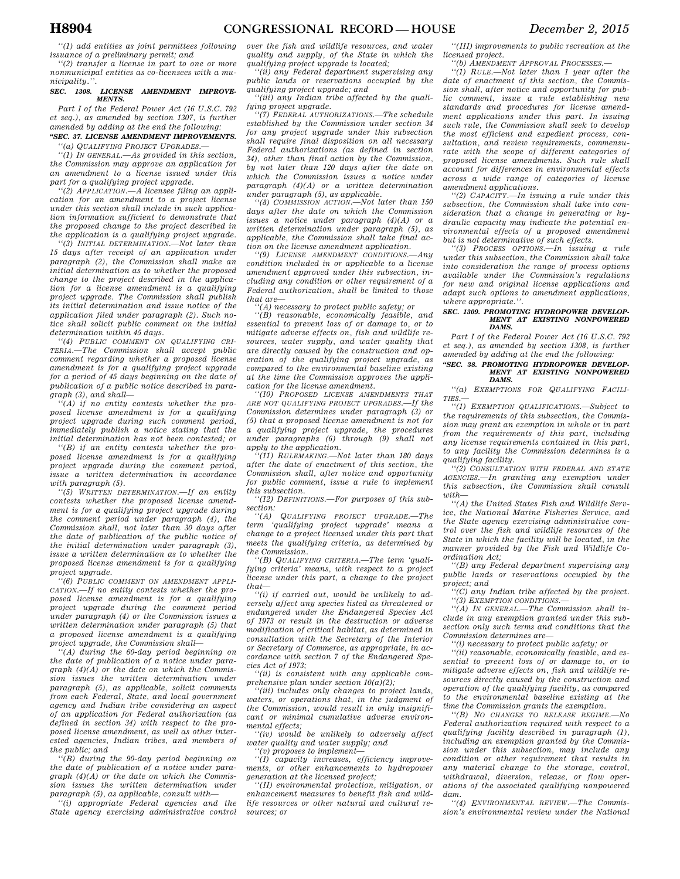''(1) add entities as joint permittees following issuance of a preliminary permit; and

''(2) transfer a license in part to one or more nonmunicipal entities as co-licensees with a municipality.''.

**SEC. 1308. LICENSE AMENDMENT IMPROVEMENTS.**

Part I of the Federal Power Act (16 U.S.C. 792 et seq.), as amended by section 1307, is further amended by adding at the end the following:

**''SEC. 37. LICENSE AMENDMENT IMPROVEMENTS.**

''(a) *QUALIFYING PROJECT UPGRADES*.—

''(1) *IN GENERAL*.—As provided in this section, the Commission may approve an application for an amendment to a license issued under this part for a qualifying project upgrade.

''(2) *APPLICATION*.—A licensee filing an application for an amendment to a project license under this section shall include in such application information sufficient to demonstrate that the proposed change to the project described in the application is a qualifying project upgrade.

''(3) *INITIAL DETERMINATION*.—Not later than 15 days after receipt of an application under paragraph (2), the Commission shall make an initial determination as to whether the proposed change to the project described in the application for a license amendment is a qualifying project upgrade. The Commission shall publish its initial determination and issue notice of the application filed under paragraph (2). Such notice shall solicit public comment on the initial determination within 45 days.

''(4) *PUBLIC COMMENT ON QUALIFYING CRITERIA*.—The Commission shall accept public comment regarding whether a proposed license amendment is for a qualifying project upgrade for a period of 45 days beginning on the date of publication of a public notice described in paragraph (3), and shall—

''(A) if no entity contests whether the proposed license amendment is for a qualifying project upgrade during such comment period, immediately publish a notice stating that the initial determination has not been contested; or

''(B) if an entity contests whether the proposed license amendment is for a qualifying project upgrade during the comment period, issue a written determination in accordance with paragraph (5).

''(5) *WRITTEN DETERMINATION*.—If an entity contests whether the proposed license amendment is for a qualifying project upgrade during the comment period under paragraph (4), the Commission shall, not later than 30 days after the date of publication of the public notice of the initial determination under paragraph (3), issue a written determination as to whether the proposed license amendment is for a qualifying project upgrade.

''(6) *PUBLIC COMMENT ON AMENDMENT APPLICATION*.—If no entity contests whether the proposed license amendment is for a qualifying project upgrade during the comment period under paragraph (4) or the Commission issues a written determination under paragraph (5) that a proposed license amendment is a qualifying project upgrade, the Commission shall—

''(A) during the 60-day period beginning on the date of publication of a notice under paragraph (4)(A) or the date on which the Commission issues the written determination under paragraph (5), as applicable, solicit comments from each Federal, State, and local government agency and Indian tribe considering an aspect of an application for Federal authorization (as defined in section 34) with respect to the proposed license amendment, as well as other interested agencies, Indian tribes, and members of the public; and

''(B) during the 90-day period beginning on the date of publication of a notice under paragraph (4)(A) or the date on which the Commission issues the written determination under paragraph (5), as applicable, consult with—

''(i) appropriate Federal agencies and the State agency exercising administrative control over the fish and wildlife resources, and water quality and supply, of the State in which the qualifying project upgrade is located;

''(ii) any Federal department supervising any public lands or reservations occupied by the qualifying project upgrade; and

''(iii) any Indian tribe affected by the qualifying project upgrade.

''(7) *FEDERAL AUTHORIZATIONS*.—The schedule established by the Commission under section 34 for any project upgrade under this subsection shall require final disposition on all necessary Federal authorizations (as defined in section 34), other than final action by the Commission, by not later than 120 days after the date on which the Commission issues a notice under paragraph (4)(A) or a written determination under paragraph (5), as applicable.

''(8) *COMMISSION ACTION*.—Not later than 150 days after the date on which the Commission issues a notice under paragraph (4)(A) or a written determination under paragraph (5), as applicable, the Commission shall take final action on the license amendment application.

''(9) *LICENSE AMENDMENT CONDITIONS*.—Any condition included in or applicable to a license amendment approved under this subsection, including any condition or other requirement of a Federal authorization, shall be limited to those that are—

''(A) necessary to protect public safety; or

''(B) reasonable, economically feasible, and essential to prevent loss of or damage to, or to mitigate adverse effects on, fish and wildlife resources, water supply, and water quality that are directly caused by the construction and operation of the qualifying project upgrade, as compared to the environmental baseline existing at the time the Commission approves the application for the license amendment.

''(10) *PROPOSED LICENSE AMENDMENTS THAT ARE NOT QUALIFYING PROJECT UPGRADES*.—If the Commission determines under paragraph (3) or (5) that a proposed license amendment is not for a qualifying project upgrade, the procedures under paragraphs (6) through (9) shall not apply to the application.

''(11) *RULEMAKING*.—Not later than 180 days after the date of enactment of this section, the Commission shall, after notice and opportunity for public comment, issue a rule to implement this subsection.

''(12) *DEFINITIONS*.—For purposes of this subsection:

''(A) *QUALIFYING PROJECT UPGRADE*.—The term 'qualifying project upgrade' means a change to a project licensed under this part that meets the qualifying criteria, as determined by the Commission.

''(B) *QUALIFYING CRITERIA*.—The term 'qualifying criteria' means, with respect to a project license under this part, a change to the project that—

''(i) if carried out, would be unlikely to adversely affect any species listed as threatened or endangered under the Endangered Species Act of 1973 or result in the destruction or adverse modification of critical habitat, as determined in consultation with the Secretary of the Interior or Secretary of Commerce, as appropriate, in accordance with section 7 of the Endangered Species Act of 1973;

''(ii) is consistent with any applicable comprehensive plan under section 10(a)(2);

''(iii) includes only changes to project lands, waters, or operations that, in the judgment of the Commission, would result in only insignificant or minimal cumulative adverse environmental effects;

''(iv) would be unlikely to adversely affect water quality and water supply; and

''(v) proposes to implement—

''(I) capacity increases, efficiency improvements, or other enhancements to hydropower generation at the licensed project;

''(II) environmental protection, mitigation, or enhancement measures to benefit fish and wildlife resources or other natural and cultural resources; or

''(III) improvements to public recreation at the licensed project.

''(b) *AMENDMENT APPROVAL PROCESSES*.—

''(1) *RULE*.—Not later than 1 year after the date of enactment of this section, the Commission shall, after notice and opportunity for public comment, issue a rule establishing new standards and procedures for license amendment applications under this part. In issuing such rule, the Commission shall seek to develop the most efficient and expedient process, consultation, and review requirements, commensurate with the scope of different categories of proposed license amendments. Such rule shall account for differences in environmental effects across a wide range of categories of license amendment applications.

''(2) *CAPACITY*.—In issuing a rule under this subsection, the Commission shall take into consideration that a change in generating or hydraulic capacity may indicate the potential environmental effects of a proposed amendment but is not determinative of such effects.

''(3) *PROCESS OPTIONS*.—In issuing a rule under this subsection, the Commission shall take into consideration the range of process options available under the Commission's regulations for new and original license applications and adapt such options to amendment applications, where appropriate.''.

**SEC. 1309. PROMOTING HYDROPOWER DEVELOPMENT AT EXISTING NONPOWERED DAMS.**

Part I of the Federal Power Act (16 U.S.C. 792 et seq.), as amended by section 1308, is further amended by adding at the end the following:

**''SEC. 38. PROMOTING HYDROPOWER DEVELOPMENT AT EXISTING NONPOWERED DAMS.**

''(a) *EXEMPTIONS FOR QUALIFYING FACILITIES*.—

''(1) *EXEMPTION QUALIFICATIONS*.—Subject to the requirements of this subsection, the Commission may grant an exemption in whole or in part from the requirements of this part, including any license requirements contained in this part, to any facility the Commission determines is a qualifying facility.

''(2) *CONSULTATION WITH FEDERAL AND STATE AGENCIES*.—In granting any exemption under this subsection, the Commission shall consult with—

''(A) the United States Fish and Wildlife Service, the National Marine Fisheries Service, and the State agency exercising administrative control over the fish and wildlife resources of the State in which the facility will be located, in the manner provided by the Fish and Wildlife Coordination Act;

''(B) any Federal department supervising any public lands or reservations occupied by the project; and

''(C) any Indian tribe affected by the project.

''(3) *EXEMPTION CONDITIONS*.—

''(A) *IN GENERAL*.—The Commission shall include in any exemption granted under this subsection only such terms and conditions that the Commission determines are—

''(i) necessary to protect public safety; or

''(ii) reasonable, economically feasible, and essential to prevent loss of or damage to, or to mitigate adverse effects on, fish and wildlife resources directly caused by the construction and operation of the qualifying facility, as compared to the environmental baseline existing at the time the Commission grants the exemption.

''(B) *NO CHANGES TO RELEASE REGIME*.—No Federal authorization required with respect to a qualifying facility described in paragraph (1), including an exemption granted by the Commission under this subsection, may include any condition or other requirement that results in any material change to the storage, control, withdrawal, diversion, release, or flow operations of the associated qualifying nonpowered dam.

''(4) *ENVIRONMENTAL REVIEW*.—The Commission's environmental review under the National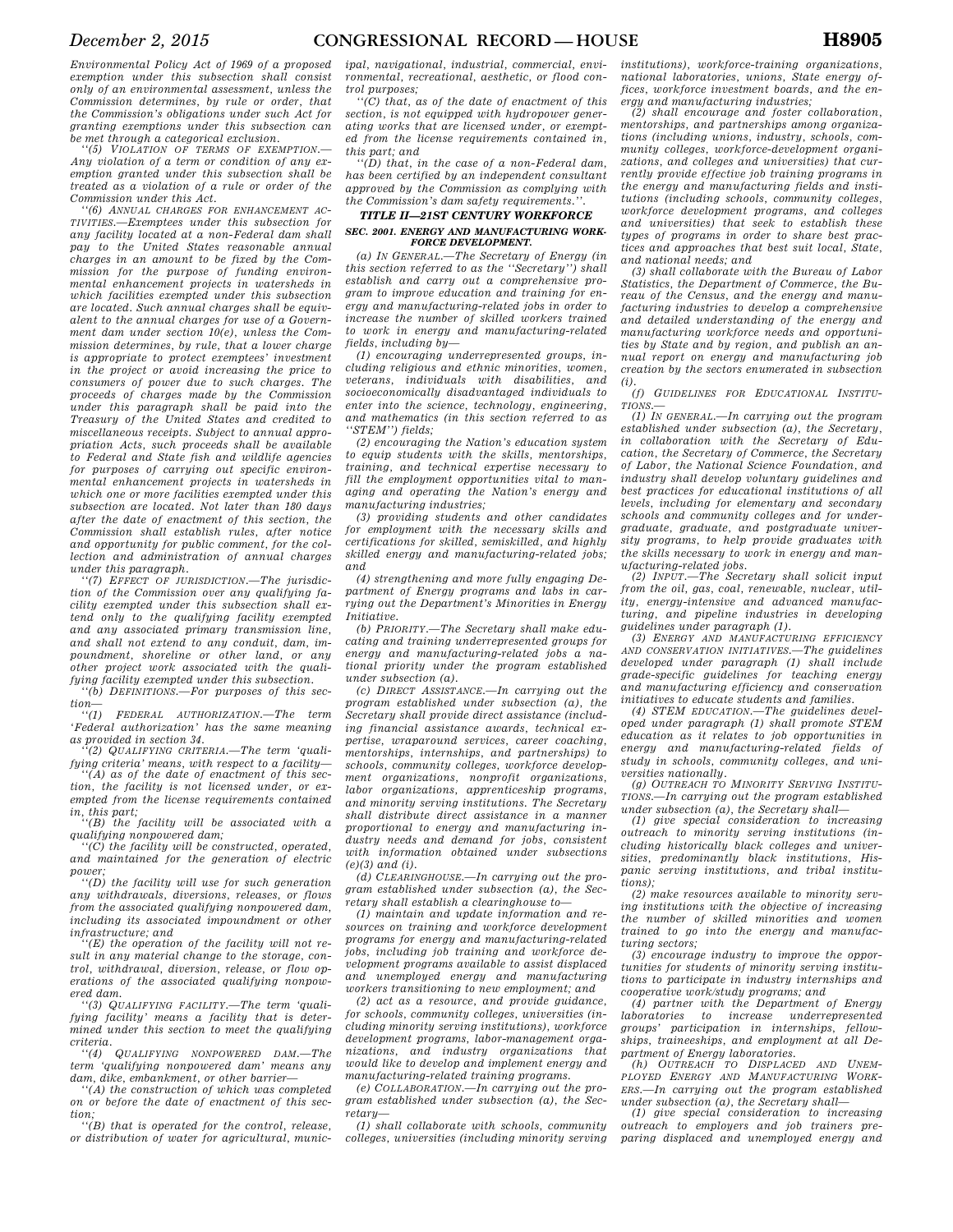Environmental Policy Act of 1969 of a proposed exemption under this subsection shall consist only of an environmental assessment, unless the Commission determines, by rule or order, that the Commission's obligations under such Act for granting exemptions under this subsection can be met through a categorical exclusion.

''(5) *VIOLATION OF TERMS OF EXEMPTION.*—Any violation of a term or condition of any exemption granted under this subsection shall be treated as a violation of a rule or order of the Commission under this Act.

''(6) *ANNUAL CHARGES FOR ENHANCEMENT ACTIVITIES.*—Exemptees under this subsection for any facility located at a non-Federal dam shall pay to the United States reasonable annual charges in an amount to be fixed by the Commission for the purpose of funding environmental enhancement projects in watersheds in which facilities exempted under this subsection are located. Such annual charges shall be equivalent to the annual charges for use of a Government dam under section 10(e), unless the Commission determines, by rule, that a lower charge is appropriate to protect exemptees' investment in the project or avoid increasing the price to consumers of power due to such charges. The proceeds of charges made by the Commission under this paragraph shall be paid into the Treasury of the United States and credited to miscellaneous receipts. Subject to annual appropriation Acts, such proceeds shall be available to Federal and State fish and wildlife agencies for purposes of carrying out specific environmental enhancement projects in watersheds in which one or more facilities exempted under this subsection are located. Not later than 180 days after the date of enactment of this section, the Commission shall establish rules, after notice and opportunity for public comment, for the collection and administration of annual charges under this paragraph.

''(7) *EFFECT OF JURISDICTION.*—The jurisdiction of the Commission over any qualifying facility exempted under this subsection shall extend only to the qualifying facility exempted and any associated primary transmission line, and shall not extend to any conduit, dam, impoundment, shoreline or other land, or any other project work associated with the qualifying facility exempted under this subsection.

''(b) *DEFINITIONS.*—For purposes of this section—

''(1) *FEDERAL AUTHORIZATION.*—The term 'Federal authorization' has the same meaning as provided in section 34.

''(2) *QUALIFYING CRITERIA.*—The term 'qualifying criteria' means, with respect to a facility—

''(A) as of the date of enactment of this section, the facility is not licensed under, or exempted from the license requirements contained in, this part;

''(B) the facility will be associated with a qualifying nonpowered dam;

''(C) the facility will be constructed, operated, and maintained for the generation of electric power;

''(D) the facility will use for such generation any withdrawals, diversions, releases, or flows from the associated qualifying nonpowered dam, including its associated impoundment or other infrastructure; and

''(E) the operation of the facility will not result in any material change to the storage, control, withdrawal, diversion, release, or flow operations of the associated qualifying nonpowered dam.

''(3) *QUALIFYING FACILITY.*—The term 'qualifying facility' means a facility that is determined under this section to meet the qualifying criteria.

''(4) *QUALIFYING NONPOWERED DAM.*—The term 'qualifying nonpowered dam' means any dam, dike, embankment, or other barrier—

''(A) the construction of which was completed on or before the date of enactment of this section;

''(B) that is operated for the control, release, or distribution of water for agricultural, municipal, navigational, industrial, commercial, environmental, recreational, aesthetic, or flood control purposes;

''(C) that, as of the date of enactment of this section, is not equipped with hydropower generating works that are licensed under, or exempted from the license requirements contained in, this part; and

''(D) that, in the case of a non-Federal dam, has been certified by an independent consultant approved by the Commission as complying with the Commission's dam safety requirements.''.

### *TITLE II—21ST CENTURY WORKFORCE*

#### *SEC. 2001. ENERGY AND MANUFACTURING WORKFORCE DEVELOPMENT.*

(a) *IN GENERAL.*—The Secretary of Energy (in this section referred to as the ''Secretary'') shall establish and carry out a comprehensive program to improve education and training for energy and manufacturing-related jobs in order to increase the number of skilled workers trained to work in energy and manufacturing-related fields, including by—

(1) encouraging underrepresented groups, including religious and ethnic minorities, women, veterans, individuals with disabilities, and socioeconomically disadvantaged individuals to enter into the science, technology, engineering, and mathematics (in this section referred to as ''STEM'') fields;

(2) encouraging the Nation's education system to equip students with the skills, mentorships, training, and technical expertise necessary to fill the employment opportunities vital to managing and operating the Nation's energy and manufacturing industries;

(3) providing students and other candidates for employment with the necessary skills and certifications for skilled, semiskilled, and highly skilled energy and manufacturing-related jobs; and

(4) strengthening and more fully engaging Department of Energy programs and labs in carrying out the Department's Minorities in Energy Initiative.

(b) *PRIORITY.*—The Secretary shall make educating and training underrepresented groups for energy and manufacturing-related jobs a national priority under the program established under subsection (a).

(c) *DIRECT ASSISTANCE.*—In carrying out the program established under subsection (a), the Secretary shall provide direct assistance (including financial assistance awards, technical expertise, wraparound services, career coaching, mentorships, internships, and partnerships) to schools, community colleges, workforce development organizations, nonprofit organizations, labor organizations, apprenticeship programs, and minority serving institutions. The Secretary shall distribute direct assistance in a manner proportional to energy and manufacturing industry needs and demand for jobs, consistent with information obtained under subsections (e)(3) and (i).

(d) *CLEARINGHOUSE.*—In carrying out the program established under subsection (a), the Secretary shall establish a clearinghouse to—

(1) maintain and update information and resources on training and workforce development programs for energy and manufacturing-related jobs, including job training and workforce development programs available to assist displaced and unemployed energy and manufacturing workers transitioning to new employment; and

(2) act as a resource, and provide guidance, for schools, community colleges, universities (including minority serving institutions), workforce development programs, labor-management organizations, and industry organizations that would like to develop and implement energy and manufacturing-related training programs.

(e) *COLLABORATION.*—In carrying out the program established under subsection (a), the Secretary—

(1) shall collaborate with schools, community colleges, universities (including minority serving institutions), workforce-training organizations, national laboratories, unions, State energy offices, workforce investment boards, and the energy and manufacturing industries;

(2) shall encourage and foster collaboration, mentorships, and partnerships among organizations (including unions, industry, schools, community colleges, workforce-development organizations, and colleges and universities) that currently provide effective job training programs in the energy and manufacturing fields and institutions (including schools, community colleges, workforce development programs, and colleges and universities) that seek to establish these types of programs in order to share best practices and approaches that best suit local, State, and national needs; and

(3) shall collaborate with the Bureau of Labor Statistics, the Department of Commerce, the Bureau of the Census, and the energy and manufacturing industries to develop a comprehensive and detailed understanding of the energy and manufacturing workforce needs and opportunities by State and by region, and publish an annual report on energy and manufacturing job creation by the sectors enumerated in subsection (i).

(f) *GUIDELINES FOR EDUCATIONAL INSTITUTIONS.*—

(1) *IN GENERAL.*—In carrying out the program established under subsection (a), the Secretary, in collaboration with the Secretary of Education, the Secretary of Commerce, the Secretary of Labor, the National Science Foundation, and industry shall develop voluntary guidelines and best practices for educational institutions of all levels, including for elementary and secondary schools and community colleges and for undergraduate, graduate, and postgraduate university programs, to help provide graduates with the skills necessary to work in energy and manufacturing-related jobs.

(2) *INPUT.*—The Secretary shall solicit input from the oil, gas, coal, renewable, nuclear, utility, energy-intensive and advanced manufacturing, and pipeline industries in developing guidelines under paragraph (1).

(3) *ENERGY AND MANUFACTURING EFFICIENCY AND CONSERVATION INITIATIVES.*—The guidelines developed under paragraph (1) shall include grade-specific guidelines for teaching energy and manufacturing efficiency and conservation initiatives to educate students and families.

(4) *STEM EDUCATION.*—The guidelines developed under paragraph (1) shall promote STEM education as it relates to job opportunities in energy and manufacturing-related fields of study in schools, community colleges, and universities nationally.

(g) *OUTREACH TO MINORITY SERVING INSTITUTIONS.*—In carrying out the program established under subsection (a), the Secretary shall—

(1) give special consideration to increasing outreach to minority serving institutions (including historically black colleges and universities, predominantly black institutions, Hispanic serving institutions, and tribal institutions);

(2) make resources available to minority serving institutions with the objective of increasing the number of skilled minorities and women trained to go into the energy and manufacturing sectors;

(3) encourage industry to improve the opportunities for students of minority serving institutions to participate in industry internships and cooperative work/study programs; and

(4) partner with the Department of Energy laboratories to increase underrepresented groups' participation in internships, fellowships, traineeships, and employment at all Department of Energy laboratories.

(h) *OUTREACH TO DISPLACED AND UNEMPLOYED ENERGY AND MANUFACTURING WORKERS.*—In carrying out the program established under subsection (a), the Secretary shall—

(1) give special consideration to increasing outreach to employers and job trainers preparing displaced and unemployed energy and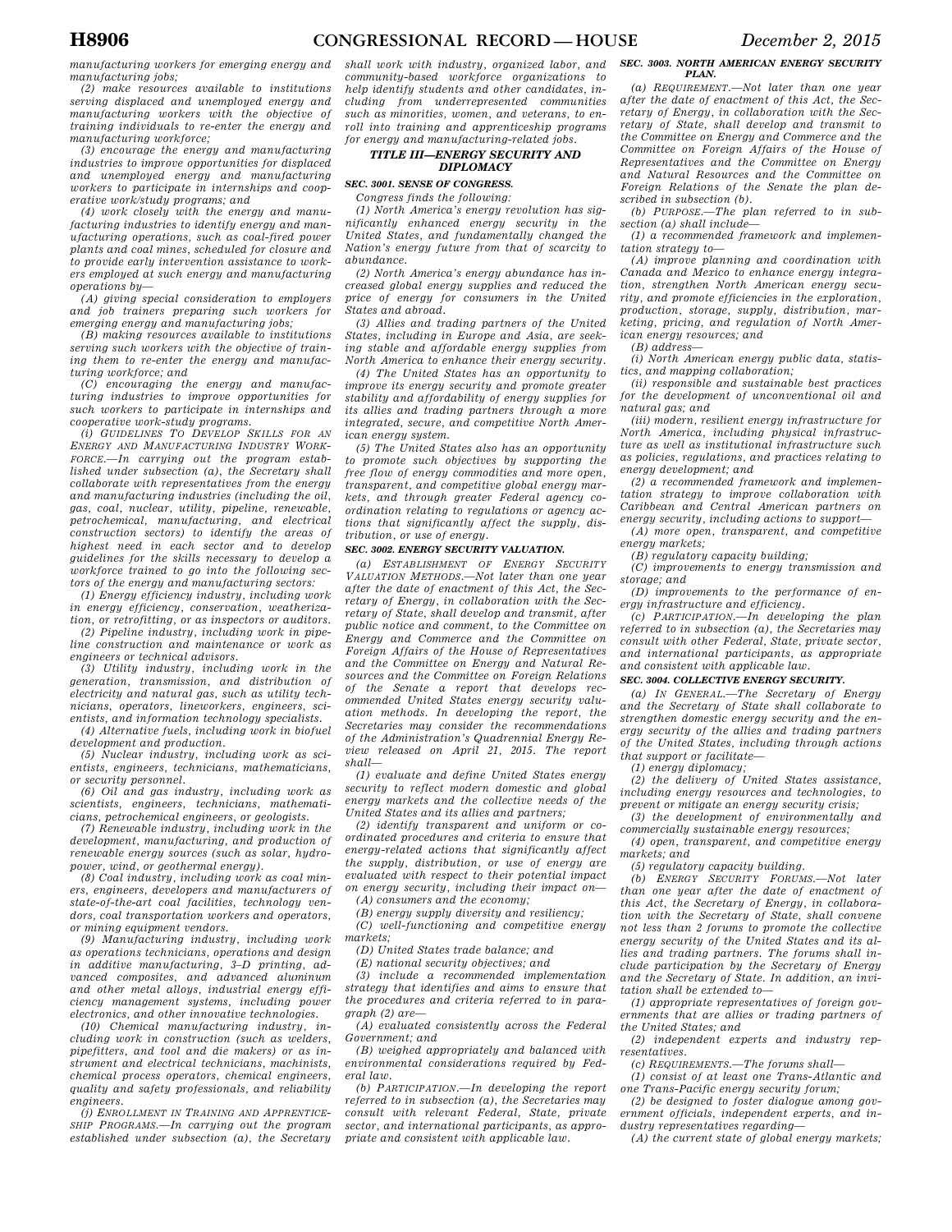*manufacturing workers for emerging energy and manufacturing jobs;*

*(2) make resources available to institutions serving displaced and unemployed energy and manufacturing workers with the objective of training individuals to re-enter the energy and manufacturing workforce;*

*(3) encourage the energy and manufacturing industries to improve opportunities for displaced and unemployed energy and manufacturing workers to participate in internships and cooperative work/study programs; and*

*(4) work closely with the energy and manufacturing industries to identify energy and manufacturing operations, such as coal-fired power plants and coal mines, scheduled for closure and to provide early intervention assistance to workers employed at such energy and manufacturing operations by—*

*(A) giving special consideration to employers and job trainers preparing such workers for emerging energy and manufacturing jobs;*

*(B) making resources available to institutions serving such workers with the objective of training them to re-enter the energy and manufacturing workforce; and*

*(C) encouraging the energy and manufacturing industries to improve opportunities for such workers to participate in internships and cooperative work-study programs.*

*(i) GUIDELINES TO DEVELOP SKILLS FOR AN ENERGY AND MANUFACTURING INDUSTRY WORKFORCE.—In carrying out the program established under subsection (a), the Secretary shall collaborate with representatives from the energy and manufacturing industries (including the oil, gas, coal, nuclear, utility, pipeline, renewable, petrochemical, manufacturing, and electrical construction sectors) to identify the areas of highest need in each sector and to develop guidelines for the skills necessary to develop a workforce trained to go into the following sectors of the energy and manufacturing sectors:*

*(1) Energy efficiency industry, including work in energy efficiency, conservation, weatherization, or retrofitting, or as inspectors or auditors.*

*(2) Pipeline industry, including work in pipeline construction and maintenance or work as engineers or technical advisors.*

*(3) Utility industry, including work in the generation, transmission, and distribution of electricity and natural gas, such as utility technicians, operators, lineworkers, engineers, scientists, and information technology specialists.*

*(4) Alternative fuels, including work in biofuel development and production.*

*(5) Nuclear industry, including work as scientists, engineers, technicians, mathematicians, or security personnel.*

*(6) Oil and gas industry, including work as scientists, engineers, technicians, mathematicians, petrochemical engineers, or geologists.*

*(7) Renewable industry, including work in the development, manufacturing, and production of renewable energy sources (such as solar, hydropower, wind, or geothermal energy).*

*(8) Coal industry, including work as coal miners, engineers, developers and manufacturers of state-of-the-art coal facilities, technology vendors, coal transportation workers and operators, or mining equipment vendors.*

*(9) Manufacturing industry, including work as operations technicians, operations and design in additive manufacturing, 3–D printing, advanced composites, and advanced aluminum and other metal alloys, industrial energy efficiency management systems, including power electronics, and other innovative technologies.*

*(10) Chemical manufacturing industry, including work in construction (such as welders, pipefitters, and tool and die makers) or as instrument and electrical technicians, machinists, chemical process operators, chemical engineers, quality and safety professionals, and reliability engineers.*

*(j) ENROLLMENT IN TRAINING AND APPRENTICESHIP PROGRAMS.—In carrying out the program established under subsection (a), the Secretary shall work with industry, organized labor, and community-based workforce organizations to help identify students and other candidates, including from underrepresented communities such as minorities, women, and veterans, to enroll into training and apprenticeship programs for energy and manufacturing-related jobs.*

## *TITLE III—ENERGY SECURITY AND DIPLOMACY*

### *SEC. 3001. SENSE OF CONGRESS.*

*Congress finds the following:*

*(1) North America's energy revolution has significantly enhanced energy security in the United States, and fundamentally changed the Nation's energy future from that of scarcity to abundance.*

*(2) North America's energy abundance has increased global energy supplies and reduced the price of energy for consumers in the United States and abroad.*

*(3) Allies and trading partners of the United States, including in Europe and Asia, are seeking stable and affordable energy supplies from North America to enhance their energy security.*

*(4) The United States has an opportunity to improve its energy security and promote greater stability and affordability of energy supplies for its allies and trading partners through a more integrated, secure, and competitive North American energy system.*

*(5) The United States also has an opportunity to promote such objectives by supporting the free flow of energy commodities and more open, transparent, and competitive global energy markets, and through greater Federal agency coordination relating to regulations or agency actions that significantly affect the supply, distribution, or use of energy.*

### *SEC. 3002. ENERGY SECURITY VALUATION.*

*(a) ESTABLISHMENT OF ENERGY SECURITY VALUATION METHODS.—Not later than one year after the date of enactment of this Act, the Secretary of Energy, in collaboration with the Secretary of State, shall develop and transmit, after public notice and comment, to the Committee on Energy and Commerce and the Committee on Foreign Affairs of the House of Representatives and the Committee on Energy and Natural Resources and the Committee on Foreign Relations of the Senate a report that develops recommended United States energy security valuation methods. In developing the report, the Secretaries may consider the recommendations of the Administration's Quadrennial Energy Review released on April 21, 2015. The report shall—*

*(1) evaluate and define United States energy security to reflect modern domestic and global energy markets and the collective needs of the United States and its allies and partners;*

*(2) identify transparent and uniform or coordinated procedures and criteria to ensure that energy-related actions that significantly affect the supply, distribution, or use of energy are evaluated with respect to their potential impact on energy security, including their impact on—*

*(A) consumers and the economy;*

*(B) energy supply diversity and resiliency;*

*(C) well-functioning and competitive energy markets;*

*(D) United States trade balance; and*

*(E) national security objectives; and*

*(3) include a recommended implementation strategy that identifies and aims to ensure that the procedures and criteria referred to in paragraph (2) are—*

*(A) evaluated consistently across the Federal Government; and*

*(B) weighed appropriately and balanced with environmental considerations required by Federal law.*

*(b) PARTICIPATION.—In developing the report referred to in subsection (a), the Secretaries may consult with relevant Federal, State, private sector, and international participants, as appropriate and consistent with applicable law.*

### *SEC. 3003. NORTH AMERICAN ENERGY SECURITY PLAN.*

*(a) REQUIREMENT.—Not later than one year after the date of enactment of this Act, the Secretary of Energy, in collaboration with the Secretary of State, shall develop and transmit to the Committee on Energy and Commerce and the Committee on Foreign Affairs of the House of Representatives and the Committee on Energy and Natural Resources and the Committee on Foreign Relations of the Senate the plan described in subsection (b).*

*(b) PURPOSE.—The plan referred to in subsection (a) shall include—*

*(1) a recommended framework and implementation strategy to—*

*(A) improve planning and coordination with Canada and Mexico to enhance energy integration, strengthen North American energy security, and promote efficiencies in the exploration, production, storage, supply, distribution, marketing, pricing, and regulation of North American energy resources; and*

*(B) address—*

*(i) North American energy public data, statistics, and mapping collaboration;*

*(ii) responsible and sustainable best practices for the development of unconventional oil and natural gas; and*

*(iii) modern, resilient energy infrastructure for North America, including physical infrastructure as well as institutional infrastructure such as policies, regulations, and practices relating to energy development; and*

*(2) a recommended framework and implementation strategy to improve collaboration with Caribbean and Central American partners on energy security, including actions to support—*

*(A) more open, transparent, and competitive energy markets;*

*(B) regulatory capacity building;*

*(C) improvements to energy transmission and storage; and*

*(D) improvements to the performance of energy infrastructure and efficiency.*

*(c) PARTICIPATION.—In developing the plan referred to in subsection (a), the Secretaries may consult with other Federal, State, private sector, and international participants, as appropriate and consistent with applicable law.*

### *SEC. 3004. COLLECTIVE ENERGY SECURITY.*

*(a) IN GENERAL.—The Secretary of Energy and the Secretary of State shall collaborate to strengthen domestic energy security and the energy security of the allies and trading partners of the United States, including through actions that support or facilitate—*

*(1) energy diplomacy;*

*(2) the delivery of United States assistance, including energy resources and technologies, to prevent or mitigate an energy security crisis;*

*(3) the development of environmentally and commercially sustainable energy resources;*

*(4) open, transparent, and competitive energy markets; and*

*(5) regulatory capacity building.*

*(b) ENERGY SECURITY FORUMS.—Not later than one year after the date of enactment of this Act, the Secretary of Energy, in collaboration with the Secretary of State, shall convene not less than 2 forums to promote the collective energy security of the United States and its allies and trading partners. The forums shall include participation by the Secretary of Energy and the Secretary of State. In addition, an invitation shall be extended to—*

*(1) appropriate representatives of foreign governments that are allies or trading partners of the United States; and*

*(2) independent experts and industry representatives.*

*(c) REQUIREMENTS.—The forums shall—*

*(1) consist of at least one Trans-Atlantic and one Trans-Pacific energy security forum;*

*(2) be designed to foster dialogue among government officials, independent experts, and industry representatives regarding—*

*(A) the current state of global energy markets;*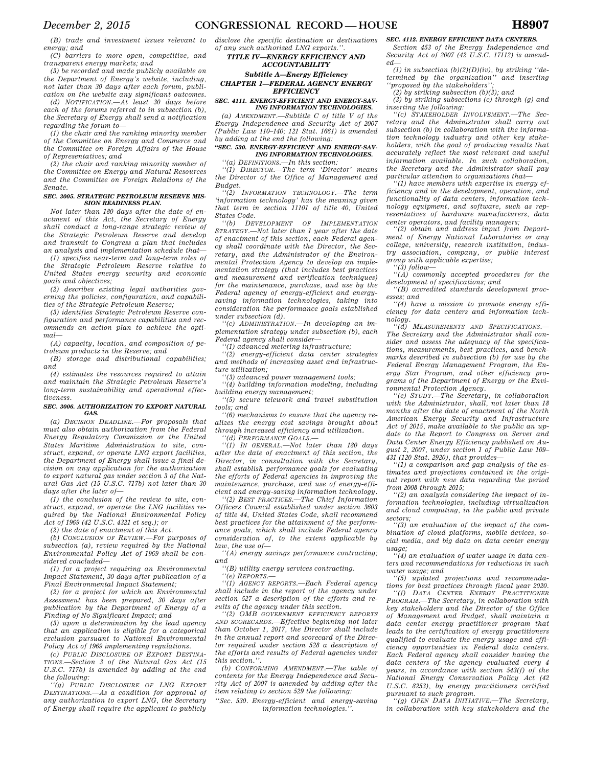(B) trade and investment issues relevant to energy; and

(C) barriers to more open, competitive, and transparent energy markets; and

(3) be recorded and made publicly available on the Department of Energy's website, including, not later than 30 days after each forum, publication on the website any significant outcomes.

(d) NOTIFICATION.—At least 30 days before each of the forums referred to in subsection (b), the Secretary of Energy shall send a notification regarding the forum to—

(1) the chair and the ranking minority member of the Committee on Energy and Commerce and the Committee on Foreign Affairs of the House of Representatives; and

(2) the chair and ranking minority member of the Committee on Energy and Natural Resources and the Committee on Foreign Relations of the Senate.

**SEC. 3005. STRATEGIC PETROLEUM RESERVE MISSION READINESS PLAN.**

Not later than 180 days after the date of enactment of this Act, the Secretary of Energy shall conduct a long-range strategic review of the Strategic Petroleum Reserve and develop and transmit to Congress a plan that includes an analysis and implementation schedule that—

(1) specifies near-term and long-term roles of the Strategic Petroleum Reserve relative to United States energy security and economic goals and objectives;

(2) describes existing legal authorities governing the policies, configuration, and capabilities of the Strategic Petroleum Reserve;

(3) identifies Strategic Petroleum Reserve configuration and performance capabilities and recommends an action plan to achieve the optimal—

(A) capacity, location, and composition of petroleum products in the Reserve; and

(B) storage and distributional capabilities; and

(4) estimates the resources required to attain and maintain the Strategic Petroleum Reserve's long-term sustainability and operational effectiveness.

**SEC. 3006. AUTHORIZATION TO EXPORT NATURAL GAS.**

(a) DECISION DEADLINE.—For proposals that must also obtain authorization from the Federal Energy Regulatory Commission or the United States Maritime Administration to site, construct, expand, or operate LNG export facilities, the Department of Energy shall issue a final decision on any application for the authorization to export natural gas under section 3 of the Natural Gas Act (15 U.S.C. 717b) not later than 30 days after the later of—

(1) the conclusion of the review to site, construct, expand, or operate the LNG facilities required by the National Environmental Policy Act of 1969 (42 U.S.C. 4321 et seq.); or

(2) the date of enactment of this Act.

(b) CONCLUSION OF REVIEW.—For purposes of subsection (a), review required by the National Environmental Policy Act of 1969 shall be considered concluded—

(1) for a project requiring an Environmental Impact Statement, 30 days after publication of a Final Environmental Impact Statement;

(2) for a project for which an Environmental Assessment has been prepared, 30 days after publication by the Department of Energy of a Finding of No Significant Impact; and

(3) upon a determination by the lead agency that an application is eligible for a categorical exclusion pursuant to National Environmental Policy Act of 1969 implementing regulations.

(c) PUBLIC DISCLOSURE OF EXPORT DESTINATIONS.—Section 3 of the Natural Gas Act (15 U.S.C. 717b) is amended by adding at the end the following:

''(g) PUBLIC DISCLOSURE OF LNG EXPORT DESTINATIONS.—As a condition for approval of any authorization to export LNG, the Secretary of Energy shall require the applicant to publicly disclose the specific destination or destinations of any such authorized LNG exports.''.

## TITLE IV—ENERGY EFFICIENCY AND ACCOUNTABILITY

### Subtitle A—Energy Efficiency

### CHAPTER 1—FEDERAL AGENCY ENERGY EFFICIENCY

**SEC. 4111. ENERGY-EFFICIENT AND ENERGY-SAVING INFORMATION TECHNOLOGIES.**

(a) AMENDMENT.—Subtitle C of title V of the Energy Independence and Security Act of 2007 (Public Law 110–140; 121 Stat. 1661) is amended by adding at the end the following:

**''SEC. 530. ENERGY-EFFICIENT AND ENERGY-SAVING INFORMATION TECHNOLOGIES.**

''(a) DEFINITIONS.—In this section:

''(1) DIRECTOR.—The term 'Director' means the Director of the Office of Management and Budget.

''(2) INFORMATION TECHNOLOGY.—The term 'information technology' has the meaning given that term in section 11101 of title 40, United States Code.

''(b) DEVELOPMENT OF IMPLEMENTATION STRATEGY.—Not later than 1 year after the date of enactment of this section, each Federal agency shall coordinate with the Director, the Secretary, and the Administrator of the Environmental Protection Agency to develop an implementation strategy (that includes best practices and measurement and verification techniques) for the maintenance, purchase, and use by the Federal agency of energy-efficient and energy-saving information technologies, taking into consideration the performance goals established under subsection (d).

''(c) ADMINISTRATION.—In developing an implementation strategy under subsection (b), each Federal agency shall consider—

''(1) advanced metering infrastructure;

''(2) energy-efficient data center strategies and methods of increasing asset and infrastructure utilization;

''(3) advanced power management tools;

''(4) building information modeling, including building energy management;

''(5) secure telework and travel substitution tools; and

''(6) mechanisms to ensure that the agency realizes the energy cost savings brought about through increased efficiency and utilization.

''(d) PERFORMANCE GOALS.—

''(1) IN GENERAL.—Not later than 180 days after the date of enactment of this section, the Director, in consultation with the Secretary, shall establish performance goals for evaluating the efforts of Federal agencies in improving the maintenance, purchase, and use of energy-efficient and energy-saving information technology.

''(2) BEST PRACTICES.—The Chief Information Officers Council established under section 3603 of title 44, United States Code, shall recommend best practices for the attainment of the performance goals, which shall include Federal agency consideration of, to the extent applicable by law, the use of—

''(A) energy savings performance contracting; and

''(B) utility energy services contracting.

''(e) REPORTS.—

''(1) AGENCY REPORTS.—Each Federal agency shall include in the report of the agency under section 527 a description of the efforts and results of the agency under this section.

''(2) OMB GOVERNMENT EFFICIENCY REPORTS AND SCORECARDS.—Effective beginning not later than October 1, 2017, the Director shall include in the annual report and scorecard of the Director required under section 528 a description of the efforts and results of Federal agencies under this section.''.

(b) CONFORMING AMENDMENT.—The table of contents for the Energy Independence and Security Act of 2007 is amended by adding after the item relating to section 529 the following:

''Sec. 530. Energy-efficient and energy-saving information technologies.''.

**SEC. 4112. ENERGY EFFICIENT DATA CENTERS.**

Section 453 of the Energy Independence and Security Act of 2007 (42 U.S.C. 17112) is amended—

(1) in subsection (b)(2)(D)(iv), by striking ''determined by the organization'' and inserting ''proposed by the stakeholders'';

(2) by striking subsection (b)(3); and

(3) by striking subsections (c) through (g) and inserting the following:

''(c) STAKEHOLDER INVOLVEMENT.—The Secretary and the Administrator shall carry out subsection (b) in collaboration with the information technology industry and other key stakeholders, with the goal of producing results that accurately reflect the most relevant and useful information available. In such collaboration, the Secretary and the Administrator shall pay particular attention to organizations that—

''(1) have members with expertise in energy efficiency and in the development, operation, and functionality of data centers, information technology equipment, and software, such as representatives of hardware manufacturers, data center operators, and facility managers;

''(2) obtain and address input from Department of Energy National Laboratories or any college, university, research institution, industry association, company, or public interest group with applicable expertise;

''(3) follow—

''(A) commonly accepted procedures for the development of specifications; and

''(B) accredited standards development processes; and

''(4) have a mission to promote energy efficiency for data centers and information technology.

''(d) MEASUREMENTS AND SPECIFICATIONS.—The Secretary and the Administrator shall consider and assess the adequacy of the specifications, measurements, best practices, and benchmarks described in subsection (b) for use by the Federal Energy Management Program, the Energy Star Program, and other efficiency programs of the Department of Energy or the Environmental Protection Agency.

''(e) STUDY.—The Secretary, in collaboration with the Administrator, shall, not later than 18 months after the date of enactment of the North American Energy Security and Infrastructure Act of 2015, make available to the public an update to the Report to Congress on Server and Data Center Energy Efficiency published on August 2, 2007, under section 1 of Public Law 109–431 (120 Stat. 2920), that provides—

''(1) a comparison and gap analysis of the estimates and projections contained in the original report with new data regarding the period from 2008 through 2015;

''(2) an analysis considering the impact of information technologies, including virtualization and cloud computing, in the public and private sectors;

''(3) an evaluation of the impact of the combination of cloud platforms, mobile devices, social media, and big data on data center energy usage;

''(4) an evaluation of water usage in data centers and recommendations for reductions in such water usage; and

''(5) updated projections and recommendations for best practices through fiscal year 2020.

''(f) DATA CENTER ENERGY PRACTITIONER PROGRAM.—The Secretary, in collaboration with key stakeholders and the Director of the Office of Management and Budget, shall maintain a data center energy practitioner program that leads to the certification of energy practitioners qualified to evaluate the energy usage and efficiency opportunities in Federal data centers. Each Federal agency shall consider having the data centers of the agency evaluated every 4 years, in accordance with section 543(f) of the National Energy Conservation Policy Act (42 U.S.C. 8253), by energy practitioners certified pursuant to such program.

''(g) OPEN DATA INITIATIVE.—The Secretary, in collaboration with key stakeholders and the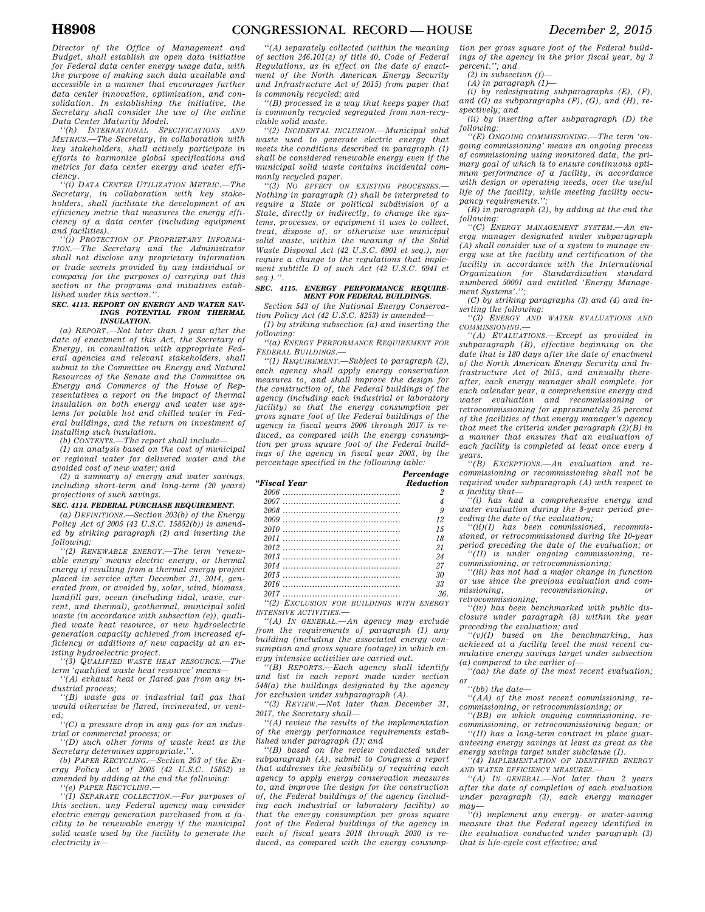Director of the Office of Management and Budget, shall establish an open data initiative for Federal data center energy usage data, with the purpose of making such data available and accessible in a manner that encourages further data center innovation, optimization, and consolidation. In establishing the initiative, the Secretary shall consider the use of the online Data Center Maturity Model.

''(h) INTERNATIONAL SPECIFICATIONS AND METRICS.—The Secretary, in collaboration with key stakeholders, shall actively participate in efforts to harmonize global specifications and metrics for data center energy and water efficiency.

''(i) DATA CENTER UTILIZATION METRIC.—The Secretary, in collaboration with key stakeholders, shall facilitate the development of an efficiency metric that measures the energy efficiency of a data center (including equipment and facilities).

''(j) PROTECTION OF PROPRIETARY INFORMATION.—The Secretary and the Administrator shall not disclose any proprietary information or trade secrets provided by any individual or company for the purposes of carrying out this section or the programs and initiatives established under this section.''.

**SEC. 4113. REPORT ON ENERGY AND WATER SAVINGS POTENTIAL FROM THERMAL INSULATION.**

(a) REPORT.—Not later than 1 year after the date of enactment of this Act, the Secretary of Energy, in consultation with appropriate Federal agencies and relevant stakeholders, shall submit to the Committee on Energy and Natural Resources of the Senate and the Committee on Energy and Commerce of the House of Representatives a report on the impact of thermal insulation on both energy and water use systems for potable hot and chilled water in Federal buildings, and the return on investment of installing such insulation.

(b) CONTENTS.—The report shall include—

(1) an analysis based on the cost of municipal or regional water for delivered water and the avoided cost of new water; and

(2) a summary of energy and water savings, including short-term and long-term (20 years) projections of such savings.

**SEC. 4114. FEDERAL PURCHASE REQUIREMENT.**

(a) DEFINITIONS.—Section 203(b) of the Energy Policy Act of 2005 (42 U.S.C. 15852(b)) is amended by striking paragraph (2) and inserting the following:

''(2) RENEWABLE ENERGY.—The term 'renewable energy' means electric energy, or thermal energy if resulting from a thermal energy project placed in service after December 31, 2014, generated from, or avoided by, solar, wind, biomass, landfill gas, ocean (including tidal, wave, current, and thermal), geothermal, municipal solid waste (in accordance with subsection (e)), qualified waste heat resource, or new hydroelectric generation capacity achieved from increased efficiency or additions of new capacity at an existing hydroelectric project.

''(3) QUALIFIED WASTE HEAT RESOURCE.—The term 'qualified waste heat resource' means—

''(A) exhaust heat or flared gas from any industrial process;

''(B) waste gas or industrial tail gas that would otherwise be flared, incinerated, or vented;

''(C) a pressure drop in any gas for an industrial or commercial process; or

''(D) such other forms of waste heat as the Secretary determines appropriate.''.

(b) PAPER RECYCLING.—Section 203 of the Energy Policy Act of 2005 (42 U.S.C. 15852) is amended by adding at the end the following:

''(e) PAPER RECYCLING.—

''(1) SEPARATE COLLECTION.—For purposes of this section, any Federal agency may consider electric energy generation purchased from a facility to be renewable energy if the municipal solid waste used by the facility to generate the electricity is—

''(A) separately collected (within the meaning of section 246.101(z) of title 40, Code of Federal Regulations, as in effect on the date of enactment of the North American Energy Security and Infrastructure Act of 2015) from paper that is commonly recycled; and

''(B) processed in a way that keeps paper that is commonly recycled segregated from non-recyclable solid waste.

''(2) INCIDENTAL INCLUSION.—Municipal solid waste used to generate electric energy that meets the conditions described in paragraph (1) shall be considered renewable energy even if the municipal solid waste contains incidental commonly recycled paper.

''(3) NO EFFECT ON EXISTING PROCESSES.—Nothing in paragraph (1) shall be interpreted to require a State or political subdivision of a State, directly or indirectly, to change the systems, processes, or equipment it uses to collect, treat, dispose of, or otherwise use municipal solid waste, within the meaning of the Solid Waste Disposal Act (42 U.S.C. 6901 et seq.), nor require a change to the regulations that implement subtitle D of such Act (42 U.S.C. 6941 et seq.).''.

**SEC. 4115. ENERGY PERFORMANCE REQUIREMENT FOR FEDERAL BUILDINGS.**

Section 543 of the National Energy Conservation Policy Act (42 U.S.C. 8253) is amended—

(1) by striking subsection (a) and inserting the following:

''(a) ENERGY PERFORMANCE REQUIREMENT FOR FEDERAL BUILDINGS.—

''(1) REQUIREMENT.—Subject to paragraph (2), each agency shall apply energy conservation measures to, and shall improve the design for the construction of, the Federal buildings of the agency (including each industrial or laboratory facility) so that the energy consumption per gross square foot of the Federal buildings of the agency in fiscal years 2006 through 2017 is reduced, as compared with the energy consumption per gross square foot of the Federal buildings of the agency in fiscal year 2003, by the percentage specified in the following table:

| ''Fiscal Year | Percentage Reduction |
|---|---|
| 2006 | 2 |
| 2007 | 4 |
| 2008 | 9 |
| 2009 | 12 |
| 2010 | 15 |
| 2011 | 18 |
| 2012 | 21 |
| 2013 | 24 |
| 2014 | 27 |
| 2015 | 30 |
| 2016 | 33 |
| 2017 | 36. |

''(2) EXCLUSION FOR BUILDINGS WITH ENERGY INTENSIVE ACTIVITIES.—

''(A) IN GENERAL.—An agency may exclude from the requirements of paragraph (1) any building (including the associated energy consumption and gross square footage) in which energy intensive activities are carried out.

''(B) REPORTS.—Each agency shall identify and list in each report made under section 548(a) the buildings designated by the agency for exclusion under subparagraph (A).

''(3) REVIEW.—Not later than December 31, 2017, the Secretary shall—

''(A) review the results of the implementation of the energy performance requirements established under paragraph (1); and

''(B) based on the review conducted under subparagraph (A), submit to Congress a report that addresses the feasibility of requiring each agency to apply energy conservation measures to, and improve the design for the construction of, the Federal buildings of the agency (including each industrial or laboratory facility) so that the energy consumption per gross square foot of the Federal buildings of the agency in each of fiscal years 2018 through 2030 is reduced, as compared with the energy consumption per gross square foot of the Federal buildings of the agency in the prior fiscal year, by 3 percent.''; and

(2) in subsection (f)—

(A) in paragraph (1)—

(i) by redesignating subparagraphs (E), (F), and (G) as subparagraphs (F), (G), and (H), respectively; and

(ii) by inserting after subparagraph (D) the following:

''(E) ONGOING COMMISSIONING.—The term 'ongoing commissioning' means an ongoing process of commissioning using monitored data, the primary goal of which is to ensure continuous optimum performance of a facility, in accordance with design or operating needs, over the useful life of the facility, while meeting facility occupancy requirements.'';

(B) in paragraph (2), by adding at the end the following:

''(C) ENERGY MANAGEMENT SYSTEM.—An energy manager designated under subparagraph (A) shall consider use of a system to manage energy use at the facility and certification of the facility in accordance with the International Organization for Standardization standard numbered 50001 and entitled 'Energy Management Systems'.'';

(C) by striking paragraphs (3) and (4) and inserting the following:

''(3) ENERGY AND WATER EVALUATIONS AND COMMISSIONING.—

''(A) EVALUATIONS.—Except as provided in subparagraph (B), effective beginning on the date that is 180 days after the date of enactment of the North American Energy Security and Infrastructure Act of 2015, and annually thereafter, each energy manager shall complete, for each calendar year, a comprehensive energy and water evaluation and recommissioning or retrocommissioning for approximately 25 percent of the facilities of that energy manager's agency that meet the criteria under paragraph (2)(B) in a manner that ensures that an evaluation of each facility is completed at least once every 4 years.

''(B) EXCEPTIONS.—An evaluation and recommissioning or recommissioning shall not be required under subparagraph (A) with respect to a facility that—

''(i) has had a comprehensive energy and water evaluation during the 8-year period preceding the date of the evaluation;

''(ii)(I) has been commissioned, recommissioned, or retrocommissioned during the 10-year period preceding the date of the evaluation; or

''(II) is under ongoing commissioning, recommissioning, or retrocommissioning;

''(iii) has not had a major change in function or use since the previous evaluation and commissioning, recommissioning, or retrocommissioning;

''(iv) has been benchmarked with public disclosure under paragraph (8) within the year preceding the evaluation; and

''(v)(I) based on the benchmarking, has achieved at a facility level the most recent cumulative energy savings target under subsection (a) compared to the earlier of—

''(aa) the date of the most recent evaluation; or

''(bb) the date—

''(AA) of the most recent commissioning, recommissioning, or retrocommissioning; or

''(BB) on which ongoing commissioning, recommissioning, or retrocommissioning began; or

''(II) has a long-term contract in place guaranteeing energy savings at least as great as the energy savings target under subclause (I).

''(4) IMPLEMENTATION OF IDENTIFIED ENERGY AND WATER EFFICIENCY MEASURES.—

''(A) IN GENERAL.—Not later than 2 years after the date of completion of each evaluation under paragraph (3), each energy manager may—

''(i) implement any energy- or water-saving measure that the Federal agency identified in the evaluation conducted under paragraph (3) that is life-cycle cost effective; and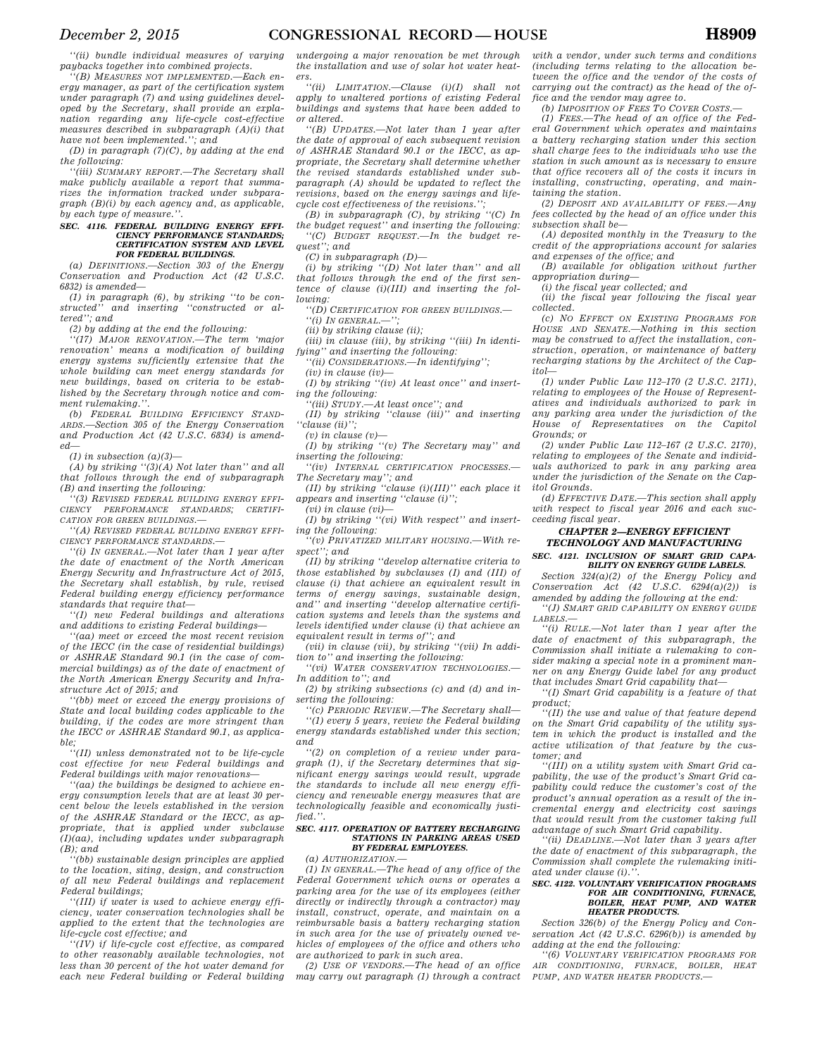''(ii) bundle individual measures of varying paybacks together into combined projects.

''(B) MEASURES NOT IMPLEMENTED.—Each energy manager, as part of the certification system under paragraph (7) and using guidelines developed by the Secretary, shall provide an explanation regarding any life-cycle cost-effective measures described in subparagraph (A)(i) that have not been implemented.''; and

(D) in paragraph (7)(C), by adding at the end the following:

''(iii) SUMMARY REPORT.—The Secretary shall make publicly available a report that summarizes the information tracked under subparagraph (B)(i) by each agency and, as applicable, by each type of measure.''.

**SEC. 4116. FEDERAL BUILDING ENERGY EFFICIENCY PERFORMANCE STANDARDS; CERTIFICATION SYSTEM AND LEVEL FOR FEDERAL BUILDINGS.**

(a) DEFINITIONS.—Section 303 of the Energy Conservation and Production Act (42 U.S.C. 6832) is amended—

(1) in paragraph (6), by striking ''to be constructed'' and inserting ''constructed or altered''; and

(2) by adding at the end the following:

''(17) MAJOR RENOVATION.—The term 'major renovation' means a modification of building energy systems sufficiently extensive that the whole building can meet energy standards for new buildings, based on criteria to be established by the Secretary through notice and comment rulemaking.''.

(b) FEDERAL BUILDING EFFICIENCY STANDARDS.—Section 305 of the Energy Conservation and Production Act (42 U.S.C. 6834) is amended—

(1) in subsection (a)(3)—

(A) by striking ''(3)(A) Not later than'' and all that follows through the end of subparagraph (B) and inserting the following:

''(3) REVISED FEDERAL BUILDING ENERGY EFFICIENCY PERFORMANCE STANDARDS; CERTIFICATION FOR GREEN BUILDINGS.—

''(A) REVISED FEDERAL BUILDING ENERGY EFFICIENCY PERFORMANCE STANDARDS.—

''(i) IN GENERAL.—Not later than 1 year after the date of enactment of the North American Energy Security and Infrastructure Act of 2015, the Secretary shall establish, by rule, revised Federal building energy efficiency performance standards that require that—

''(I) new Federal buildings and alterations and additions to existing Federal buildings—

''(aa) meet or exceed the most recent revision of the IECC (in the case of residential buildings) or ASHRAE Standard 90.1 (in the case of commercial buildings) as of the date of enactment of the North American Energy Security and Infrastructure Act of 2015; and

''(bb) meet or exceed the energy provisions of State and local building codes applicable to the building, if the codes are more stringent than the IECC or ASHRAE Standard 90.1, as applicable;

''(II) unless demonstrated not to be life-cycle cost effective for new Federal buildings and Federal buildings with major renovations—

''(aa) the buildings be designed to achieve energy consumption levels that are at least 30 percent below the levels established in the version of the ASHRAE Standard or the IECC, as appropriate, that is applied under subclause (I)(aa), including updates under subparagraph (B); and

''(bb) sustainable design principles are applied to the location, siting, design, and construction of all new Federal buildings and replacement Federal buildings;

''(III) if water is used to achieve energy efficiency, water conservation technologies shall be applied to the extent that the technologies are life-cycle cost effective; and

''(IV) if life-cycle cost effective, as compared to other reasonably available technologies, not less than 30 percent of the hot water demand for each new Federal building or Federal building undergoing a major renovation be met through the installation and use of solar hot water heaters.

''(ii) LIMITATION.—Clause (i)(I) shall not apply to unaltered portions of existing Federal buildings and systems that have been added to or altered.

''(B) UPDATES.—Not later than 1 year after the date of approval of each subsequent revision of ASHRAE Standard 90.1 or the IECC, as appropriate, the Secretary shall determine whether the revised standards established under subparagraph (A) should be updated to reflect the revisions, based on the energy savings and life-cycle cost effectiveness of the revisions.'';

(B) in subparagraph (C), by striking ''(C) In the budget request'' and inserting the following:

''(C) BUDGET REQUEST.—In the budget request''; and

(C) in subparagraph (D)—

(i) by striking ''(D) Not later than'' and all that follows through the end of the first sentence of clause (i)(III) and inserting the following:

''(D) CERTIFICATION FOR GREEN BUILDINGS.—

''(i) IN GENERAL.—'';

(ii) by striking clause (ii);

(iii) in clause (iii), by striking ''(iii) In identifying'' and inserting the following:

''(ii) CONSIDERATIONS.—In identifying'';

(iv) in clause (iv)—

(I) by striking ''(iv) At least once'' and inserting the following:

''(iii) STUDY.—At least once''; and

(II) by striking ''clause (iii)'' and inserting ''clause (ii)'';

(v) in clause (v)—

(I) by striking ''(v) The Secretary may'' and inserting the following:

''(iv) INTERNAL CERTIFICATION PROCESSES.—The Secretary may''; and

(II) by striking ''clause (i)(III)'' each place it appears and inserting ''clause (i)'';

(vi) in clause (vi)—

(I) by striking ''(vi) With respect'' and inserting the following:

''(v) PRIVATIZED MILITARY HOUSING.—With respect''; and

(II) by striking ''develop alternative criteria to those established by subclauses (I) and (III) of clause (i) that achieve an equivalent result in terms of energy savings, sustainable design, and'' and inserting ''develop alternative certification systems and levels than the systems and levels identified under clause (i) that achieve an equivalent result in terms of''; and

(vii) in clause (vii), by striking ''(vii) In addition to'' and inserting the following:

''(vi) WATER CONSERVATION TECHNOLOGIES.—In addition to''; and

(2) by striking subsections (c) and (d) and inserting the following:

''(c) PERIODIC REVIEW.—The Secretary shall—

''(1) every 5 years, review the Federal building energy standards established under this section; and

''(2) on completion of a review under paragraph (1), if the Secretary determines that significant energy savings would result, upgrade the standards to include all new energy efficiency and renewable energy measures that are technologically feasible and economically justified.''.

**SEC. 4117. OPERATION OF BATTERY RECHARGING STATIONS IN PARKING AREAS USED BY FEDERAL EMPLOYEES.**

(a) AUTHORIZATION.—

(1) IN GENERAL.—The head of any office of the Federal Government which owns or operates a parking area for the use of its employees (either directly or indirectly through a contractor) may install, construct, operate, and maintain on a reimbursable basis a battery recharging station in such area for the use of privately owned vehicles of employees of the office and others who are authorized to park in such area.

(2) USE OF VENDORS.—The head of an office may carry out paragraph (1) through a contract with a vendor, under such terms and conditions (including terms relating to the allocation between the office and the vendor of the costs of carrying out the contract) as the head of the office and the vendor may agree to.

(b) IMPOSITION OF FEES TO COVER COSTS.—

(1) FEES.—The head of an office of the Federal Government which operates and maintains a battery recharging station under this section shall charge fees to the individuals who use the station in such amount as is necessary to ensure that office recovers all of the costs it incurs in installing, constructing, operating, and maintaining the station.

(2) DEPOSIT AND AVAILABILITY OF FEES.—Any fees collected by the head of an office under this subsection shall be—

(A) deposited monthly in the Treasury to the credit of the appropriations account for salaries and expenses of the office; and

(B) available for obligation without further appropriation during—

(i) the fiscal year collected; and

(ii) the fiscal year following the fiscal year collected.

(c) NO EFFECT ON EXISTING PROGRAMS FOR HOUSE AND SENATE.—Nothing in this section may be construed to affect the installation, construction, operation, or maintenance of battery recharging stations by the Architect of the Capitol—

(1) under Public Law 112–170 (2 U.S.C. 2171), relating to employees of the House of Representatives and individuals authorized to park in any parking area under the jurisdiction of the House of Representatives on the Capitol Grounds; or

(2) under Public Law 112–167 (2 U.S.C. 2170), relating to employees of the Senate and individuals authorized to park in any parking area under the jurisdiction of the Senate on the Capitol Grounds.

(d) EFFECTIVE DATE.—This section shall apply with respect to fiscal year 2016 and each succeeding fiscal year.

## CHAPTER 2—ENERGY EFFICIENT TECHNOLOGY AND MANUFACTURING

**SEC. 4121. INCLUSION OF SMART GRID CAPABILITY ON ENERGY GUIDE LABELS.**

Section 324(a)(2) of the Energy Policy and Conservation Act (42 U.S.C. 6294(a)(2)) is amended by adding at the end the following:

''(J) SMART GRID CAPABILITY ON ENERGY GUIDE LABELS.—

''(i) RULE.—Not later than 1 year after the date of enactment of this subparagraph, the Commission shall initiate a rulemaking to consider making a special note in a prominent manner on any Energy Guide label for any product that includes Smart Grid capability that—

''(I) Smart Grid capability is a feature of that product;

''(II) the use and value of that feature depend on the Smart Grid capability of the utility system in which the product is installed and the active utilization of that feature by the customer; and

''(III) on a utility system with Smart Grid capability, the use of the product's Smart Grid capability could reduce the customer's cost of the product's annual operation as a result of the incremental energy and electricity cost savings that would result from the customer taking full advantage of such Smart Grid capability.

''(ii) DEADLINE.—Not later than 3 years after the date of enactment of this subparagraph, the Commission shall complete the rulemaking initiated under clause (i).''.

**SEC. 4122. VOLUNTARY VERIFICATION PROGRAMS FOR AIR CONDITIONING, FURNACE, BOILER, HEAT PUMP, AND WATER HEATER PRODUCTS.**

Section 326(b) of the Energy Policy and Conservation Act (42 U.S.C. 6296(b)) is amended by adding at the end the following:

''(6) VOLUNTARY VERIFICATION PROGRAMS FOR AIR CONDITIONING, FURNACE, BOILER, HEAT PUMP, AND WATER HEATER PRODUCTS.—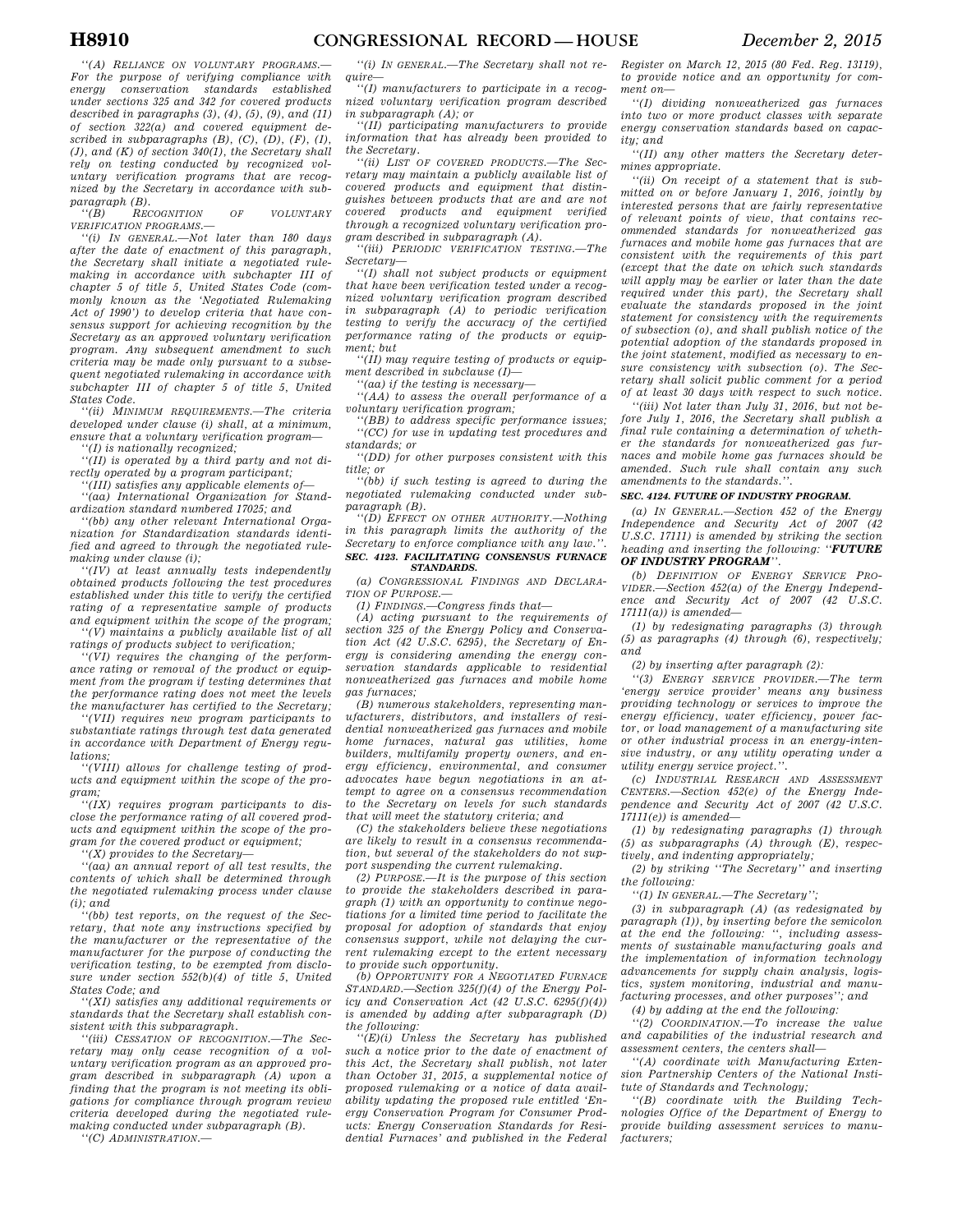''(A) RELIANCE ON VOLUNTARY PROGRAMS.—For the purpose of verifying compliance with energy conservation standards established under sections 325 and 342 for covered products described in paragraphs (3), (4), (5), (9), and (11) of section 322(a) and covered equipment described in subparagraphs (B), (C), (D), (F), (I), (J), and (K) of section 340(1), the Secretary shall rely on testing conducted by recognized voluntary verification programs that are recognized by the Secretary in accordance with subparagraph (B).

''(B) RECOGNITION OF VOLUNTARY VERIFICATION PROGRAMS.—

''(i) IN GENERAL.—Not later than 180 days after the date of enactment of this paragraph, the Secretary shall initiate a negotiated rulemaking in accordance with subchapter III of chapter 5 of title 5, United States Code (commonly known as the 'Negotiated Rulemaking Act of 1990') to develop criteria that have consensus support for achieving recognition by the Secretary as an approved voluntary verification program. Any subsequent amendment to such criteria may be made only pursuant to a subsequent negotiated rulemaking in accordance with subchapter III of chapter 5 of title 5, United States Code.

''(ii) MINIMUM REQUIREMENTS.—The criteria developed under clause (i) shall, at a minimum, ensure that a voluntary verification program—

''(I) is nationally recognized;

''(II) is operated by a third party and not directly operated by a program participant;

''(III) satisfies any applicable elements of—

''(aa) International Organization for Standardization standard numbered 17025; and

''(bb) any other relevant International Organization for Standardization standards identified and agreed to through the negotiated rulemaking under clause (i);

''(IV) at least annually tests independently obtained products following the test procedures established under this title to verify the certified rating of a representative sample of products and equipment within the scope of the program;

''(V) maintains a publicly available list of all ratings of products subject to verification;

''(VI) requires the changing of the performance rating or removal of the product or equipment from the program if testing determines that the performance rating does not meet the levels the manufacturer has certified to the Secretary;

''(VII) requires new program participants to substantiate ratings through test data generated in accordance with Department of Energy regulations;

''(VIII) allows for challenge testing of products and equipment within the scope of the program;

''(IX) requires program participants to disclose the performance rating of all covered products and equipment within the scope of the program for the covered product or equipment;

''(X) provides to the Secretary—

''(aa) an annual report of all test results, the contents of which shall be determined through the negotiated rulemaking process under clause (i); and

''(bb) test reports, on the request of the Secretary, that note any instructions specified by the manufacturer or the representative of the manufacturer for the purpose of conducting the verification testing, to be exempted from disclosure under section 552(b)(4) of title 5, United States Code; and

''(XI) satisfies any additional requirements or standards that the Secretary shall establish consistent with this subparagraph.

''(iii) CESSATION OF RECOGNITION.—The Secretary may only cease recognition of a voluntary verification program as an approved program described in subparagraph (A) upon a finding that the program is not meeting its obligations for compliance through program review criteria developed during the negotiated rulemaking conducted under subparagraph (B).

''(C) ADMINISTRATION.—

''(i) IN GENERAL.—The Secretary shall not require—

''(I) manufacturers to participate in a recognized voluntary verification program described in subparagraph (A); or

''(II) participating manufacturers to provide information that has already been provided to the Secretary.

''(ii) LIST OF COVERED PRODUCTS.—The Secretary may maintain a publicly available list of covered products and equipment that distinguishes between products that are and are not covered products and equipment verified through a recognized voluntary verification program described in subparagraph (A).

''(iii) PERIODIC VERIFICATION TESTING.—The Secretary—

''(I) shall not subject products or equipment that have been verification tested under a recognized voluntary verification program described in subparagraph (A) to periodic verification testing to verify the accuracy of the certified performance rating of the products or equipment; but

''(II) may require testing of products or equipment described in subclause (I)—

''(aa) if the testing is necessary—

''(AA) to assess the overall performance of a voluntary verification program;

''(BB) to address specific performance issues;

''(CC) for use in updating test procedures and standards; or

''(DD) for other purposes consistent with this title; or

''(bb) if such testing is agreed to during the negotiated rulemaking conducted under subparagraph (B).

''(D) EFFECT ON OTHER AUTHORITY.—Nothing in this paragraph limits the authority of the Secretary to enforce compliance with any law.''.

**SEC. 4123. FACILITATING CONSENSUS FURNACE STANDARDS.**

(a) CONGRESSIONAL FINDINGS AND DECLARATION OF PURPOSE.—

(1) FINDINGS.—Congress finds that—

(A) acting pursuant to the requirements of section 325 of the Energy Policy and Conservation Act (42 U.S.C. 6295), the Secretary of Energy is considering amending the energy conservation standards applicable to residential nonweatherized gas furnaces and mobile home gas furnaces;

(B) numerous stakeholders, representing manufacturers, distributors, and installers of residential nonweatherized gas furnaces and mobile home furnaces, natural gas utilities, home builders, multifamily property owners, and energy efficiency, environmental, and consumer advocates have begun negotiations in an attempt to agree on a consensus recommendation to the Secretary on levels for such standards that will meet the statutory criteria; and

(C) the stakeholders believe these negotiations are likely to result in a consensus recommendation, but several of the stakeholders do not support suspending the current rulemaking.

(2) PURPOSE.—It is the purpose of this section to provide the stakeholders described in paragraph (1) with an opportunity to continue negotiations for a limited time period to facilitate the proposal for adoption of standards that enjoy consensus support, while not delaying the current rulemaking except to the extent necessary to provide such opportunity.

(b) OPPORTUNITY FOR A NEGOTIATED FURNACE STANDARD.—Section 325(f)(4) of the Energy Policy and Conservation Act (42 U.S.C. 6295(f)(4)) is amended by adding after subparagraph (D) the following:

''(E)(i) Unless the Secretary has published such a notice prior to the date of enactment of this Act, the Secretary shall publish, not later than October 31, 2015, a supplemental notice of proposed rulemaking or a notice of data availability updating the proposed rule entitled 'Energy Conservation Program for Consumer Products: Energy Conservation Standards for Residential Furnaces' and published in the Federal Register on March 12, 2015 (80 Fed. Reg. 13119), to provide notice and an opportunity for comment on—

''(I) dividing nonweatherized gas furnaces into two or more product classes with separate energy conservation standards based on capacity; and

''(II) any other matters the Secretary determines appropriate.

''(ii) On receipt of a statement that is submitted on or before January 1, 2016, jointly by interested persons that are fairly representative of relevant points of view, that contains recommended standards for nonweatherized gas furnaces and mobile home gas furnaces that are consistent with the requirements of this part (except that the date on which such standards will apply may be earlier or later than the date required under this part), the Secretary shall evaluate the standards proposed in the joint statement for consistency with the requirements of subsection (o), and shall publish notice of the potential adoption of the standards proposed in the joint statement, modified as necessary to ensure consistency with subsection (o). The Secretary shall solicit public comment for a period of at least 30 days with respect to such notice.

''(iii) Not later than July 31, 2016, but not before July 1, 2016, the Secretary shall publish a final rule containing a determination of whether the standards for nonweatherized gas furnaces and mobile home gas furnaces should be amended. Such rule shall contain any such amendments to the standards.''.

**SEC. 4124. FUTURE OF INDUSTRY PROGRAM.**

(a) IN GENERAL.—Section 452 of the Energy Independence and Security Act of 2007 (42 U.S.C. 17111) is amended by striking the section heading and inserting the following: ''***FUTURE OF INDUSTRY PROGRAM***''.

(b) DEFINITION OF ENERGY SERVICE PROVIDER.—Section 452(a) of the Energy Independence and Security Act of 2007 (42 U.S.C. 17111(a)) is amended—

(1) by redesignating paragraphs (3) through (5) as paragraphs (4) through (6), respectively; and

(2) by inserting after paragraph (2):

''(3) ENERGY SERVICE PROVIDER.—The term 'energy service provider' means any business providing technology or services to improve the energy efficiency, water efficiency, power factor, or load management of a manufacturing site or other industrial process in an energy-intensive industry, or any utility operating under a utility energy service project.''.

(c) INDUSTRIAL RESEARCH AND ASSESSMENT CENTERS.—Section 452(e) of the Energy Independence and Security Act of 2007 (42 U.S.C. 17111(e)) is amended—

(1) by redesignating paragraphs (1) through (5) as subparagraphs (A) through (E), respectively, and indenting appropriately;

(2) by striking ''The Secretary'' and inserting the following:

''(1) IN GENERAL.—The Secretary'';

(3) in subparagraph (A) (as redesignated by paragraph (1)), by inserting before the semicolon at the end the following: '', including assessments of sustainable manufacturing goals and the implementation of information technology advancements for supply chain analysis, logistics, system monitoring, industrial and manufacturing processes, and other purposes''; and

(4) by adding at the end the following:

''(2) COORDINATION.—To increase the value and capabilities of the industrial research and assessment centers, the centers shall—

''(A) coordinate with Manufacturing Extension Partnership Centers of the National Institute of Standards and Technology;

''(B) coordinate with the Building Technologies Office of the Department of Energy to provide building assessment services to manufacturers;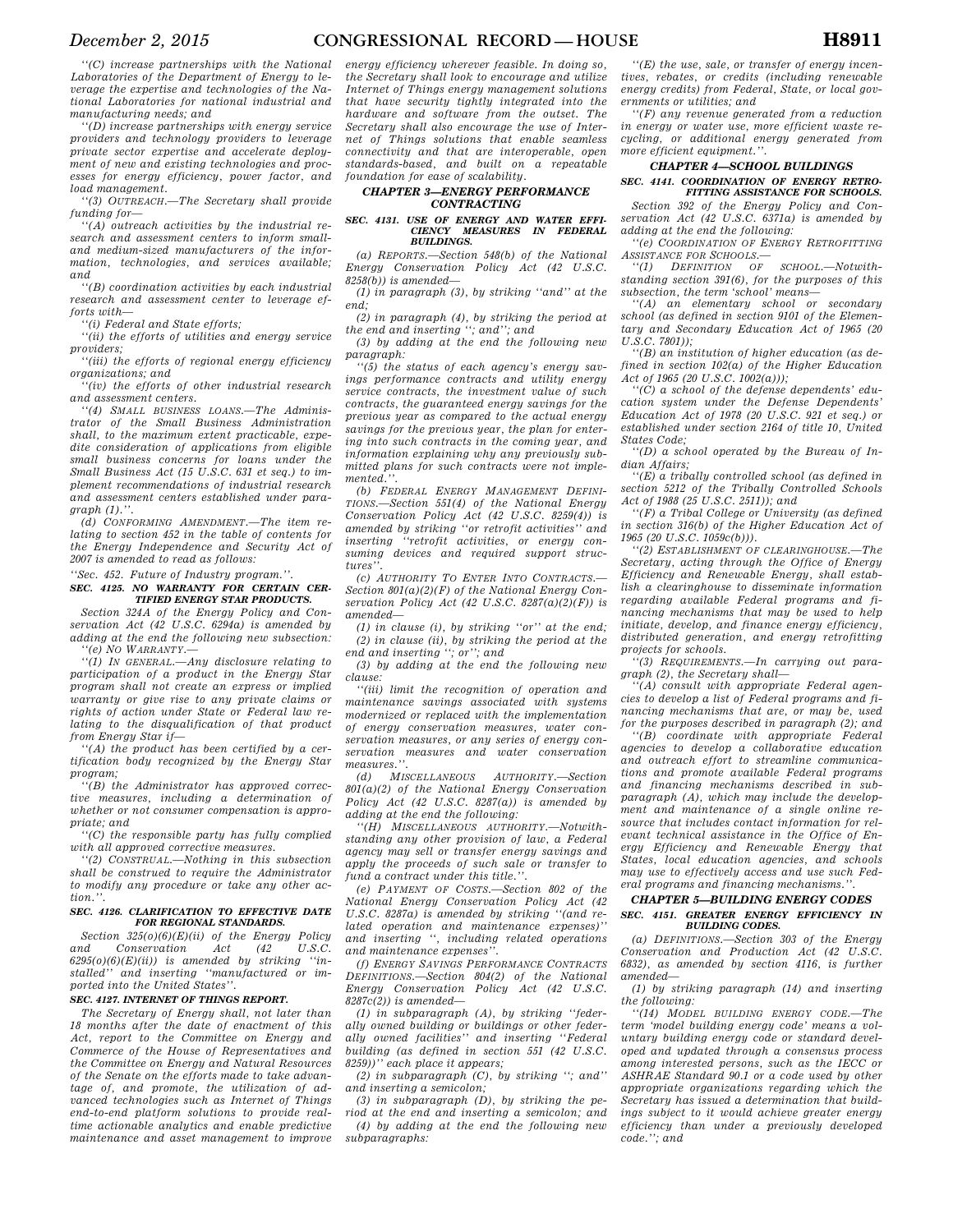''(C) increase partnerships with the National Laboratories of the Department of Energy to leverage the expertise and technologies of the National Laboratories for national industrial and manufacturing needs; and

''(D) increase partnerships with energy service providers and technology providers to leverage private sector expertise and accelerate deployment of new and existing technologies and processes for energy efficiency, power factor, and load management.

''(3) OUTREACH.—The Secretary shall provide funding for—

''(A) outreach activities by the industrial research and assessment centers to inform small- and medium-sized manufacturers of the information, technologies, and services available; and

''(B) coordination activities by each industrial research and assessment center to leverage efforts with—

''(i) Federal and State efforts;

''(ii) the efforts of utilities and energy service providers;

''(iii) the efforts of regional energy efficiency organizations; and

''(iv) the efforts of other industrial research and assessment centers.

''(4) SMALL BUSINESS LOANS.—The Administrator of the Small Business Administration shall, to the maximum extent practicable, expedite consideration of applications from eligible small business concerns for loans under the Small Business Act (15 U.S.C. 631 et seq.) to implement recommendations of industrial research and assessment centers established under paragraph (1).''.

(d) CONFORMING AMENDMENT.—The item relating to section 452 in the table of contents for the Energy Independence and Security Act of 2007 is amended to read as follows:

''Sec. 452. Future of Industry program.''.

**SEC. 4125. NO WARRANTY FOR CERTAIN CERTIFIED ENERGY STAR PRODUCTS.**

Section 324A of the Energy Policy and Conservation Act (42 U.S.C. 6294a) is amended by adding at the end the following new subsection:

''(e) NO WARRANTY.—

''(1) IN GENERAL.—Any disclosure relating to participation of a product in the Energy Star program shall not create an express or implied warranty or give rise to any private claims or rights of action under State or Federal law relating to the disqualification of that product from Energy Star if—

''(A) the product has been certified by a certification body recognized by the Energy Star program;

''(B) the Administrator has approved corrective measures, including a determination of whether or not consumer compensation is appropriate; and

''(C) the responsible party has fully complied with all approved corrective measures.

''(2) CONSTRUAL.—Nothing in this subsection shall be construed to require the Administrator to modify any procedure or take any other action.''.

**SEC. 4126. CLARIFICATION TO EFFECTIVE DATE FOR REGIONAL STANDARDS.**

Section 325(o)(6)(E)(ii) of the Energy Policy and Conservation Act (42 U.S.C. 6295(o)(6)(E)(ii)) is amended by striking ''installed'' and inserting ''manufactured or imported into the United States''.

**SEC. 4127. INTERNET OF THINGS REPORT.**

The Secretary of Energy shall, not later than 18 months after the date of enactment of this Act, report to the Committee on Energy and Commerce of the House of Representatives and the Committee on Energy and Natural Resources of the Senate on the efforts made to take advantage of, and promote, the utilization of advanced technologies such as Internet of Things end-to-end platform solutions to provide real-time actionable analytics and enable predictive maintenance and asset management to improve energy efficiency wherever feasible. In doing so, the Secretary shall look to encourage and utilize Internet of Things energy management solutions that have security tightly integrated into the hardware and software from the outset. The Secretary shall also encourage the use of Internet of Things solutions that enable seamless connectivity and that are interoperable, open standards-based, and built on a repeatable foundation for ease of scalability.

## CHAPTER 3—ENERGY PERFORMANCE CONTRACTING

**SEC. 4131. USE OF ENERGY AND WATER EFFICIENCY MEASURES IN FEDERAL BUILDINGS.**

(a) REPORTS.—Section 548(b) of the National Energy Conservation Policy Act (42 U.S.C. 8258(b)) is amended—

(1) in paragraph (3), by striking ''and'' at the end;

(2) in paragraph (4), by striking the period at the end and inserting ''; and''; and

(3) by adding at the end the following new paragraph:

''(5) the status of each agency's energy savings performance contracts and utility energy service contracts, the investment value of such contracts, the guaranteed energy savings for the previous year as compared to the actual energy savings for the previous year, the plan for entering into such contracts in the coming year, and information explaining why any previously submitted plans for such contracts were not implemented.''.

(b) FEDERAL ENERGY MANAGEMENT DEFINITIONS.—Section 551(4) of the National Energy Conservation Policy Act (42 U.S.C. 8259(4)) is amended by striking ''or retrofit activities'' and inserting ''retrofit activities, or energy consuming devices and required support structures''.

(c) AUTHORITY TO ENTER INTO CONTRACTS.—Section 801(a)(2)(F) of the National Energy Conservation Policy Act (42 U.S.C. 8287(a)(2)(F)) is amended—

(1) in clause (i), by striking ''or'' at the end;

(2) in clause (ii), by striking the period at the end and inserting ''; or''; and

(3) by adding at the end the following new clause:

''(iii) limit the recognition of operation and maintenance savings associated with systems modernized or replaced with the implementation of energy conservation measures, water conservation measures, or any series of energy conservation measures and water conservation measures.''.

(d) MISCELLANEOUS AUTHORITY.—Section 801(a)(2) of the National Energy Conservation Policy Act (42 U.S.C. 8287(a)) is amended by adding at the end the following:

''(H) MISCELLANEOUS AUTHORITY.—Notwithstanding any other provision of law, a Federal agency may sell or transfer energy savings and apply the proceeds of such sale or transfer to fund a contract under this title.''.

(e) PAYMENT OF COSTS.—Section 802 of the National Energy Conservation Policy Act (42 U.S.C. 8287a) is amended by striking ''(and related operation and maintenance expenses)'' and inserting '', including related operations and maintenance expenses''.

(f) ENERGY SAVINGS PERFORMANCE CONTRACTS DEFINITIONS.—Section 804(2) of the National Energy Conservation Policy Act (42 U.S.C. 8287c(2)) is amended—

(1) in subparagraph (A), by striking ''federally owned building or buildings or other federally owned facilities'' and inserting ''Federal building (as defined in section 551 (42 U.S.C. 8259))'' each place it appears;

(2) in subparagraph (C), by striking ''; and'' and inserting a semicolon;

(3) in subparagraph (D), by striking the period at the end and inserting a semicolon; and

(4) by adding at the end the following new subparagraphs:

''(E) the use, sale, or transfer of energy incentives, rebates, or credits (including renewable energy credits) from Federal, State, or local governments or utilities; and

''(F) any revenue generated from a reduction in energy or water use, more efficient waste recycling, or additional energy generated from more efficient equipment.''.

## CHAPTER 4—SCHOOL BUILDINGS

**SEC. 4141. COORDINATION OF ENERGY RETROFITTING ASSISTANCE FOR SCHOOLS.**

Section 392 of the Energy Policy and Conservation Act (42 U.S.C. 6371a) is amended by adding at the end the following:

''(e) COORDINATION OF ENERGY RETROFITTING ASSISTANCE FOR SCHOOLS.—

''(1) DEFINITION OF SCHOOL.—Notwithstanding section 391(6), for the purposes of this subsection, the term 'school' means—

''(A) an elementary school or secondary school (as defined in section 9101 of the Elementary and Secondary Education Act of 1965 (20 U.S.C. 7801));

''(B) an institution of higher education (as defined in section 102(a) of the Higher Education Act of 1965 (20 U.S.C. 1002(a)));

''(C) a school of the defense dependents' education system under the Defense Dependents' Education Act of 1978 (20 U.S.C. 921 et seq.) or established under section 2164 of title 10, United States Code;

''(D) a school operated by the Bureau of Indian Affairs;

''(E) a tribally controlled school (as defined in section 5212 of the Tribally Controlled Schools Act of 1988 (25 U.S.C. 2511)); and

''(F) a Tribal College or University (as defined in section 316(b) of the Higher Education Act of 1965 (20 U.S.C. 1059c(b))).

''(2) ESTABLISHMENT OF CLEARINGHOUSE.—The Secretary, acting through the Office of Energy Efficiency and Renewable Energy, shall establish a clearinghouse to disseminate information regarding available Federal programs and financing mechanisms that may be used to help initiate, develop, and finance energy efficiency, distributed generation, and energy retrofitting projects for schools.

''(3) REQUIREMENTS.—In carrying out paragraph (2), the Secretary shall—

''(A) consult with appropriate Federal agencies to develop a list of Federal programs and financing mechanisms that are, or may be, used for the purposes described in paragraph (2); and

''(B) coordinate with appropriate Federal agencies to develop a collaborative education and outreach effort to streamline communications and promote available Federal programs and financing mechanisms described in subparagraph (A), which may include the development and maintenance of a single online resource that includes contact information for relevant technical assistance in the Office of Energy Efficiency and Renewable Energy that States, local education agencies, and schools may use to effectively access and use such Federal programs and financing mechanisms.''.

## CHAPTER 5—BUILDING ENERGY CODES

**SEC. 4151. GREATER ENERGY EFFICIENCY IN BUILDING CODES.**

(a) DEFINITIONS.—Section 303 of the Energy Conservation and Production Act (42 U.S.C. 6832), as amended by section 4116, is further amended—

(1) by striking paragraph (14) and inserting the following:

''(14) MODEL BUILDING ENERGY CODE.—The term 'model building energy code' means a voluntary building energy code or standard developed and updated through a consensus process among interested persons, such as the IECC or ASHRAE Standard 90.1 or a code used by other appropriate organizations regarding which the Secretary has issued a determination that buildings subject to it would achieve greater energy efficiency than under a previously developed code.''; and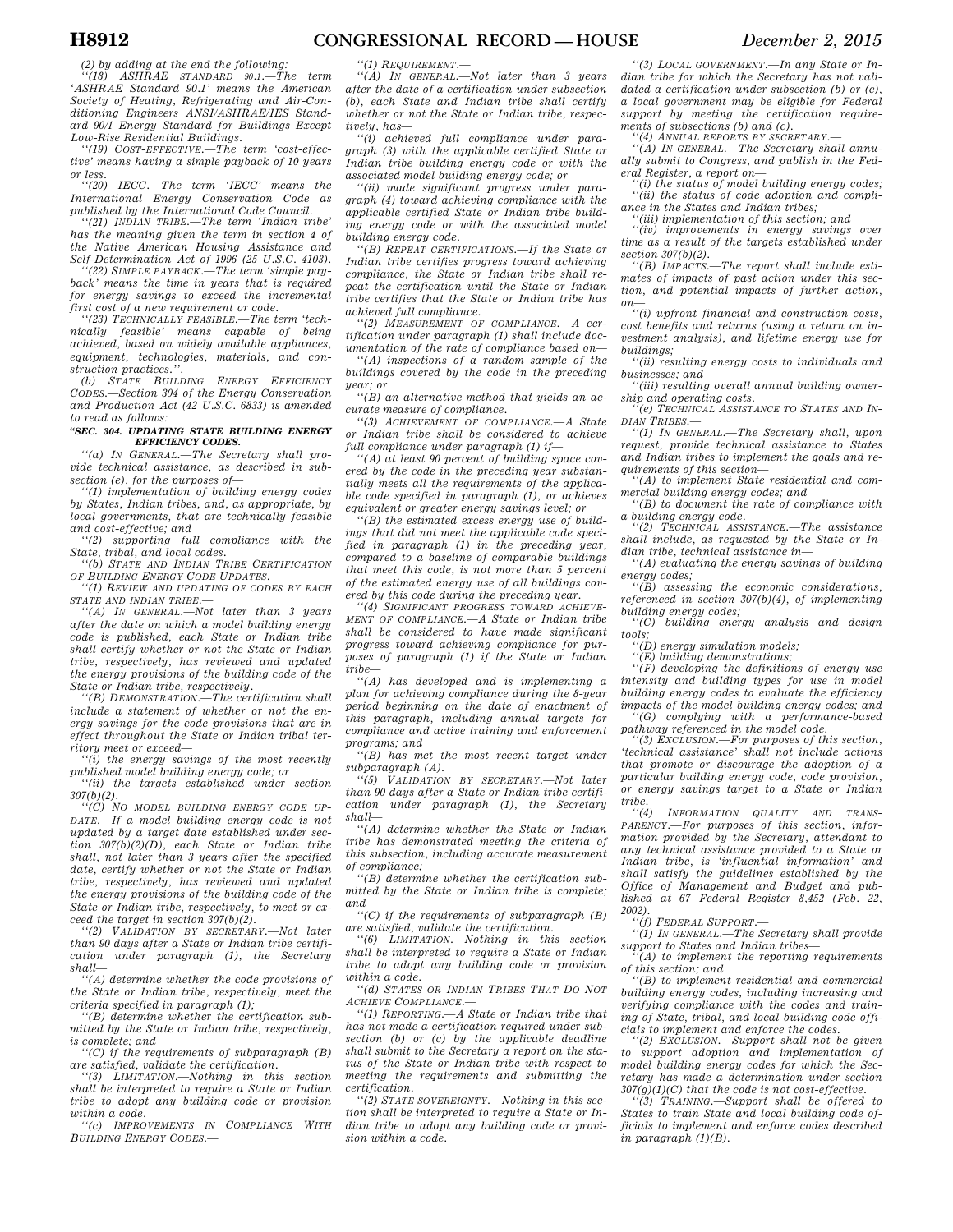*(2) by adding at the end the following:*

*''(18) ASHRAE STANDARD 90.1.—The term 'ASHRAE Standard 90.1' means the American Society of Heating, Refrigerating and Air-Conditioning Engineers ANSI/ASHRAE/IES Standard 90/1 Energy Standard for Buildings Except Low-Rise Residential Buildings.*

*''(19) COST-EFFECTIVE.—The term 'cost-effective' means having a simple payback of 10 years or less.*

*''(20) IECC.—The term 'IECC' means the International Energy Conservation Code as published by the International Code Council.*

*''(21) INDIAN TRIBE.—The term 'Indian tribe' has the meaning given the term in section 4 of the Native American Housing Assistance and Self-Determination Act of 1996 (25 U.S.C. 4103).*

*''(22) SIMPLE PAYBACK.—The term 'simple payback' means the time in years that is required for energy savings to exceed the incremental first cost of a new requirement or code.*

*''(23) TECHNICALLY FEASIBLE.—The term 'technically feasible' means capable of being achieved, based on widely available appliances, equipment, technologies, materials, and construction practices.''.*

*(b) STATE BUILDING ENERGY EFFICIENCY CODES.—Section 304 of the Energy Conservation and Production Act (42 U.S.C. 6833) is amended to read as follows:*

***''SEC. 304. UPDATING STATE BUILDING ENERGY EFFICIENCY CODES.***

*''(a) IN GENERAL.—The Secretary shall provide technical assistance, as described in subsection (e), for the purposes of—*

*''(1) implementation of building energy codes by States, Indian tribes, and, as appropriate, by local governments, that are technically feasible and cost-effective; and*

*''(2) supporting full compliance with the State, tribal, and local codes.*

*''(b) STATE AND INDIAN TRIBE CERTIFICATION OF BUILDING ENERGY CODE UPDATES.—*

*''(1) REVIEW AND UPDATING OF CODES BY EACH STATE AND INDIAN TRIBE.—*

*''(A) IN GENERAL.—Not later than 3 years after the date on which a model building energy code is published, each State or Indian tribe shall certify whether or not the State or Indian tribe, respectively, has reviewed and updated the energy provisions of the building code of the State or Indian tribe, respectively.*

*''(B) DEMONSTRATION.—The certification shall include a statement of whether or not the energy savings for the code provisions that are in effect throughout the State or Indian tribal territory meet or exceed—*

*''(i) the energy savings of the most recently published model building energy code; or*

*''(ii) the targets established under section 307(b)(2).*

*''(C) NO MODEL BUILDING ENERGY CODE UPDATE.—If a model building energy code is not updated by a target date established under section 307(b)(2)(D), each State or Indian tribe shall, not later than 3 years after the specified date, certify whether or not the State or Indian tribe, respectively, has reviewed and updated the energy provisions of the building code of the State or Indian tribe, respectively, to meet or exceed the target in section 307(b)(2).*

*''(2) VALIDATION BY SECRETARY.—Not later than 90 days after a State or Indian tribe certification under paragraph (1), the Secretary shall—*

*''(A) determine whether the code provisions of the State or Indian tribe, respectively, meet the criteria specified in paragraph (1);*

*''(B) determine whether the certification submitted by the State or Indian tribe, respectively, is complete; and*

*''(C) if the requirements of subparagraph (B) are satisfied, validate the certification.*

*''(3) LIMITATION.—Nothing in this section shall be interpreted to require a State or Indian tribe to adopt any building code or provision within a code.*

*''(c) IMPROVEMENTS IN COMPLIANCE WITH BUILDING ENERGY CODES.—*

*''(1) REQUIREMENT.—*

*''(A) IN GENERAL.—Not later than 3 years after the date of a certification under subsection (b), each State and Indian tribe shall certify whether or not the State and Indian tribe, respectively, has—*

*''(i) achieved full compliance under paragraph (3) with the applicable certified State or Indian tribe building energy code or with the associated model building energy code; or*

*''(ii) made significant progress under paragraph (4) toward achieving compliance with the applicable certified State or Indian tribe building energy code or with the associated model building energy code.*

*''(B) REPEAT CERTIFICATIONS.—If the State or Indian tribe certifies progress toward achieving compliance, the State or Indian tribe shall repeat the certification until the State or Indian tribe certifies that the State or Indian tribe has achieved full compliance.*

*''(2) MEASUREMENT OF COMPLIANCE.—A certification under paragraph (1) shall include documentation of the rate of compliance based on—*

*''(A) inspections of a random sample of the buildings covered by the code in the preceding year; or*

*''(B) an alternative method that yields an accurate measure of compliance.*

*''(3) ACHIEVEMENT OF COMPLIANCE.—A State or Indian tribe shall be considered to achieve full compliance under paragraph (1) if—*

*''(A) at least 90 percent of building space covered by the code in the preceding year substantially meets all the requirements of the applicable code specified in paragraph (1), or achieves equivalent or greater energy savings level; or*

*''(B) the estimated excess energy use of buildings that did not meet the applicable code specified in paragraph (1) in the preceding year, compared to a baseline of comparable buildings that meet this code, is not more than 5 percent of the estimated energy use of all buildings covered by this code during the preceding year.*

*''(4) SIGNIFICANT PROGRESS TOWARD ACHIEVEMENT OF COMPLIANCE.—A State or Indian tribe shall be considered to have made significant progress toward achieving compliance for purposes of paragraph (1) if the State or Indian tribe—*

*''(A) has developed and is implementing a plan for achieving compliance during the 8-year period beginning on the date of enactment of this paragraph, including annual targets for compliance and active training and enforcement programs; and*

*''(B) has met the most recent target under subparagraph (A).*

*''(5) VALIDATION BY SECRETARY.—Not later than 90 days after a State or Indian tribe certification under paragraph (1), the Secretary shall—*

*''(A) determine whether the State or Indian tribe has demonstrated meeting the criteria of this subsection, including accurate measurement of compliance;*

*''(B) determine whether the certification submitted by the State or Indian tribe is complete; and*

*''(C) if the requirements of subparagraph (B) are satisfied, validate the certification.*

*''(6) LIMITATION.—Nothing in this section shall be interpreted to require a State or Indian tribe to adopt any building code or provision within a code.*

*''(d) STATES OR INDIAN TRIBES THAT DO NOT ACHIEVE COMPLIANCE.—*

*''(1) REPORTING.—A State or Indian tribe that has not made a certification required under subsection (b) or (c) by the applicable deadline shall submit to the Secretary a report on the status of the State or Indian tribe with respect to meeting the requirements and submitting the certification.*

*''(2) STATE SOVEREIGNTY.—Nothing in this section shall be interpreted to require a State or Indian tribe to adopt any building code or provision within a code.*

*''(3) LOCAL GOVERNMENT.—In any State or Indian tribe for which the Secretary has not validated a certification under subsection (b) or (c), a local government may be eligible for Federal support by meeting the certification requirements of subsections (b) and (c).*

*''(4) ANNUAL REPORTS BY SECRETARY.—*

*''(A) IN GENERAL.—The Secretary shall annually submit to Congress, and publish in the Federal Register, a report on—*

*''(i) the status of model building energy codes;*

*''(ii) the status of code adoption and compliance in the States and Indian tribes;*

*''(iii) implementation of this section; and*

*''(iv) improvements in energy savings over time as a result of the targets established under section 307(b)(2).*

*''(B) IMPACTS.—The report shall include estimates of impacts of past action under this section, and potential impacts of further action, on—*

*''(i) upfront financial and construction costs, cost benefits and returns (using a return on investment analysis), and lifetime energy use for buildings;*

*''(ii) resulting energy costs to individuals and businesses; and*

*''(iii) resulting overall annual building ownership and operating costs.*

*''(e) TECHNICAL ASSISTANCE TO STATES AND INDIAN TRIBES.—*

*''(1) IN GENERAL.—The Secretary shall, upon request, provide technical assistance to States and Indian tribes to implement the goals and requirements of this section—*

*''(A) to implement State residential and commercial building energy codes; and*

*''(B) to document the rate of compliance with a building energy code.*

*''(2) TECHNICAL ASSISTANCE.—The assistance shall include, as requested by the State or Indian tribe, technical assistance in—*

*''(A) evaluating the energy savings of building energy codes;*

*''(B) assessing the economic considerations, referenced in section 307(b)(4), of implementing building energy codes;*

*''(C) building energy analysis and design tools;*

*''(D) energy simulation models;*

*''(E) building demonstrations;*

*''(F) developing the definitions of energy use intensity and building types for use in model building energy codes to evaluate the efficiency impacts of the model building energy codes; and*

*''(G) complying with a performance-based pathway referenced in the model code.*

*''(3) EXCLUSION.—For purposes of this section, 'technical assistance' shall not include actions that promote or discourage the adoption of a particular building energy code, code provision, or energy savings target to a State or Indian tribe.*

*''(4) INFORMATION QUALITY AND TRANSPARENCY.—For purposes of this section, information provided by the Secretary, attendant to any technical assistance provided to a State or Indian tribe, is 'influential information' and shall satisfy the guidelines established by the Office of Management and Budget and published at 67 Federal Register 8,452 (Feb. 22, 2002).*

*''(f) FEDERAL SUPPORT.—*

*''(1) IN GENERAL.—The Secretary shall provide support to States and Indian tribes—*

*''(A) to implement the reporting requirements of this section; and*

*''(B) to implement residential and commercial building energy codes, including increasing and verifying compliance with the codes and training of State, tribal, and local building code officials to implement and enforce the codes.*

*''(2) EXCLUSION.—Support shall not be given to support adoption and implementation of model building energy codes for which the Secretary has made a determination under section 307(g)(1)(C) that the code is not cost-effective.*

*''(3) TRAINING.—Support shall be offered to States to train State and local building code officials to implement and enforce codes described in paragraph (1)(B).*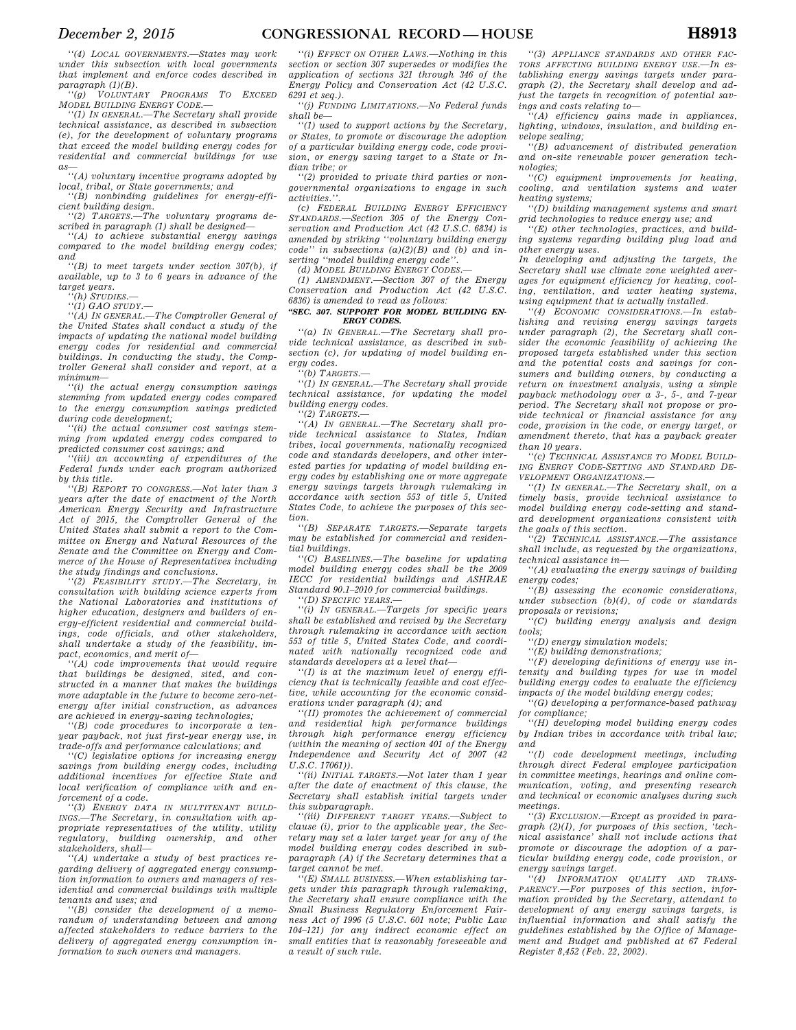''(4) LOCAL GOVERNMENTS.—States may work under this subsection with local governments that implement and enforce codes described in paragraph (1)(B).

''(g) VOLUNTARY PROGRAMS TO EXCEED MODEL BUILDING ENERGY CODE.—

''(1) IN GENERAL.—The Secretary shall provide technical assistance, as described in subsection (e), for the development of voluntary programs that exceed the model building energy codes for residential and commercial buildings for use as—

''(A) voluntary incentive programs adopted by local, tribal, or State governments; and

''(B) nonbinding guidelines for energy-efficient building design.

''(2) TARGETS.—The voluntary programs described in paragraph (1) shall be designed—

''(A) to achieve substantial energy savings compared to the model building energy codes; and

''(B) to meet targets under section 307(b), if available, up to 3 to 6 years in advance of the target years.

''(h) STUDIES.—

''(1) GAO STUDY.—

''(A) IN GENERAL.—The Comptroller General of the United States shall conduct a study of the impacts of updating the national model building energy codes for residential and commercial buildings. In conducting the study, the Comptroller General shall consider and report, at a minimum—

''(i) the actual energy consumption savings stemming from updated energy codes compared to the energy consumption savings predicted during code development;

''(ii) the actual consumer cost savings stemming from updated energy codes compared to predicted consumer cost savings; and

''(iii) an accounting of expenditures of the Federal funds under each program authorized by this title.

''(B) REPORT TO CONGRESS.—Not later than 3 years after the date of enactment of the North American Energy Security and Infrastructure Act of 2015, the Comptroller General of the United States shall submit a report to the Committee on Energy and Natural Resources of the Senate and the Committee on Energy and Commerce of the House of Representatives including the study findings and conclusions.

''(2) FEASIBILITY STUDY.—The Secretary, in consultation with building science experts from the National Laboratories and institutions of higher education, designers and builders of energy-efficient residential and commercial buildings, code officials, and other stakeholders, shall undertake a study of the feasibility, impact, economics, and merit of—

''(A) code improvements that would require that buildings be designed, sited, and constructed in a manner that makes the buildings more adaptable in the future to become zero-net-energy after initial construction, as advances are achieved in energy-saving technologies;

''(B) code procedures to incorporate a ten-year payback, not just first-year energy use, in trade-offs and performance calculations; and

''(C) legislative options for increasing energy savings from building energy codes, including additional incentives for effective State and local verification of compliance with and enforcement of a code.

''(3) ENERGY DATA IN MULTITENANT BUILDINGS.—The Secretary, in consultation with appropriate representatives of the utility, utility regulatory, building ownership, and other stakeholders, shall—

''(A) undertake a study of best practices regarding delivery of aggregated energy consumption information to owners and managers of residential and commercial buildings with multiple tenants and uses; and

''(B) consider the development of a memorandum of understanding between and among affected stakeholders to reduce barriers to the delivery of aggregated energy consumption information to such owners and managers.

''(i) EFFECT ON OTHER LAWS.—Nothing in this section or section 307 supersedes or modifies the application of sections 321 through 346 of the Energy Policy and Conservation Act (42 U.S.C. 6291 et seq.).

''(j) FUNDING LIMITATIONS.—No Federal funds shall be—

''(1) used to support actions by the Secretary, or States, to promote or discourage the adoption of a particular building energy code, code provision, or energy saving target to a State or Indian tribe; or

''(2) provided to private third parties or non-governmental organizations to engage in such activities.''.

(c) FEDERAL BUILDING ENERGY EFFICIENCY STANDARDS.—Section 305 of the Energy Conservation and Production Act (42 U.S.C. 6834) is amended by striking ''voluntary building energy code'' in subsections (a)(2)(B) and (b) and inserting ''model building energy code''.

(d) MODEL BUILDING ENERGY CODES.—

(1) AMENDMENT.—Section 307 of the Energy Conservation and Production Act (42 U.S.C. 6836) is amended to read as follows:

**''SEC. 307. SUPPORT FOR MODEL BUILDING ENERGY CODES.**

''(a) IN GENERAL.—The Secretary shall provide technical assistance, as described in subsection (c), for updating of model building energy codes.

''(b) TARGETS.—

''(1) IN GENERAL.—The Secretary shall provide technical assistance, for updating the model building energy codes.

''(2) TARGETS.—

''(A) IN GENERAL.—The Secretary shall provide technical assistance to States, Indian tribes, local governments, nationally recognized code and standards developers, and other interested parties for updating of model building energy codes by establishing one or more aggregate energy savings targets through rulemaking in accordance with section 553 of title 5, United States Code, to achieve the purposes of this section.

''(B) SEPARATE TARGETS.—Separate targets may be established for commercial and residential buildings.

''(C) BASELINES.—The baseline for updating model building energy codes shall be the 2009 IECC for residential buildings and ASHRAE Standard 90.1–2010 for commercial buildings.

''(D) SPECIFIC YEARS.—

''(i) IN GENERAL.—Targets for specific years shall be established and revised by the Secretary through rulemaking in accordance with section 553 of title 5, United States Code, and coordinated with nationally recognized code and standards developers at a level that—

''(I) is at the maximum level of energy efficiency that is technically feasible and cost effective, while accounting for the economic considerations under paragraph (4); and

''(II) promotes the achievement of commercial and residential high performance buildings through high performance energy efficiency (within the meaning of section 401 of the Energy Independence and Security Act of 2007 (42 U.S.C. 17061)).

''(ii) INITIAL TARGETS.—Not later than 1 year after the date of enactment of this clause, the Secretary shall establish initial targets under this subparagraph.

''(iii) DIFFERENT TARGET YEARS.—Subject to clause (i), prior to the applicable year, the Secretary may set a later target year for any of the model building energy codes described in subparagraph (A) if the Secretary determines that a target cannot be met.

''(E) SMALL BUSINESS.—When establishing targets under this paragraph through rulemaking, the Secretary shall ensure compliance with the Small Business Regulatory Enforcement Fairness Act of 1996 (5 U.S.C. 601 note; Public Law 104–121) for any indirect economic effect on small entities that is reasonably foreseeable and a result of such rule.

''(3) APPLIANCE STANDARDS AND OTHER FACTORS AFFECTING BUILDING ENERGY USE.—In establishing energy savings targets under paragraph (2), the Secretary shall develop and adjust the targets in recognition of potential savings and costs relating to—

''(A) efficiency gains made in appliances, lighting, windows, insulation, and building envelope sealing;

''(B) advancement of distributed generation and on-site renewable power generation technologies;

''(C) equipment improvements for heating, cooling, and ventilation systems and water heating systems;

''(D) building management systems and smart grid technologies to reduce energy use; and

''(E) other technologies, practices, and building systems regarding building plug load and other energy uses.

In developing and adjusting the targets, the Secretary shall use climate zone weighted averages for equipment efficiency for heating, cooling, ventilation, and water heating systems, using equipment that is actually installed.

''(4) ECONOMIC CONSIDERATIONS.—In establishing and revising energy savings targets under paragraph (2), the Secretary shall consider the economic feasibility of achieving the proposed targets established under this section and the potential costs and savings for consumers and building owners, by conducting a return on investment analysis, using a simple payback methodology over a 3-, 5-, and 7-year period. The Secretary shall not propose or provide technical or financial assistance for any code, provision in the code, or energy target, or amendment thereto, that has a payback greater than 10 years.

''(c) TECHNICAL ASSISTANCE TO MODEL BUILDING ENERGY CODE-SETTING AND STANDARD DEVELOPMENT ORGANIZATIONS.—

''(1) IN GENERAL.—The Secretary shall, on a timely basis, provide technical assistance to model building energy code-setting and standard development organizations consistent with the goals of this section.

''(2) TECHNICAL ASSISTANCE.—The assistance shall include, as requested by the organizations, technical assistance in—

''(A) evaluating the energy savings of building energy codes;

''(B) assessing the economic considerations, under subsection (b)(4), of code or standards proposals or revisions;

''(C) building energy analysis and design tools;

''(D) energy simulation models;

''(E) building demonstrations;

''(F) developing definitions of energy use intensity and building types for use in model building energy codes to evaluate the efficiency impacts of the model building energy codes;

''(G) developing a performance-based pathway for compliance;

''(H) developing model building energy codes by Indian tribes in accordance with tribal law; and

''(I) code development meetings, including through direct Federal employee participation in committee meetings, hearings and online communication, voting, and presenting research and technical or economic analyses during such meetings.

''(3) EXCLUSION.—Except as provided in paragraph (2)(I), for purposes of this section, 'technical assistance' shall not include actions that promote or discourage the adoption of a particular building energy code, code provision, or energy savings target.

''(4) INFORMATION QUALITY AND TRANSPARENCY.—For purposes of this section, information provided by the Secretary, attendant to development of any energy savings targets, is influential information and shall satisfy the guidelines established by the Office of Management and Budget and published at 67 Federal Register 8,452 (Feb. 22, 2002).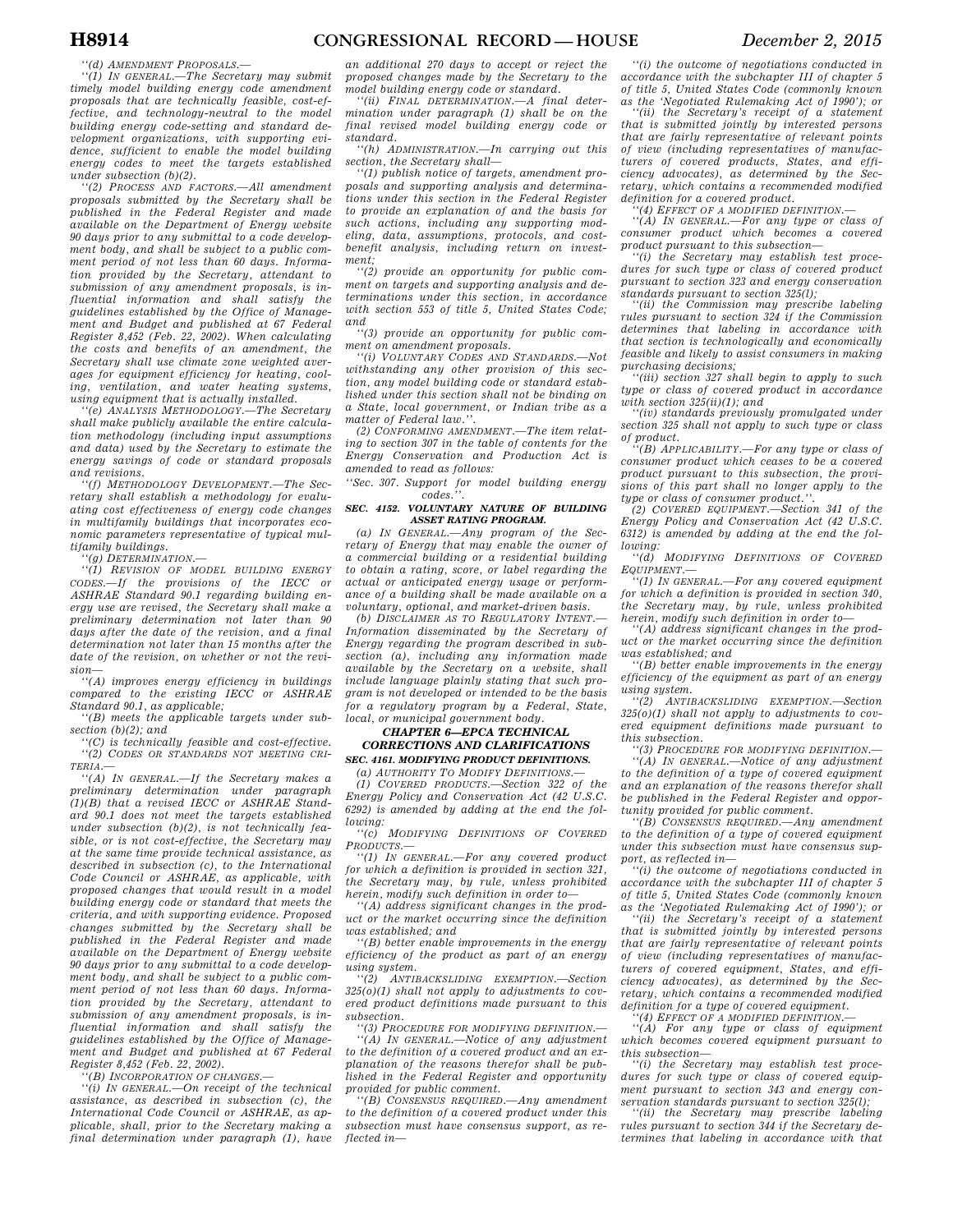"(d) AMENDMENT PROPOSALS.—

"(1) IN GENERAL.—The Secretary may submit timely model building energy code amendment proposals that are technically feasible, cost-effective, and technology-neutral to the model building energy code-setting and standard development organizations, with supporting evidence, sufficient to enable the model building energy codes to meet the targets established under subsection (b)(2).

"(2) PROCESS AND FACTORS.—All amendment proposals submitted by the Secretary shall be published in the Federal Register and made available on the Department of Energy website 90 days prior to any submittal to a code development body, and shall be subject to a public comment period of not less than 60 days. Information provided by the Secretary, attendant to submission of any amendment proposals, is influential information and shall satisfy the guidelines established by the Office of Management and Budget and published at 67 Federal Register 8,452 (Feb. 22, 2002). When calculating the costs and benefits of an amendment, the Secretary shall use climate zone weighted averages for equipment efficiency for heating, cooling, ventilation, and water heating systems, using equipment that is actually installed.

"(e) ANALYSIS METHODOLOGY.—The Secretary shall make publicly available the entire calculation methodology (including input assumptions and data) used by the Secretary to estimate the energy savings of code or standard proposals and revisions.

"(f) METHODOLOGY DEVELOPMENT.—The Secretary shall establish a methodology for evaluating cost effectiveness of energy code changes in multifamily buildings that incorporates economic parameters representative of typical multifamily buildings.

"(g) DETERMINATION.—

"(1) REVISION OF MODEL BUILDING ENERGY CODES.—If the provisions of the IECC or ASHRAE Standard 90.1 regarding building energy use are revised, the Secretary shall make a preliminary determination not later than 90 days after the date of the revision, and a final determination not later than 15 months after the date of the revision, on whether or not the revision—

"(A) improves energy efficiency in buildings compared to the existing IECC or ASHRAE Standard 90.1, as applicable;

"(B) meets the applicable targets under subsection (b)(2); and

"(C) is technically feasible and cost-effective.

"(2) CODES OR STANDARDS NOT MEETING CRITERIA.—

"(A) IN GENERAL.—If the Secretary makes a preliminary determination under paragraph (1)(B) that a revised IECC or ASHRAE Standard 90.1 does not meet the targets established under subsection (b)(2), is not technically feasible, or is not cost-effective, the Secretary may at the same time provide technical assistance, as described in subsection (c), to the International Code Council or ASHRAE, as applicable, with proposed changes that would result in a model building energy code or standard that meets the criteria, and with supporting evidence. Proposed changes submitted by the Secretary shall be published in the Federal Register and made available on the Department of Energy website 90 days prior to any submittal to a code development body, and shall be subject to a public comment period of not less than 60 days. Information provided by the Secretary, attendant to submission of any amendment proposals, is influential information and shall satisfy the guidelines established by the Office of Management and Budget and published at 67 Federal Register 8,452 (Feb. 22, 2002).

"(B) INCORPORATION OF CHANGES.—

"(i) IN GENERAL.—On receipt of the technical assistance, as described in subsection (c), the International Code Council or ASHRAE, as applicable, shall, prior to the Secretary making a final determination under paragraph (1), have an additional 270 days to accept or reject the proposed changes made by the Secretary to the model building energy code or standard.

"(ii) FINAL DETERMINATION.—A final determination under paragraph (1) shall be on the final revised model building energy code or standard.

"(h) ADMINISTRATION.—In carrying out this section, the Secretary shall—

"(1) publish notice of targets, amendment proposals and supporting analysis and determinations under this section in the Federal Register to provide an explanation of and the basis for such actions, including any supporting modeling, data, assumptions, protocols, and cost-benefit analysis, including return on investment;

"(2) provide an opportunity for public comment on targets and supporting analysis and determinations under this section, in accordance with section 553 of title 5, United States Code; and

"(3) provide an opportunity for public comment on amendment proposals.

"(i) VOLUNTARY CODES AND STANDARDS.—Notwithstanding any other provision of this section, any model building code or standard established under this section shall not be binding on a State, local government, or Indian tribe as a matter of Federal law.".

(2) CONFORMING AMENDMENT.—The item relating to section 307 in the table of contents for the Energy Conservation and Production Act is amended to read as follows:

"Sec. 307. Support for model building energy codes.".

**SEC. 4152. VOLUNTARY NATURE OF BUILDING ASSET RATING PROGRAM.**

(a) IN GENERAL.—Any program of the Secretary of Energy that may enable the owner of a commercial building or a residential building to obtain a rating, score, or label regarding the actual or anticipated energy usage or performance of a building shall be made available on a voluntary, optional, and market-driven basis.

(b) DISCLAIMER AS TO REGULATORY INTENT.—Information disseminated by the Secretary of Energy regarding the program described in subsection (a), including any information made available by the Secretary on a website, shall include language plainly stating that such program is not developed or intended to be the basis for a regulatory program by a Federal, State, local, or municipal government body.

**CHAPTER 6—EPCA TECHNICAL CORRECTIONS AND CLARIFICATIONS**

**SEC. 4161. MODIFYING PRODUCT DEFINITIONS.**

(a) AUTHORITY TO MODIFY DEFINITIONS.—

(1) COVERED PRODUCTS.—Section 322 of the Energy Policy and Conservation Act (42 U.S.C. 6292) is amended by adding at the end the following:

"(c) MODIFYING DEFINITIONS OF COVERED PRODUCTS.—

"(1) IN GENERAL.—For any covered product for which a definition is provided in section 321, the Secretary may, by rule, unless prohibited herein, modify such definition in order to—

"(A) address significant changes in the product or the market occurring since the definition was established; and

"(B) better enable improvements in the energy efficiency of the product as part of an energy using system.

"(2) ANTIBACKSLIDING EXEMPTION.—Section 325(o)(1) shall not apply to adjustments to covered product definitions made pursuant to this subsection.

"(3) PROCEDURE FOR MODIFYING DEFINITION.—

"(A) IN GENERAL.—Notice of any adjustment to the definition of a covered product and an explanation of the reasons therefor shall be published in the Federal Register and opportunity provided for public comment.

"(B) CONSENSUS REQUIRED.—Any amendment to the definition of a covered product under this subsection must have consensus support, as reflected in—

"(i) the outcome of negotiations conducted in accordance with the subchapter III of chapter 5 of title 5, United States Code (commonly known as the 'Negotiated Rulemaking Act of 1990'); or

"(ii) the Secretary's receipt of a statement that is submitted jointly by interested persons that are fairly representative of relevant points of view (including representatives of manufacturers of covered products, States, and efficiency advocates), as determined by the Secretary, which contains a recommended modified definition for a covered product.

"(4) EFFECT OF A MODIFIED DEFINITION.—

"(A) IN GENERAL.—For any type or class of consumer product which becomes a covered product pursuant to this subsection—

"(i) the Secretary may establish test procedures for such type or class of covered product pursuant to section 323 and energy conservation standards pursuant to section 325(l);

"(ii) the Commission may prescribe labeling rules pursuant to section 324 if the Commission determines that labeling in accordance with that section is technologically and economically feasible and likely to assist consumers in making purchasing decisions;

"(iii) section 327 shall begin to apply to such type or class of covered product in accordance with section 325(ii)(1); and

"(iv) standards previously promulgated under section 325 shall not apply to such type or class of product.

"(B) APPLICABILITY.—For any type or class of consumer product which ceases to be a covered product pursuant to this subsection, the provisions of this part shall no longer apply to the type or class of consumer product.".

(2) COVERED EQUIPMENT.—Section 341 of the Energy Policy and Conservation Act (42 U.S.C. 6312) is amended by adding at the end the following:

"(d) MODIFYING DEFINITIONS OF COVERED EQUIPMENT.—

"(1) IN GENERAL.—For any covered equipment for which a definition is provided in section 340, the Secretary may, by rule, unless prohibited herein, modify such definition in order to—

"(A) address significant changes in the product or the market occurring since the definition was established; and

"(B) better enable improvements in the energy efficiency of the equipment as part of an energy using system.

"(2) ANTIBACKSLIDING EXEMPTION.—Section 325(o)(1) shall not apply to adjustments to covered equipment definitions made pursuant to this subsection.

"(3) PROCEDURE FOR MODIFYING DEFINITION.—

"(A) IN GENERAL.—Notice of any adjustment to the definition of a type of covered equipment and an explanation of the reasons therefor shall be published in the Federal Register and opportunity provided for public comment.

"(B) CONSENSUS REQUIRED.—Any amendment to the definition of a type of covered equipment under this subsection must have consensus support, as reflected in—

"(i) the outcome of negotiations conducted in accordance with the subchapter III of chapter 5 of title 5, United States Code (commonly known as the 'Negotiated Rulemaking Act of 1990'); or

"(ii) the Secretary's receipt of a statement that is submitted jointly by interested persons that are fairly representative of relevant points of view (including representatives of manufacturers of covered equipment, States, and efficiency advocates), as determined by the Secretary, which contains a recommended modified definition for a type of covered equipment.

"(4) EFFECT OF A MODIFIED DEFINITION.—

"(A) For any type or class of equipment which becomes covered equipment pursuant to this subsection—

"(i) the Secretary may establish test procedures for such type or class of covered equipment pursuant to section 343 and energy conservation standards pursuant to section 325(l);

"(ii) the Secretary may prescribe labeling rules pursuant to section 344 if the Secretary determines that labeling in accordance with that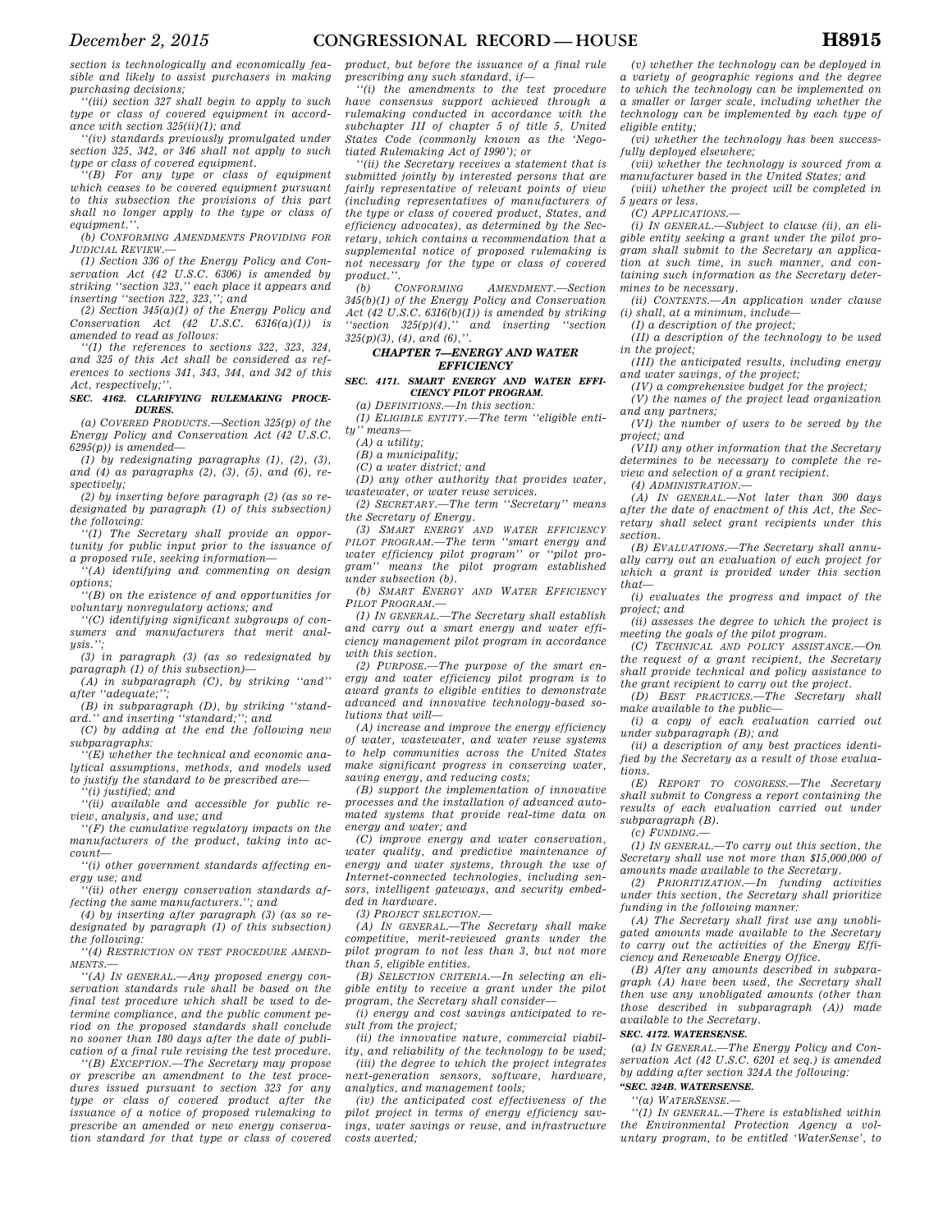section is technologically and economically feasible and likely to assist purchasers in making purchasing decisions;

''(iii) section 327 shall begin to apply to such type or class of covered equipment in accordance with section 325(ii)(1); and

''(iv) standards previously promulgated under section 325, 342, or 346 shall not apply to such type or class of covered equipment.

''(B) For any type or class of equipment which ceases to be covered equipment pursuant to this subsection the provisions of this part shall no longer apply to the type or class of equipment.''.

(b) CONFORMING AMENDMENTS PROVIDING FOR JUDICIAL REVIEW.—

(1) Section 336 of the Energy Policy and Conservation Act (42 U.S.C. 6306) is amended by striking ''section 323,'' each place it appears and inserting ''section 322, 323,''; and

(2) Section 345(a)(1) of the Energy Policy and Conservation Act (42 U.S.C. 6316(a)(1)) is amended to read as follows:

''(1) the references to sections 322, 323, 324, and 325 of this Act shall be considered as references to sections 341, 343, 344, and 342 of this Act, respectively;''.

**SEC. 4162. CLARIFYING RULEMAKING PROCEDURES.**

(a) COVERED PRODUCTS.—Section 325(p) of the Energy Policy and Conservation Act (42 U.S.C. 6295(p)) is amended—

(1) by redesignating paragraphs (1), (2), (3), and (4) as paragraphs (2), (3), (5), and (6), respectively;

(2) by inserting before paragraph (2) (as so redesignated by paragraph (1) of this subsection) the following:

''(1) The Secretary shall provide an opportunity for public input prior to the issuance of a proposed rule, seeking information—

''(A) identifying and commenting on design options;

''(B) on the existence of and opportunities for voluntary nonregulatory actions; and

''(C) identifying significant subgroups of consumers and manufacturers that merit analysis.'';

(3) in paragraph (3) (as so redesignated by paragraph (1) of this subsection)—

(A) in subparagraph (C), by striking ''and'' after ''adequate;'';

(B) in subparagraph (D), by striking ''standard.'' and inserting ''standard;''; and

(C) by adding at the end the following new subparagraphs:

''(E) whether the technical and economic analytical assumptions, methods, and models used to justify the standard to be prescribed are—

''(i) justified; and

''(ii) available and accessible for public review, analysis, and use; and

''(F) the cumulative regulatory impacts on the manufacturers of the product, taking into account—

''(i) other government standards affecting energy use; and

''(ii) other energy conservation standards affecting the same manufacturers.''; and

(4) by inserting after paragraph (3) (as so redesignated by paragraph (1) of this subsection) the following:

''(4) RESTRICTION ON TEST PROCEDURE AMENDMENTS.—

''(A) IN GENERAL.—Any proposed energy conservation standards rule shall be based on the final test procedure which shall be used to determine compliance, and the public comment period on the proposed standards shall conclude no sooner than 180 days after the date of publication of a final rule revising the test procedure.

''(B) EXCEPTION.—The Secretary may propose or prescribe an amendment to the test procedures issued pursuant to section 323 for any type or class of covered product after the issuance of a notice of proposed rulemaking to prescribe an amended or new energy conservation standard for that type or class of covered product, but before the issuance of a final rule prescribing any such standard, if—

''(i) the amendments to the test procedure have consensus support achieved through a rulemaking conducted in accordance with the subchapter III of chapter 5 of title 5, United States Code (commonly known as the 'Negotiated Rulemaking Act of 1990'); or

''(ii) the Secretary receives a statement that is submitted jointly by interested persons that are fairly representative of relevant points of view (including representatives of manufacturers of the type or class of covered product, States, and efficiency advocates), as determined by the Secretary, which contains a recommendation that a supplemental notice of proposed rulemaking is not necessary for the type or class of covered product.''.

(b) CONFORMING AMENDMENT.—Section 345(b)(1) of the Energy Policy and Conservation Act (42 U.S.C. 6316(b)(1)) is amended by striking ''section 325(p)(4),'' and inserting ''section 325(p)(3), (4), and (6),''.

## CHAPTER 7—ENERGY AND WATER EFFICIENCY

**SEC. 4171. SMART ENERGY AND WATER EFFICIENCY PILOT PROGRAM.**

(a) DEFINITIONS.—In this section:

(1) ELIGIBLE ENTITY.—The term ''eligible entity'' means—

(A) a utility;

(B) a municipality;

(C) a water district; and

(D) any other authority that provides water, wastewater, or water reuse services.

(2) SECRETARY.—The term ''Secretary'' means the Secretary of Energy.

(3) SMART ENERGY AND WATER EFFICIENCY PILOT PROGRAM.—The term ''smart energy and water efficiency pilot program'' or ''pilot program'' means the pilot program established under subsection (b).

(b) SMART ENERGY AND WATER EFFICIENCY PILOT PROGRAM.—

(1) IN GENERAL.—The Secretary shall establish and carry out a smart energy and water efficiency management pilot program in accordance with this section.

(2) PURPOSE.—The purpose of the smart energy and water efficiency pilot program is to award grants to eligible entities to demonstrate advanced and innovative technology-based solutions that will—

(A) increase and improve the energy efficiency of water, wastewater, or water reuse systems to help communities across the United States make significant progress in conserving water, saving energy, and reducing costs;

(B) support the implementation of innovative processes and the installation of advanced automated systems that provide real-time data on energy and water; and

(C) improve energy and water conservation, water quality, and predictive maintenance of energy and water systems, through the use of Internet-connected technologies, including sensors, intelligent gateways, and security embedded in hardware.

(3) PROJECT SELECTION.—

(A) IN GENERAL.—The Secretary shall make competitive, merit-reviewed grants under the pilot program to not less than 3, but not more than 5, eligible entities.

(B) SELECTION CRITERIA.—In selecting an eligible entity to receive a grant under the pilot program, the Secretary shall consider—

(i) energy and cost savings anticipated to result from the project;

(ii) the innovative nature, commercial viability, and reliability of the technology to be used;

(iii) the degree to which the project integrates next-generation sensors, software, hardware, analytics, and management tools;

(iv) the anticipated cost effectiveness of the pilot project in terms of energy efficiency savings, water savings or reuse, and infrastructure costs averted;

(v) whether the technology can be deployed in a variety of geographic regions and the degree to which the technology can be implemented on a smaller or larger scale, including whether the technology can be implemented by each type of eligible entity;

(vi) whether the technology has been successfully deployed elsewhere;

(vii) whether the technology is sourced from a manufacturer based in the United States; and

(viii) whether the project will be completed in 5 years or less.

(C) APPLICATIONS.—

(i) IN GENERAL.—Subject to clause (ii), an eligible entity seeking a grant under the pilot program shall submit to the Secretary an application at such time, in such manner, and containing such information as the Secretary determines to be necessary.

(ii) CONTENTS.—An application under clause (i) shall, at a minimum, include—

(I) a description of the project;

(II) a description of the technology to be used in the project;

(III) the anticipated results, including energy and water savings, of the project;

(IV) a comprehensive budget for the project;

(V) the names of the project lead organization and any partners;

(VI) the number of users to be served by the project; and

(VII) any other information that the Secretary determines to be necessary to complete the review and selection of a grant recipient.

(4) ADMINISTRATION.—

(A) IN GENERAL.—Not later than 300 days after the date of enactment of this Act, the Secretary shall select grant recipients under this section.

(B) EVALUATIONS.—The Secretary shall annually carry out an evaluation of each project for which a grant is provided under this section that—

(i) evaluates the progress and impact of the project; and

(ii) assesses the degree to which the project is meeting the goals of the pilot program.

(C) TECHNICAL AND POLICY ASSISTANCE.—On the request of a grant recipient, the Secretary shall provide technical and policy assistance to the grant recipient to carry out the project.

(D) BEST PRACTICES.—The Secretary shall make available to the public—

(i) a copy of each evaluation carried out under subparagraph (B); and

(ii) a description of any best practices identified by the Secretary as a result of those evaluations.

(E) REPORT TO CONGRESS.—The Secretary shall submit to Congress a report containing the results of each evaluation carried out under subparagraph (B).

(c) FUNDING.—

(1) IN GENERAL.—To carry out this section, the Secretary shall use not more than $15,000,000 of amounts made available to the Secretary.

(2) PRIORITIZATION.—In funding activities under this section, the Secretary shall prioritize funding in the following manner:

(A) The Secretary shall first use any unobligated amounts made available to the Secretary to carry out the activities of the Energy Efficiency and Renewable Energy Office.

(B) After any amounts described in subparagraph (A) have been used, the Secretary shall then use any unobligated amounts (other than those described in subparagraph (A)) made available to the Secretary.

**SEC. 4172. WATERSENSE.**

(a) IN GENERAL.—The Energy Policy and Conservation Act (42 U.S.C. 6201 et seq.) is amended by adding after section 324A the following:

**''SEC. 324B. WATERSENSE.**

''(a) WATERSENSE.—

''(1) IN GENERAL.—There is established within the Environmental Protection Agency a voluntary program, to be entitled 'WaterSense', to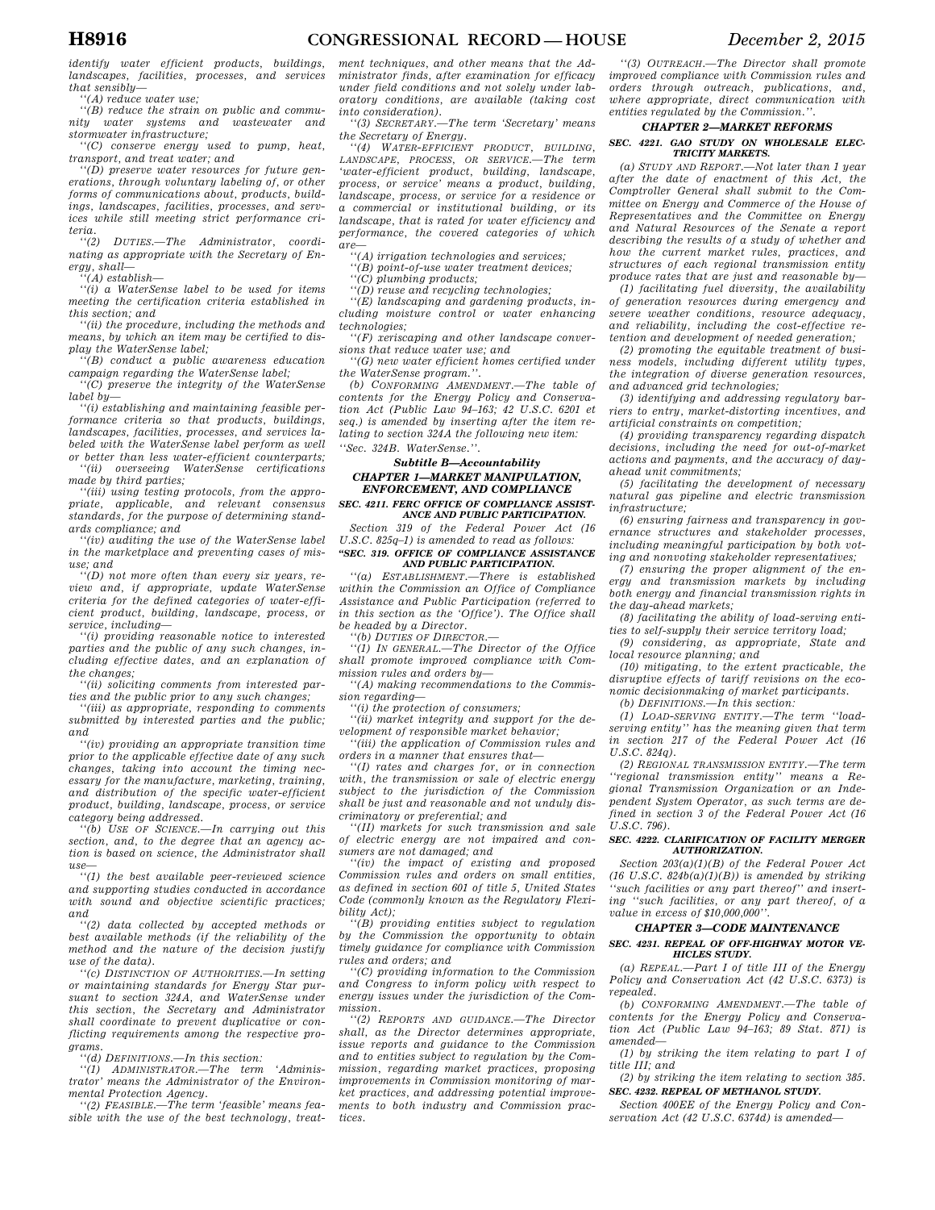identify water efficient products, buildings, landscapes, facilities, processes, and services that sensibly—

''(A) reduce water use;

''(B) reduce the strain on public and community water systems and wastewater and stormwater infrastructure;

''(C) conserve energy used to pump, heat, transport, and treat water; and

''(D) preserve water resources for future generations, through voluntary labeling of, or other forms of communications about, products, buildings, landscapes, facilities, processes, and services while still meeting strict performance criteria.

''(2) DUTIES.—The Administrator, coordinating as appropriate with the Secretary of Energy, shall—

''(A) establish—

''(i) a WaterSense label to be used for items meeting the certification criteria established in this section; and

''(ii) the procedure, including the methods and means, by which an item may be certified to display the WaterSense label;

''(B) conduct a public awareness education campaign regarding the WaterSense label;

''(C) preserve the integrity of the WaterSense label by—

''(i) establishing and maintaining feasible performance criteria so that products, buildings, landscapes, facilities, processes, and services labeled with the WaterSense label perform as well or better than less water-efficient counterparts;

''(ii) overseeing WaterSense certifications made by third parties;

''(iii) using testing protocols, from the appropriate, applicable, and relevant consensus standards, for the purpose of determining standards compliance; and

''(iv) auditing the use of the WaterSense label in the marketplace and preventing cases of misuse; and

''(D) not more often than every six years, review and, if appropriate, update WaterSense criteria for the defined categories of water-efficient product, building, landscape, process, or service, including—

''(i) providing reasonable notice to interested parties and the public of any such changes, including effective dates, and an explanation of the changes;

''(ii) soliciting comments from interested parties and the public prior to any such changes;

''(iii) as appropriate, responding to comments submitted by interested parties and the public; and

''(iv) providing an appropriate transition time prior to the applicable effective date of any such changes, taking into account the timing necessary for the manufacture, marketing, training, and distribution of the specific water-efficient product, building, landscape, process, or service category being addressed.

''(b) USE OF SCIENCE.—In carrying out this section, and, to the degree that an agency action is based on science, the Administrator shall use—

''(1) the best available peer-reviewed science and supporting studies conducted in accordance with sound and objective scientific practices; and

''(2) data collected by accepted methods or best available methods (if the reliability of the method and the nature of the decision justify use of the data).

''(c) DISTINCTION OF AUTHORITIES.—In setting or maintaining standards for Energy Star pursuant to section 324A, and WaterSense under this section, the Secretary and Administrator shall coordinate to prevent duplicative or conflicting requirements among the respective programs.

''(d) DEFINITIONS.—In this section:

''(1) ADMINISTRATOR.—The term 'Administrator' means the Administrator of the Environmental Protection Agency.

''(2) FEASIBLE.—The term 'feasible' means feasible with the use of the best technology, treatment techniques, and other means that the Administrator finds, after examination for efficacy under field conditions and not solely under laboratory conditions, are available (taking cost into consideration).

''(3) SECRETARY.—The term 'Secretary' means the Secretary of Energy.

''(4) WATER-EFFICIENT PRODUCT, BUILDING, LANDSCAPE, PROCESS, OR SERVICE.—The term 'water-efficient product, building, landscape, process, or service' means a product, building, landscape, process, or service for a residence or a commercial or institutional building, or its landscape, that is rated for water efficiency and performance, the covered categories of which are—

''(A) irrigation technologies and services;

''(B) point-of-use water treatment devices;

''(C) plumbing products;

''(D) reuse and recycling technologies;

''(E) landscaping and gardening products, including moisture control or water enhancing technologies;

''(F) xeriscaping and other landscape conversions that reduce water use; and

''(G) new water efficient homes certified under the WaterSense program.''.

(b) CONFORMING AMENDMENT.—The table of contents for the Energy Policy and Conservation Act (Public Law 94–163; 42 U.S.C. 6201 et seq.) is amended by inserting after the item relating to section 324A the following new item:

''Sec. 324B. WaterSense.''.

## Subtitle B—Accountability

### CHAPTER 1—MARKET MANIPULATION, ENFORCEMENT, AND COMPLIANCE

#### SEC. 4211. FERC OFFICE OF COMPLIANCE ASSISTANCE AND PUBLIC PARTICIPATION.

Section 319 of the Federal Power Act (16 U.S.C. 825q–1) is amended to read as follows:

**''SEC. 319. OFFICE OF COMPLIANCE ASSISTANCE AND PUBLIC PARTICIPATION.**

''(a) ESTABLISHMENT.—There is established within the Commission an Office of Compliance Assistance and Public Participation (referred to in this section as the 'Office'). The Office shall be headed by a Director.

''(b) DUTIES OF DIRECTOR.—

''(1) IN GENERAL.—The Director of the Office shall promote improved compliance with Commission rules and orders by—

''(A) making recommendations to the Commission regarding—

''(i) the protection of consumers;

''(ii) market integrity and support for the development of responsible market behavior;

''(iii) the application of Commission rules and orders in a manner that ensures that—

''(I) rates and charges for, or in connection with, the transmission or sale of electric energy subject to the jurisdiction of the Commission shall be just and reasonable and not unduly discriminatory or preferential; and

''(II) markets for such transmission and sale of electric energy are not impaired and consumers are not damaged; and

''(iv) the impact of existing and proposed Commission rules and orders on small entities, as defined in section 601 of title 5, United States Code (commonly known as the Regulatory Flexibility Act);

''(B) providing entities subject to regulation by the Commission the opportunity to obtain timely guidance for compliance with Commission rules and orders; and

''(C) providing information to the Commission and Congress to inform policy with respect to energy issues under the jurisdiction of the Commission.

''(2) REPORTS AND GUIDANCE.—The Director shall, as the Director determines appropriate, issue reports and guidance to the Commission and to entities subject to regulation by the Commission, regarding market practices, proposing improvements in Commission monitoring of market practices, and addressing potential improvements to both industry and Commission practices.

''(3) OUTREACH.—The Director shall promote improved compliance with Commission rules and orders through outreach, publications, and, where appropriate, direct communication with entities regulated by the Commission.''.

### CHAPTER 2—MARKET REFORMS

#### SEC. 4221. GAO STUDY ON WHOLESALE ELECTRICITY MARKETS.

(a) STUDY AND REPORT.—Not later than 1 year after the date of enactment of this Act, the Comptroller General shall submit to the Committee on Energy and Commerce of the House of Representatives and the Committee on Energy and Natural Resources of the Senate a report describing the results of a study of whether and how the current market rules, practices, and structures of each regional transmission entity produce rates that are just and reasonable by—

(1) facilitating fuel diversity, the availability of generation resources during emergency and severe weather conditions, resource adequacy, and reliability, including the cost-effective retention and development of needed generation;

(2) promoting the equitable treatment of business models, including different utility types, the integration of diverse generation resources, and advanced grid technologies;

(3) identifying and addressing regulatory barriers to entry, market-distorting incentives, and artificial constraints on competition;

(4) providing transparency regarding dispatch decisions, including the need for out-of-market actions and payments, and the accuracy of day-ahead unit commitments;

(5) facilitating the development of necessary natural gas pipeline and electric transmission infrastructure;

(6) ensuring fairness and transparency in governance structures and stakeholder processes, including meaningful participation by both voting and nonvoting stakeholder representatives;

(7) ensuring the proper alignment of the energy and transmission markets by including both energy and financial transmission rights in the day-ahead markets;

(8) facilitating the ability of load-serving entities to self-supply their service territory load;

(9) considering, as appropriate, State and local resource planning; and

(10) mitigating, to the extent practicable, the disruptive effects of tariff revisions on the economic decisionmaking of market participants.

(b) DEFINITIONS.—In this section:

(1) LOAD-SERVING ENTITY.—The term ''load-serving entity'' has the meaning given that term in section 217 of the Federal Power Act (16 U.S.C. 824q).

(2) REGIONAL TRANSMISSION ENTITY.—The term ''regional transmission entity'' means a Regional Transmission Organization or an Independent System Operator, as such terms are defined in section 3 of the Federal Power Act (16 U.S.C. 796).

#### SEC. 4222. CLARIFICATION OF FACILITY MERGER AUTHORIZATION.

Section 203(a)(1)(B) of the Federal Power Act (16 U.S.C. 824b(a)(1)(B)) is amended by striking ''such facilities or any part thereof'' and inserting ''such facilities, or any part thereof, of a value in excess of $10,000,000''.

### CHAPTER 3—CODE MAINTENANCE

#### SEC. 4231. REPEAL OF OFF-HIGHWAY MOTOR VEHICLES STUDY.

(a) REPEAL.—Part I of title III of the Energy Policy and Conservation Act (42 U.S.C. 6373) is repealed.

(b) CONFORMING AMENDMENT.—The table of contents for the Energy Policy and Conservation Act (Public Law 94–163; 89 Stat. 871) is amended—

(1) by striking the item relating to part I of title III; and

(2) by striking the item relating to section 385.

#### SEC. 4232. REPEAL OF METHANOL STUDY.

Section 400EE of the Energy Policy and Conservation Act (42 U.S.C. 6374d) is amended—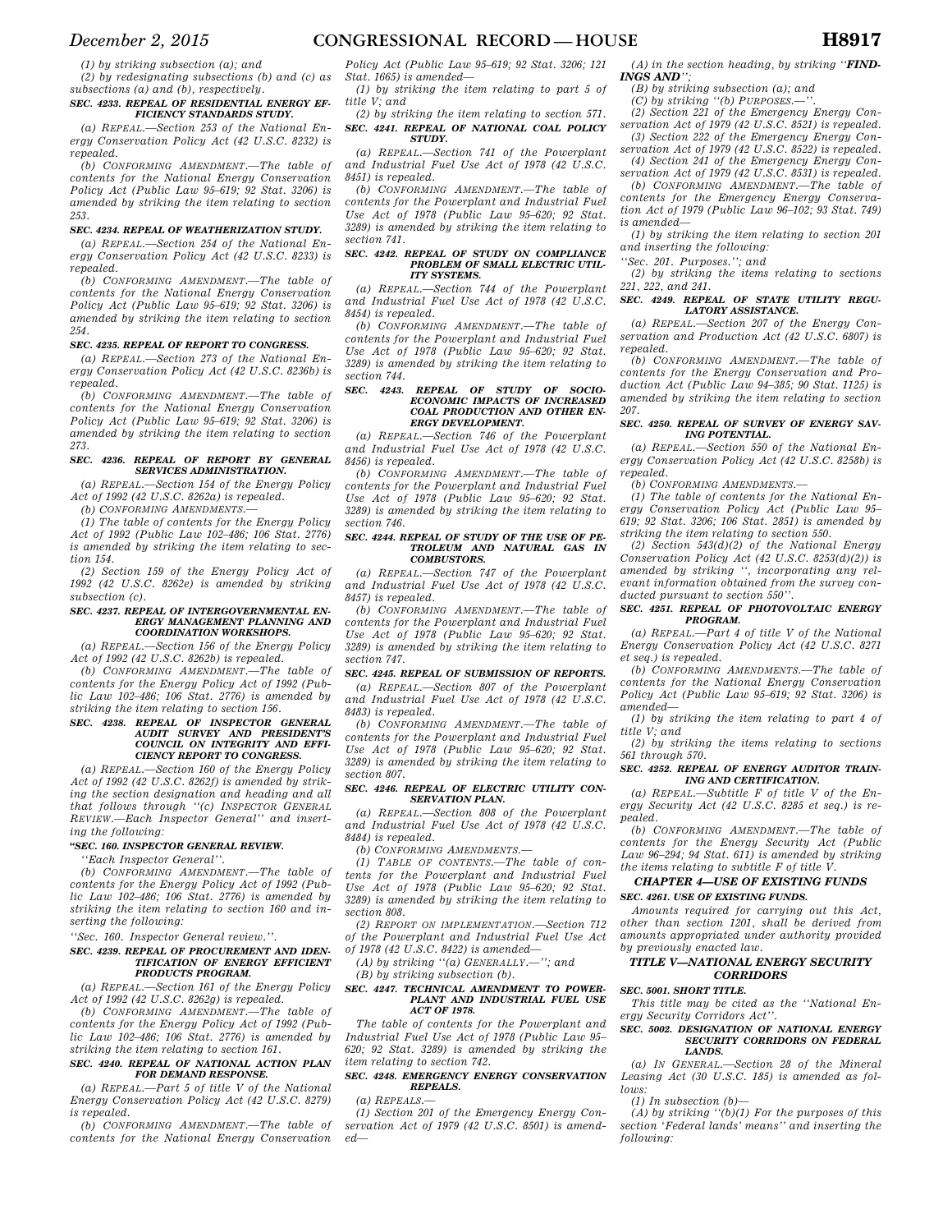(1) by striking subsection (a); and

(2) by redesignating subsections (b) and (c) as subsections (a) and (b), respectively.

**SEC. 4233. REPEAL OF RESIDENTIAL ENERGY EFFICIENCY STANDARDS STUDY.**

(a) *REPEAL.*—Section 253 of the National Energy Conservation Policy Act (42 U.S.C. 8232) is repealed.

(b) *CONFORMING AMENDMENT.*—The table of contents for the National Energy Conservation Policy Act (Public Law 95–619; 92 Stat. 3206) is amended by striking the item relating to section 253.

**SEC. 4234. REPEAL OF WEATHERIZATION STUDY.**

(a) *REPEAL.*—Section 254 of the National Energy Conservation Policy Act (42 U.S.C. 8233) is repealed.

(b) *CONFORMING AMENDMENT.*—The table of contents for the National Energy Conservation Policy Act (Public Law 95–619; 92 Stat. 3206) is amended by striking the item relating to section 254.

**SEC. 4235. REPEAL OF REPORT TO CONGRESS.**

(a) *REPEAL.*—Section 273 of the National Energy Conservation Policy Act (42 U.S.C. 8236b) is repealed.

(b) *CONFORMING AMENDMENT.*—The table of contents for the National Energy Conservation Policy Act (Public Law 95–619; 92 Stat. 3206) is amended by striking the item relating to section 273.

**SEC. 4236. REPEAL OF REPORT BY GENERAL SERVICES ADMINISTRATION.**

(a) *REPEAL.*—Section 154 of the Energy Policy Act of 1992 (42 U.S.C. 8262a) is repealed.

(b) *CONFORMING AMENDMENTS.*—

(1) The table of contents for the Energy Policy Act of 1992 (Public Law 102–486; 106 Stat. 2776) is amended by striking the item relating to section 154.

(2) Section 159 of the Energy Policy Act of 1992 (42 U.S.C. 8262e) is amended by striking subsection (c).

**SEC. 4237. REPEAL OF INTERGOVERNMENTAL ENERGY MANAGEMENT PLANNING AND COORDINATION WORKSHOPS.**

(a) *REPEAL.*—Section 156 of the Energy Policy Act of 1992 (42 U.S.C. 8262b) is repealed.

(b) *CONFORMING AMENDMENT.*—The table of contents for the Energy Policy Act of 1992 (Public Law 102–486; 106 Stat. 2776) is amended by striking the item relating to section 156.

**SEC. 4238. REPEAL OF INSPECTOR GENERAL AUDIT SURVEY AND PRESIDENT'S COUNCIL ON INTEGRITY AND EFFICIENCY REPORT TO CONGRESS.**

(a) *REPEAL.*—Section 160 of the Energy Policy Act of 1992 (42 U.S.C. 8262f) is amended by striking the section designation and heading and all that follows through "(c) *INSPECTOR GENERAL REVIEW.*—Each Inspector General" and inserting the following:

**"SEC. 160. INSPECTOR GENERAL REVIEW.**

"Each Inspector General".

(b) *CONFORMING AMENDMENT.*—The table of contents for the Energy Policy Act of 1992 (Public Law 102–486; 106 Stat. 2776) is amended by striking the item relating to section 160 and inserting the following:

"Sec. 160. Inspector General review.".

**SEC. 4239. REPEAL OF PROCUREMENT AND IDENTIFICATION OF ENERGY EFFICIENT PRODUCTS PROGRAM.**

(a) *REPEAL.*—Section 161 of the Energy Policy Act of 1992 (42 U.S.C. 8262g) is repealed.

(b) *CONFORMING AMENDMENT.*—The table of contents for the Energy Policy Act of 1992 (Public Law 102–486; 106 Stat. 2776) is amended by striking the item relating to section 161.

**SEC. 4240. REPEAL OF NATIONAL ACTION PLAN FOR DEMAND RESPONSE.**

(a) *REPEAL.*—Part 5 of title V of the National Energy Conservation Policy Act (42 U.S.C. 8279) is repealed.

(b) *CONFORMING AMENDMENT.*—The table of contents for the National Energy Conservation Policy Act (Public Law 95–619; 92 Stat. 3206; 121 Stat. 1665) is amended—

(1) by striking the item relating to part 5 of title V; and

(2) by striking the item relating to section 571.

**SEC. 4241. REPEAL OF NATIONAL COAL POLICY STUDY.**

(a) *REPEAL.*—Section 741 of the Powerplant and Industrial Fuel Use Act of 1978 (42 U.S.C. 8451) is repealed.

(b) *CONFORMING AMENDMENT.*—The table of contents for the Powerplant and Industrial Fuel Use Act of 1978 (Public Law 95–620; 92 Stat. 3289) is amended by striking the item relating to section 741.

**SEC. 4242. REPEAL OF STUDY ON COMPLIANCE PROBLEM OF SMALL ELECTRIC UTILITY SYSTEMS.**

(a) *REPEAL.*—Section 744 of the Powerplant and Industrial Fuel Use Act of 1978 (42 U.S.C. 8454) is repealed.

(b) *CONFORMING AMENDMENT.*—The table of contents for the Powerplant and Industrial Fuel Use Act of 1978 (Public Law 95–620; 92 Stat. 3289) is amended by striking the item relating to section 744.

**SEC. 4243. REPEAL OF STUDY OF SOCIO-ECONOMIC IMPACTS OF INCREASED COAL PRODUCTION AND OTHER ENERGY DEVELOPMENT.**

(a) *REPEAL.*—Section 746 of the Powerplant and Industrial Fuel Use Act of 1978 (42 U.S.C. 8456) is repealed.

(b) *CONFORMING AMENDMENT.*—The table of contents for the Powerplant and Industrial Fuel Use Act of 1978 (Public Law 95–620; 92 Stat. 3289) is amended by striking the item relating to section 746.

**SEC. 4244. REPEAL OF STUDY OF THE USE OF PETROLEUM AND NATURAL GAS IN COMBUSTORS.**

(a) *REPEAL.*—Section 747 of the Powerplant and Industrial Fuel Use Act of 1978 (42 U.S.C. 8457) is repealed.

(b) *CONFORMING AMENDMENT.*—The table of contents for the Powerplant and Industrial Fuel Use Act of 1978 (Public Law 95–620; 92 Stat. 3289) is amended by striking the item relating to section 747.

**SEC. 4245. REPEAL OF SUBMISSION OF REPORTS.**

(a) *REPEAL.*—Section 807 of the Powerplant and Industrial Fuel Use Act of 1978 (42 U.S.C. 8483) is repealed.

(b) *CONFORMING AMENDMENT.*—The table of contents for the Powerplant and Industrial Fuel Use Act of 1978 (Public Law 95–620; 92 Stat. 3289) is amended by striking the item relating to section 807.

**SEC. 4246. REPEAL OF ELECTRIC UTILITY CONSERVATION PLAN.**

(a) *REPEAL.*—Section 808 of the Powerplant and Industrial Fuel Use Act of 1978 (42 U.S.C. 8484) is repealed.

(b) *CONFORMING AMENDMENTS.*—

(1) *TABLE OF CONTENTS.*—The table of contents for the Powerplant and Industrial Fuel Use Act of 1978 (Public Law 95–620; 92 Stat. 3289) is amended by striking the item relating to section 808.

(2) *REPORT ON IMPLEMENTATION.*—Section 712 of the Powerplant and Industrial Fuel Use Act of 1978 (42 U.S.C. 8422) is amended—

(A) by striking "(a) *GENERALLY.*—"; and

(B) by striking subsection (b).

**SEC. 4247. TECHNICAL AMENDMENT TO POWERPLANT AND INDUSTRIAL FUEL USE ACT OF 1978.**

The table of contents for the Powerplant and Industrial Fuel Use Act of 1978 (Public Law 95–620; 92 Stat. 3289) is amended by striking the item relating to section 742.

**SEC. 4248. EMERGENCY ENERGY CONSERVATION REPEALS.**

(a) *REPEALS.*—

(1) Section 201 of the Emergency Energy Conservation Act of 1979 (42 U.S.C. 8501) is amended—

(A) in the section heading, by striking "**FINDINGS AND**";

(B) by striking subsection (a); and

(C) by striking "(b) *PURPOSES.*—".

(2) Section 221 of the Emergency Energy Conservation Act of 1979 (42 U.S.C. 8521) is repealed.

(3) Section 222 of the Emergency Energy Conservation Act of 1979 (42 U.S.C. 8522) is repealed.

(4) Section 241 of the Emergency Energy Conservation Act of 1979 (42 U.S.C. 8531) is repealed.

(b) *CONFORMING AMENDMENT.*—The table of contents for the Emergency Energy Conservation Act of 1979 (Public Law 96–102; 93 Stat. 749) is amended—

(1) by striking the item relating to section 201 and inserting the following:

"Sec. 201. Purposes."; and

(2) by striking the items relating to sections 221, 222, and 241.

**SEC. 4249. REPEAL OF STATE UTILITY REGULATORY ASSISTANCE.**

(a) *REPEAL.*—Section 207 of the Energy Conservation and Production Act (42 U.S.C. 6807) is repealed.

(b) *CONFORMING AMENDMENT.*—The table of contents for the Energy Conservation and Production Act (Public Law 94–385; 90 Stat. 1125) is amended by striking the item relating to section 207.

**SEC. 4250. REPEAL OF SURVEY OF ENERGY SAVING POTENTIAL.**

(a) *REPEAL.*—Section 550 of the National Energy Conservation Policy Act (42 U.S.C. 8258b) is repealed.

(b) *CONFORMING AMENDMENTS.*—

(1) The table of contents for the National Energy Conservation Policy Act (Public Law 95–619; 92 Stat. 3206; 106 Stat. 2851) is amended by striking the item relating to section 550.

(2) Section 543(d)(2) of the National Energy Conservation Policy Act (42 U.S.C. 8253(d)(2)) is amended by striking ", incorporating any relevant information obtained from the survey conducted pursuant to section 550".

**SEC. 4251. REPEAL OF PHOTOVOLTAIC ENERGY PROGRAM.**

(a) *REPEAL.*—Part 4 of title V of the National Energy Conservation Policy Act (42 U.S.C. 8271 et seq.) is repealed.

(b) *CONFORMING AMENDMENTS.*—The table of contents for the National Energy Conservation Policy Act (Public Law 95–619; 92 Stat. 3206) is amended—

(1) by striking the item relating to part 4 of title V; and

(2) by striking the items relating to sections 561 through 570.

**SEC. 4252. REPEAL OF ENERGY AUDITOR TRAINING AND CERTIFICATION.**

(a) *REPEAL.*—Subtitle F of title V of the Energy Security Act (42 U.S.C. 8285 et seq.) is repealed.

(b) *CONFORMING AMENDMENT.*—The table of contents for the Energy Security Act (Public Law 96–294; 94 Stat. 611) is amended by striking the items relating to subtitle F of title V.

### *CHAPTER 4—USE OF EXISTING FUNDS*

**SEC. 4261. USE OF EXISTING FUNDS.**

Amounts required for carrying out this Act, other than section 1201, shall be derived from amounts appropriated under authority provided by previously enacted law.

## *TITLE V—NATIONAL ENERGY SECURITY CORRIDORS*

**SEC. 5001. SHORT TITLE.**

This title may be cited as the "National Energy Security Corridors Act".

**SEC. 5002. DESIGNATION OF NATIONAL ENERGY SECURITY CORRIDORS ON FEDERAL LANDS.**

(a) *IN GENERAL.*—Section 28 of the Mineral Leasing Act (30 U.S.C. 185) is amended as follows:

(1) In subsection (b)—

(A) by striking "(b)(1) For the purposes of this section 'Federal lands' means" and inserting the following: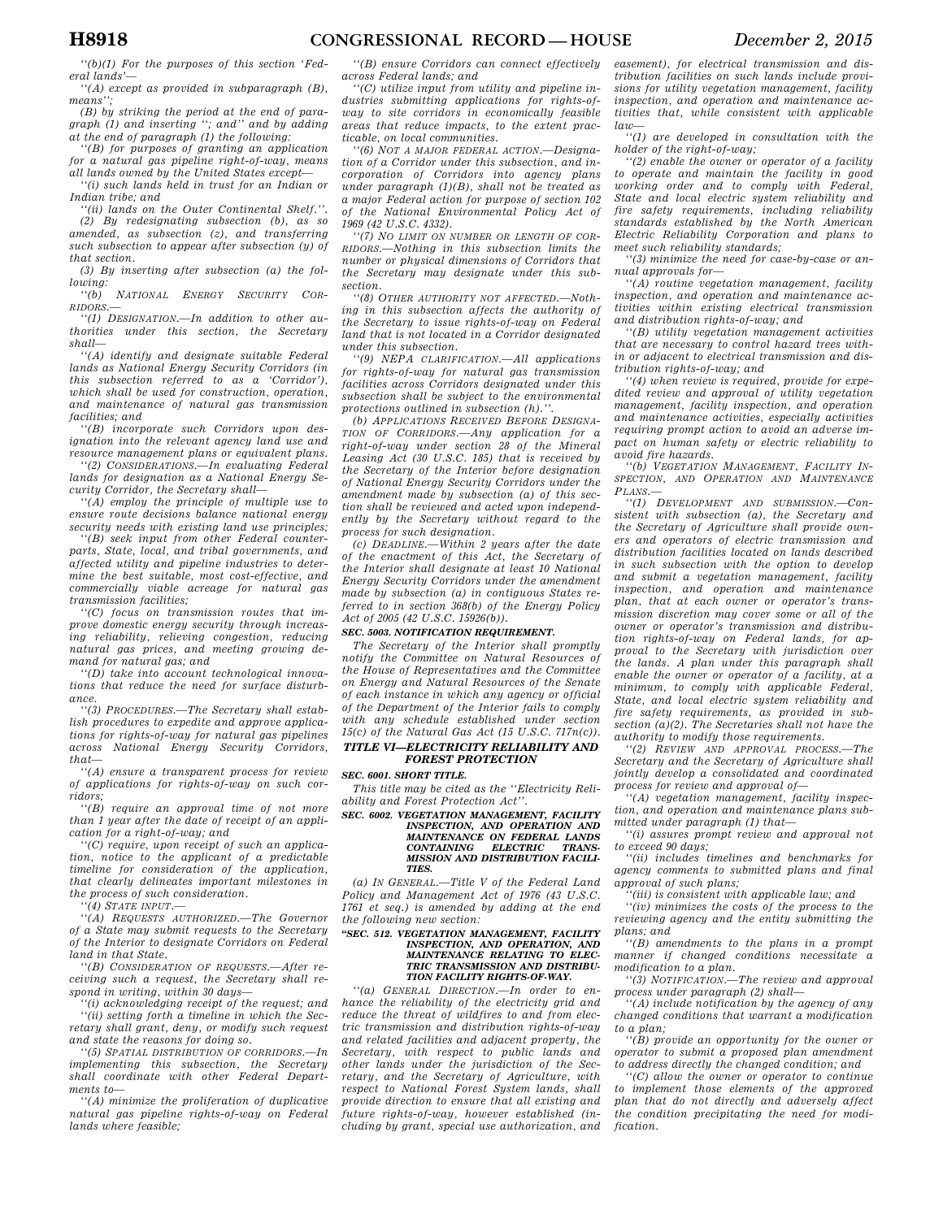''(b)(1) For the purposes of this section 'Federal lands'—

''(A) except as provided in subparagraph (B), means'';

(B) by striking the period at the end of paragraph (1) and inserting ''; and'' and by adding at the end of paragraph (1) the following:

''(B) for purposes of granting an application for a natural gas pipeline right-of-way, means all lands owned by the United States except—

''(i) such lands held in trust for an Indian or Indian tribe; and

''(ii) lands on the Outer Continental Shelf.''.

(2) By redesignating subsection (b), as so amended, as subsection (z), and transferring such subsection to appear after subsection (y) of that section.

(3) By inserting after subsection (a) the following:

''(b) NATIONAL ENERGY SECURITY CORRIDORS.—

''(1) DESIGNATION.—In addition to other authorities under this section, the Secretary shall—

''(A) identify and designate suitable Federal lands as National Energy Security Corridors (in this subsection referred to as a 'Corridor'), which shall be used for construction, operation, and maintenance of natural gas transmission facilities; and

''(B) incorporate such Corridors upon designation into the relevant agency land use and resource management plans or equivalent plans.

''(2) CONSIDERATIONS.—In evaluating Federal lands for designation as a National Energy Security Corridor, the Secretary shall—

''(A) employ the principle of multiple use to ensure route decisions balance national energy security needs with existing land use principles;

''(B) seek input from other Federal counterparts, State, local, and tribal governments, and affected utility and pipeline industries to determine the best suitable, most cost-effective, and commercially viable acreage for natural gas transmission facilities;

''(C) focus on transmission routes that improve domestic energy security through increasing reliability, relieving congestion, reducing natural gas prices, and meeting growing demand for natural gas; and

''(D) take into account technological innovations that reduce the need for surface disturbance.

''(3) PROCEDURES.—The Secretary shall establish procedures to expedite and approve applications for rights-of-way for natural gas pipelines across National Energy Security Corridors, that—

''(A) ensure a transparent process for review of applications for rights-of-way on such corridors;

''(B) require an approval time of not more than 1 year after the date of receipt of an application for a right-of-way; and

''(C) require, upon receipt of such an application, notice to the applicant of a predictable timeline for consideration of the application, that clearly delineates important milestones in the process of such consideration.

''(4) STATE INPUT.—

''(A) REQUESTS AUTHORIZED.—The Governor of a State may submit requests to the Secretary of the Interior to designate Corridors on Federal land in that State.

''(B) CONSIDERATION OF REQUESTS.—After receiving such a request, the Secretary shall respond in writing, within 30 days—

''(i) acknowledging receipt of the request; and

''(ii) setting forth a timeline in which the Secretary shall grant, deny, or modify such request and state the reasons for doing so.

''(5) SPATIAL DISTRIBUTION OF CORRIDORS.—In implementing this subsection, the Secretary shall coordinate with other Federal Departments to—

''(A) minimize the proliferation of duplicative natural gas pipeline rights-of-way on Federal lands where feasible;

''(B) ensure Corridors can connect effectively across Federal lands; and

''(C) utilize input from utility and pipeline industries submitting applications for rights-of-way to site corridors in economically feasible areas that reduce impacts, to the extent practicable, on local communities.

''(6) NOT A MAJOR FEDERAL ACTION.—Designation of a Corridor under this subsection, and incorporation of Corridors into agency plans under paragraph (1)(B), shall not be treated as a major Federal action for purpose of section 102 of the National Environmental Policy Act of 1969 (42 U.S.C. 4332).

''(7) NO LIMIT ON NUMBER OR LENGTH OF CORRIDORS.—Nothing in this subsection limits the number or physical dimensions of Corridors that the Secretary may designate under this subsection.

''(8) OTHER AUTHORITY NOT AFFECTED.—Nothing in this subsection affects the authority of the Secretary to issue rights-of-way on Federal land that is not located in a Corridor designated under this subsection.

''(9) NEPA CLARIFICATION.—All applications for rights-of-way for natural gas transmission facilities across Corridors designated under this subsection shall be subject to the environmental protections outlined in subsection (h).''.

(b) APPLICATIONS RECEIVED BEFORE DESIGNATION OF CORRIDORS.—Any application for a right-of-way under section 28 of the Mineral Leasing Act (30 U.S.C. 185) that is received by the Secretary of the Interior before designation of National Energy Security Corridors under the amendment made by subsection (a) of this section shall be reviewed and acted upon independently by the Secretary without regard to the process for such designation.

(c) DEADLINE.—Within 2 years after the date of the enactment of this Act, the Secretary of the Interior shall designate at least 10 National Energy Security Corridors under the amendment made by subsection (a) in contiguous States referred to in section 368(b) of the Energy Policy Act of 2005 (42 U.S.C. 15926(b)).

**SEC. 5003. NOTIFICATION REQUIREMENT.**

The Secretary of the Interior shall promptly notify the Committee on Natural Resources of the House of Representatives and the Committee on Energy and Natural Resources of the Senate of each instance in which any agency or official of the Department of the Interior fails to comply with any schedule established under section 15(c) of the Natural Gas Act (15 U.S.C. 717n(c)).

## TITLE VI—ELECTRICITY RELIABILITY AND FOREST PROTECTION

**SEC. 6001. SHORT TITLE.**

This title may be cited as the ''Electricity Reliability and Forest Protection Act''.

**SEC. 6002. VEGETATION MANAGEMENT, FACILITY INSPECTION, AND OPERATION AND MAINTENANCE ON FEDERAL LANDS CONTAINING ELECTRIC TRANSMISSION AND DISTRIBUTION FACILITIES.**

(a) IN GENERAL.—Title V of the Federal Land Policy and Management Act of 1976 (43 U.S.C. 1761 et seq.) is amended by adding at the end the following new section:

**''SEC. 512. VEGETATION MANAGEMENT, FACILITY INSPECTION, AND OPERATION, AND MAINTENANCE RELATING TO ELECTRIC TRANSMISSION AND DISTRIBUTION FACILITY RIGHTS-OF-WAY.**

''(a) GENERAL DIRECTION.—In order to enhance the reliability of the electricity grid and reduce the threat of wildfires to and from electric transmission and distribution rights-of-way and related facilities and adjacent property, the Secretary, with respect to public lands and other lands under the jurisdiction of the Secretary, and the Secretary of Agriculture, with respect to National Forest System lands, shall provide direction to ensure that all existing and future rights-of-way, however established (including by grant, special use authorization, and easement), for electrical transmission and distribution facilities on such lands include provisions for utility vegetation management, facility inspection, and operation and maintenance activities that, while consistent with applicable law—

''(1) are developed in consultation with the holder of the right-of-way;

''(2) enable the owner or operator of a facility to operate and maintain the facility in good working order and to comply with Federal, State and local electric system reliability and fire safety requirements, including reliability standards established by the North American Electric Reliability Corporation and plans to meet such reliability standards;

''(3) minimize the need for case-by-case or annual approvals for—

''(A) routine vegetation management, facility inspection, and operation and maintenance activities within existing electrical transmission and distribution rights-of-way; and

''(B) utility vegetation management activities that are necessary to control hazard trees within or adjacent to electrical transmission and distribution rights-of-way; and

''(4) when review is required, provide for expedited review and approval of utility vegetation management, facility inspection, and operation and maintenance activities, especially activities requiring prompt action to avoid an adverse impact on human safety or electric reliability to avoid fire hazards.

''(b) VEGETATION MANAGEMENT, FACILITY INSPECTION, AND OPERATION AND MAINTENANCE PLANS.—

''(1) DEVELOPMENT AND SUBMISSION.—Consistent with subsection (a), the Secretary and the Secretary of Agriculture shall provide owners and operators of electric transmission and distribution facilities located on lands described in such subsection with the option to develop and submit a vegetation management, facility inspection, and operation and maintenance plan, that at each owner or operator's transmission discretion may cover some or all of the owner or operator's transmission and distribution rights-of-way on Federal lands, for approval to the Secretary with jurisdiction over the lands. A plan under this paragraph shall enable the owner or operator of a facility, at a minimum, to comply with applicable Federal, State, and local electric system reliability and fire safety requirements, as provided in subsection (a)(2). The Secretaries shall not have the authority to modify those requirements.

''(2) REVIEW AND APPROVAL PROCESS.—The Secretary and the Secretary of Agriculture shall jointly develop a consolidated and coordinated process for review and approval of—

''(A) vegetation management, facility inspection, and operation and maintenance plans submitted under paragraph (1) that—

''(i) assures prompt review and approval not to exceed 90 days;

''(ii) includes timelines and benchmarks for agency comments to submitted plans and final approval of such plans;

''(iii) is consistent with applicable law; and

''(iv) minimizes the costs of the process to the reviewing agency and the entity submitting the plans; and

''(B) amendments to the plans in a prompt manner if changed conditions necessitate a modification to a plan.

''(3) NOTIFICATION.—The review and approval process under paragraph (2) shall—

''(A) include notification by the agency of any changed conditions that warrant a modification to a plan;

''(B) provide an opportunity for the owner or operator to submit a proposed plan amendment to address directly the changed condition; and

''(C) allow the owner or operator to continue to implement those elements of the approved plan that do not directly and adversely affect the condition precipitating the need for modification.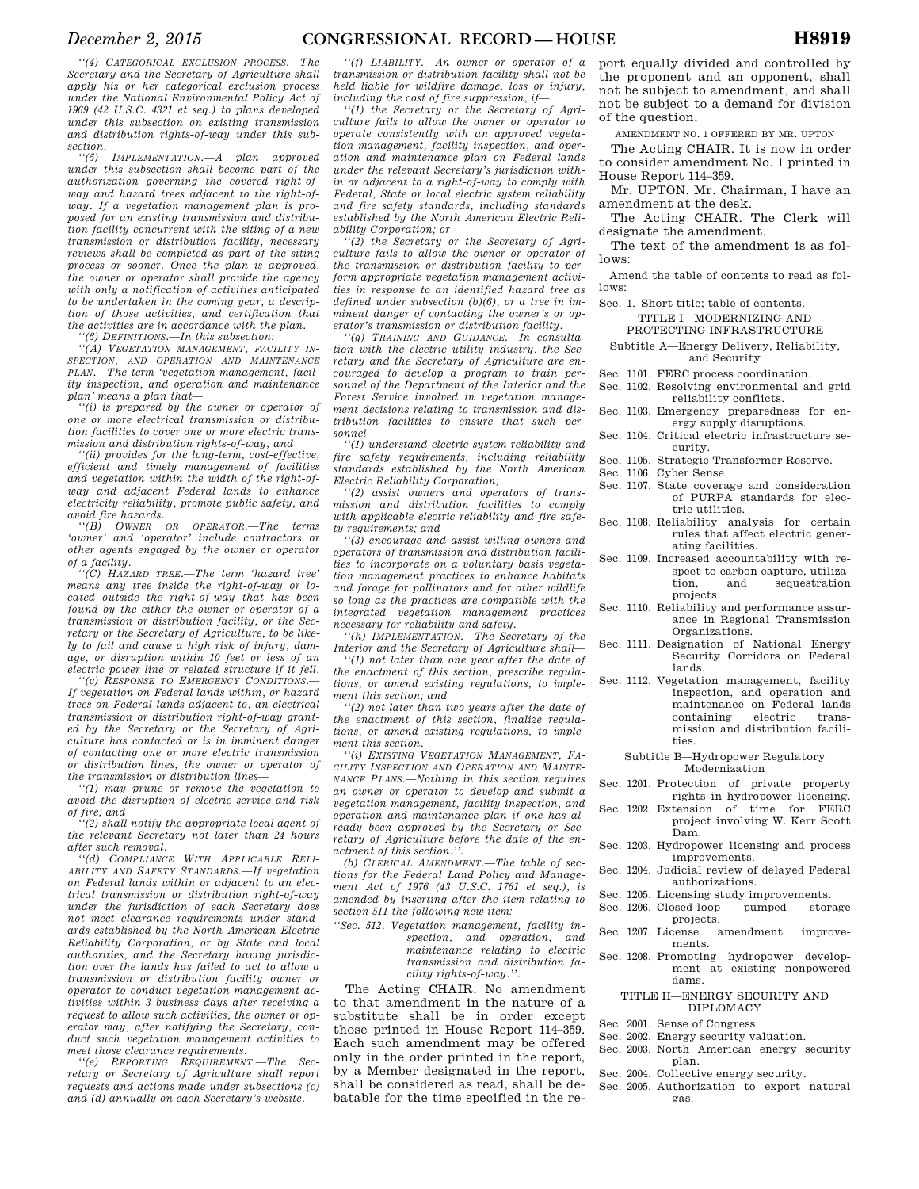"(4) *CATEGORICAL EXCLUSION PROCESS.*—The Secretary and the Secretary of Agriculture shall apply his or her categorical exclusion process under the National Environmental Policy Act of 1969 (42 U.S.C. 4321 et seq.) to plans developed under this subsection on existing transmission and distribution rights-of-way under this subsection.

"(5) *IMPLEMENTATION.*—A plan approved under this subsection shall become part of the authorization governing the covered right-of-way and hazard trees adjacent to the right-of-way. If a vegetation management plan is proposed for an existing transmission and distribution facility concurrent with the siting of a new transmission or distribution facility, necessary reviews shall be completed as part of the siting process or sooner. Once the plan is approved, the owner or operator shall provide the agency with only a notification of activities anticipated to be undertaken in the coming year, a description of those activities, and certification that the activities are in accordance with the plan.

"(6) *DEFINITIONS.*—In this subsection:

"(A) *VEGETATION MANAGEMENT, FACILITY INSPECTION, AND OPERATION AND MAINTENANCE PLAN.*—The term 'vegetation management, facility inspection, and operation and maintenance plan' means a plan that—

"(i) is prepared by the owner or operator of one or more electrical transmission or distribution facilities to cover one or more electric transmission and distribution rights-of-way; and

"(ii) provides for the long-term, cost-effective, efficient and timely management of facilities and vegetation within the width of the right-of-way and adjacent Federal lands to enhance electricity reliability, promote public safety, and avoid fire hazards.

"(B) *OWNER OR OPERATOR.*—The terms 'owner' and 'operator' include contractors or other agents engaged by the owner or operator of a facility.

"(C) *HAZARD TREE.*—The term 'hazard tree' means any tree inside the right-of-way or located outside the right-of-way that has been found by the either the owner or operator of a transmission or distribution facility, or the Secretary or the Secretary of Agriculture, to be likely to fail and cause a high risk of injury, damage, or disruption within 10 feet or less of an electric power line or related structure if it fell.

"(c) *RESPONSE TO EMERGENCY CONDITIONS.*—If vegetation on Federal lands within, or hazard trees on Federal lands adjacent to, an electrical transmission or distribution right-of-way granted by the Secretary or the Secretary of Agriculture has contacted or is in imminent danger of contacting one or more electric transmission or distribution lines, the owner or operator of the transmission or distribution lines—

"(1) may prune or remove the vegetation to avoid the disruption of electric service and risk of fire; and

"(2) shall notify the appropriate local agent of the relevant Secretary not later than 24 hours after such removal.

"(d) *COMPLIANCE WITH APPLICABLE RELIABILITY AND SAFETY STANDARDS.*—If vegetation on Federal lands within or adjacent to an electrical transmission or distribution right-of-way under the jurisdiction of each Secretary does not meet clearance requirements under standards established by the North American Electric Reliability Corporation, or by State and local authorities, and the Secretary having jurisdiction over the lands has failed to act to allow a transmission or distribution facility owner or operator to conduct vegetation management activities within 3 business days after receiving a request to allow such activities, the owner or operator may, after notifying the Secretary, conduct such vegetation management activities to meet those clearance requirements.

"(e) *REPORTING REQUIREMENT.*—The Secretary or Secretary of Agriculture shall report requests and actions made under subsections (c) and (d) annually on each Secretary's website.

"(f) *LIABILITY.*—An owner or operator of a transmission or distribution facility shall not be held liable for wildfire damage, loss or injury, including the cost of fire suppression, if—

"(1) the Secretary or the Secretary of Agriculture fails to allow the owner or operator to operate consistently with an approved vegetation management, facility inspection, and operation and maintenance plan on Federal lands under the relevant Secretary's jurisdiction within or adjacent to a right-of-way to comply with Federal, State or local electric system reliability and fire safety standards, including standards established by the North American Electric Reliability Corporation; or

"(2) the Secretary or the Secretary of Agriculture fails to allow the owner or operator of the transmission or distribution facility to perform appropriate vegetation management activities in response to an identified hazard tree as defined under subsection (b)(6), or a tree in imminent danger of contacting the owner's or operator's transmission or distribution facility.

"(g) *TRAINING AND GUIDANCE.*—In consultation with the electric utility industry, the Secretary and the Secretary of Agriculture are encouraged to develop a program to train personnel of the Department of the Interior and the Forest Service involved in vegetation management decisions relating to transmission and distribution facilities to ensure that such personnel—

"(1) understand electric system reliability and fire safety requirements, including reliability standards established by the North American Electric Reliability Corporation;

"(2) assist owners and operators of transmission and distribution facilities to comply with applicable electric reliability and fire safety requirements; and

"(3) encourage and assist willing owners and operators of transmission and distribution facilities to incorporate on a voluntary basis vegetation management practices to enhance habitats and forage for pollinators and for other wildlife so long as the practices are compatible with the integrated vegetation management practices necessary for reliability and safety.

"(h) *IMPLEMENTATION.*—The Secretary of the Interior and the Secretary of Agriculture shall—

"(1) not later than one year after the date of the enactment of this section, prescribe regulations, or amend existing regulations, to implement this section; and

"(2) not later than two years after the date of the enactment of this section, finalize regulations, or amend existing regulations, to implement this section.

"(i) *EXISTING VEGETATION MANAGEMENT, FACILITY INSPECTION AND OPERATION AND MAINTENANCE PLANS.*—Nothing in this section requires an owner or operator to develop and submit a vegetation management, facility inspection, and operation and maintenance plan if one has already been approved by the Secretary or Secretary of Agriculture before the date of the enactment of this section.".

(b) *CLERICAL AMENDMENT.*—The table of sections for the Federal Land Policy and Management Act of 1976 (43 U.S.C. 1761 et seq.), is amended by inserting after the item relating to section 511 the following new item:

"Sec. 512. Vegetation management, facility inspection, and operation, and maintenance relating to electric transmission and distribution facility rights-of-way.".

The Acting CHAIR. No amendment to that amendment in the nature of a substitute shall be in order except those printed in House Report 114–359. Each such amendment may be offered only in the order printed in the report, by a Member designated in the report, shall be considered as read, shall be debatable for the time specified in the report equally divided and controlled by the proponent and an opponent, shall not be subject to amendment, and shall not be subject to a demand for division of the question.

AMENDMENT NO. 1 OFFERED BY MR. UPTON

The Acting CHAIR. It is now in order to consider amendment No. 1 printed in House Report 114–359.

Mr. UPTON. Mr. Chairman, I have an amendment at the desk.

The Acting CHAIR. The Clerk will designate the amendment.

The text of the amendment is as follows:

Amend the table of contents to read as follows:

Sec. 1. Short title; table of contents.

TITLE I—MODERNIZING AND PROTECTING INFRASTRUCTURE

Subtitle A—Energy Delivery, Reliability, and Security

Sec. 1101. FERC process coordination.
Sec. 1102. Resolving environmental and grid reliability conflicts.
Sec. 1103. Emergency preparedness for energy supply disruptions.
Sec. 1104. Critical electric infrastructure security.
Sec. 1105. Strategic Transformer Reserve.
Sec. 1106. Cyber Sense.
Sec. 1107. State coverage and consideration of PURPA standards for electric utilities.
Sec. 1108. Reliability analysis for certain rules that affect electric generating facilities.
Sec. 1109. Increased accountability with respect to carbon capture, utilization, and sequestration projects.
Sec. 1110. Reliability and performance assurance in Regional Transmission Organizations.
Sec. 1111. Designation of National Energy Security Corridors on Federal lands.
Sec. 1112. Vegetation management, facility inspection, and operation and maintenance on Federal lands containing electric transmission and distribution facilities.

Subtitle B—Hydropower Regulatory Modernization

Sec. 1201. Protection of private property rights in hydropower licensing.
Sec. 1202. Extension of time for FERC project involving W. Kerr Scott Dam.
Sec. 1203. Hydropower licensing and process improvements.
Sec. 1204. Judicial review of delayed Federal authorizations.
Sec. 1205. Licensing study improvements.
Sec. 1206. Closed-loop pumped storage projects.
Sec. 1207. License amendment improvements.
Sec. 1208. Promoting hydropower development at existing nonpowered dams.

TITLE II—ENERGY SECURITY AND DIPLOMACY

Sec. 2001. Sense of Congress.
Sec. 2002. Energy security valuation.
Sec. 2003. North American energy security plan.
Sec. 2004. Collective energy security.
Sec. 2005. Authorization to export natural gas.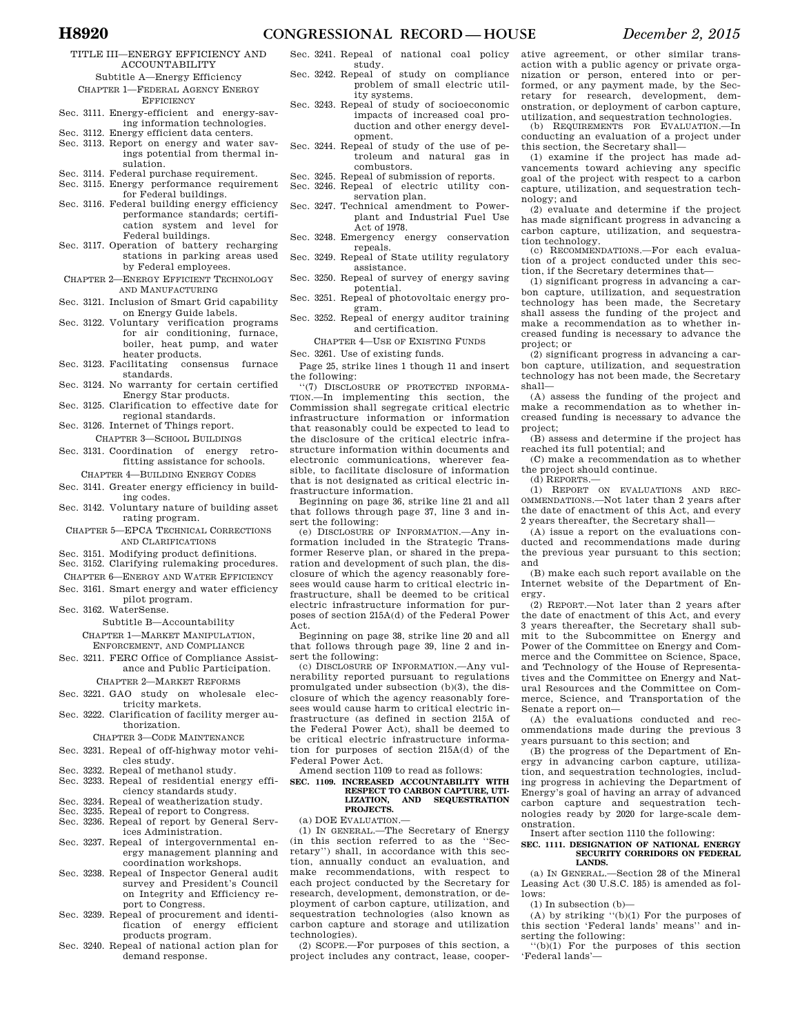TITLE III—ENERGY EFFICIENCY AND ACCOUNTABILITY

Subtitle A—Energy Efficiency

CHAPTER 1—FEDERAL AGENCY ENERGY EFFICIENCY

Sec. 3111. Energy-efficient and energy-saving information technologies.
Sec. 3112. Energy efficient data centers.
Sec. 3113. Report on energy and water savings potential from thermal insulation.
Sec. 3114. Federal purchase requirement.
Sec. 3115. Energy performance requirement for Federal buildings.
Sec. 3116. Federal building energy efficiency performance standards; certification system and level for Federal buildings.
Sec. 3117. Operation of battery recharging stations in parking areas used by Federal employees.

CHAPTER 2—ENERGY EFFICIENT TECHNOLOGY AND MANUFACTURING

Sec. 3121. Inclusion of Smart Grid capability on Energy Guide labels.
Sec. 3122. Voluntary verification programs for air conditioning, furnace, boiler, heat pump, and water heater products.
Sec. 3123. Facilitating consensus furnace standards.
Sec. 3124. No warranty for certain certified Energy Star products.
Sec. 3125. Clarification to effective date for regional standards.
Sec. 3126. Internet of Things report.

CHAPTER 3—SCHOOL BUILDINGS

Sec. 3131. Coordination of energy retrofitting assistance for schools.

CHAPTER 4—BUILDING ENERGY CODES

Sec. 3141. Greater energy efficiency in building codes.
Sec. 3142. Voluntary nature of building asset rating program.

CHAPTER 5—EPCA TECHNICAL CORRECTIONS AND CLARIFICATIONS

Sec. 3151. Modifying product definitions.
Sec. 3152. Clarifying rulemaking procedures.

CHAPTER 6—ENERGY AND WATER EFFICIENCY

Sec. 3161. Smart energy and water efficiency pilot program.
Sec. 3162. WaterSense.

Subtitle B—Accountability

CHAPTER 1—MARKET MANIPULATION, ENFORCEMENT, AND COMPLIANCE

Sec. 3211. FERC Office of Compliance Assistance and Public Participation.

CHAPTER 2—MARKET REFORMS

Sec. 3221. GAO study on wholesale electricity markets.
Sec. 3222. Clarification of facility merger authorization.

CHAPTER 3—CODE MAINTENANCE

Sec. 3231. Repeal of off-highway motor vehicles study.
Sec. 3232. Repeal of methanol study.
Sec. 3233. Repeal of residential energy efficiency standards study.
Sec. 3234. Repeal of weatherization study.
Sec. 3235. Repeal of report to Congress.
Sec. 3236. Repeal of report by General Services Administration.
Sec. 3237. Repeal of intergovernmental energy management planning and coordination workshops.
Sec. 3238. Repeal of Inspector General audit survey and President's Council on Integrity and Efficiency report to Congress.
Sec. 3239. Repeal of procurement and identification of energy efficient products program.
Sec. 3240. Repeal of national action plan for demand response.
Sec. 3241. Repeal of national coal policy study.
Sec. 3242. Repeal of study on compliance problem of small electric utility systems.
Sec. 3243. Repeal of study of socioeconomic impacts of increased coal production and other energy development.
Sec. 3244. Repeal of study of the use of petroleum and natural gas in combustors.
Sec. 3245. Repeal of submission of reports.
Sec. 3246. Repeal of electric utility conservation plan.
Sec. 3247. Technical amendment to Powerplant and Industrial Fuel Use Act of 1978.
Sec. 3248. Emergency energy conservation repeals.
Sec. 3249. Repeal of State utility regulatory assistance.
Sec. 3250. Repeal of survey of energy saving potential.
Sec. 3251. Repeal of photovoltaic energy program.
Sec. 3252. Repeal of energy auditor training and certification.

CHAPTER 4—USE OF EXISTING FUNDS

Sec. 3261. Use of existing funds.

Page 25, strike lines 1 though 11 and insert the following:

"(7) DISCLOSURE OF PROTECTED INFORMATION.—In implementing this section, the Commission shall segregate critical electric infrastructure information or information that reasonably could be expected to lead to the disclosure of the critical electric infrastructure information within documents and electronic communications, wherever feasible, to facilitate disclosure of information that is not designated as critical electric infrastructure information.

Beginning on page 36, strike line 21 and all that follows through page 37, line 3 and insert the following:

(e) DISCLOSURE OF INFORMATION.—Any information included in the Strategic Transformer Reserve plan, or shared in the preparation and development of such plan, the disclosure of which the agency reasonably foresees would cause harm to critical electric infrastructure, shall be deemed to be critical electric infrastructure information for purposes of section 215A(d) of the Federal Power Act.

Beginning on page 38, strike line 20 and all that follows through page 39, line 2 and insert the following:

(c) DISCLOSURE OF INFORMATION.—Any vulnerability reported pursuant to regulations promulgated under subsection (b)(3), the disclosure of which the agency reasonably foresees would cause harm to critical electric infrastructure (as defined in section 215A of the Federal Power Act), shall be deemed to be critical electric infrastructure information for purposes of section 215A(d) of the Federal Power Act.

Amend section 1109 to read as follows:

**SEC. 1109. INCREASED ACCOUNTABILITY WITH RESPECT TO CARBON CAPTURE, UTILIZATION, AND SEQUESTRATION PROJECTS.**

(a) DOE EVALUATION.—

(1) IN GENERAL.—The Secretary of Energy (in this section referred to as the "Secretary") shall, in accordance with this section, annually conduct an evaluation, and make recommendations, with respect to each project conducted by the Secretary for research, development, demonstration, or deployment of carbon capture, utilization, and sequestration technologies (also known as carbon capture and storage and utilization technologies).

(2) SCOPE.—For purposes of this section, a project includes any contract, lease, cooperative agreement, or other similar transaction with a public agency or private organization or person, entered into or performed, or any payment made, by the Secretary for research, development, demonstration, or deployment of carbon capture, utilization, and sequestration technologies.

(b) REQUIREMENTS FOR EVALUATION.—In conducting an evaluation of a project under this section, the Secretary shall—

(1) examine if the project has made advancements toward achieving any specific goal of the project with respect to a carbon capture, utilization, and sequestration technology; and

(2) evaluate and determine if the project has made significant progress in advancing a carbon capture, utilization, and sequestration technology.

(c) RECOMMENDATIONS.—For each evaluation of a project conducted under this section, if the Secretary determines that—

(1) significant progress in advancing a carbon capture, utilization, and sequestration technology has been made, the Secretary shall assess the funding of the project and make a recommendation as to whether increased funding is necessary to advance the project; or

(2) significant progress in advancing a carbon capture, utilization, and sequestration technology has not been made, the Secretary shall—

(A) assess the funding of the project and make a recommendation as to whether increased funding is necessary to advance the project;

(B) assess and determine if the project has reached its full potential; and

(C) make a recommendation as to whether the project should continue.

(d) REPORTS.—

(1) REPORT ON EVALUATIONS AND RECOMMENDATIONS.—Not later than 2 years after the date of enactment of this Act, and every 2 years thereafter, the Secretary shall—

(A) issue a report on the evaluations conducted and recommendations made during the previous year pursuant to this section; and

(B) make each such report available on the Internet website of the Department of Energy.

(2) REPORT.—Not later than 2 years after the date of enactment of this Act, and every 3 years thereafter, the Secretary shall submit to the Subcommittee on Energy and Power of the Committee on Energy and Commerce and the Committee on Science, Space, and Technology of the House of Representatives and the Committee on Energy and Natural Resources and the Committee on Commerce, Science, and Transportation of the Senate a report on—

(A) the evaluations conducted and recommendations made during the previous 3 years pursuant to this section; and

(B) the progress of the Department of Energy in advancing carbon capture, utilization, and sequestration technologies, including progress in achieving the Department of Energy's goal of having an array of advanced carbon capture and sequestration technologies ready by 2020 for large-scale demonstration.

Insert after section 1110 the following:

**SEC. 1111. DESIGNATION OF NATIONAL ENERGY SECURITY CORRIDORS ON FEDERAL LANDS.**

(a) IN GENERAL.—Section 28 of the Mineral Leasing Act (30 U.S.C. 185) is amended as follows:

(1) In subsection (b)—

(A) by striking "(b)(1) For the purposes of this section 'Federal lands' means" and inserting the following:

"(b)(1) For the purposes of this section 'Federal lands'—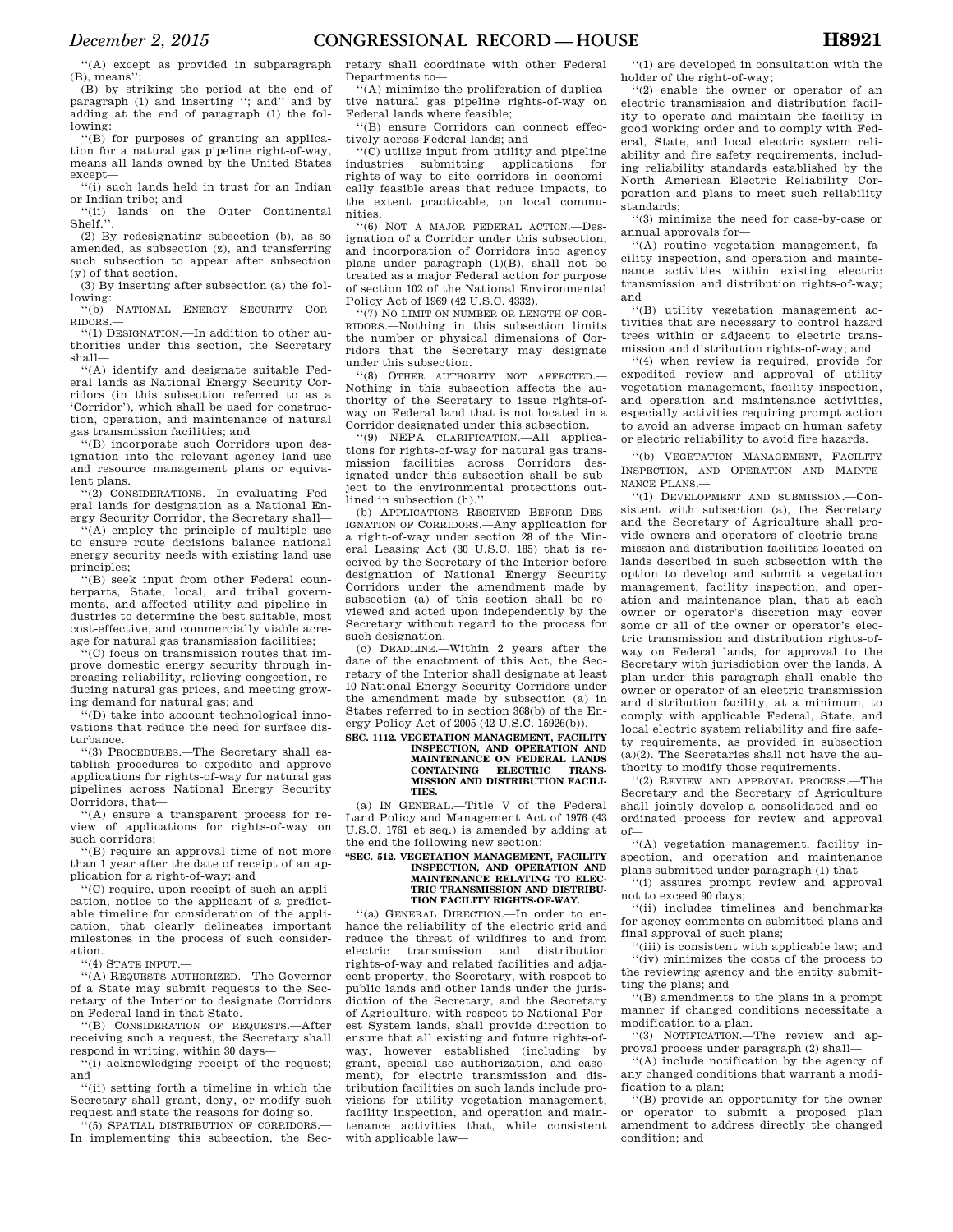''(A) except as provided in subparagraph (B), means'';

(B) by striking the period at the end of paragraph (1) and inserting ''; and'' and by adding at the end of paragraph (1) the following:

''(B) for purposes of granting an application for a natural gas pipeline right-of-way, means all lands owned by the United States except—

''(i) such lands held in trust for an Indian or Indian tribe; and

''(ii) lands on the Outer Continental Shelf.''.

(2) By redesignating subsection (b), as so amended, as subsection (z), and transferring such subsection to appear after subsection (y) of that section.

(3) By inserting after subsection (a) the following:

''(b) NATIONAL ENERGY SECURITY CORRIDORS.—

''(1) DESIGNATION.—In addition to other authorities under this section, the Secretary shall—

''(A) identify and designate suitable Federal lands as National Energy Security Corridors (in this subsection referred to as a 'Corridor'), which shall be used for construction, operation, and maintenance of natural gas transmission facilities; and

''(B) incorporate such Corridors upon designation into the relevant agency land use and resource management plans or equivalent plans.

''(2) CONSIDERATIONS.—In evaluating Federal lands for designation as a National Energy Security Corridor, the Secretary shall—

''(A) employ the principle of multiple use to ensure route decisions balance national energy security needs with existing land use principles;

''(B) seek input from other Federal counterparts, State, local, and tribal governments, and affected utility and pipeline industries to determine the best suitable, most cost-effective, and commercially viable acreage for natural gas transmission facilities;

''(C) focus on transmission routes that improve domestic energy security through increasing reliability, relieving congestion, reducing natural gas prices, and meeting growing demand for natural gas; and

''(D) take into account technological innovations that reduce the need for surface disturbance.

''(3) PROCEDURES.—The Secretary shall establish procedures to expedite and approve applications for rights-of-way for natural gas pipelines across National Energy Security Corridors, that—

''(A) ensure a transparent process for review of applications for rights-of-way on such corridors;

''(B) require an approval time of not more than 1 year after the date of receipt of an application for a right-of-way; and

''(C) require, upon receipt of such an application, notice to the applicant of a predictable timeline for consideration of the application, that clearly delineates important milestones in the process of such consideration.

''(4) STATE INPUT.—

''(A) REQUESTS AUTHORIZED.—The Governor of a State may submit requests to the Secretary of the Interior to designate Corridors on Federal land in that State.

''(B) CONSIDERATION OF REQUESTS.—After receiving such a request, the Secretary shall respond in writing, within 30 days—

''(i) acknowledging receipt of the request; and

''(ii) setting forth a timeline in which the Secretary shall grant, deny, or modify such request and state the reasons for doing so.

''(5) SPATIAL DISTRIBUTION OF CORRIDORS.—In implementing this subsection, the Secretary shall coordinate with other Federal Departments to—

''(A) minimize the proliferation of duplicative natural gas pipeline rights-of-way on Federal lands where feasible;

''(B) ensure Corridors can connect effectively across Federal lands; and

''(C) utilize input from utility and pipeline industries submitting applications for rights-of-way to site corridors in economically feasible areas that reduce impacts, to the extent practicable, on local communities.

''(6) NOT A MAJOR FEDERAL ACTION.—Designation of a Corridor under this subsection, and incorporation of Corridors into agency plans under paragraph (1)(B), shall not be treated as a major Federal action for purpose of section 102 of the National Environmental Policy Act of 1969 (42 U.S.C. 4332).

''(7) NO LIMIT ON NUMBER OR LENGTH OF CORRIDORS.—Nothing in this subsection limits the number or physical dimensions of Corridors that the Secretary may designate under this subsection.

''(8) OTHER AUTHORITY NOT AFFECTED.—Nothing in this subsection affects the authority of the Secretary to issue rights-of-way on Federal land that is not located in a Corridor designated under this subsection.

''(9) NEPA CLARIFICATION.—All applications for rights-of-way for natural gas transmission facilities across Corridors designated under this subsection shall be subject to the environmental protections outlined in subsection (h).''.

(b) APPLICATIONS RECEIVED BEFORE DESIGNATION OF CORRIDORS.—Any application for a right-of-way under section 28 of the Mineral Leasing Act (30 U.S.C. 185) that is received by the Secretary of the Interior before designation of National Energy Security Corridors under the amendment made by subsection (a) of this section shall be reviewed and acted upon independently by the Secretary without regard to the process for such designation.

(c) DEADLINE.—Within 2 years after the date of the enactment of this Act, the Secretary of the Interior shall designate at least 10 National Energy Security Corridors under the amendment made by subsection (a) in States referred to in section 368(b) of the Energy Policy Act of 2005 (42 U.S.C. 15926(b)).

**SEC. 1112. VEGETATION MANAGEMENT, FACILITY INSPECTION, AND OPERATION AND MAINTENANCE ON FEDERAL LANDS CONTAINING ELECTRIC TRANSMISSION AND DISTRIBUTION FACILITIES.**

(a) IN GENERAL.—Title V of the Federal Land Policy and Management Act of 1976 (43 U.S.C. 1761 et seq.) is amended by adding at the end the following new section:

**''SEC. 512. VEGETATION MANAGEMENT, FACILITY INSPECTION, AND OPERATION AND MAINTENANCE RELATING TO ELECTRIC TRANSMISSION AND DISTRIBUTION FACILITY RIGHTS-OF-WAY.**

''(a) GENERAL DIRECTION.—In order to enhance the reliability of the electric grid and reduce the threat of wildfires to and from electric transmission and distribution rights-of-way and related facilities and adjacent property, the Secretary, with respect to public lands and other lands under the jurisdiction of the Secretary, and the Secretary of Agriculture, with respect to National Forest System lands, shall provide direction to ensure that all existing and future rights-of-way, however established (including by grant, special use authorization, and easement), for electric transmission and distribution facilities on such lands include provisions for utility vegetation management, facility inspection, and operation and maintenance activities that, while consistent with applicable law—

''(1) are developed in consultation with the holder of the right-of-way;

''(2) enable the owner or operator of an electric transmission and distribution facility to operate and maintain the facility in good working order and to comply with Federal, State, and local electric system reliability and fire safety requirements, including reliability standards established by the North American Electric Reliability Corporation and plans to meet such reliability standards;

''(3) minimize the need for case-by-case or annual approvals for—

''(A) routine vegetation management, facility inspection, and operation and maintenance activities within existing electric transmission and distribution rights-of-way; and

''(B) utility vegetation management activities that are necessary to control hazard trees within or adjacent to electric transmission and distribution rights-of-way; and

''(4) when review is required, provide for expedited review and approval of utility vegetation management, facility inspection, and operation and maintenance activities, especially activities requiring prompt action to avoid an adverse impact on human safety or electric reliability to avoid fire hazards.

''(b) VEGETATION MANAGEMENT, FACILITY INSPECTION, AND OPERATION AND MAINTENANCE PLANS.—

''(1) DEVELOPMENT AND SUBMISSION.—Consistent with subsection (a), the Secretary and the Secretary of Agriculture shall provide owners and operators of electric transmission and distribution facilities located on lands described in such subsection with the option to develop and submit a vegetation management, facility inspection, and operation and maintenance plan, that at each owner or operator's discretion may cover some or all of the owner or operator's electric transmission and distribution rights-of-way on Federal lands, for approval to the Secretary with jurisdiction over the lands. A plan under this paragraph shall enable the owner or operator of an electric transmission and distribution facility, at a minimum, to comply with applicable Federal, State, and local electric system reliability and fire safety requirements, as provided in subsection (a)(2). The Secretaries shall not have the authority to modify those requirements.

''(2) REVIEW AND APPROVAL PROCESS.—The Secretary and the Secretary of Agriculture shall jointly develop a consolidated and coordinated process for review and approval of—

''(A) vegetation management, facility inspection, and operation and maintenance plans submitted under paragraph (1) that—

''(i) assures prompt review and approval not to exceed 90 days;

''(ii) includes timelines and benchmarks for agency comments on submitted plans and final approval of such plans;

''(iii) is consistent with applicable law; and

''(iv) minimizes the costs of the process to the reviewing agency and the entity submitting the plans; and

''(B) amendments to the plans in a prompt manner if changed conditions necessitate a modification to a plan.

''(3) NOTIFICATION.—The review and approval process under paragraph (2) shall—

''(A) include notification by the agency of any changed conditions that warrant a modification to a plan;

''(B) provide an opportunity for the owner or operator to submit a proposed plan amendment to address directly the changed condition; and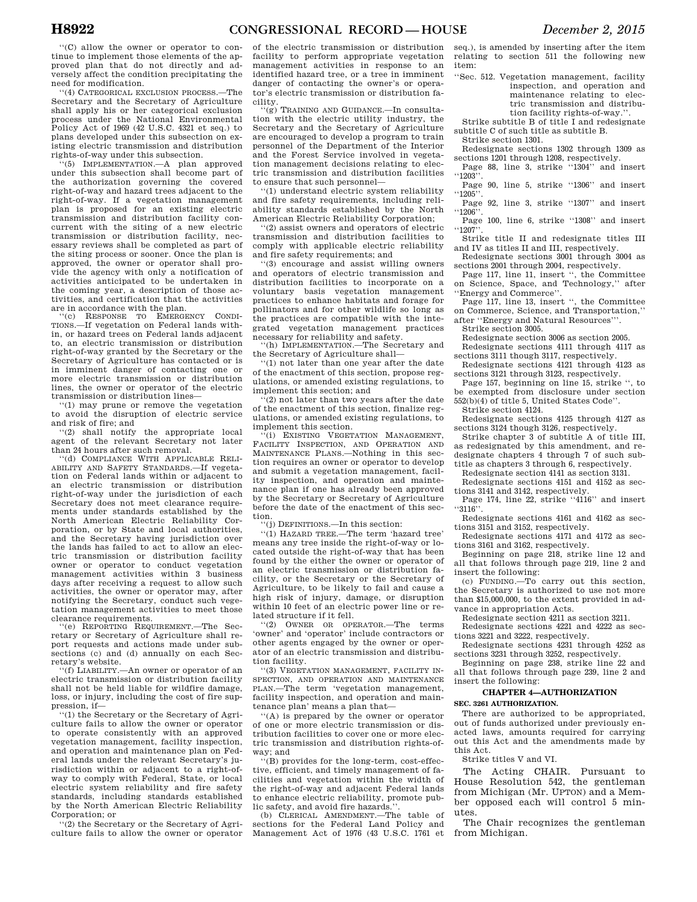"(C) allow the owner or operator to continue to implement those elements of the approved plan that do not directly and adversely affect the condition precipitating the need for modification.

"(4) CATEGORICAL EXCLUSION PROCESS.—The Secretary and the Secretary of Agriculture shall apply his or her categorical exclusion process under the National Environmental Policy Act of 1969 (42 U.S.C. 4321 et seq.) to plans developed under this subsection on existing electric transmission and distribution rights-of-way under this subsection.

"(5) IMPLEMENTATION.—A plan approved under this subsection shall become part of the authorization governing the covered right-of-way and hazard trees adjacent to the right-of-way. If a vegetation management plan is proposed for an existing electric transmission and distribution facility concurrent with the siting of a new electric transmission or distribution facility, necessary reviews shall be completed as part of the siting process or sooner. Once the plan is approved, the owner or operator shall provide the agency with only a notification of activities anticipated to be undertaken in the coming year, a description of those activities, and certification that the activities are in accordance with the plan.

"(c) RESPONSE TO EMERGENCY CONDITIONS.—If vegetation on Federal lands within, or hazard trees on Federal lands adjacent to, an electric transmission or distribution right-of-way granted by the Secretary or the Secretary of Agriculture has contacted or is in imminent danger of contacting one or more electric transmission or distribution lines, the owner or operator of the electric transmission or distribution lines—

"(1) may prune or remove the vegetation to avoid the disruption of electric service and risk of fire; and

"(2) shall notify the appropriate local agent of the relevant Secretary not later than 24 hours after such removal.

"(d) COMPLIANCE WITH APPLICABLE RELIABILITY AND SAFETY STANDARDS.—If vegetation on Federal lands within or adjacent to an electric transmission or distribution right-of-way under the jurisdiction of each Secretary does not meet clearance requirements under standards established by the North American Electric Reliability Corporation, or by State and local authorities, and the Secretary having jurisdiction over the lands has failed to act to allow an electric transmission or distribution facility owner or operator to conduct vegetation management activities within 3 business days after receiving a request to allow such activities, the owner or operator may, after notifying the Secretary, conduct such vegetation management activities to meet those clearance requirements.

"(e) REPORTING REQUIREMENT.—The Secretary or Secretary of Agriculture shall report requests and actions made under subsections (c) and (d) annually on each Secretary's website.

"(f) LIABILITY.—An owner or operator of an electric transmission or distribution facility shall not be held liable for wildfire damage, loss, or injury, including the cost of fire suppression, if—

"(1) the Secretary or the Secretary of Agriculture fails to allow the owner or operator to operate consistently with an approved vegetation management, facility inspection, and operation and maintenance plan on Federal lands under the relevant Secretary's jurisdiction within or adjacent to a right-of-way to comply with Federal, State, or local electric system reliability and fire safety standards, including standards established by the North American Electric Reliability Corporation; or

"(2) the Secretary or the Secretary of Agriculture fails to allow the owner or operator of the electric transmission or distribution facility to perform appropriate vegetation management activities in response to an identified hazard tree, or a tree in imminent danger of contacting the owner's or operator's electric transmission or distribution facility.

"(g) TRAINING AND GUIDANCE.—In consultation with the electric utility industry, the Secretary and the Secretary of Agriculture are encouraged to develop a program to train personnel of the Department of the Interior and the Forest Service involved in vegetation management decisions relating to electric transmission and distribution facilities to ensure that such personnel—

"(1) understand electric system reliability and fire safety requirements, including reliability standards established by the North American Electric Reliability Corporation;

"(2) assist owners and operators of electric transmission and distribution facilities to comply with applicable electric reliability and fire safety requirements; and

"(3) encourage and assist willing owners and operators of electric transmission and distribution facilities to incorporate on a voluntary basis vegetation management practices to enhance habitats and forage for pollinators and for other wildlife so long as the practices are compatible with the integrated vegetation management practices necessary for reliability and safety.

"(h) IMPLEMENTATION.—The Secretary and the Secretary of Agriculture shall—

"(1) not later than one year after the date of the enactment of this section, propose regulations, or amended existing regulations, to implement this section; and

"(2) not later than two years after the date of the enactment of this section, finalize regulations, or amended existing regulations, to implement this section.

"(i) EXISTING VEGETATION MANAGEMENT, FACILITY INSPECTION, AND OPERATION AND MAINTENANCE PLANS.—Nothing in this section requires an owner or operator to develop and submit a vegetation management, facility inspection, and operation and maintenance plan if one has already been approved by the Secretary or Secretary of Agriculture before the date of the enactment of this section.

"(j) DEFINITIONS.—In this section:

"(1) HAZARD TREE.—The term 'hazard tree' means any tree inside the right-of-way or located outside the right-of-way that has been found by the either the owner or operator of an electric transmission or distribution facility, or the Secretary or the Secretary of Agriculture, to be likely to fail and cause a high risk of injury, damage, or disruption within 10 feet of an electric power line or related structure if it fell.

"(2) OWNER OR OPERATOR.—The terms 'owner' and 'operator' include contractors or other agents engaged by the owner or operator of an electric transmission and distribution facility.

"(3) VEGETATION MANAGEMENT, FACILITY INSPECTION, AND OPERATION AND MAINTENANCE PLAN.—The term 'vegetation management, facility inspection, and operation and maintenance plan' means a plan that—

"(A) is prepared by the owner or operator of one or more electric transmission or distribution facilities to cover one or more electric transmission and distribution rights-of-way; and

"(B) provides for the long-term, cost-effective, efficient, and timely management of facilities and vegetation within the width of the right-of-way and adjacent Federal lands to enhance electric reliability, promote public safety, and avoid fire hazards.".

(b) CLERICAL AMENDMENT.—The table of sections for the Federal Land Policy and Management Act of 1976 (43 U.S.C. 1761 et seq.), is amended by inserting after the item relating to section 511 the following new item:

"Sec. 512. Vegetation management, facility inspection, and operation and maintenance relating to electric transmission and distribution facility rights-of-way.".

Strike subtitle B of title I and redesignate subtitle C of such title as subtitle B.

Strike section 1301.

Redesignate sections 1302 through 1309 as sections 1201 through 1208, respectively.

Page 88, line 3, strike "1304" and insert "1203".

Page 90, line 5, strike "1306" and insert "1205".

Page 92, line 3, strike "1307" and insert "1206".

Page 100, line 6, strike "1308" and insert "1207".

Strike title II and redesignate titles III and IV as titles II and III, respectively.

Redesignate sections 3001 through 3004 as sections 2001 through 2004, respectively.

Page 117, line 11, insert ", the Committee on Science, Space, and Technology," after "Energy and Commerce".

Page 117, line 13, insert ", the Committee on Commerce, Science, and Transportation," after "Energy and Natural Resources"'.

Strike section 3005.

Redesignate section 3006 as section 2005.

Redesignate sections 4111 through 4117 as sections 3111 though 3117, respectively.

Redesignate sections 4121 through 4123 as sections 3121 through 3123, respectively.

Page 157, beginning on line 15, strike ", to be exempted from disclosure under section 552(b)(4) of title 5, United States Code".

Strike section 4124.

Redesignate sections 4125 through 4127 as sections 3124 though 3126, respectively.

Strike chapter 3 of subtitle A of title III, as redesignated by this amendment, and redesignate chapters 4 through 7 of such subtitle as chapters 3 through 6, respectively.

Redesignate section 4141 as section 3131.

Redesignate sections 4151 and 4152 as sections 3141 and 3142, respectively.

Page 174, line 22, strike "4116" and insert "3116".

Redesignate sections 4161 and 4162 as sections 3151 and 3152, respectively.

Redesignate sections 4171 and 4172 as sections 3161 and 3162, respectively.

Beginning on page 218, strike line 12 and all that follows through page 219, line 2 and insert the following:

(c) FUNDING.—To carry out this section, the Secretary is authorized to use not more than $15,000,000, to the extent provided in advance in appropriation Acts.

Redesignate section 4211 as section 3211.

Redesignate sections 4221 and 4222 as sections 3221 and 3222, respectively.

Redesignate sections 4231 through 4252 as sections 3231 through 3252, respectively.

Beginning on page 238, strike line 22 and all that follows through page 239, line 2 and insert the following:

## CHAPTER 4—AUTHORIZATION

**SEC. 3261 AUTHORIZATION.**

There are authorized to be appropriated, out of funds authorized under previously enacted laws, amounts required for carrying out this Act and the amendments made by this Act.

Strike titles V and VI.

The Acting CHAIR. Pursuant to House Resolution 542, the gentleman from Michigan (Mr. UPTON) and a Member opposed each will control 5 minutes.

The Chair recognizes the gentleman from Michigan.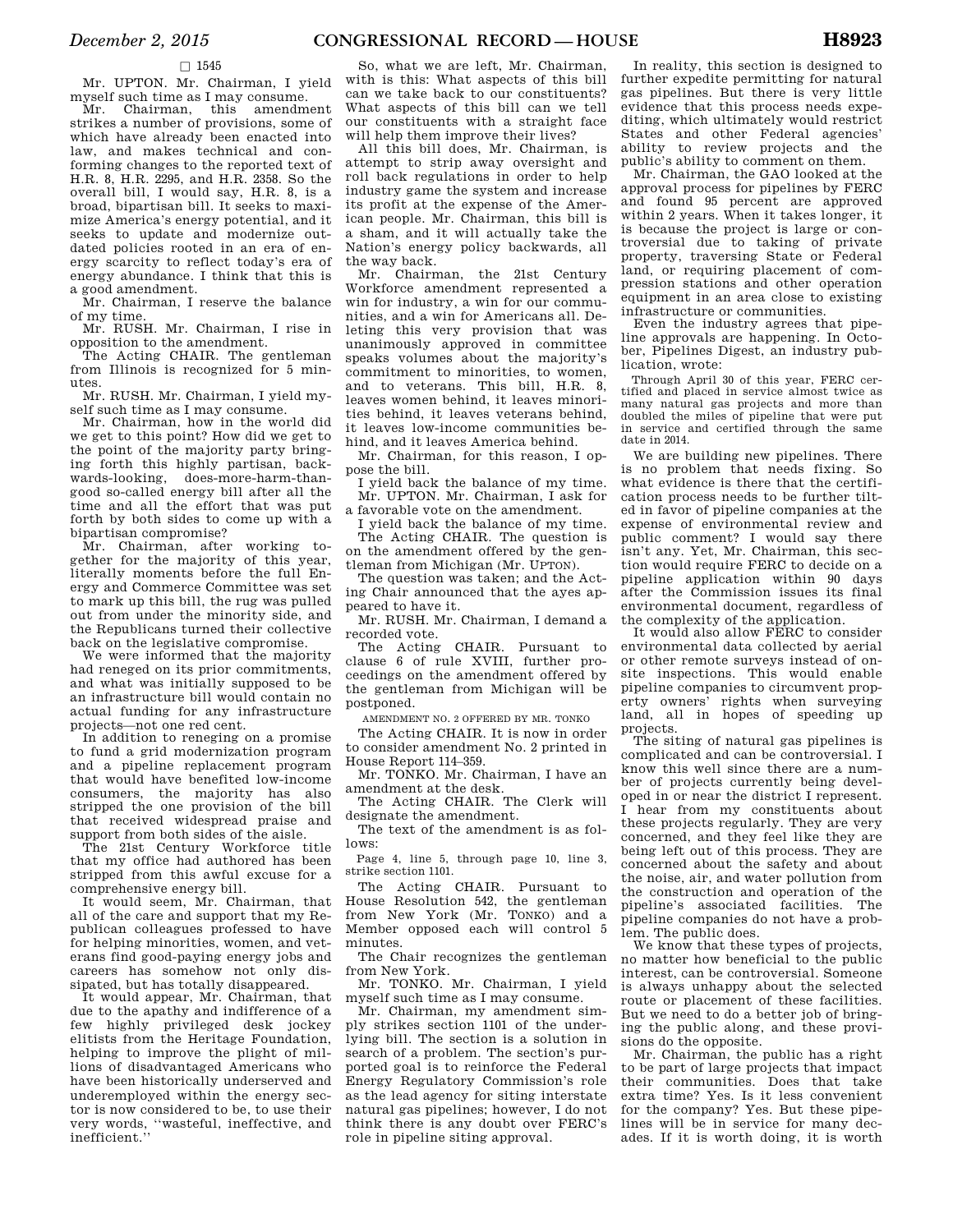□ 1545

Mr. UPTON. Mr. Chairman, I yield myself such time as I may consume.

Mr. Chairman, this amendment strikes a number of provisions, some of which have already been enacted into law, and makes technical and conforming changes to the reported text of H.R. 8, H.R. 2295, and H.R. 2358. So the overall bill, I would say, H.R. 8, is a broad, bipartisan bill. It seeks to maximize America's energy potential, and it seeks to update and modernize outdated policies rooted in an era of energy scarcity to reflect today's era of energy abundance. I think that this is a good amendment.

Mr. Chairman, I reserve the balance of my time.

Mr. RUSH. Mr. Chairman, I rise in opposition to the amendment.

The Acting CHAIR. The gentleman from Illinois is recognized for 5 minutes.

Mr. RUSH. Mr. Chairman, I yield myself such time as I may consume.

Mr. Chairman, how in the world did we get to this point? How did we get to the point of the majority party bringing forth this highly partisan, backwards-looking, does-more-harm-than-good so-called energy bill after all the time and all the effort that was put forth by both sides to come up with a bipartisan compromise?

Mr. Chairman, after working together for the majority of this year, literally moments before the full Energy and Commerce Committee was set to mark up this bill, the rug was pulled out from under the minority side, and the Republicans turned their collective back on the legislative compromise.

We were informed that the majority had reneged on its prior commitments, and what was initially supposed to be an infrastructure bill would contain no actual funding for any infrastructure projects—not one red cent.

In addition to reneging on a promise to fund a grid modernization program and a pipeline replacement program that would have benefited low-income consumers, the majority has also stripped the one provision of the bill that received widespread praise and support from both sides of the aisle.

The 21st Century Workforce title that my office had authored has been stripped from this awful excuse for a comprehensive energy bill.

It would seem, Mr. Chairman, that all of the care and support that my Republican colleagues professed to have for helping minorities, women, and veterans find good-paying energy jobs and careers has somehow not only dissipated, but has totally disappeared.

It would appear, Mr. Chairman, that due to the apathy and indifference of a few highly privileged desk jockey elitists from the Heritage Foundation, helping to improve the plight of millions of disadvantaged Americans who have been historically underserved and underemployed within the energy sector is now considered to be, to use their very words, "wasteful, ineffective, and inefficient."

So, what we are left, Mr. Chairman, with is this: What aspects of this bill can we take back to our constituents? What aspects of this bill can we tell our constituents with a straight face will help them improve their lives?

All this bill does, Mr. Chairman, is attempt to strip away oversight and roll back regulations in order to help industry game the system and increase its profit at the expense of the American people. Mr. Chairman, this bill is a sham, and it will actually take the Nation's energy policy backwards, all the way back.

Mr. Chairman, the 21st Century Workforce amendment represented a win for industry, a win for our communities, and a win for Americans all. Deleting this very provision that was unanimously approved in committee speaks volumes about the majority's commitment to minorities, to women, and to veterans. This bill, H.R. 8, leaves women behind, it leaves minorities behind, it leaves veterans behind, it leaves low-income communities behind, and it leaves America behind.

Mr. Chairman, for this reason, I oppose the bill.

I yield back the balance of my time.

Mr. UPTON. Mr. Chairman, I ask for a favorable vote on the amendment.

I yield back the balance of my time.

The Acting CHAIR. The question is on the amendment offered by the gentleman from Michigan (Mr. UPTON).

The question was taken; and the Acting Chair announced that the ayes appeared to have it.

Mr. RUSH. Mr. Chairman, I demand a recorded vote.

The Acting CHAIR. Pursuant to clause 6 of rule XVIII, further proceedings on the amendment offered by the gentleman from Michigan will be postponed.

AMENDMENT NO. 2 OFFERED BY MR. TONKO

The Acting CHAIR. It is now in order to consider amendment No. 2 printed in House Report 114–359.

Mr. TONKO. Mr. Chairman, I have an amendment at the desk.

The Acting CHAIR. The Clerk will designate the amendment.

The text of the amendment is as follows:

Page 4, line 5, through page 10, line 3, strike section 1101.

The Acting CHAIR. Pursuant to House Resolution 542, the gentleman from New York (Mr. TONKO) and a Member opposed each will control 5 minutes.

The Chair recognizes the gentleman from New York.

Mr. TONKO. Mr. Chairman, I yield myself such time as I may consume.

Mr. Chairman, my amendment simply strikes section 1101 of the underlying bill. The section is a solution in search of a problem. The section's purported goal is to reinforce the Federal Energy Regulatory Commission's role as the lead agency for siting interstate natural gas pipelines; however, I do not think there is any doubt over FERC's role in pipeline siting approval.

In reality, this section is designed to further expedite permitting for natural gas pipelines. But there is very little evidence that this process needs expediting, which ultimately would restrict States and other Federal agencies' ability to review projects and the public's ability to comment on them.

Mr. Chairman, the GAO looked at the approval process for pipelines by FERC and found 95 percent are approved within 2 years. When it takes longer, it is because the project is large or controversial due to taking of private property, traversing State or Federal land, or requiring placement of compression stations and other operation equipment in an area close to existing infrastructure or communities.

Even the industry agrees that pipeline approvals are happening. In October, Pipelines Digest, an industry publication, wrote:

Through April 30 of this year, FERC certified and placed in service almost twice as many natural gas projects and more than doubled the miles of pipeline that were put in service and certified through the same date in 2014.

We are building new pipelines. There is no problem that needs fixing. So what evidence is there that the certification process needs to be further tilted in favor of pipeline companies at the expense of environmental review and public comment? I would say there isn't any. Yet, Mr. Chairman, this section would require FERC to decide on a pipeline application within 90 days after the Commission issues its final environmental document, regardless of the complexity of the application.

It would also allow FERC to consider environmental data collected by aerial or other remote surveys instead of on-site inspections. This would enable pipeline companies to circumvent property owners' rights when surveying land, all in hopes of speeding up projects.

The siting of natural gas pipelines is complicated and can be controversial. I know this well since there are a number of projects currently being developed in or near the district I represent. I hear from my constituents about these projects regularly. They are very concerned, and they feel like they are being left out of this process. They are concerned about the safety and about the noise, air, and water pollution from the construction and operation of the pipeline's associated facilities. The pipeline companies do not have a problem. The public does.

We know that these types of projects, no matter how beneficial to the public interest, can be controversial. Someone is always unhappy about the selected route or placement of these facilities. But we need to do a better job of bringing the public along, and these provisions do the opposite.

Mr. Chairman, the public has a right to be part of large projects that impact their communities. Does that take extra time? Yes. Is it less convenient for the company? Yes. But these pipelines will be in service for many decades. If it is worth doing, it is worth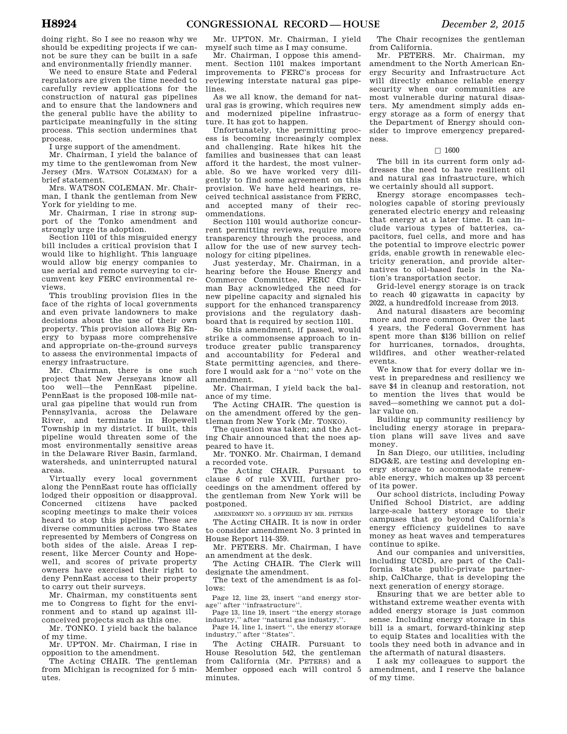doing right. So I see no reason why we should be expediting projects if we cannot be sure they can be built in a safe and environmentally friendly manner.

We need to ensure State and Federal regulators are given the time needed to carefully review applications for the construction of natural gas pipelines and to ensure that the landowners and the general public have the ability to participate meaningfully in the siting process. This section undermines that process.

I urge support of the amendment.

Mr. Chairman, I yield the balance of my time to the gentlewoman from New Jersey (Mrs. WATSON COLEMAN) for a brief statement.

Mrs. WATSON COLEMAN. Mr. Chairman, I thank the gentleman from New York for yielding to me.

Mr. Chairman, I rise in strong support of the Tonko amendment and strongly urge its adoption.

Section 1101 of this misguided energy bill includes a critical provision that I would like to highlight. This language would allow big energy companies to use aerial and remote surveying to circumvent key FERC environmental reviews.

This troubling provision flies in the face of the rights of local governments and even private landowners to make decisions about the use of their own property. This provision allows Big Energy to bypass more comprehensive and appropriate on-the-ground surveys to assess the environmental impacts of energy infrastructure.

Mr. Chairman, there is one such project that New Jerseyans know all too well—the PennEast pipeline. PennEast is the proposed 108-mile natural gas pipeline that would run from Pennsylvania, across the Delaware River, and terminate in Hopewell Township in my district. If built, this pipeline would threaten some of the most environmentally sensitive areas in the Delaware River Basin, farmland, watersheds, and uninterrupted natural areas.

Virtually every local government along the PennEast route has officially lodged their opposition or disapproval. Concerned citizens have packed scoping meetings to make their voices heard to stop this pipeline. These are diverse communities across two States represented by Members of Congress on both sides of the aisle. Areas I represent, like Mercer County and Hopewell, and scores of private property owners have exercised their right to deny PennEast access to their property to carry out their surveys.

Mr. Chairman, my constituents sent me to Congress to fight for the environment and to stand up against ill-conceived projects such as this one.

Mr. TONKO. I yield back the balance of my time.

Mr. UPTON. Mr. Chairman, I rise in opposition to the amendment.

The Acting CHAIR. The gentleman from Michigan is recognized for 5 minutes.

Mr. UPTON. Mr. Chairman, I yield myself such time as I may consume.

Mr. Chairman, I oppose this amendment. Section 1101 makes important improvements to FERC's process for reviewing interstate natural gas pipelines.

As we all know, the demand for natural gas is growing, which requires new and modernized pipeline infrastructure. It has got to happen.

Unfortunately, the permitting process is becoming increasingly complex and challenging. Rate hikes hit the families and businesses that can least afford it the hardest, the most vulnerable. So we have worked very diligently to find some agreement on this provision. We have held hearings, received technical assistance from FERC, and accepted many of their recommendations.

Section 1101 would authorize concurrent permitting reviews, require more transparency through the process, and allow for the use of new survey technology for citing pipelines.

Just yesterday, Mr. Chairman, in a hearing before the House Energy and Commerce Committee, FERC Chairman Bay acknowledged the need for new pipeline capacity and signaled his support for the enhanced transparency provisions and the regulatory dashboard that is required by section 1101.

So this amendment, if passed, would strike a commonsense approach to introduce greater public transparency and accountability for Federal and State permitting agencies, and therefore I would ask for a ''no'' vote on the amendment.

Mr. Chairman, I yield back the balance of my time.

The Acting CHAIR. The question is on the amendment offered by the gentleman from New York (Mr. TONKO).

The question was taken; and the Acting Chair announced that the noes appeared to have it.

Mr. TONKO. Mr. Chairman, I demand a recorded vote.

The Acting CHAIR. Pursuant to clause 6 of rule XVIII, further proceedings on the amendment offered by the gentleman from New York will be postponed.

AMENDMENT NO. 3 OFFERED BY MR. PETERS

The Acting CHAIR. It is now in order to consider amendment No. 3 printed in House Report 114–359.

Mr. PETERS. Mr. Chairman, I have an amendment at the desk.

The Acting CHAIR. The Clerk will designate the amendment.

The text of the amendment is as follows:

Page 12, line 23, insert ''and energy storage'' after ''infrastructure''.

Page 13, line 19, insert ''the energy storage industry,'' after ''natural gas industry,''.

Page 14, line 1, insert '', the energy storage industry,'' after ''States''.

The Acting CHAIR. Pursuant to House Resolution 542, the gentleman from California (Mr. PETERS) and a Member opposed each will control 5 minutes.

The Chair recognizes the gentleman from California.

Mr. PETERS. Mr. Chairman, my amendment to the North American Energy Security and Infrastructure Act will directly enhance reliable energy security when our communities are most vulnerable during natural disasters. My amendment simply adds energy storage as a form of energy that the Department of Energy should consider to improve emergency preparedness.

□ 1600

The bill in its current form only addresses the need to have resilient oil and natural gas infrastructure, which we certainly should all support.

Energy storage encompasses technologies capable of storing previously generated electric energy and releasing that energy at a later time. It can include various types of batteries, capacitors, fuel cells, and more and has the potential to improve electric power grids, enable growth in renewable electricity generation, and provide alternatives to oil-based fuels in the Nation's transportation sector.

Grid-level energy storage is on track to reach 40 gigawatts in capacity by 2022, a hundredfold increase from 2013.

And natural disasters are becoming more and more common. Over the last 4 years, the Federal Government has spent more than $136 billion on relief for hurricanes, tornados, droughts, wildfires, and other weather-related events.

We know that for every dollar we invest in preparedness and resiliency we save $4 in cleanup and restoration, not to mention the lives that would be saved—something we cannot put a dollar value on.

Building up community resiliency by including energy storage in preparation plans will save lives and save money.

In San Diego, our utilities, including SDG&E, are testing and developing energy storage to accommodate renewable energy, which makes up 33 percent of its power.

Our school districts, including Poway Unified School District, are adding large-scale battery storage to their campuses that go beyond California's energy efficiency guidelines to save money as heat waves and temperatures continue to spike.

And our companies and universities, including UCSD, are part of the California State public-private partnership, CalCharge, that is developing the next generation of energy storage.

Ensuring that we are better able to withstand extreme weather events with added energy storage is just common sense. Including energy storage in this bill is a smart, forward-thinking step to equip States and localities with the tools they need both in advance and in the aftermath of natural disasters.

I ask my colleagues to support the amendment, and I reserve the balance of my time.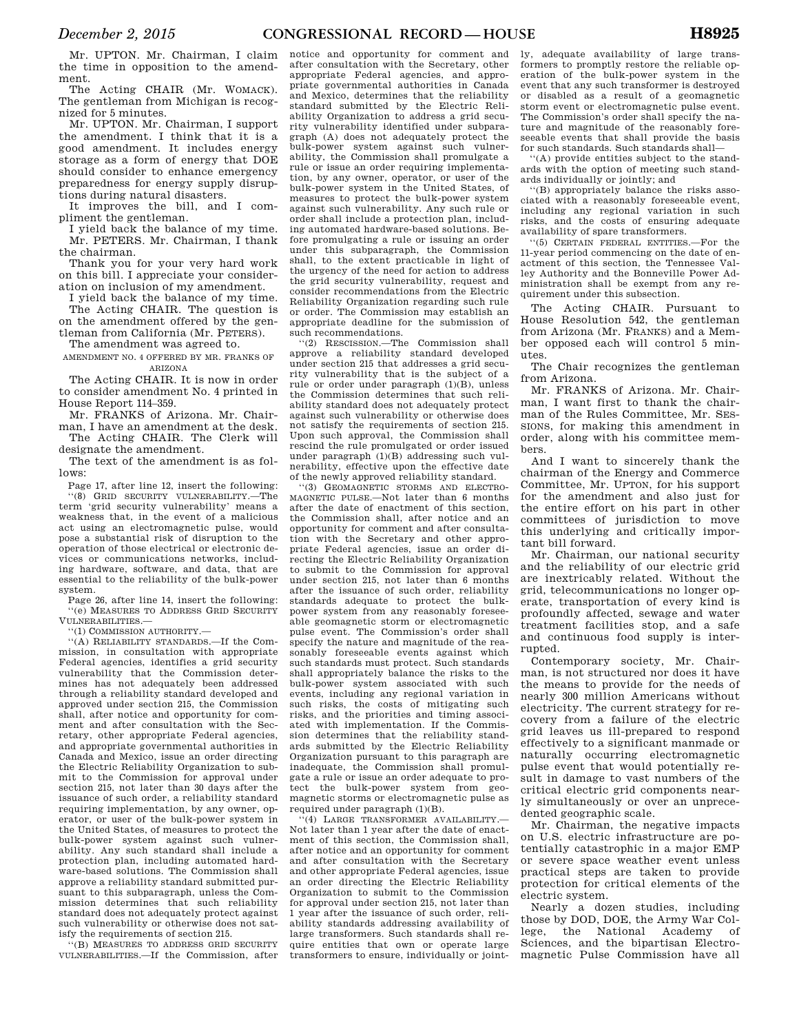Mr. UPTON. Mr. Chairman, I claim the time in opposition to the amendment.

The Acting CHAIR (Mr. WOMACK). The gentleman from Michigan is recognized for 5 minutes.

Mr. UPTON. Mr. Chairman, I support the amendment. I think that it is a good amendment. It includes energy storage as a form of energy that DOE should consider to enhance emergency preparedness for energy supply disruptions during natural disasters.

It improves the bill, and I compliment the gentleman.

I yield back the balance of my time.

Mr. PETERS. Mr. Chairman, I thank the chairman.

Thank you for your very hard work on this bill. I appreciate your consideration on inclusion of my amendment.

I yield back the balance of my time.

The Acting CHAIR. The question is on the amendment offered by the gentleman from California (Mr. PETERS).

The amendment was agreed to.

AMENDMENT NO. 4 OFFERED BY MR. FRANKS OF ARIZONA

The Acting CHAIR. It is now in order to consider amendment No. 4 printed in House Report 114–359.

Mr. FRANKS of Arizona. Mr. Chairman, I have an amendment at the desk.

The Acting CHAIR. The Clerk will designate the amendment.

The text of the amendment is as follows:

Page 17, after line 12, insert the following:

''(8) GRID SECURITY VULNERABILITY.—The term 'grid security vulnerability' means a weakness that, in the event of a malicious act using an electromagnetic pulse, would pose a substantial risk of disruption to the operation of those electrical or electronic devices or communications networks, including hardware, software, and data, that are essential to the reliability of the bulk-power system.

Page 26, after line 14, insert the following:

''(e) MEASURES TO ADDRESS GRID SECURITY VULNERABILITIES.—

''(1) COMMISSION AUTHORITY.—

''(A) RELIABILITY STANDARDS.—If the Commission, in consultation with appropriate Federal agencies, identifies a grid security vulnerability that the Commission determines has not adequately been addressed through a reliability standard developed and approved under section 215, the Commission shall, after notice and opportunity for comment and after consultation with the Secretary, other appropriate Federal agencies, and appropriate governmental authorities in Canada and Mexico, issue an order directing the Electric Reliability Organization to submit to the Commission for approval under section 215, not later than 30 days after the issuance of such order, a reliability standard requiring implementation, by any owner, operator, or user of the bulk-power system in the United States, of measures to protect the bulk-power system against such vulnerability. Any such standard shall include a protection plan, including automated hardware-based solutions. The Commission shall approve a reliability standard submitted pursuant to this subparagraph, unless the Commission determines that such reliability standard does not adequately protect against such vulnerability or otherwise does not satisfy the requirements of section 215.

''(B) MEASURES TO ADDRESS GRID SECURITY VULNERABILITIES.—If the Commission, after notice and opportunity for comment and after consultation with the Secretary, other appropriate Federal agencies, and appropriate governmental authorities in Canada and Mexico, determines that the reliability standard submitted by the Electric Reliability Organization to address a grid security vulnerability identified under subparagraph (A) does not adequately protect the bulk-power system against such vulnerability, the Commission shall promulgate a rule or issue an order requiring implementation, by any owner, operator, or user of the bulk-power system in the United States, of measures to protect the bulk-power system against such vulnerability. Any such rule or order shall include a protection plan, including automated hardware-based solutions. Before promulgating a rule or issuing an order under this subparagraph, the Commission shall, to the extent practicable in light of the urgency of the need for action to address the grid security vulnerability, request and consider recommendations from the Electric Reliability Organization regarding such rule or order. The Commission may establish an appropriate deadline for the submission of such recommendations.

''(2) RESCISSION.—The Commission shall approve a reliability standard developed under section 215 that addresses a grid security vulnerability that is the subject of a rule or order under paragraph (1)(B), unless the Commission determines that such reliability standard does not adequately protect against such vulnerability or otherwise does not satisfy the requirements of section 215. Upon such approval, the Commission shall rescind the rule promulgated or order issued under paragraph (1)(B) addressing such vulnerability, effective upon the effective date of the newly approved reliability standard.

''(3) GEOMAGNETIC STORMS AND ELECTROMAGNETIC PULSE.—Not later than 6 months after the date of enactment of this section, the Commission shall, after notice and an opportunity for comment and after consultation with the Secretary and other appropriate Federal agencies, issue an order directing the Electric Reliability Organization to submit to the Commission for approval under section 215, not later than 6 months after the issuance of such order, reliability standards adequate to protect the bulk-power system from any reasonably foreseeable geomagnetic storm or electromagnetic pulse event. The Commission's order shall specify the nature and magnitude of the reasonably foreseeable events against which such standards must protect. Such standards shall appropriately balance the risks to the bulk-power system associated with such events, including any regional variation in such risks, the costs of mitigating such risks, and the priorities and timing associated with implementation. If the Commission determines that the reliability standards submitted by the Electric Reliability Organization pursuant to this paragraph are inadequate, the Commission shall promulgate a rule or issue an order adequate to protect the bulk-power system from geomagnetic storms or electromagnetic pulse as required under paragraph (1)(B).

''(4) LARGE TRANSFORMER AVAILABILITY.—Not later than 1 year after the date of enactment of this section, the Commission shall, after notice and an opportunity for comment and after consultation with the Secretary and other appropriate Federal agencies, issue an order directing the Electric Reliability Organization to submit to the Commission for approval under section 215, not later than 1 year after the issuance of such order, reliability standards addressing availability of large transformers. Such standards shall require entities that own or operate large transformers to ensure, individually or jointly, adequate availability of large transformers to promptly restore the reliable operation of the bulk-power system in the event that any such transformer is destroyed or disabled as a result of a geomagnetic storm event or electromagnetic pulse event. The Commission's order shall specify the nature and magnitude of the reasonably foreseeable events that shall provide the basis for such standards. Such standards shall—

''(A) provide entities subject to the standards with the option of meeting such standards individually or jointly; and

''(B) appropriately balance the risks associated with a reasonably foreseeable event, including any regional variation in such risks, and the costs of ensuring adequate availability of spare transformers.

''(5) CERTAIN FEDERAL ENTITIES.—For the 11-year period commencing on the date of enactment of this section, the Tennessee Valley Authority and the Bonneville Power Administration shall be exempt from any requirement under this subsection.

The Acting CHAIR. Pursuant to House Resolution 542, the gentleman from Arizona (Mr. FRANKS) and a Member opposed each will control 5 minutes.

The Chair recognizes the gentleman from Arizona.

Mr. FRANKS of Arizona. Mr. Chairman, I want first to thank the chairman of the Rules Committee, Mr. SESSIONS, for making this amendment in order, along with his committee members.

And I want to sincerely thank the chairman of the Energy and Commerce Committee, Mr. UPTON, for his support for the amendment and also just for the entire effort on his part in other committees of jurisdiction to move this underlying and critically important bill forward.

Mr. Chairman, our national security and the reliability of our electric grid are inextricably related. Without the grid, telecommunications no longer operate, transportation of every kind is profoundly affected, sewage and water treatment facilities stop, and a safe and continuous food supply is interrupted.

Contemporary society, Mr. Chairman, is not structured nor does it have the means to provide for the needs of nearly 300 million Americans without electricity. The current strategy for recovery from a failure of the electric grid leaves us ill-prepared to respond effectively to a significant manmade or naturally occurring electromagnetic pulse event that would potentially result in damage to vast numbers of the critical electric grid components nearly simultaneously or over an unprecedented geographic scale.

Mr. Chairman, the negative impacts on U.S. electric infrastructure are potentially catastrophic in a major EMP or severe space weather event unless practical steps are taken to provide protection for critical elements of the electric system.

Nearly a dozen studies, including those by DOD, DOE, the Army War College, the National Academy of Sciences, and the bipartisan Electromagnetic Pulse Commission have all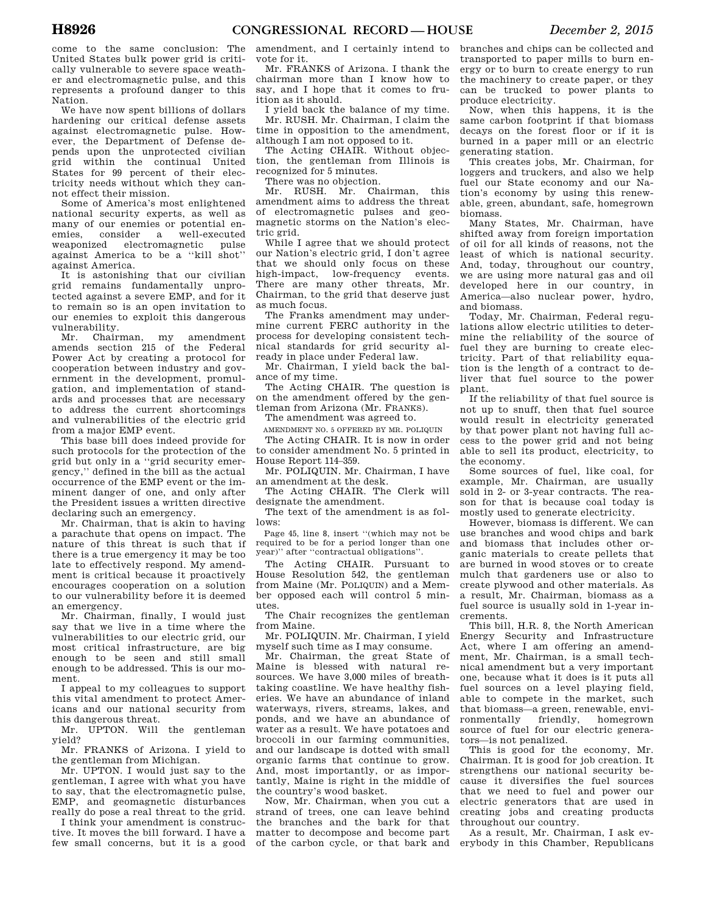come to the same conclusion: The United States bulk power grid is critically vulnerable to severe space weather and electromagnetic pulse, and this represents a profound danger to this Nation.

We have now spent billions of dollars hardening our critical defense assets against electromagnetic pulse. However, the Department of Defense depends upon the unprotected civilian grid within the continual United States for 99 percent of their electricity needs without which they cannot effect their mission.

Some of America's most enlightened national security experts, as well as many of our enemies or potential enemies, consider a well-executed weaponized electromagnetic pulse against America to be a "kill shot" against America.

It is astonishing that our civilian grid remains fundamentally unprotected against a severe EMP, and for it to remain so is an open invitation to our enemies to exploit this dangerous vulnerability.

Mr. Chairman, my amendment amends section 215 of the Federal Power Act by creating a protocol for cooperation between industry and government in the development, promulgation, and implementation of standards and processes that are necessary to address the current shortcomings and vulnerabilities of the electric grid from a major EMP event.

This base bill does indeed provide for such protocols for the protection of the grid but only in a "grid security emergency," defined in the bill as the actual occurrence of the EMP event or the imminent danger of one, and only after the President issues a written directive declaring such an emergency.

Mr. Chairman, that is akin to having a parachute that opens on impact. The nature of this threat is such that if there is a true emergency it may be too late to effectively respond. My amendment is critical because it proactively encourages cooperation on a solution to our vulnerability before it is deemed an emergency.

Mr. Chairman, finally, I would just say that we live in a time where the vulnerabilities to our electric grid, our most critical infrastructure, are big enough to be seen and still small enough to be addressed. This is our moment.

I appeal to my colleagues to support this vital amendment to protect Americans and our national security from this dangerous threat.

Mr. UPTON. Will the gentleman yield?

Mr. FRANKS of Arizona. I yield to the gentleman from Michigan.

Mr. UPTON. I would just say to the gentleman, I agree with what you have to say, that the electromagnetic pulse, EMP, and geomagnetic disturbances really do pose a real threat to the grid.

I think your amendment is constructive. It moves the bill forward. I have a few small concerns, but it is a good amendment, and I certainly intend to vote for it.

Mr. FRANKS of Arizona. I thank the chairman more than I know how to say, and I hope that it comes to fruition as it should.

I yield back the balance of my time.

Mr. RUSH. Mr. Chairman, I claim the time in opposition to the amendment, although I am not opposed to it.

The Acting CHAIR. Without objection, the gentleman from Illinois is recognized for 5 minutes.

There was no objection.

Mr. RUSH. Mr. Chairman, this amendment aims to address the threat of electromagnetic pulses and geomagnetic storms on the Nation's electric grid.

While I agree that we should protect our Nation's electric grid, I don't agree that we should only focus on these high-impact, low-frequency events. There are many other threats, Mr. Chairman, to the grid that deserve just as much focus.

The Franks amendment may undermine current FERC authority in the process for developing consistent technical standards for grid security already in place under Federal law.

Mr. Chairman, I yield back the balance of my time.

The Acting CHAIR. The question is on the amendment offered by the gentleman from Arizona (Mr. FRANKS).

The amendment was agreed to.

AMENDMENT NO. 5 OFFERED BY MR. POLIQUIN

The Acting CHAIR. It is now in order to consider amendment No. 5 printed in House Report 114–359.

Mr. POLIQUIN. Mr. Chairman, I have an amendment at the desk.

The Acting CHAIR. The Clerk will designate the amendment.

The text of the amendment is as follows:

Page 45, line 8, insert "(which may not be required to be for a period longer than one year)" after "contractual obligations".

The Acting CHAIR. Pursuant to House Resolution 542, the gentleman from Maine (Mr. POLIQUIN) and a Member opposed each will control 5 minutes.

The Chair recognizes the gentleman from Maine.

Mr. POLIQUIN. Mr. Chairman, I yield myself such time as I may consume.

Mr. Chairman, the great State of Maine is blessed with natural resources. We have 3,000 miles of breathtaking coastline. We have healthy fisheries. We have an abundance of inland waterways, rivers, streams, lakes, and ponds, and we have an abundance of water as a result. We have potatoes and broccoli in our farming communities, and our landscape is dotted with small organic farms that continue to grow. And, most importantly, or as importantly, Maine is right in the middle of the country's wood basket.

Now, Mr. Chairman, when you cut a strand of trees, one can leave behind the branches and the bark for that matter to decompose and become part of the carbon cycle, or that bark and branches and chips can be collected and transported to paper mills to burn energy or to burn to create energy to run the machinery to create paper, or they can be trucked to power plants to produce electricity.

Now, when this happens, it is the same carbon footprint if that biomass decays on the forest floor or if it is burned in a paper mill or an electric generating station.

This creates jobs, Mr. Chairman, for loggers and truckers, and also we help fuel our State economy and our Nation's economy by using this renewable, green, abundant, safe, homegrown biomass.

Many States, Mr. Chairman, have shifted away from foreign importation of oil for all kinds of reasons, not the least of which is national security. And, today, throughout our country, we are using more natural gas and oil developed here in our country, in America—also nuclear power, hydro, and biomass.

Today, Mr. Chairman, Federal regulations allow electric utilities to determine the reliability of the source of fuel they are burning to create electricity. Part of that reliability equation is the length of a contract to deliver that fuel source to the power plant.

If the reliability of that fuel source is not up to snuff, then that fuel source would result in electricity generated by that power plant not having full access to the power grid and not being able to sell its product, electricity, to the economy.

Some sources of fuel, like coal, for example, Mr. Chairman, are usually sold in 2- or 3-year contracts. The reason for that is because coal today is mostly used to generate electricity.

However, biomass is different. We can use branches and wood chips and bark and biomass that includes other organic materials to create pellets that are burned in wood stoves or to create mulch that gardeners use or also to create plywood and other materials. As a result, Mr. Chairman, biomass as a fuel source is usually sold in 1-year increments.

This bill, H.R. 8, the North American Energy Security and Infrastructure Act, where I am offering an amendment, Mr. Chairman, is a small technical amendment but a very important one, because what it does is it puts all fuel sources on a level playing field, able to compete in the market, such that biomass—a green, renewable, environmentally friendly, homegrown source of fuel for our electric generators—is not penalized.

This is good for the economy, Mr. Chairman. It is good for job creation. It strengthens our national security because it diversifies the fuel sources that we need to fuel and power our electric generators that are used in creating jobs and creating products throughout our country.

As a result, Mr. Chairman, I ask everybody in this Chamber, Republicans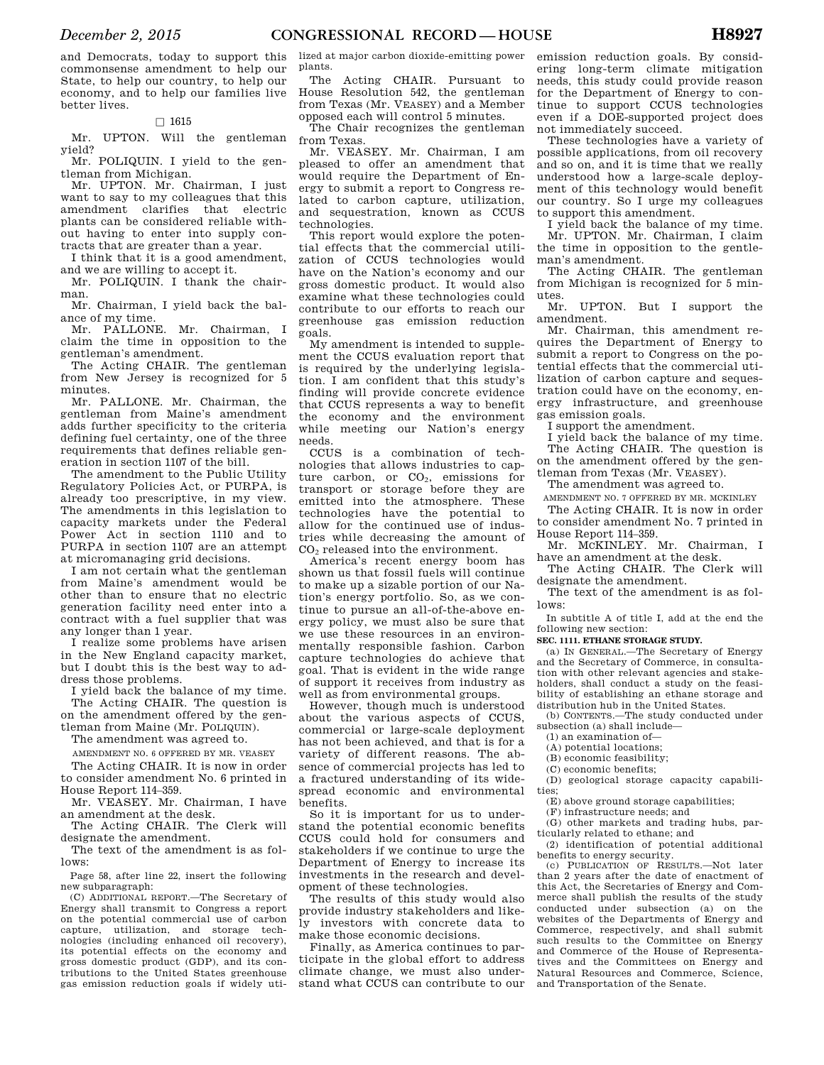and Democrats, today to support this commonsense amendment to help our State, to help our country, to help our economy, and to help our families live better lives.

□ 1615

Mr. UPTON. Will the gentleman yield?

Mr. POLIQUIN. I yield to the gentleman from Michigan.

Mr. UPTON. Mr. Chairman, I just want to say to my colleagues that this amendment clarifies that electric plants can be considered reliable without having to enter into supply contracts that are greater than a year.

I think that it is a good amendment, and we are willing to accept it.

Mr. POLIQUIN. I thank the chairman.

Mr. Chairman, I yield back the balance of my time.

Mr. PALLONE. Mr. Chairman, I claim the time in opposition to the gentleman's amendment.

The Acting CHAIR. The gentleman from New Jersey is recognized for 5 minutes.

Mr. PALLONE. Mr. Chairman, the gentleman from Maine's amendment adds further specificity to the criteria defining fuel certainty, one of the three requirements that defines reliable generation in section 1107 of the bill.

The amendment to the Public Utility Regulatory Policies Act, or PURPA, is already too prescriptive, in my view. The amendments in this legislation to capacity markets under the Federal Power Act in section 1110 and to PURPA in section 1107 are an attempt at micromanaging grid decisions.

I am not certain what the gentleman from Maine's amendment would be other than to ensure that no electric generation facility need enter into a contract with a fuel supplier that was any longer than 1 year.

I realize some problems have arisen in the New England capacity market, but I doubt this is the best way to address those problems.

I yield back the balance of my time.

The Acting CHAIR. The question is on the amendment offered by the gentleman from Maine (Mr. POLIQUIN).

The amendment was agreed to.

AMENDMENT NO. 6 OFFERED BY MR. VEASEY

The Acting CHAIR. It is now in order to consider amendment No. 6 printed in House Report 114–359.

Mr. VEASEY. Mr. Chairman, I have an amendment at the desk.

The Acting CHAIR. The Clerk will designate the amendment.

The text of the amendment is as follows:

Page 58, after line 22, insert the following new subparagraph:

(C) ADDITIONAL REPORT.—The Secretary of Energy shall transmit to Congress a report on the potential commercial use of carbon capture, utilization, and storage technologies (including enhanced oil recovery), its potential effects on the economy and gross domestic product (GDP), and its contributions to the United States greenhouse gas emission reduction goals if widely utilized at major carbon dioxide-emitting power plants.

The Acting CHAIR. Pursuant to House Resolution 542, the gentleman from Texas (Mr. VEASEY) and a Member opposed each will control 5 minutes.

The Chair recognizes the gentleman from Texas.

Mr. VEASEY. Mr. Chairman, I am pleased to offer an amendment that would require the Department of Energy to submit a report to Congress related to carbon capture, utilization, and sequestration, known as CCUS technologies.

This report would explore the potential effects that the commercial utilization of CCUS technologies would have on the Nation's economy and our gross domestic product. It would also examine what these technologies could contribute to our efforts to reach our greenhouse gas emission reduction goals.

My amendment is intended to supplement the CCUS evaluation report that is required by the underlying legislation. I am confident that this study's finding will provide concrete evidence that CCUS represents a way to benefit the economy and the environment while meeting our Nation's energy needs.

CCUS is a combination of technologies that allows industries to capture carbon, or $CO_2$, emissions for transport or storage before they are emitted into the atmosphere. These technologies have the potential to allow for the continued use of industries while decreasing the amount of $CO_2$ released into the environment.

America's recent energy boom has shown us that fossil fuels will continue to make up a sizable portion of our Nation's energy portfolio. So, as we continue to pursue an all-of-the-above energy policy, we must also be sure that we use these resources in an environmentally responsible fashion. Carbon capture technologies do achieve that goal. That is evident in the wide range of support it receives from industry as well as from environmental groups.

However, though much is understood about the various aspects of CCUS, commercial or large-scale deployment has not been achieved, and that is for a variety of different reasons. The absence of commercial projects has led to a fractured understanding of its widespread economic and environmental benefits.

So it is important for us to understand the potential economic benefits CCUS could hold for consumers and stakeholders if we continue to urge the Department of Energy to increase its investments in the research and development of these technologies.

The results of this study would also provide industry stakeholders and likely investors with concrete data to make those economic decisions.

Finally, as America continues to participate in the global effort to address climate change, we must also understand what CCUS can contribute to our emission reduction goals. By considering long-term climate mitigation needs, this study could provide reason for the Department of Energy to continue to support CCUS technologies even if a DOE-supported project does not immediately succeed.

These technologies have a variety of possible applications, from oil recovery and so on, and it is time that we really understood how a large-scale deployment of this technology would benefit our country. So I urge my colleagues to support this amendment.

I yield back the balance of my time.

Mr. UPTON. Mr. Chairman, I claim the time in opposition to the gentleman's amendment.

The Acting CHAIR. The gentleman from Michigan is recognized for 5 minutes.

Mr. UPTON. But I support the amendment.

Mr. Chairman, this amendment requires the Department of Energy to submit a report to Congress on the potential effects that the commercial utilization of carbon capture and sequestration could have on the economy, energy infrastructure, and greenhouse gas emission goals.

I support the amendment.

I yield back the balance of my time.

The Acting CHAIR. The question is on the amendment offered by the gentleman from Texas (Mr. VEASEY).

The amendment was agreed to.

AMENDMENT NO. 7 OFFERED BY MR. MCKINLEY

The Acting CHAIR. It is now in order to consider amendment No. 7 printed in House Report 114–359.

Mr. MCKINLEY. Mr. Chairman, I have an amendment at the desk.

The Acting CHAIR. The Clerk will designate the amendment.

The text of the amendment is as follows:

In subtitle A of title I, add at the end the following new section:

**SEC. 1111. ETHANE STORAGE STUDY.**

(a) IN GENERAL.—The Secretary of Energy and the Secretary of Commerce, in consultation with other relevant agencies and stakeholders, shall conduct a study on the feasibility of establishing an ethane storage and distribution hub in the United States.

(b) CONTENTS.—The study conducted under subsection (a) shall include—

(1) an examination of—

(A) potential locations;

(B) economic feasibility;

(C) economic benefits;

(D) geological storage capacity capabilities;

(E) above ground storage capabilities;

(F) infrastructure needs; and

(G) other markets and trading hubs, particularly related to ethane; and

(2) identification of potential additional benefits to energy security.

(c) PUBLICATION OF RESULTS.—Not later than 2 years after the date of enactment of this Act, the Secretaries of Energy and Commerce shall publish the results of the study conducted under subsection (a) on the websites of the Departments of Energy and Commerce, respectively, and shall submit such results to the Committee on Energy and Commerce of the House of Representatives and the Committees on Energy and Natural Resources and Commerce, Science, and Transportation of the Senate.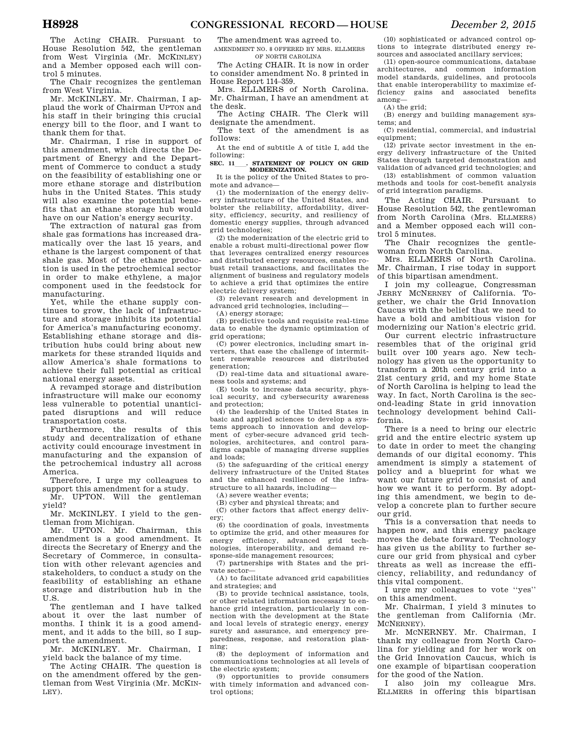The Acting CHAIR. Pursuant to House Resolution 542, the gentleman from West Virginia (Mr. MCKINLEY) and a Member opposed each will control 5 minutes.

The Chair recognizes the gentleman from West Virginia.

Mr. MCKINLEY. Mr. Chairman, I applaud the work of Chairman UPTON and his staff in their bringing this crucial energy bill to the floor, and I want to thank them for that.

Mr. Chairman, I rise in support of this amendment, which directs the Department of Energy and the Department of Commerce to conduct a study on the feasibility of establishing one or more ethane storage and distribution hubs in the United States. This study will also examine the potential benefits that an ethane storage hub would have on our Nation's energy security.

The extraction of natural gas from shale gas formations has increased dramatically over the last 15 years, and ethane is the largest component of that shale gas. Most of the ethane production is used in the petrochemical sector in order to make ethylene, a major component used in the feedstock for manufacturing.

Yet, while the ethane supply continues to grow, the lack of infrastructure and storage inhibits its potential for America's manufacturing economy. Establishing ethane storage and distribution hubs could bring about new markets for these stranded liquids and allow America's shale formations to achieve their full potential as critical national energy assets.

A revamped storage and distribution infrastructure will make our economy less vulnerable to potential unanticipated disruptions and will reduce transportation costs.

Furthermore, the results of this study and decentralization of ethane activity could encourage investment in manufacturing and the expansion of the petrochemical industry all across America.

Therefore, I urge my colleagues to support this amendment for a study.

Mr. UPTON. Will the gentleman yield?

Mr. MCKINLEY. I yield to the gentleman from Michigan.

Mr. UPTON. Mr. Chairman, this amendment is a good amendment. It directs the Secretary of Energy and the Secretary of Commerce, in consultation with other relevant agencies and stakeholders, to conduct a study on the feasibility of establishing an ethane storage and distribution hub in the U.S.

The gentleman and I have talked about it over the last number of months. I think it is a good amendment, and it adds to the bill, so I support the amendment.

Mr. MCKINLEY. Mr. Chairman, I yield back the balance of my time.

The Acting CHAIR. The question is on the amendment offered by the gentleman from West Virginia (Mr. MCKINLEY).

The amendment was agreed to.

AMENDMENT NO. 8 OFFERED BY MRS. ELLMERS OF NORTH CAROLINA

The Acting CHAIR. It is now in order to consider amendment No. 8 printed in House Report 114–359.

Mrs. ELLMERS of North Carolina. Mr. Chairman, I have an amendment at the desk.

The Acting CHAIR. The Clerk will designate the amendment.

The text of the amendment is as follows:

At the end of subtitle A of title I, add the following:

**SEC. 11\_\_\_. STATEMENT OF POLICY ON GRID MODERNIZATION.**

It is the policy of the United States to promote and advance—

(1) the modernization of the energy delivery infrastructure of the United States, and bolster the reliability, affordability, diversity, efficiency, security, and resiliency of domestic energy supplies, through advanced grid technologies;

(2) the modernization of the electric grid to enable a robust multi-directional power flow that leverages centralized energy resources and distributed energy resources, enables robust retail transactions, and facilitates the alignment of business and regulatory models to achieve a grid that optimizes the entire electric delivery system;

(3) relevant research and development in advanced grid technologies, including—

(A) energy storage;

(B) predictive tools and requisite real-time data to enable the dynamic optimization of grid operations;

(C) power electronics, including smart inverters, that ease the challenge of intermittent renewable resources and distributed generation;

(D) real-time data and situational awareness tools and systems; and

(E) tools to increase data security, physical security, and cybersecurity awareness and protection;

(4) the leadership of the United States in basic and applied sciences to develop a systems approach to innovation and development of cyber-secure advanced grid technologies, architectures, and control paradigms capable of managing diverse supplies and loads;

(5) the safeguarding of the critical energy delivery infrastructure of the United States and the enhanced resilience of the infrastructure to all hazards, including—

(A) severe weather events;

(B) cyber and physical threats; and

(C) other factors that affect energy delivery;

(6) the coordination of goals, investments to optimize the grid, and other measures for energy efficiency, advanced grid technologies, interoperability, and demand response-side management resources;

(7) partnerships with States and the private sector—

(A) to facilitate advanced grid capabilities and strategies; and

(B) to provide technical assistance, tools, or other related information necessary to enhance grid integration, particularly in connection with the development at the State and local levels of strategic energy, energy surety and assurance, and emergency preparedness, response, and restoration planning;

(8) the deployment of information and communications technologies at all levels of the electric system;

(9) opportunities to provide consumers with timely information and advanced control options;

(10) sophisticated or advanced control options to integrate distributed energy resources and associated ancillary services;

(11) open-source communications, database architectures, and common information model standards, guidelines, and protocols that enable interoperability to maximize efficiency gains and associated benefits among—

(A) the grid;

(B) energy and building management systems; and

(C) residential, commercial, and industrial equipment;

(12) private sector investment in the energy delivery infrastructure of the United States through targeted demonstration and validation of advanced grid technologies; and

(13) establishment of common valuation methods and tools for cost-benefit analysis of grid integration paradigms.

The Acting CHAIR. Pursuant to House Resolution 542, the gentlewoman from North Carolina (Mrs. ELLMERS) and a Member opposed each will control 5 minutes.

The Chair recognizes the gentlewoman from North Carolina.

Mrs. ELLMERS of North Carolina. Mr. Chairman, I rise today in support of this bipartisan amendment.

I join my colleague, Congressman JERRY MCNERNEY of California. Together, we chair the Grid Innovation Caucus with the belief that we need to have a bold and ambitious vision for modernizing our Nation's electric grid.

Our current electric infrastructure resembles that of the original grid built over 100 years ago. New technology has given us the opportunity to transform a 20th century grid into a 21st century grid, and my home State of North Carolina is helping to lead the way. In fact, North Carolina is the second-leading State in grid innovation technology development behind California.

There is a need to bring our electric grid and the entire electric system up to date in order to meet the changing demands of our digital economy. This amendment is simply a statement of policy and a blueprint for what we want our future grid to consist of and how we want it to perform. By adopting this amendment, we begin to develop a concrete plan to further secure our grid.

This is a conversation that needs to happen now, and this energy package moves the debate forward. Technology has given us the ability to further secure our grid from physical and cyber threats as well as increase the efficiency, reliability, and redundancy of this vital component.

I urge my colleagues to vote ''yes'' on this amendment.

Mr. Chairman, I yield 3 minutes to the gentleman from California (Mr. MCNERNEY).

Mr. MCNERNEY. Mr. Chairman, I thank my colleague from North Carolina for yielding and for her work on the Grid Innovation Caucus, which is one example of bipartisan cooperation for the good of the Nation.

I also join my colleague Mrs. ELLMERS in offering this bipartisan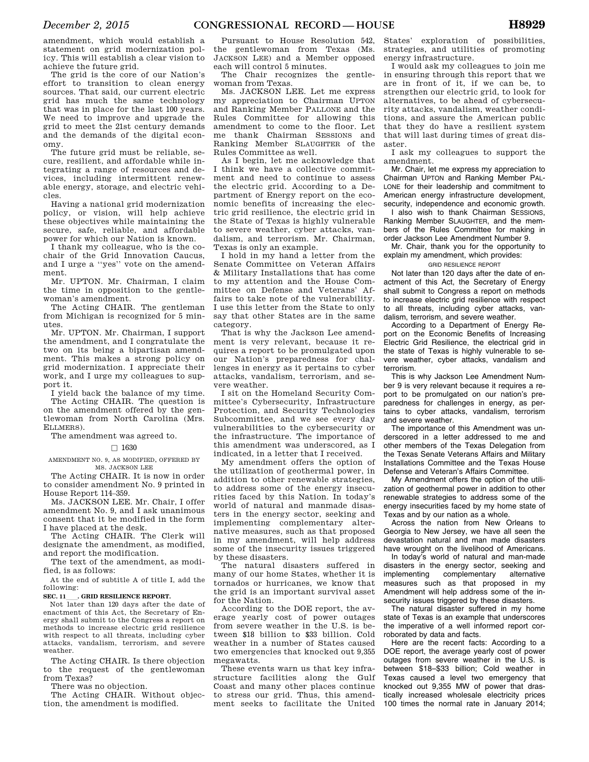amendment, which would establish a statement on grid modernization policy. This will establish a clear vision to achieve the future grid.

The grid is the core of our Nation's effort to transition to clean energy sources. That said, our current electric grid has much the same technology that was in place for the last 100 years. We need to improve and upgrade the grid to meet the 21st century demands and the demands of the digital economy.

The future grid must be reliable, secure, resilient, and affordable while integrating a range of resources and devices, including intermittent renewable energy, storage, and electric vehicles.

Having a national grid modernization policy, or vision, will help achieve these objectives while maintaining the secure, safe, reliable, and affordable power for which our Nation is known.

I thank my colleague, who is the cochair of the Grid Innovation Caucus, and I urge a ''yes'' vote on the amendment.

Mr. UPTON. Mr. Chairman, I claim the time in opposition to the gentlewoman's amendment.

The Acting CHAIR. The gentleman from Michigan is recognized for 5 minutes.

Mr. UPTON. Mr. Chairman, I support the amendment, and I congratulate the two on its being a bipartisan amendment. This makes a strong policy on grid modernization. I appreciate their work, and I urge my colleagues to support it.

I yield back the balance of my time.

The Acting CHAIR. The question is on the amendment offered by the gentlewoman from North Carolina (Mrs. ELLMERS).

The amendment was agreed to.

□ 1630

AMENDMENT NO. 9, AS MODIFIED, OFFERED BY MS. JACKSON LEE

The Acting CHAIR. It is now in order to consider amendment No. 9 printed in House Report 114–359.

Ms. JACKSON LEE. Mr. Chair, I offer amendment No. 9, and I ask unanimous consent that it be modified in the form I have placed at the desk.

The Acting CHAIR. The Clerk will designate the amendment, as modified, and report the modification.

The text of the amendment, as modified, is as follows:

At the end of subtitle A of title I, add the following:

**SEC. 11___. GRID RESILIENCE REPORT.**

Not later than 120 days after the date of enactment of this Act, the Secretary of Energy shall submit to the Congress a report on methods to increase electric grid resilience with respect to all threats, including cyber attacks, vandalism, terrorism, and severe weather.

The Acting CHAIR. Is there objection to the request of the gentlewoman from Texas?

There was no objection.

The Acting CHAIR. Without objection, the amendment is modified.

Pursuant to House Resolution 542, the gentlewoman from Texas (Ms. JACKSON LEE) and a Member opposed each will control 5 minutes.

The Chair recognizes the gentlewoman from Texas.

Ms. JACKSON LEE. Let me express my appreciation to Chairman UPTON and Ranking Member PALLONE and the Rules Committee for allowing this amendment to come to the floor. Let me thank Chairman SESSIONS and Ranking Member SLAUGHTER of the Rules Committee as well.

As I begin, let me acknowledge that I think we have a collective commitment and need to continue to assess the electric grid. According to a Department of Energy report on the economic benefits of increasing the electric grid resilience, the electric grid in the State of Texas is highly vulnerable to severe weather, cyber attacks, vandalism, and terrorism. Mr. Chairman, Texas is only an example.

I hold in my hand a letter from the Senate Committee on Veteran Affairs & Military Installations that has come to my attention and the House Committee on Defense and Veterans' Affairs to take note of the vulnerability. I use this letter from the State to only say that other States are in the same category.

That is why the Jackson Lee amendment is very relevant, because it requires a report to be promulgated upon our Nation's preparedness for challenges in energy as it pertains to cyber attacks, vandalism, terrorism, and severe weather.

I sit on the Homeland Security Committee's Cybersecurity, Infrastructure Protection, and Security Technologies Subcommittee, and we see every day vulnerabilities to the cybersecurity or the infrastructure. The importance of this amendment was underscored, as I indicated, in a letter that I received.

My amendment offers the option of the utilization of geothermal power, in addition to other renewable strategies, to address some of the energy insecurities faced by this Nation. In today's world of natural and manmade disasters in the energy sector, seeking and implementing complementary alternative measures, such as that proposed in my amendment, will help address some of the insecurity issues triggered by these disasters.

The natural disasters suffered in many of our home States, whether it is tornados or hurricanes, we know that the grid is an important survival asset for the Nation.

According to the DOE report, the average yearly cost of power outages from severe weather in the U.S. is between $18 billion to $33 billion. Cold weather in a number of States caused two emergencies that knocked out 9,355 megawatts.

These events warn us that key infrastructure facilities along the Gulf Coast and many other places continue to stress our grid. Thus, this amendment seeks to facilitate the United States' exploration of possibilities, strategies, and utilities of promoting energy infrastructure.

I would ask my colleagues to join me in ensuring through this report that we are in front of it, if we can be, to strengthen our electric grid, to look for alternatives, to be ahead of cybersecurity attacks, vandalism, weather conditions, and assure the American public that they do have a resilient system that will last during times of great disaster.

I ask my colleagues to support the amendment.

Mr. Chair, let me express my appreciation to Chairman UPTON and Ranking Member PALLONE for their leadership and commitment to American energy infrastructure development, security, independence and economic growth.

I also wish to thank Chairman SESSIONS, Ranking Member SLAUGHTER, and the members of the Rules Committee for making in order Jackson Lee Amendment Number 9.

Mr. Chair, thank you for the opportunity to explain my amendment, which provides:

GRID RESILIENCE REPORT

Not later than 120 days after the date of enactment of this Act, the Secretary of Energy shall submit to Congress a report on methods to increase electric grid resilience with respect to all threats, including cyber attacks, vandalism, terrorism, and severe weather.

According to a Department of Energy Report on the Economic Benefits of Increasing Electric Grid Resilience, the electrical grid in the state of Texas is highly vulnerable to severe weather, cyber attacks, vandalism and terrorism.

This is why Jackson Lee Amendment Number 9 is very relevant because it requires a report to be promulgated on our nation's preparedness for challenges in energy, as pertains to cyber attacks, vandalism, terrorism and severe weather.

The importance of this Amendment was underscored in a letter addressed to me and other members of the Texas Delegation from the Texas Senate Veterans Affairs and Military Installations Committee and the Texas House Defense and Veteran's Affairs Committee.

My Amendment offers the option of the utilization of geothermal power in addition to other renewable strategies to address some of the energy insecurities faced by my home state of Texas and by our nation as a whole.

Across the nation from New Orleans to Georgia to New Jersey, we have all seen the devastation natural and man made disasters have wrought on the livelihood of Americans.

In today's world of natural and man-made disasters in the energy sector, seeking and implementing complementary alternative measures such as that proposed in my Amendment will help address some of the insecurity issues triggered by these disasters.

The natural disaster suffered in my home state of Texas is an example that underscores the imperative of a well informed report corroborated by data and facts.

Here are the recent facts: According to a DOE report, the average yearly cost of power outages from severe weather in the U.S. is between $18–$33 billion; Cold weather in Texas caused a level two emergency that knocked out 9,355 MW of power that drastically increased wholesale electricity prices 100 times the normal rate in January 2014;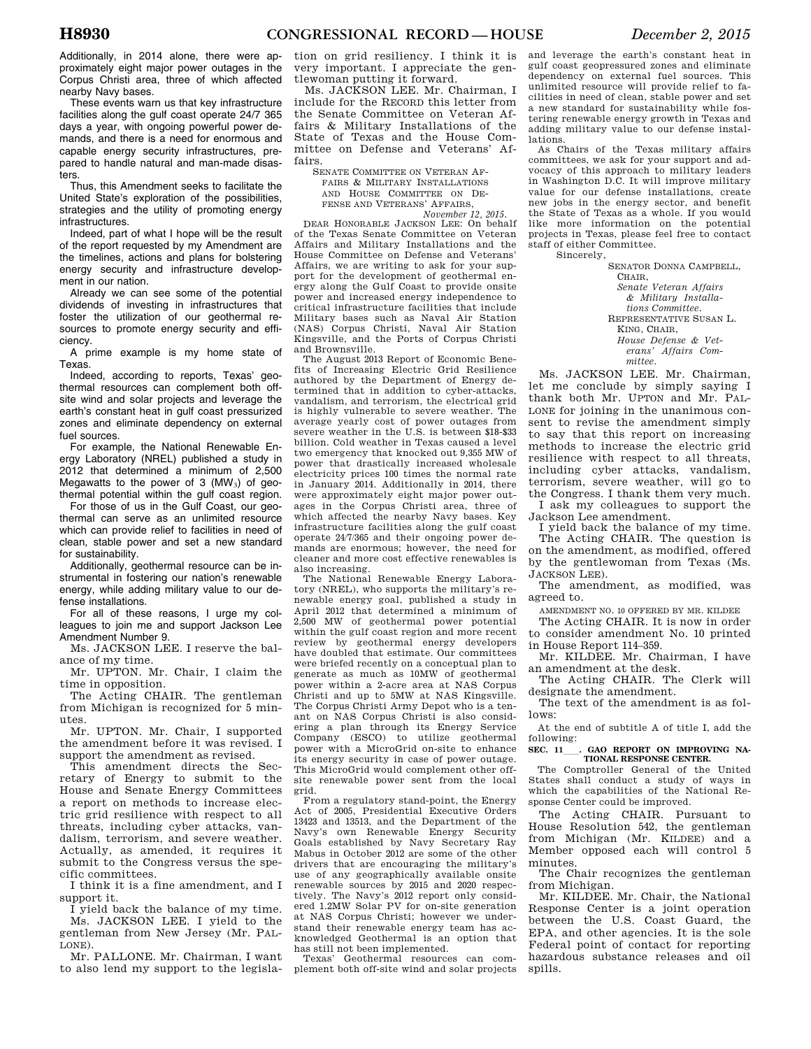Additionally, in 2014 alone, there were approximately eight major power outages in the Corpus Christi area, three of which affected nearby Navy bases.

These events warn us that key infrastructure facilities along the gulf coast operate 24/7 365 days a year, with ongoing powerful power demands, and there is a need for enormous and capable energy security infrastructures, prepared to handle natural and man-made disasters.

Thus, this Amendment seeks to facilitate the United State's exploration of the possibilities, strategies and the utility of promoting energy infrastructures.

Indeed, part of what I hope will be the result of the report requested by my Amendment are the timelines, actions and plans for bolstering energy security and infrastructure development in our nation.

Already we can see some of the potential dividends of investing in infrastructures that foster the utilization of our geothermal resources to promote energy security and efficiency.

A prime example is my home state of Texas.

Indeed, according to reports, Texas' geothermal resources can complement both offsite wind and solar projects and leverage the earth's constant heat in gulf coast pressurized zones and eliminate dependency on external fuel sources.

For example, the National Renewable Energy Laboratory (NREL) published a study in 2012 that determined a minimum of 2,500 Megawatts to the power of 3 ($MW_3$) of geothermal potential within the gulf coast region.

For those of us in the Gulf Coast, our geothermal can serve as an unlimited resource which can provide relief to facilities in need of clean, stable power and set a new standard for sustainability.

Additionally, geothermal resource can be instrumental in fostering our nation's renewable energy, while adding military value to our defense installations.

For all of these reasons, I urge my colleagues to join me and support Jackson Lee Amendment Number 9.

Ms. JACKSON LEE. I reserve the balance of my time.

Mr. UPTON. Mr. Chair, I claim the time in opposition.

The Acting CHAIR. The gentleman from Michigan is recognized for 5 minutes.

Mr. UPTON. Mr. Chair, I supported the amendment before it was revised. I support the amendment as revised.

This amendment directs the Secretary of Energy to submit to the House and Senate Energy Committees a report on methods to increase electric grid resilience with respect to all threats, including cyber attacks, vandalism, terrorism, and severe weather. Actually, as amended, it requires it submit to the Congress versus the specific committees.

I think it is a fine amendment, and I support it.

I yield back the balance of my time.

Ms. JACKSON LEE. I yield to the gentleman from New Jersey (Mr. PALLONE).

Mr. PALLONE. Mr. Chairman, I want to also lend my support to the legislation on grid resiliency. I think it is very important. I appreciate the gentlewoman putting it forward.

Ms. JACKSON LEE. Mr. Chairman, I include for the RECORD this letter from the Senate Committee on Veteran Affairs & Military Installations of the State of Texas and the House Committee on Defense and Veterans' Affairs.

SENATE COMMITTEE ON VETERAN AFFAIRS & MILITARY INSTALLATIONS AND HOUSE COMMITTEE ON DEFENSE AND VETERANS' AFFAIRS,
*November 12, 2015.*

DEAR HONORABLE JACKSON LEE: On behalf of the Texas Senate Committee on Veteran Affairs and Military Installations and the House Committee on Defense and Veterans' Affairs, we are writing to ask for your support for the development of geothermal energy along the Gulf Coast to provide onsite power and increased energy independence to critical infrastructure facilities that include Military bases such as Naval Air Station (NAS) Corpus Christi, Naval Air Station Kingsville, and the Ports of Corpus Christi and Brownsville.

The August 2013 Report of Economic Benefits of Increasing Electric Grid Resilience authored by the Department of Energy determined that in addition to cyber-attacks, vandalism, and terrorism, the electrical grid is highly vulnerable to severe weather. The average yearly cost of power outages from severe weather in the U.S. is between $18-$33 billion. Cold weather in Texas caused a level two emergency that knocked out 9,355 MW of power that drastically increased wholesale electricity prices 100 times the normal rate in January 2014. Additionally in 2014, there were approximately eight major power outages in the Corpus Christi area, three of which affected the nearby Navy bases. Key infrastructure facilities along the gulf coast operate 24/7/365 and their ongoing power demands are enormous; however, the need for cleaner and more cost effective renewables is also increasing.

The National Renewable Energy Laboratory (NREL), who supports the military's renewable energy goal, published a study in April 2012 that determined a minimum of 2,500 MW of geothermal power potential within the gulf coast region and more recent review by geothermal energy developers have doubled that estimate. Our committees were briefed recently on a conceptual plan to generate as much as 10MW of geothermal power within a 2-acre area at NAS Corpus Christi and up to 5MW at NAS Kingsville. The Corpus Christi Army Depot who is a tenant on NAS Corpus Christi is also considering a plan through its Energy Service Company (ESCO) to utilize geothermal power with a MicroGrid on-site to enhance its energy security in case of power outage. This MicroGrid would complement other offsite renewable power sent from the local grid.

From a regulatory stand-point, the Energy Act of 2005, Presidential Executive Orders 13423 and 13513, and the Department of the Navy's own Renewable Energy Security Goals established by Navy Secretary Ray Mabus in October 2012 are some of the other drivers that are encouraging the military's use of any geographically available onsite renewable sources by 2015 and 2020 respectively. The Navy's 2012 report only considered 1.2MW Solar PV for on-site generation at NAS Corpus Christi; however we understand their renewable energy team has acknowledged Geothermal is an option that has still not been implemented.

Texas' Geothermal resources can complement both off-site wind and solar projects and leverage the earth's constant heat in gulf coast geopressured zones and eliminate dependency on external fuel sources. This unlimited resource will provide relief to facilities in need of clean, stable power and set a new standard for sustainability while fostering renewable energy growth in Texas and adding military value to our defense installations.

As Chairs of the Texas military affairs committees, we ask for your support and advocacy of this approach to military leaders in Washington D.C. It will improve military value for our defense installations, create new jobs in the energy sector, and benefit the State of Texas as a whole. If you would like more information on the potential projects in Texas, please feel free to contact staff of either Committee.

Sincerely,

SENATOR DONNA CAMPBELL,
CHAIR,
*Senate Veteran Affairs & Military Installations Committee.*

REPRESENTATIVE SUSAN L. KING, CHAIR,
*House Defense & Veterans' Affairs Committee.*

Ms. JACKSON LEE. Mr. Chairman, let me conclude by simply saying I thank both Mr. UPTON and Mr. PALLONE for joining in the unanimous consent to revise the amendment simply to say that this report on increasing methods to increase the electric grid resilience with respect to all threats, including cyber attacks, vandalism, terrorism, severe weather, will go to the Congress. I thank them very much.

I ask my colleagues to support the Jackson Lee amendment.

I yield back the balance of my time.

The Acting CHAIR. The question is on the amendment, as modified, offered by the gentlewoman from Texas (Ms. JACKSON LEE).

The amendment, as modified, was agreed to.

AMENDMENT NO. 10 OFFERED BY MR. KILDEE

The Acting CHAIR. It is now in order to consider amendment No. 10 printed in House Report 114–359.

Mr. KILDEE. Mr. Chairman, I have an amendment at the desk.

The Acting CHAIR. The Clerk will designate the amendment.

The text of the amendment is as follows:

At the end of subtitle A of title I, add the following:

**SEC. 11\_\_\_. GAO REPORT ON IMPROVING NATIONAL RESPONSE CENTER.**

The Comptroller General of the United States shall conduct a study of ways in which the capabilities of the National Response Center could be improved.

The Acting CHAIR. Pursuant to House Resolution 542, the gentleman from Michigan (Mr. KILDEE) and a Member opposed each will control 5 minutes.

The Chair recognizes the gentleman from Michigan.

Mr. KILDEE. Mr. Chair, the National Response Center is a joint operation between the U.S. Coast Guard, the EPA, and other agencies. It is the sole Federal point of contact for reporting hazardous substance releases and oil spills.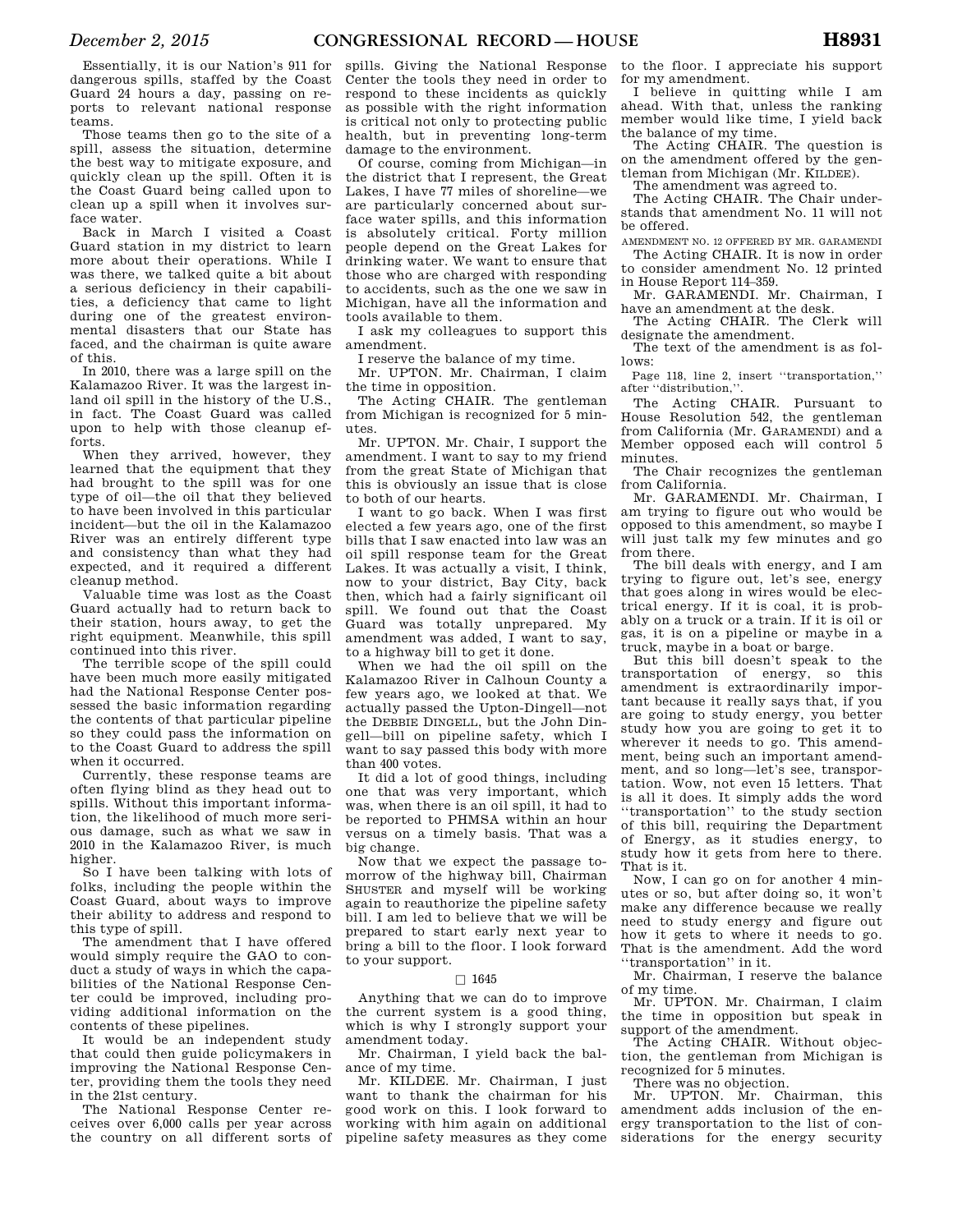Essentially, it is our Nation's 911 for dangerous spills, staffed by the Coast Guard 24 hours a day, passing on reports to relevant national response teams.

Those teams then go to the site of a spill, assess the situation, determine the best way to mitigate exposure, and quickly clean up the spill. Often it is the Coast Guard being called upon to clean up a spill when it involves surface water.

Back in March I visited a Coast Guard station in my district to learn more about their operations. While I was there, we talked quite a bit about a serious deficiency in their capabilities, a deficiency that came to light during one of the greatest environmental disasters that our State has faced, and the chairman is quite aware of this.

In 2010, there was a large spill on the Kalamazoo River. It was the largest inland oil spill in the history of the U.S., in fact. The Coast Guard was called upon to help with those cleanup efforts.

When they arrived, however, they learned that the equipment that they had brought to the spill was for one type of oil—the oil that they believed to have been involved in this particular incident—but the oil in the Kalamazoo River was an entirely different type and consistency than what they had expected, and it required a different cleanup method.

Valuable time was lost as the Coast Guard actually had to return back to their station, hours away, to get the right equipment. Meanwhile, this spill continued into this river.

The terrible scope of the spill could have been much more easily mitigated had the National Response Center possessed the basic information regarding the contents of that particular pipeline so they could pass the information on to the Coast Guard to address the spill when it occurred.

Currently, these response teams are often flying blind as they head out to spills. Without this important information, the likelihood of much more serious damage, such as what we saw in 2010 in the Kalamazoo River, is much higher.

So I have been talking with lots of folks, including the people within the Coast Guard, about ways to improve their ability to address and respond to this type of spill.

The amendment that I have offered would simply require the GAO to conduct a study of ways in which the capabilities of the National Response Center could be improved, including providing additional information on the contents of these pipelines.

It would be an independent study that could then guide policymakers in improving the National Response Center, providing them the tools they need in the 21st century.

The National Response Center receives over 6,000 calls per year across the country on all different sorts of spills. Giving the National Response Center the tools they need in order to respond to these incidents as quickly as possible with the right information is critical not only to protecting public health, but in preventing long-term damage to the environment.

Of course, coming from Michigan—in the district that I represent, the Great Lakes, I have 77 miles of shoreline—we are particularly concerned about surface water spills, and this information is absolutely critical. Forty million people depend on the Great Lakes for drinking water. We want to ensure that those who are charged with responding to accidents, such as the one we saw in Michigan, have all the information and tools available to them.

I ask my colleagues to support this amendment.

I reserve the balance of my time.

Mr. UPTON. Mr. Chairman, I claim the time in opposition.

The Acting CHAIR. The gentleman from Michigan is recognized for 5 minutes.

Mr. UPTON. Mr. Chair, I support the amendment. I want to say to my friend from the great State of Michigan that this is obviously an issue that is close to both of our hearts.

I want to go back. When I was first elected a few years ago, one of the first bills that I saw enacted into law was an oil spill response team for the Great Lakes. It was actually a visit, I think, now to your district, Bay City, back then, which had a fairly significant oil spill. We found out that the Coast Guard was totally unprepared. My amendment was added, I want to say, to a highway bill to get it done.

When we had the oil spill on the Kalamazoo River in Calhoun County a few years ago, we looked at that. We actually passed the Upton-Dingell—not the DEBBIE DINGELL, but the John Dingell—bill on pipeline safety, which I want to say passed this body with more than 400 votes.

It did a lot of good things, including one that was very important, which was, when there is an oil spill, it had to be reported to PHMSA within an hour versus on a timely basis. That was a big change.

Now that we expect the passage tomorrow of the highway bill, Chairman SHUSTER and myself will be working again to reauthorize the pipeline safety bill. I am led to believe that we will be prepared to start early next year to bring a bill to the floor. I look forward to your support.

□ 1645

Anything that we can do to improve the current system is a good thing, which is why I strongly support your amendment today.

Mr. Chairman, I yield back the balance of my time.

Mr. KILDEE. Mr. Chairman, I just want to thank the chairman for his good work on this. I look forward to working with him again on additional pipeline safety measures as they come to the floor. I appreciate his support for my amendment.

I believe in quitting while I am ahead. With that, unless the ranking member would like time, I yield back the balance of my time.

The Acting CHAIR. The question is on the amendment offered by the gentleman from Michigan (Mr. KILDEE).

The amendment was agreed to.

The Acting CHAIR. The Chair understands that amendment No. 11 will not be offered.

AMENDMENT NO. 12 OFFERED BY MR. GARAMENDI

The Acting CHAIR. It is now in order to consider amendment No. 12 printed in House Report 114–359.

Mr. GARAMENDI. Mr. Chairman, I have an amendment at the desk.

The Acting CHAIR. The Clerk will designate the amendment.

The text of the amendment is as follows:

Page 118, line 2, insert "transportation," after "distribution,".

The Acting CHAIR. Pursuant to House Resolution 542, the gentleman from California (Mr. GARAMENDI) and a Member opposed each will control 5 minutes.

The Chair recognizes the gentleman from California.

Mr. GARAMENDI. Mr. Chairman, I am trying to figure out who would be opposed to this amendment, so maybe I will just talk my few minutes and go from there.

The bill deals with energy, and I am trying to figure out, let's see, energy that goes along in wires would be electrical energy. If it is coal, it is probably on a truck or a train. If it is oil or gas, it is on a pipeline or maybe in a truck, maybe in a boat or barge.

But this bill doesn't speak to the transportation of energy, so this amendment is extraordinarily important because it really says that, if you are going to study energy, you better study how you are going to get it to wherever it needs to go. This amendment, being such an important amendment, and so long—let's see, transportation. Wow, not even 15 letters. That is all it does. It simply adds the word "transportation" to the study section of this bill, requiring the Department of Energy, as it studies energy, to study how it gets from here to there. That is it.

Now, I can go on for another 4 minutes or so, but after doing so, it won't make any difference because we really need to study energy and figure out how it gets to where it needs to go. That is the amendment. Add the word "transportation" in it.

Mr. Chairman, I reserve the balance of my time.

Mr. UPTON. Mr. Chairman, I claim the time in opposition but speak in support of the amendment.

The Acting CHAIR. Without objection, the gentleman from Michigan is recognized for 5 minutes.

There was no objection.

Mr. UPTON. Mr. Chairman, this amendment adds inclusion of the energy transportation to the list of considerations for the energy security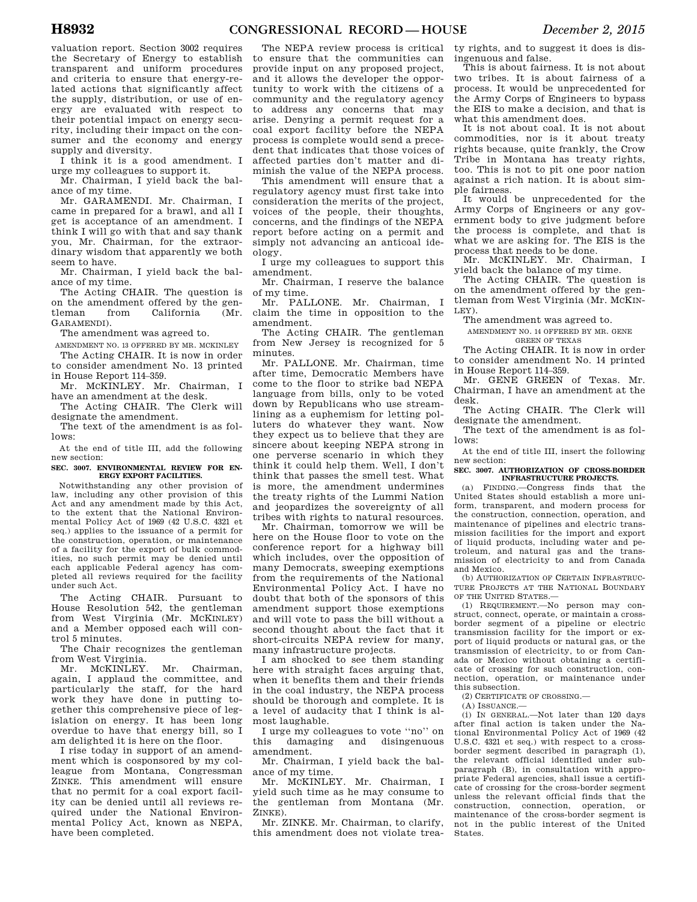valuation report. Section 3002 requires the Secretary of Energy to establish transparent and uniform procedures and criteria to ensure that energy-related actions that significantly affect the supply, distribution, or use of energy are evaluated with respect to their potential impact on energy security, including their impact on the consumer and the economy and energy supply and diversity.

I think it is a good amendment. I urge my colleagues to support it.

Mr. Chairman, I yield back the balance of my time.

Mr. GARAMENDI. Mr. Chairman, I came in prepared for a brawl, and all I get is acceptance of an amendment. I think I will go with that and say thank you, Mr. Chairman, for the extraordinary wisdom that apparently we both seem to have.

Mr. Chairman, I yield back the balance of my time.

The Acting CHAIR. The question is on the amendment offered by the gentleman from California (Mr. GARAMENDI).

The amendment was agreed to.

AMENDMENT NO. 13 OFFERED BY MR. MCKINLEY

The Acting CHAIR. It is now in order to consider amendment No. 13 printed in House Report 114–359.

Mr. MCKINLEY. Mr. Chairman, I have an amendment at the desk.

The Acting CHAIR. The Clerk will designate the amendment.

The text of the amendment is as follows:

At the end of title III, add the following new section:

**SEC. 3007. ENVIRONMENTAL REVIEW FOR ENERGY EXPORT FACILITIES.**

Notwithstanding any other provision of law, including any other provision of this Act and any amendment made by this Act, to the extent that the National Environmental Policy Act of 1969 (42 U.S.C. 4321 et seq.) applies to the issuance of a permit for the construction, operation, or maintenance of a facility for the export of bulk commodities, no such permit may be denied until each applicable Federal agency has completed all reviews required for the facility under such Act.

The Acting CHAIR. Pursuant to House Resolution 542, the gentleman from West Virginia (Mr. MCKINLEY) and a Member opposed each will control 5 minutes.

The Chair recognizes the gentleman from West Virginia.

Mr. MCKINLEY. Mr. Chairman, again, I applaud the committee, and particularly the staff, for the hard work they have done in putting together this comprehensive piece of legislation on energy. It has been long overdue to have that energy bill, so I am delighted it is here on the floor.

I rise today in support of an amendment which is cosponsored by my colleague from Montana, Congressman ZINKE. This amendment will ensure that no permit for a coal export facility can be denied until all reviews required under the National Environmental Policy Act, known as NEPA, have been completed.

The NEPA review process is critical to ensure that the communities can provide input on any proposed project, and it allows the developer the opportunity to work with the citizens of a community and the regulatory agency to address any concerns that may arise. Denying a permit request for a coal export facility before the NEPA process is complete would send a precedent that indicates that those voices of affected parties don't matter and diminish the value of the NEPA process.

This amendment will ensure that a regulatory agency must first take into consideration the merits of the project, voices of the people, their thoughts, concerns, and the findings of the NEPA report before acting on a permit and simply not advancing an anticoal ideology.

I urge my colleagues to support this amendment.

Mr. Chairman, I reserve the balance of my time.

Mr. PALLONE. Mr. Chairman, I claim the time in opposition to the amendment.

The Acting CHAIR. The gentleman from New Jersey is recognized for 5 minutes.

Mr. PALLONE. Mr. Chairman, time after time, Democratic Members have come to the floor to strike bad NEPA language from bills, only to be voted down by Republicans who use streamlining as a euphemism for letting polluters do whatever they want. Now they expect us to believe that they are sincere about keeping NEPA strong in one perverse scenario in which they think it could help them. Well, I don't think that passes the smell test. What is more, the amendment undermines the treaty rights of the Lummi Nation and jeopardizes the sovereignty of all tribes with rights to natural resources.

Mr. Chairman, tomorrow we will be here on the House floor to vote on the conference report for a highway bill which includes, over the opposition of many Democrats, sweeping exemptions from the requirements of the National Environmental Policy Act. I have no doubt that both of the sponsors of this amendment support those exemptions and will vote to pass the bill without a second thought about the fact that it short-circuits NEPA review for many, many infrastructure projects.

I am shocked to see them standing here with straight faces arguing that, when it benefits them and their friends in the coal industry, the NEPA process should be thorough and complete. It is a level of audacity that I think is almost laughable.

I urge my colleagues to vote ''no'' on this damaging and disingenuous amendment.

Mr. Chairman, I yield back the balance of my time.

Mr. MCKINLEY. Mr. Chairman, I yield such time as he may consume to the gentleman from Montana (Mr. ZINKE).

Mr. ZINKE. Mr. Chairman, to clarify, this amendment does not violate treaty rights, and to suggest it does is disingenuous and false.

This is about fairness. It is not about two tribes. It is about fairness of a process. It would be unprecedented for the Army Corps of Engineers to bypass the EIS to make a decision, and that is what this amendment does.

It is not about coal. It is not about commodities, nor is it about treaty rights because, quite frankly, the Crow Tribe in Montana has treaty rights, too. This is not to pit one poor nation against a rich nation. It is about simple fairness.

It would be unprecedented for the Army Corps of Engineers or any government body to give judgment before the process is complete, and that is what we are asking for. The EIS is the process that needs to be done.

Mr. MCKINLEY. Mr. Chairman, I yield back the balance of my time.

The Acting CHAIR. The question is on the amendment offered by the gentleman from West Virginia (Mr. MCKINLEY).

The amendment was agreed to.

AMENDMENT NO. 14 OFFERED BY MR. GENE GREEN OF TEXAS

The Acting CHAIR. It is now in order to consider amendment No. 14 printed in House Report 114–359.

Mr. GENE GREEN of Texas. Mr. Chairman, I have an amendment at the desk.

The Acting CHAIR. The Clerk will designate the amendment.

The text of the amendment is as follows:

At the end of title III, insert the following new section:

**SEC. 3007. AUTHORIZATION OF CROSS-BORDER INFRASTRUCTURE PROJECTS.**

(a) FINDING.—Congress finds that the United States should establish a more uniform, transparent, and modern process for the construction, connection, operation, and maintenance of pipelines and electric transmission facilities for the import and export of liquid products, including water and petroleum, and natural gas and the transmission of electricity to and from Canada and Mexico.

(b) AUTHORIZATION OF CERTAIN INFRASTRUCTURE PROJECTS AT THE NATIONAL BOUNDARY OF THE UNITED STATES.—

(1) REQUIREMENT.—No person may construct, connect, operate, or maintain a cross-border segment of a pipeline or electric transmission facility for the import or export of liquid products or natural gas, or the transmission of electricity, to or from Canada or Mexico without obtaining a certificate of crossing for such construction, connection, operation, or maintenance under this subsection.

(2) CERTIFICATE OF CROSSING.—

(A) ISSUANCE.—

(i) IN GENERAL.—Not later than 120 days after final action is taken under the National Environmental Policy Act of 1969 (42 U.S.C. 4321 et seq.) with respect to a cross-border segment described in paragraph (1), the relevant official identified under subparagraph (B), in consultation with appropriate Federal agencies, shall issue a certificate of crossing for the cross-border segment unless the relevant official finds that the construction, connection, operation, or maintenance of the cross-border segment is not in the public interest of the United States.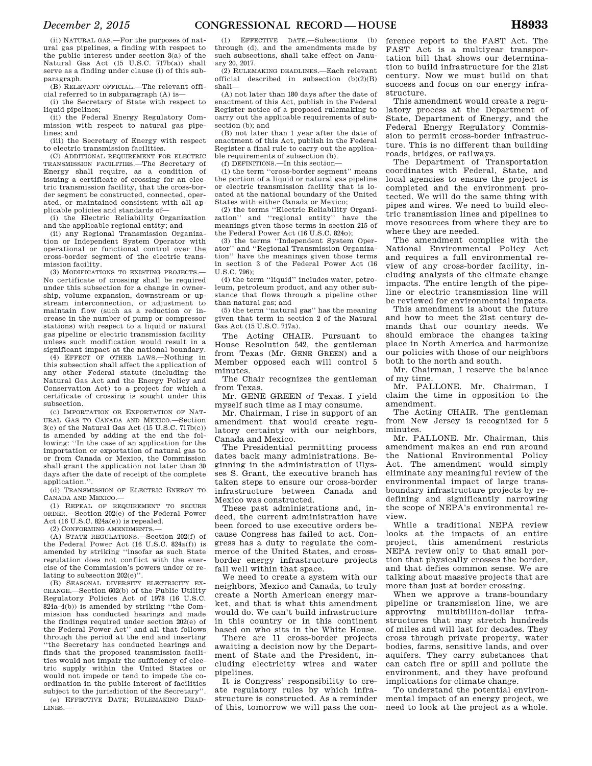(ii) NATURAL GAS.—For the purposes of natural gas pipelines, a finding with respect to the public interest under section 3(a) of the Natural Gas Act (15 U.S.C. 717b(a)) shall serve as a finding under clause (i) of this subparagraph.

(B) RELEVANT OFFICIAL.—The relevant official referred to in subparagraph (A) is—

(i) the Secretary of State with respect to liquid pipelines;

(ii) the Federal Energy Regulatory Commission with respect to natural gas pipelines; and

(iii) the Secretary of Energy with respect to electric transmission facilities.

(C) ADDITIONAL REQUIREMENT FOR ELECTRIC TRANSMISSION FACILITIES.—The Secretary of Energy shall require, as a condition of issuing a certificate of crossing for an electric transmission facility, that the cross-border segment be constructed, connected, operated, or maintained consistent with all applicable policies and standards of—

(i) the Electric Reliability Organization and the applicable regional entity; and

(ii) any Regional Transmission Organization or Independent System Operator with operational or functional control over the cross-border segment of the electric transmission facility.

(3) MODIFICATIONS TO EXISTING PROJECTS.—No certificate of crossing shall be required under this subsection for a change in ownership, volume expansion, downstream or upstream interconnection, or adjustment to maintain flow (such as a reduction or increase in the number of pump or compressor stations) with respect to a liquid or natural gas pipeline or electric transmission facility unless such modification would result in a significant impact at the national boundary.

(4) EFFECT OF OTHER LAWS.—Nothing in this subsection shall affect the application of any other Federal statute (including the Natural Gas Act and the Energy Policy and Conservation Act) to a project for which a certificate of crossing is sought under this subsection.

(c) IMPORTATION OR EXPORTATION OF NATURAL GAS TO CANADA AND MEXICO.—Section 3(c) of the Natural Gas Act (15 U.S.C. 717b(c)) is amended by adding at the end the following: "In the case of an application for the importation or exportation of natural gas to or from Canada or Mexico, the Commission shall grant the application not later than 30 days after the date of receipt of the complete application.".

(d) TRANSMISSION OF ELECTRIC ENERGY TO CANADA AND MEXICO.—

(1) REPEAL OF REQUIREMENT TO SECURE ORDER.—Section 202(e) of the Federal Power Act (16 U.S.C. 824a(e)) is repealed.

(2) CONFORMING AMENDMENTS.—

(A) STATE REGULATIONS.—Section 202(f) of the Federal Power Act (16 U.S.C. 824a(f)) is amended by striking "insofar as such State regulation does not conflict with the exercise of the Commission's powers under or relating to subsection 202(e)".

(B) SEASONAL DIVERSITY ELECTRICITY EXCHANGE.—Section 602(b) of the Public Utility Regulatory Policies Act of 1978 (16 U.S.C. 824a–4(b)) is amended by striking "the Commission has conducted hearings and made the findings required under section 202(e) of the Federal Power Act" and all that follows through the period at the end and inserting "the Secretary has conducted hearings and finds that the proposed transmission facilities would not impair the sufficiency of electric supply within the United States or would not impede or tend to impede the coordination in the public interest of facilities subject to the jurisdiction of the Secretary".

(e) EFFECTIVE DATE; RULEMAKING DEADLINES.—

(1) EFFECTIVE DATE.—Subsections (b) through (d), and the amendments made by such subsections, shall take effect on January 20, 2017.

(2) RULEMAKING DEADLINES.—Each relevant official described in subsection (b)(2)(B) shall—

(A) not later than 180 days after the date of enactment of this Act, publish in the Federal Register notice of a proposed rulemaking to carry out the applicable requirements of subsection (b); and

(B) not later than 1 year after the date of enactment of this Act, publish in the Federal Register a final rule to carry out the applicable requirements of subsection (b).

(f) DEFINITIONS.—In this section—

(1) the term "cross-border segment" means the portion of a liquid or natural gas pipeline or electric transmission facility that is located at the national boundary of the United States with either Canada or Mexico;

(2) the terms "Electric Reliability Organization" and "regional entity" have the meanings given those terms in section 215 of the Federal Power Act (16 U.S.C. 824o);

(3) the terms "Independent System Operator" and "Regional Transmission Organization" have the meanings given those terms in section 3 of the Federal Power Act (16 U.S.C. 796);

(4) the term "liquid" includes water, petroleum, petroleum product, and any other substance that flows through a pipeline other than natural gas; and

(5) the term "natural gas" has the meaning given that term in section 2 of the Natural Gas Act (15 U.S.C. 717a).

The Acting CHAIR. Pursuant to House Resolution 542, the gentleman from Texas (Mr. GENE GREEN) and a Member opposed each will control 5 minutes.

The Chair recognizes the gentleman from Texas.

Mr. GENE GREEN of Texas. I yield myself such time as I may consume.

Mr. Chairman, I rise in support of an amendment that would create regulatory certainty with our neighbors, Canada and Mexico.

The Presidential permitting process dates back many administrations. Beginning in the administration of Ulysses S. Grant, the executive branch has taken steps to ensure our cross-border infrastructure between Canada and Mexico was constructed.

These past administrations and, indeed, the current administration have been forced to use executive orders because Congress has failed to act. Congress has a duty to regulate the commerce of the United States, and cross-border energy infrastructure projects fall well within that space.

We need to create a system with our neighbors, Mexico and Canada, to truly create a North American energy market, and that is what this amendment would do. We can't build infrastructure in this country or in this continent based on who sits in the White House.

There are 11 cross-border projects awaiting a decision now by the Department of State and the President, including electricity wires and water pipelines.

It is Congress' responsibility to create regulatory rules by which infrastructure is constructed. As a reminder of this, tomorrow we will pass the conference report to the FAST Act. The FAST Act is a multiyear transportation bill that shows our determination to build infrastructure for the 21st century. Now we must build on that success and focus on our energy infrastructure.

This amendment would create a regulatory process at the Department of State, Department of Energy, and the Federal Energy Regulatory Commission to permit cross-border infrastructure. This is no different than building roads, bridges, or railways.

The Department of Transportation coordinates with Federal, State, and local agencies to ensure the project is completed and the environment protected. We will do the same thing with pipes and wires. We need to build electric transmission lines and pipelines to move resources from where they are to where they are needed.

The amendment complies with the National Environmental Policy Act and requires a full environmental review of any cross-border facility, including analysis of the climate change impacts. The entire length of the pipeline or electric transmission line will be reviewed for environmental impacts.

This amendment is about the future and how to meet the 21st century demands that our country needs. We should embrace the changes taking place in North America and harmonize our policies with those of our neighbors both to the north and south.

Mr. Chairman, I reserve the balance of my time.

Mr. PALLONE. Mr. Chairman, I claim the time in opposition to the amendment.

The Acting CHAIR. The gentleman from New Jersey is recognized for 5 minutes.

Mr. PALLONE. Mr. Chairman, this amendment makes an end run around the National Environmental Policy Act. The amendment would simply eliminate any meaningful review of the environmental impact of large trans-boundary infrastructure projects by redefining and significantly narrowing the scope of NEPA's environmental review.

While a traditional NEPA review looks at the impacts of an entire project, this amendment restricts NEPA review only to that small portion that physically crosses the border, and that defies common sense. We are talking about massive projects that are more than just at border crossing.

When we approve a trans-boundary pipeline or transmission line, we are approving multibillion-dollar infrastructures that may stretch hundreds of miles and will last for decades. They cross through private property, water bodies, farms, sensitive lands, and over aquifers. They carry substances that can catch fire or spill and pollute the environment, and they have profound implications for climate change.

To understand the potential environmental impact of an energy project, we need to look at the project as a whole.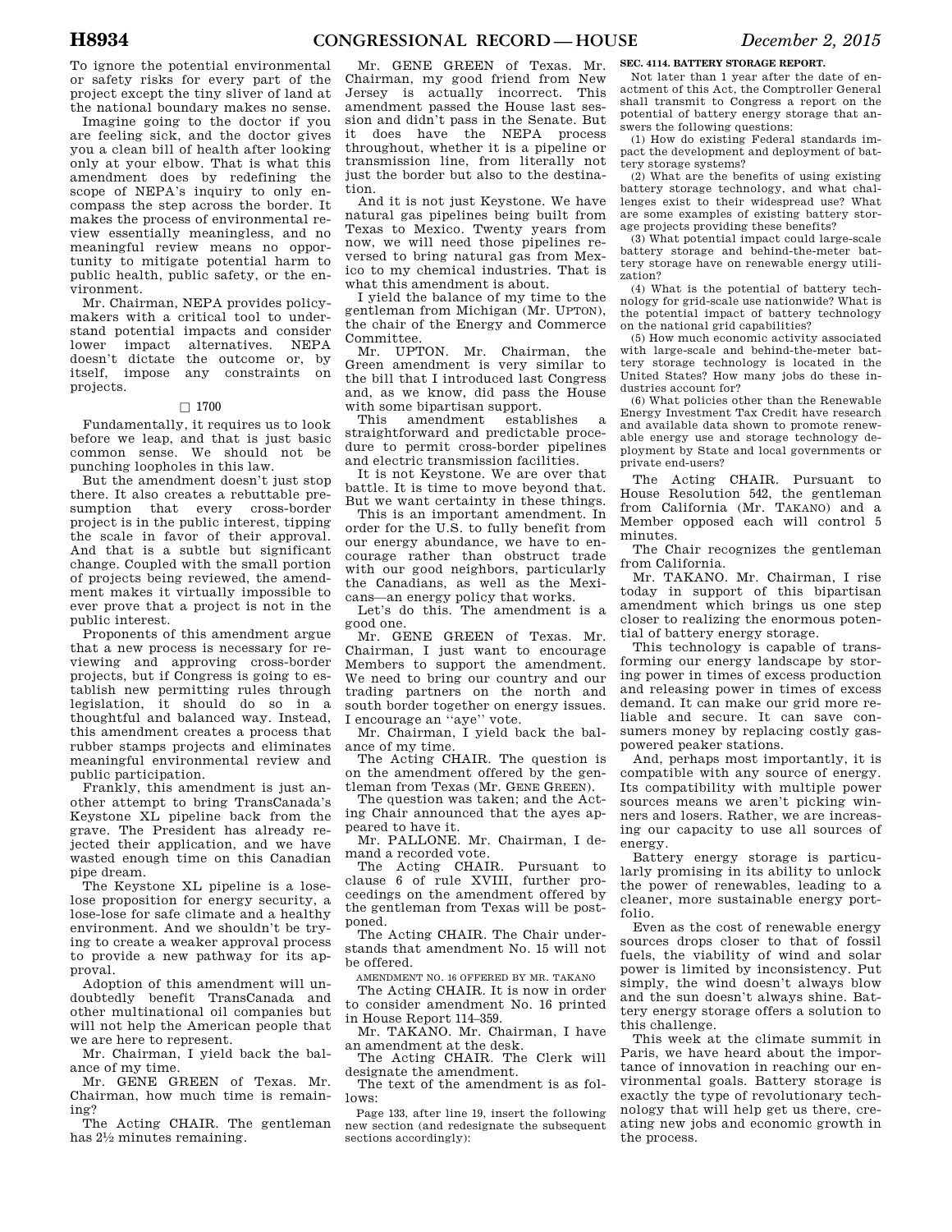To ignore the potential environmental or safety risks for every part of the project except the tiny sliver of land at the national boundary makes no sense.

Imagine going to the doctor if you are feeling sick, and the doctor gives you a clean bill of health after looking only at your elbow. That is what this amendment does by redefining the scope of NEPA's inquiry to only encompass the step across the border. It makes the process of environmental review essentially meaningless, and no meaningful review means no opportunity to mitigate potential harm to public health, public safety, or the environment.

Mr. Chairman, NEPA provides policymakers with a critical tool to understand potential impacts and consider lower impact alternatives. NEPA doesn't dictate the outcome or, by itself, impose any constraints on projects.

□ 1700

Fundamentally, it requires us to look before we leap, and that is just basic common sense. We should not be punching loopholes in this law.

But the amendment doesn't just stop there. It also creates a rebuttable presumption that every cross-border project is in the public interest, tipping the scale in favor of their approval. And that is a subtle but significant change. Coupled with the small portion of projects being reviewed, the amendment makes it virtually impossible to ever prove that a project is not in the public interest.

Proponents of this amendment argue that a new process is necessary for reviewing and approving cross-border projects, but if Congress is going to establish new permitting rules through legislation, it should do so in a thoughtful and balanced way. Instead, this amendment creates a process that rubber stamps projects and eliminates meaningful environmental review and public participation.

Frankly, this amendment is just another attempt to bring TransCanada's Keystone XL pipeline back from the grave. The President has already rejected their application, and we have wasted enough time on this Canadian pipe dream.

The Keystone XL pipeline is a lose-lose proposition for energy security, a lose-lose for safe climate and a healthy environment. And we shouldn't be trying to create a weaker approval process to provide a new pathway for its approval.

Adoption of this amendment will undoubtedly benefit TransCanada and other multinational oil companies but will not help the American people that we are here to represent.

Mr. Chairman, I yield back the balance of my time.

Mr. GENE GREEN of Texas. Mr. Chairman, how much time is remaining?

The Acting CHAIR. The gentleman has 2½ minutes remaining.

Mr. GENE GREEN of Texas. Mr. Chairman, my good friend from New Jersey is actually incorrect. This amendment passed the House last session and didn't pass in the Senate. But it does have the NEPA process throughout, whether it is a pipeline or transmission line, from literally not just the border but also to the destination.

And it is not just Keystone. We have natural gas pipelines being built from Texas to Mexico. Twenty years from now, we will need those pipelines reversed to bring natural gas from Mexico to my chemical industries. That is what this amendment is about.

I yield the balance of my time to the gentleman from Michigan (Mr. UPTON), the chair of the Energy and Commerce Committee.

Mr. UPTON. Mr. Chairman, the Green amendment is very similar to the bill that I introduced last Congress and, as we know, did pass the House with some bipartisan support.

This amendment establishes a straightforward and predictable procedure to permit cross-border pipelines and electric transmission facilities.

It is not Keystone. We are over that battle. It is time to move beyond that. But we want certainty in these things.

This is an important amendment. In order for the U.S. to fully benefit from our energy abundance, we have to encourage rather than obstruct trade with our good neighbors, particularly the Canadians, as well as the Mexicans—an energy policy that works.

Let's do this. The amendment is a good one.

Mr. GENE GREEN of Texas. Mr. Chairman, I just want to encourage Members to support the amendment. We need to bring our country and our trading partners on the north and south border together on energy issues. I encourage an "aye" vote.

Mr. Chairman, I yield back the balance of my time.

The Acting CHAIR. The question is on the amendment offered by the gentleman from Texas (Mr. GENE GREEN).

The question was taken; and the Acting Chair announced that the ayes appeared to have it.

Mr. PALLONE. Mr. Chairman, I demand a recorded vote.

The Acting CHAIR. Pursuant to clause 6 of rule XVIII, further proceedings on the amendment offered by the gentleman from Texas will be postponed.

The Acting CHAIR. The Chair understands that amendment No. 15 will not be offered.

AMENDMENT NO. 16 OFFERED BY MR. TAKANO

The Acting CHAIR. It is now in order to consider amendment No. 16 printed in House Report 114–359.

Mr. TAKANO. Mr. Chairman, I have an amendment at the desk.

The Acting CHAIR. The Clerk will designate the amendment.

The text of the amendment is as follows:

Page 133, after line 19, insert the following new section (and redesignate the subsequent sections accordingly):

**SEC. 4114. BATTERY STORAGE REPORT.**

Not later than 1 year after the date of enactment of this Act, the Comptroller General shall transmit to Congress a report on the potential of battery energy storage that answers the following questions:

(1) How do existing Federal standards impact the development and deployment of battery storage systems?

(2) What are the benefits of using existing battery storage technology, and what challenges exist to their widespread use? What are some examples of existing battery storage projects providing these benefits?

(3) What potential impact could large-scale battery storage and behind-the-meter battery storage have on renewable energy utilization?

(4) What is the potential of battery technology for grid-scale use nationwide? What is the potential impact of battery technology on the national grid capabilities?

(5) How much economic activity associated with large-scale and behind-the-meter battery storage technology is located in the United States? How many jobs do these industries account for?

(6) What policies other than the Renewable Energy Investment Tax Credit have research and available data shown to promote renewable energy use and storage technology deployment by State and local governments or private end-users?

The Acting CHAIR. Pursuant to House Resolution 542, the gentleman from California (Mr. TAKANO) and a Member opposed each will control 5 minutes.

The Chair recognizes the gentleman from California.

Mr. TAKANO. Mr. Chairman, I rise today in support of this bipartisan amendment which brings us one step closer to realizing the enormous potential of battery energy storage.

This technology is capable of transforming our energy landscape by storing power in times of excess production and releasing power in times of excess demand. It can make our grid more reliable and secure. It can save consumers money by replacing costly gas-powered peaker stations.

And, perhaps most importantly, it is compatible with any source of energy. Its compatibility with multiple power sources means we aren't picking winners and losers. Rather, we are increasing our capacity to use all sources of energy.

Battery energy storage is particularly promising in its ability to unlock the power of renewables, leading to a cleaner, more sustainable energy portfolio.

Even as the cost of renewable energy sources drops closer to that of fossil fuels, the viability of wind and solar power is limited by inconsistency. Put simply, the wind doesn't always blow and the sun doesn't always shine. Battery energy storage offers a solution to this challenge.

This week at the climate summit in Paris, we have heard about the importance of innovation in reaching our environmental goals. Battery storage is exactly the type of revolutionary technology that will help get us there, creating new jobs and economic growth in the process.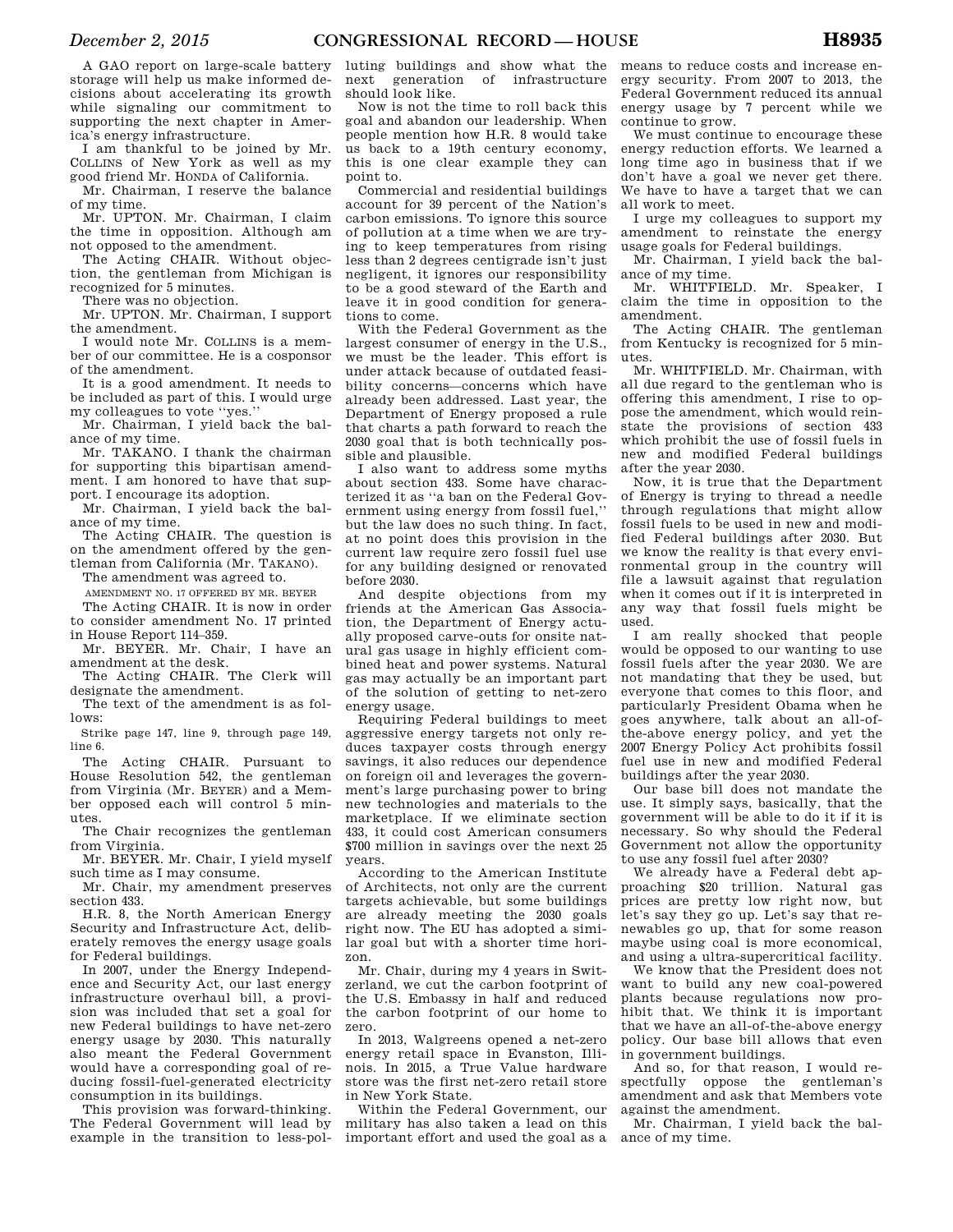A GAO report on large-scale battery storage will help us make informed decisions about accelerating its growth while signaling our commitment to supporting the next chapter in America's energy infrastructure.

I am thankful to be joined by Mr. COLLINS of New York as well as my good friend Mr. HONDA of California.

Mr. Chairman, I reserve the balance of my time.

Mr. UPTON. Mr. Chairman, I claim the time in opposition. Although am not opposed to the amendment.

The Acting CHAIR. Without objection, the gentleman from Michigan is recognized for 5 minutes.

There was no objection.

Mr. UPTON. Mr. Chairman, I support the amendment.

I would note Mr. COLLINS is a member of our committee. He is a cosponsor of the amendment.

It is a good amendment. It needs to be included as part of this. I would urge my colleagues to vote ''yes.''

Mr. Chairman, I yield back the balance of my time.

Mr. TAKANO. I thank the chairman for supporting this bipartisan amendment. I am honored to have that support. I encourage its adoption.

Mr. Chairman, I yield back the balance of my time.

The Acting CHAIR. The question is on the amendment offered by the gentleman from California (Mr. TAKANO).

The amendment was agreed to.

AMENDMENT NO. 17 OFFERED BY MR. BEYER

The Acting CHAIR. It is now in order to consider amendment No. 17 printed in House Report 114–359.

Mr. BEYER. Mr. Chair, I have an amendment at the desk.

The Acting CHAIR. The Clerk will designate the amendment.

The text of the amendment is as follows:

Strike page 147, line 9, through page 149, line 6.

The Acting CHAIR. Pursuant to House Resolution 542, the gentleman from Virginia (Mr. BEYER) and a Member opposed each will control 5 minutes.

The Chair recognizes the gentleman from Virginia.

Mr. BEYER. Mr. Chair, I yield myself such time as I may consume.

Mr. Chair, my amendment preserves section 433.

H.R. 8, the North American Energy Security and Infrastructure Act, deliberately removes the energy usage goals for Federal buildings.

In 2007, under the Energy Independence and Security Act, our last energy infrastructure overhaul bill, a provision was included that set a goal for new Federal buildings to have net-zero energy usage by 2030. This naturally also meant the Federal Government would have a corresponding goal of reducing fossil-fuel-generated electricity consumption in its buildings.

This provision was forward-thinking. The Federal Government will lead by example in the transition to less-polluting buildings and show what the next generation of infrastructure should look like.

Now is not the time to roll back this goal and abandon our leadership. When people mention how H.R. 8 would take us back to a 19th century economy, this is one clear example they can point to.

Commercial and residential buildings account for 39 percent of the Nation's carbon emissions. To ignore this source of pollution at a time when we are trying to keep temperatures from rising less than 2 degrees centigrade isn't just negligent, it ignores our responsibility to be a good steward of the Earth and leave it in good condition for generations to come.

With the Federal Government as the largest consumer of energy in the U.S., we must be the leader. This effort is under attack because of outdated feasibility concerns—concerns which have already been addressed. Last year, the Department of Energy proposed a rule that charts a path forward to reach the 2030 goal that is both technically possible and plausible.

I also want to address some myths about section 433. Some have characterized it as ''a ban on the Federal Government using energy from fossil fuel,'' but the law does no such thing. In fact, at no point does this provision in the current law require zero fossil fuel use for any building designed or renovated before 2030.

And despite objections from my friends at the American Gas Association, the Department of Energy actually proposed carve-outs for onsite natural gas usage in highly efficient combined heat and power systems. Natural gas may actually be an important part of the solution of getting to net-zero energy usage.

Requiring Federal buildings to meet aggressive energy targets not only reduces taxpayer costs through energy savings, it also reduces our dependence on foreign oil and leverages the government's large purchasing power to bring new technologies and materials to the marketplace. If we eliminate section 433, it could cost American consumers $700 million in savings over the next 25 years.

According to the American Institute of Architects, not only are the current targets achievable, but some buildings are already meeting the 2030 goals right now. The EU has adopted a similar goal but with a shorter time horizon.

Mr. Chair, during my 4 years in Switzerland, we cut the carbon footprint of the U.S. Embassy in half and reduced the carbon footprint of our home to zero.

In 2013, Walgreens opened a net-zero energy retail space in Evanston, Illinois. In 2015, a True Value hardware store was the first net-zero retail store in New York State.

Within the Federal Government, our military has also taken a lead on this important effort and used the goal as a means to reduce costs and increase energy security. From 2007 to 2013, the Federal Government reduced its annual energy usage by 7 percent while we continue to grow.

We must continue to encourage these energy reduction efforts. We learned a long time ago in business that if we don't have a goal we never get there. We have to have a target that we can all work to meet.

I urge my colleagues to support my amendment to reinstate the energy usage goals for Federal buildings.

Mr. Chairman, I yield back the balance of my time.

Mr. WHITFIELD. Mr. Speaker, I claim the time in opposition to the amendment.

The Acting CHAIR. The gentleman from Kentucky is recognized for 5 minutes.

Mr. WHITFIELD. Mr. Chairman, with all due regard to the gentleman who is offering this amendment, I rise to oppose the amendment, which would reinstate the provisions of section 433 which prohibit the use of fossil fuels in new and modified Federal buildings after the year 2030.

Now, it is true that the Department of Energy is trying to thread a needle through regulations that might allow fossil fuels to be used in new and modified Federal buildings after 2030. But we know the reality is that every environmental group in the country will file a lawsuit against that regulation when it comes out if it is interpreted in any way that fossil fuels might be used.

I am really shocked that people would be opposed to our wanting to use fossil fuels after the year 2030. We are not mandating that they be used, but everyone that comes to this floor, and particularly President Obama when he goes anywhere, talk about an all-of-the-above energy policy, and yet the 2007 Energy Policy Act prohibits fossil fuel use in new and modified Federal buildings after the year 2030.

Our base bill does not mandate the use. It simply says, basically, that the government will be able to do it if it is necessary. So why should the Federal Government not allow the opportunity to use any fossil fuel after 2030?

We already have a Federal debt approaching $20 trillion. Natural gas prices are pretty low right now, but let's say they go up. Let's say that renewables go up, that for some reason maybe using coal is more economical, and using a ultra-supercritical facility.

We know that the President does not want to build any new coal-powered plants because regulations now prohibit that. We think it is important that we have an all-of-the-above energy policy. Our base bill allows that even in government buildings.

And so, for that reason, I would respectfully oppose the gentleman's amendment and ask that Members vote against the amendment.

Mr. Chairman, I yield back the balance of my time.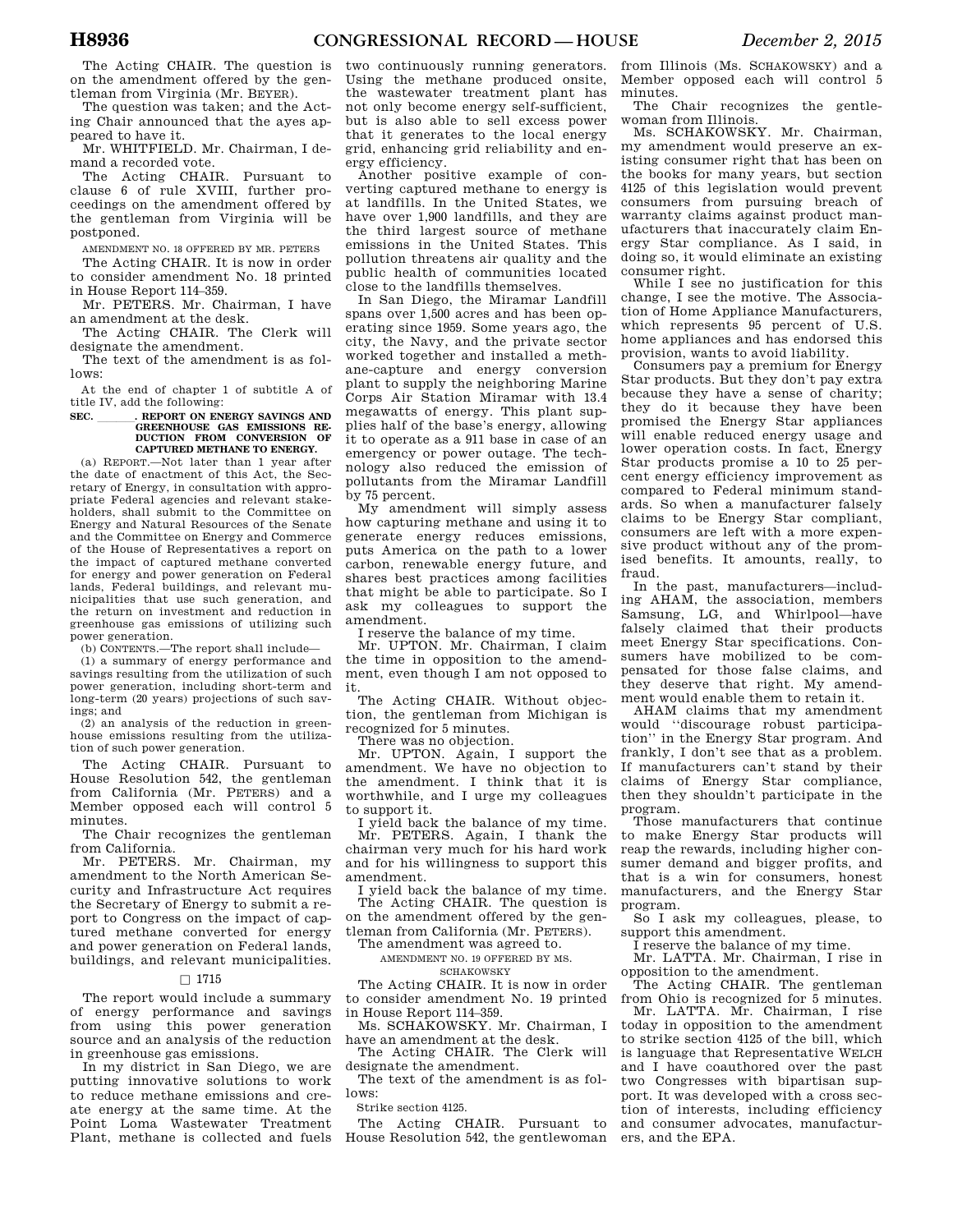The Acting CHAIR. The question is on the amendment offered by the gentleman from Virginia (Mr. BEYER).

The question was taken; and the Acting Chair announced that the ayes appeared to have it.

Mr. WHITFIELD. Mr. Chairman, I demand a recorded vote.

The Acting CHAIR. Pursuant to clause 6 of rule XVIII, further proceedings on the amendment offered by the gentleman from Virginia will be postponed.

AMENDMENT NO. 18 OFFERED BY MR. PETERS

The Acting CHAIR. It is now in order to consider amendment No. 18 printed in House Report 114–359.

Mr. PETERS. Mr. Chairman, I have an amendment at the desk.

The Acting CHAIR. The Clerk will designate the amendment.

The text of the amendment is as follows:

At the end of chapter 1 of subtitle A of title IV, add the following:

**SEC. \_\_\_\_\_. REPORT ON ENERGY SAVINGS AND GREENHOUSE GAS EMISSIONS REDUCTION FROM CONVERSION OF CAPTURED METHANE TO ENERGY.**

(a) REPORT.—Not later than 1 year after the date of enactment of this Act, the Secretary of Energy, in consultation with appropriate Federal agencies and relevant stakeholders, shall submit to the Committee on Energy and Natural Resources of the Senate and the Committee on Energy and Commerce of the House of Representatives a report on the impact of captured methane converted for energy and power generation on Federal lands, Federal buildings, and relevant municipalities that use such generation, and the return on investment and reduction in greenhouse gas emissions of utilizing such power generation.

(b) CONTENTS.—The report shall include—

(1) a summary of energy performance and savings resulting from the utilization of such power generation, including short-term and long-term (20 years) projections of such savings; and

(2) an analysis of the reduction in greenhouse emissions resulting from the utilization of such power generation.

The Acting CHAIR. Pursuant to House Resolution 542, the gentleman from California (Mr. PETERS) and a Member opposed each will control 5 minutes.

The Chair recognizes the gentleman from California.

Mr. PETERS. Mr. Chairman, my amendment to the North American Security and Infrastructure Act requires the Secretary of Energy to submit a report to Congress on the impact of captured methane converted for energy and power generation on Federal lands, buildings, and relevant municipalities.

□ 1715

The report would include a summary of energy performance and savings from using this power generation source and an analysis of the reduction in greenhouse gas emissions.

In my district in San Diego, we are putting innovative solutions to work to reduce methane emissions and create energy at the same time. At the Point Loma Wastewater Treatment Plant, methane is collected and fuels two continuously running generators. Using the methane produced onsite, the wastewater treatment plant has not only become energy self-sufficient, but is also able to sell excess power that it generates to the local energy grid, enhancing grid reliability and energy efficiency.

Another positive example of converting captured methane to energy is at landfills. In the United States, we have over 1,900 landfills, and they are the third largest source of methane emissions in the United States. This pollution threatens air quality and the public health of communities located close to the landfills themselves.

In San Diego, the Miramar Landfill spans over 1,500 acres and has been operating since 1959. Some years ago, the city, the Navy, and the private sector worked together and installed a methane-capture and energy conversion plant to supply the neighboring Marine Corps Air Station Miramar with 13.4 megawatts of energy. This plant supplies half of the base's energy, allowing it to operate as a 911 base in case of an emergency or power outage. The technology also reduced the emission of pollutants from the Miramar Landfill by 75 percent.

My amendment will simply assess how capturing methane and using it to generate energy reduces emissions, puts America on the path to a lower carbon, renewable energy future, and shares best practices among facilities that might be able to participate. So I ask my colleagues to support the amendment.

I reserve the balance of my time.

Mr. UPTON. Mr. Chairman, I claim the time in opposition to the amendment, even though I am not opposed to it.

The Acting CHAIR. Without objection, the gentleman from Michigan is recognized for 5 minutes.

There was no objection.

Mr. UPTON. Again, I support the amendment. We have no objection to the amendment. I think that it is worthwhile, and I urge my colleagues to support it.

I yield back the balance of my time.

Mr. PETERS. Again, I thank the chairman very much for his hard work and for his willingness to support this amendment.

I yield back the balance of my time.

The Acting CHAIR. The question is on the amendment offered by the gentleman from California (Mr. PETERS).

The amendment was agreed to.

AMENDMENT NO. 19 OFFERED BY MS. SCHAKOWSKY

The Acting CHAIR. It is now in order to consider amendment No. 19 printed in House Report 114–359.

Ms. SCHAKOWSKY. Mr. Chairman, I have an amendment at the desk.

The Acting CHAIR. The Clerk will designate the amendment.

The text of the amendment is as follows:

Strike section 4125.

The Acting CHAIR. Pursuant to House Resolution 542, the gentlewoman from Illinois (Ms. SCHAKOWSKY) and a Member opposed each will control 5 minutes.

The Chair recognizes the gentlewoman from Illinois.

Ms. SCHAKOWSKY. Mr. Chairman, my amendment would preserve an existing consumer right that has been on the books for many years, but section 4125 of this legislation would prevent consumers from pursuing breach of warranty claims against product manufacturers that inaccurately claim Energy Star compliance. As I said, in doing so, it would eliminate an existing consumer right.

While I see no justification for this change, I see the motive. The Association of Home Appliance Manufacturers, which represents 95 percent of U.S. home appliances and has endorsed this provision, wants to avoid liability.

Consumers pay a premium for Energy Star products. But they don't pay extra because they have a sense of charity; they do it because they have been promised the Energy Star appliances will enable reduced energy usage and lower operation costs. In fact, Energy Star products promise a 10 to 25 percent energy efficiency improvement as compared to Federal minimum standards. So when a manufacturer falsely claims to be Energy Star compliant, consumers are left with a more expensive product without any of the promised benefits. It amounts, really, to fraud.

In the past, manufacturers—including AHAM, the association, members Samsung, LG, and Whirlpool—have falsely claimed that their products meet Energy Star specifications. Consumers have mobilized to be compensated for those false claims, and they deserve that right. My amendment would enable them to retain it.

AHAM claims that my amendment would ''discourage robust participation'' in the Energy Star program. And frankly, I don't see that as a problem. If manufacturers can't stand by their claims of Energy Star compliance, then they shouldn't participate in the program.

Those manufacturers that continue to make Energy Star products will reap the rewards, including higher consumer demand and bigger profits, and that is a win for consumers, honest manufacturers, and the Energy Star program.

So I ask my colleagues, please, to support this amendment.

I reserve the balance of my time.

Mr. LATTA. Mr. Chairman, I rise in opposition to the amendment.

The Acting CHAIR. The gentleman from Ohio is recognized for 5 minutes.

Mr. LATTA. Mr. Chairman, I rise today in opposition to the amendment to strike section 4125 of the bill, which is language that Representative WELCH and I have coauthored over the past two Congresses with bipartisan support. It was developed with a cross section of interests, including efficiency and consumer advocates, manufacturers, and the EPA.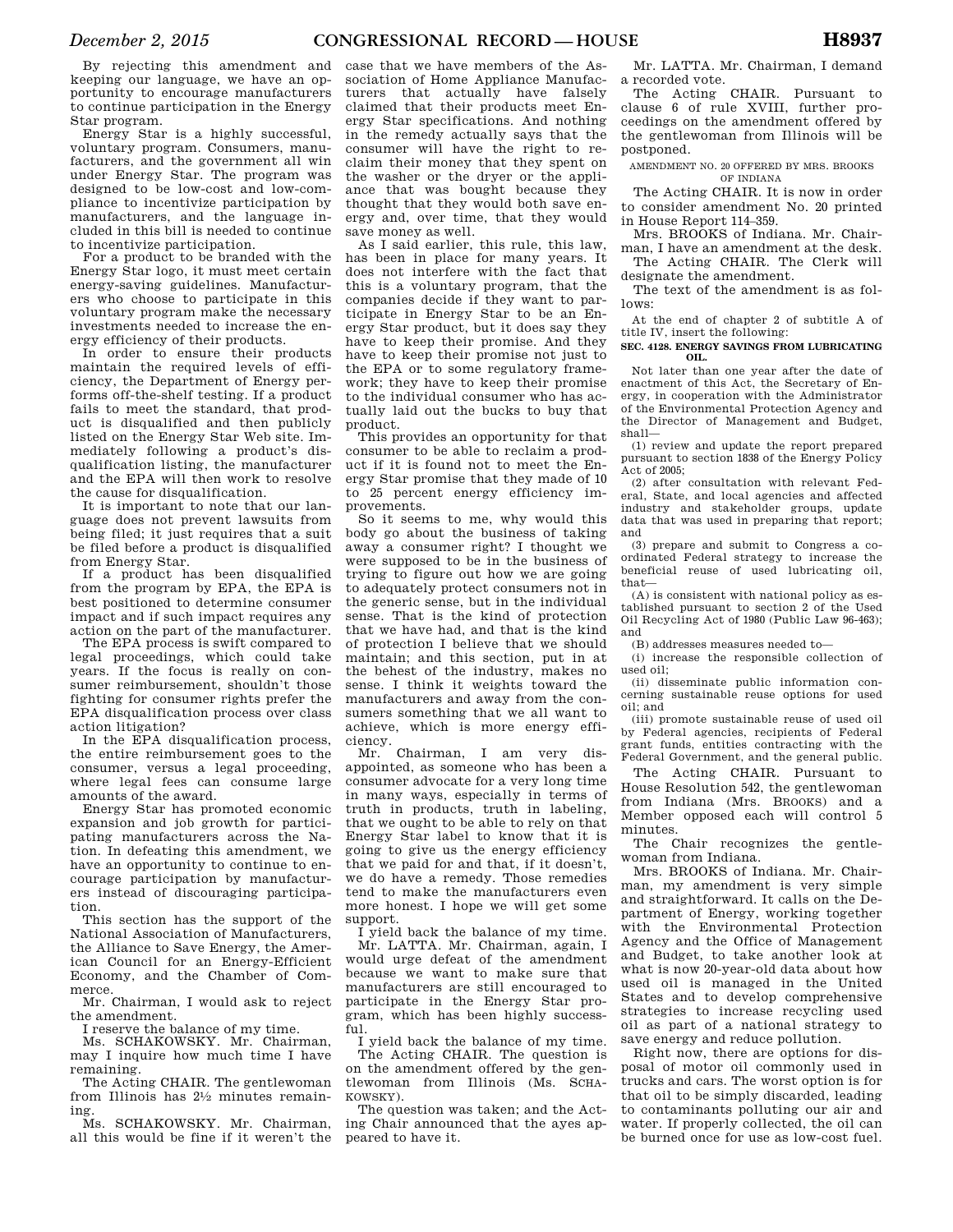By rejecting this amendment and keeping our language, we have an opportunity to encourage manufacturers to continue participation in the Energy Star program.

Energy Star is a highly successful, voluntary program. Consumers, manufacturers, and the government all win under Energy Star. The program was designed to be low-cost and low-compliance to incentivize participation by manufacturers, and the language included in this bill is needed to continue to incentivize participation.

For a product to be branded with the Energy Star logo, it must meet certain energy-saving guidelines. Manufacturers who choose to participate in this voluntary program make the necessary investments needed to increase the energy efficiency of their products.

In order to ensure their products maintain the required levels of efficiency, the Department of Energy performs off-the-shelf testing. If a product fails to meet the standard, that product is disqualified and then publicly listed on the Energy Star Web site. Immediately following a product's disqualification listing, the manufacturer and the EPA will then work to resolve the cause for disqualification.

It is important to note that our language does not prevent lawsuits from being filed; it just requires that a suit be filed before a product is disqualified from Energy Star.

If a product has been disqualified from the program by EPA, the EPA is best positioned to determine consumer impact and if such impact requires any action on the part of the manufacturer.

The EPA process is swift compared to legal proceedings, which could take years. If the focus is really on consumer reimbursement, shouldn't those fighting for consumer rights prefer the EPA disqualification process over class action litigation?

In the EPA disqualification process, the entire reimbursement goes to the consumer, versus a legal proceeding, where legal fees can consume large amounts of the award.

Energy Star has promoted economic expansion and job growth for participating manufacturers across the Nation. In defeating this amendment, we have an opportunity to continue to encourage participation by manufacturers instead of discouraging participation.

This section has the support of the National Association of Manufacturers, the Alliance to Save Energy, the American Council for an Energy-Efficient Economy, and the Chamber of Commerce.

Mr. Chairman, I would ask to reject the amendment.

I reserve the balance of my time.

Ms. SCHAKOWSKY. Mr. Chairman, may I inquire how much time I have remaining.

The Acting CHAIR. The gentlewoman from Illinois has 2½ minutes remaining.

Ms. SCHAKOWSKY. Mr. Chairman, all this would be fine if it weren't the case that we have members of the Association of Home Appliance Manufacturers that actually have falsely claimed that their products meet Energy Star specifications. And nothing in the remedy actually says that the consumer will have the right to reclaim their money that they spent on the washer or the dryer or the appliance that was bought because they thought that they would both save energy and, over time, that they would save money as well.

As I said earlier, this rule, this law, has been in place for many years. It does not interfere with the fact that this is a voluntary program, that the companies decide if they want to participate in Energy Star to be an Energy Star product, but it does say they have to keep their promise. And they have to keep their promise not just to the EPA or to some regulatory framework; they have to keep their promise to the individual consumer who has actually laid out the bucks to buy that product.

This provides an opportunity for that consumer to be able to reclaim a product if it is found not to meet the Energy Star promise that they made of 10 to 25 percent energy efficiency improvements.

So it seems to me, why would this body go about the business of taking away a consumer right? I thought we were supposed to be in the business of trying to figure out how we are going to adequately protect consumers not in the generic sense, but in the individual sense. That is the kind of protection that we have had, and that is the kind of protection I believe that we should maintain; and this section, put in at the behest of the industry, makes no sense. I think it weights toward the manufacturers and away from the consumers something that we all want to achieve, which is more energy efficiency.

Mr. Chairman, I am very disappointed, as someone who has been a consumer advocate for a very long time in many ways, especially in terms of truth in products, truth in labeling, that we ought to be able to rely on that Energy Star label to know that it is going to give us the energy efficiency that we paid for and that, if it doesn't, we do have a remedy. Those remedies tend to make the manufacturers even more honest. I hope we will get some support.

I yield back the balance of my time.

Mr. LATTA. Mr. Chairman, again, I would urge defeat of the amendment because we want to make sure that manufacturers are still encouraged to participate in the Energy Star program, which has been highly successful.

I yield back the balance of my time.

The Acting CHAIR. The question is on the amendment offered by the gentlewoman from Illinois (Ms. SCHAKOWSKY).

The question was taken; and the Acting Chair announced that the ayes appeared to have it.

Mr. LATTA. Mr. Chairman, I demand a recorded vote.

The Acting CHAIR. Pursuant to clause 6 of rule XVIII, further proceedings on the amendment offered by the gentlewoman from Illinois will be postponed.

AMENDMENT NO. 20 OFFERED BY MRS. BROOKS OF INDIANA

The Acting CHAIR. It is now in order to consider amendment No. 20 printed in House Report 114–359.

Mrs. BROOKS of Indiana. Mr. Chairman, I have an amendment at the desk.

The Acting CHAIR. The Clerk will designate the amendment.

The text of the amendment is as follows:

At the end of chapter 2 of subtitle A of title IV, insert the following:

**SEC. 4128. ENERGY SAVINGS FROM LUBRICATING OIL.**

Not later than one year after the date of enactment of this Act, the Secretary of Energy, in cooperation with the Administrator of the Environmental Protection Agency and the Director of Management and Budget, shall—

(1) review and update the report prepared pursuant to section 1838 of the Energy Policy Act of 2005;

(2) after consultation with relevant Federal, State, and local agencies and affected industry and stakeholder groups, update data that was used in preparing that report; and

(3) prepare and submit to Congress a coordinated Federal strategy to increase the beneficial reuse of used lubricating oil, that—

(A) is consistent with national policy as established pursuant to section 2 of the Used Oil Recycling Act of 1980 (Public Law 96-463); and

(B) addresses measures needed to—

(i) increase the responsible collection of used oil;

(ii) disseminate public information concerning sustainable reuse options for used oil; and

(iii) promote sustainable reuse of used oil by Federal agencies, recipients of Federal grant funds, entities contracting with the Federal Government, and the general public.

The Acting CHAIR. Pursuant to House Resolution 542, the gentlewoman from Indiana (Mrs. BROOKS) and a Member opposed each will control 5 minutes.

The Chair recognizes the gentlewoman from Indiana.

Mrs. BROOKS of Indiana. Mr. Chairman, my amendment is very simple and straightforward. It calls on the Department of Energy, working together with the Environmental Protection Agency and the Office of Management and Budget, to take another look at what is now 20-year-old data about how used oil is managed in the United States and to develop comprehensive strategies to increase recycling used oil as part of a national strategy to save energy and reduce pollution.

Right now, there are options for disposal of motor oil commonly used in trucks and cars. The worst option is for that oil to be simply discarded, leading to contaminants polluting our air and water. If properly collected, the oil can be burned once for use as low-cost fuel.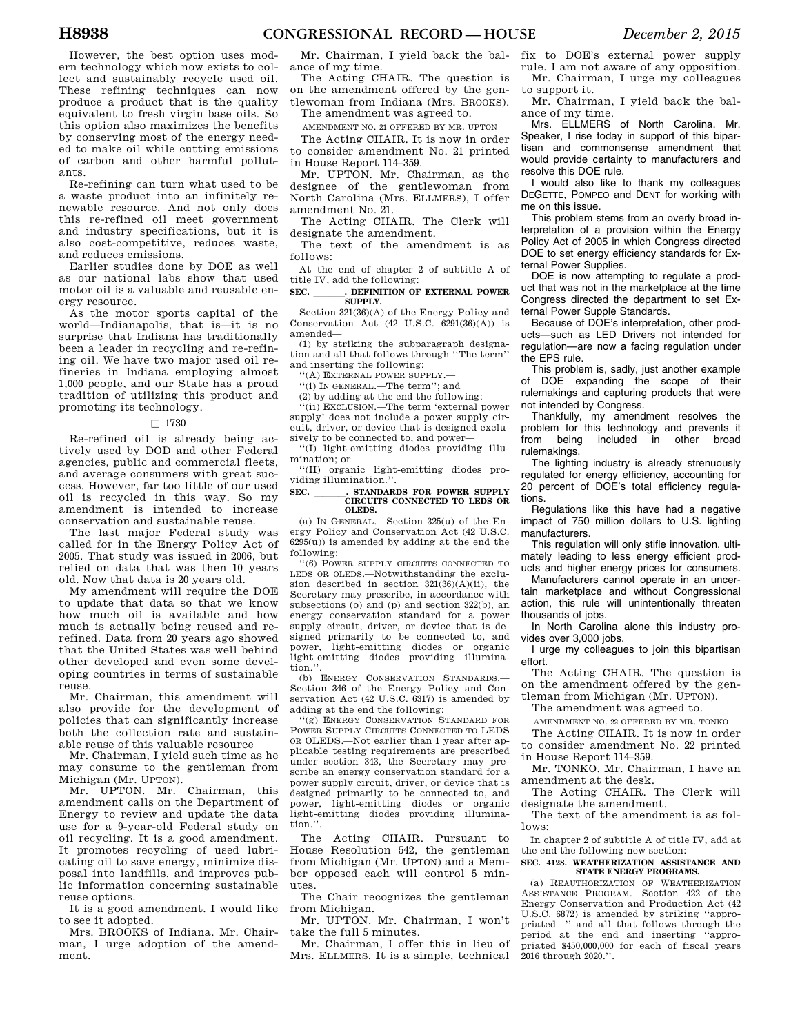However, the best option uses modern technology which now exists to collect and sustainably recycle used oil. These refining techniques can now produce a product that is the quality equivalent to fresh virgin base oils. So this option also maximizes the benefits by conserving most of the energy needed to make oil while cutting emissions of carbon and other harmful pollutants.

Re-refining can turn what used to be a waste product into an infinitely renewable resource. And not only does this re-refined oil meet government and industry specifications, but it is also cost-competitive, reduces waste, and reduces emissions.

Earlier studies done by DOE as well as our national labs show that used motor oil is a valuable and reusable energy resource.

As the motor sports capital of the world—Indianapolis, that is—it is no surprise that Indiana has traditionally been a leader in recycling and re-refining oil. We have two major used oil refineries in Indiana employing almost 1,000 people, and our State has a proud tradition of utilizing this product and promoting its technology.

□ 1730

Re-refined oil is already being actively used by DOD and other Federal agencies, public and commercial fleets, and average consumers with great success. However, far too little of our used oil is recycled in this way. So my amendment is intended to increase conservation and sustainable reuse.

The last major Federal study was called for in the Energy Policy Act of 2005. That study was issued in 2006, but relied on data that was then 10 years old. Now that data is 20 years old.

My amendment will require the DOE to update that data so that we know how much oil is available and how much is actually being reused and re-refined. Data from 20 years ago showed that the United States was well behind other developed and even some developing countries in terms of sustainable reuse.

Mr. Chairman, this amendment will also provide for the development of policies that can significantly increase both the collection rate and sustainable reuse of this valuable resource

Mr. Chairman, I yield such time as he may consume to the gentleman from Michigan (Mr. UPTON).

Mr. UPTON. Mr. Chairman, this amendment calls on the Department of Energy to review and update the data use for a 9-year-old Federal study on oil recycling. It is a good amendment. It promotes recycling of used lubricating oil to save energy, minimize disposal into landfills, and improves public information concerning sustainable reuse options.

It is a good amendment. I would like to see it adopted.

Mrs. BROOKS of Indiana. Mr. Chairman, I urge adoption of the amendment.

Mr. Chairman, I yield back the balance of my time.

The Acting CHAIR. The question is on the amendment offered by the gentlewoman from Indiana (Mrs. BROOKS).

The amendment was agreed to.

AMENDMENT NO. 21 OFFERED BY MR. UPTON

The Acting CHAIR. It is now in order to consider amendment No. 21 printed in House Report 114–359.

Mr. UPTON. Mr. Chairman, as the designee of the gentlewoman from North Carolina (Mrs. ELLMERS), I offer amendment No. 21.

The Acting CHAIR. The Clerk will designate the amendment.

The text of the amendment is as follows:

At the end of chapter 2 of subtitle A of title IV, add the following:

**SEC. \_\_\_\_\_\_. DEFINITION OF EXTERNAL POWER SUPPLY.**

Section 321(36)(A) of the Energy Policy and Conservation Act (42 U.S.C. 6291(36)(A)) is amended—

(1) by striking the subparagraph designation and all that follows through "The term" and inserting the following:

"(A) EXTERNAL POWER SUPPLY.—

"(i) IN GENERAL.—The term"; and

(2) by adding at the end the following:

"(ii) EXCLUSION.—The term 'external power supply' does not include a power supply circuit, driver, or device that is designed exclusively to be connected to, and power—

"(I) light-emitting diodes providing illumination; or

"(II) organic light-emitting diodes providing illumination.".

**SEC. \_\_\_\_\_\_. STANDARDS FOR POWER SUPPLY CIRCUITS CONNECTED TO LEDS OR OLEDS.**

(a) IN GENERAL.—Section 325(u) of the Energy Policy and Conservation Act (42 U.S.C. 6295(u)) is amended by adding at the end the following:

"(6) POWER SUPPLY CIRCUITS CONNECTED TO LEDS OR OLEDS.—Notwithstanding the exclusion described in section 321(36)(A)(ii), the Secretary may prescribe, in accordance with subsections (o) and (p) and section 322(b), an energy conservation standard for a power supply circuit, driver, or device that is designed primarily to be connected to, and power, light-emitting diodes or organic light-emitting diodes providing illumination.".

(b) ENERGY CONSERVATION STANDARDS.—Section 346 of the Energy Policy and Conservation Act (42 U.S.C. 6317) is amended by adding at the end the following:

"(g) ENERGY CONSERVATION STANDARD FOR POWER SUPPLY CIRCUITS CONNECTED TO LEDS OR OLEDS.—Not earlier than 1 year after applicable testing requirements are prescribed under section 343, the Secretary may prescribe an energy conservation standard for a power supply circuit, driver, or device that is designed primarily to be connected to, and power, light-emitting diodes or organic light-emitting diodes providing illumination.".

The Acting CHAIR. Pursuant to House Resolution 542, the gentleman from Michigan (Mr. UPTON) and a Member opposed each will control 5 minutes.

The Chair recognizes the gentleman from Michigan.

Mr. UPTON. Mr. Chairman, I won't take the full 5 minutes.

Mr. Chairman, I offer this in lieu of Mrs. ELLMERS. It is a simple, technical fix to DOE's external power supply rule. I am not aware of any opposition.

Mr. Chairman, I urge my colleagues to support it.

Mr. Chairman, I yield back the balance of my time.

Mrs. ELLMERS of North Carolina. Mr. Speaker, I rise today in support of this bipartisan and commonsense amendment that would provide certainty to manufacturers and resolve this DOE rule.

I would also like to thank my colleagues DEGETTE, POMPEO and DENT for working with me on this issue.

This problem stems from an overly broad interpretation of a provision within the Energy Policy Act of 2005 in which Congress directed DOE to set energy efficiency standards for External Power Supplies.

DOE is now attempting to regulate a product that was not in the marketplace at the time Congress directed the department to set External Power Supple Standards.

Because of DOE's interpretation, other products—such as LED Drivers not intended for regulation—are now a facing regulation under the EPS rule.

This problem is, sadly, just another example of DOE expanding the scope of their rulemakings and capturing products that were not intended by Congress.

Thankfully, my amendment resolves the problem for this technology and prevents it from being included in other broad rulemakings.

The lighting industry is already strenuously regulated for energy efficiency, accounting for 20 percent of DOE's total efficiency regulations.

Regulations like this have had a negative impact of 750 million dollars to U.S. lighting manufacturers.

This regulation will only stifle innovation, ultimately leading to less energy efficient products and higher energy prices for consumers.

Manufacturers cannot operate in an uncertain marketplace and without Congressional action, this rule will unintentionally threaten thousands of jobs.

In North Carolina alone this industry provides over 3,000 jobs.

I urge my colleagues to join this bipartisan effort.

The Acting CHAIR. The question is on the amendment offered by the gentleman from Michigan (Mr. UPTON).

The amendment was agreed to.

AMENDMENT NO. 22 OFFERED BY MR. TONKO

The Acting CHAIR. It is now in order to consider amendment No. 22 printed in House Report 114–359.

Mr. TONKO. Mr. Chairman, I have an amendment at the desk.

The Acting CHAIR. The Clerk will designate the amendment.

The text of the amendment is as follows:

In chapter 2 of subtitle A of title IV, add at the end the following new section:

**SEC. 4128. WEATHERIZATION ASSISTANCE AND STATE ENERGY PROGRAMS.**

(a) REAUTHORIZATION OF WEATHERIZATION ASSISTANCE PROGRAM.—Section 422 of the Energy Conservation and Production Act (42 U.S.C. 6872) is amended by striking "appropriated—" and all that follows through the period at the end and inserting "appropriated $450,000,000 for each of fiscal years 2016 through 2020.".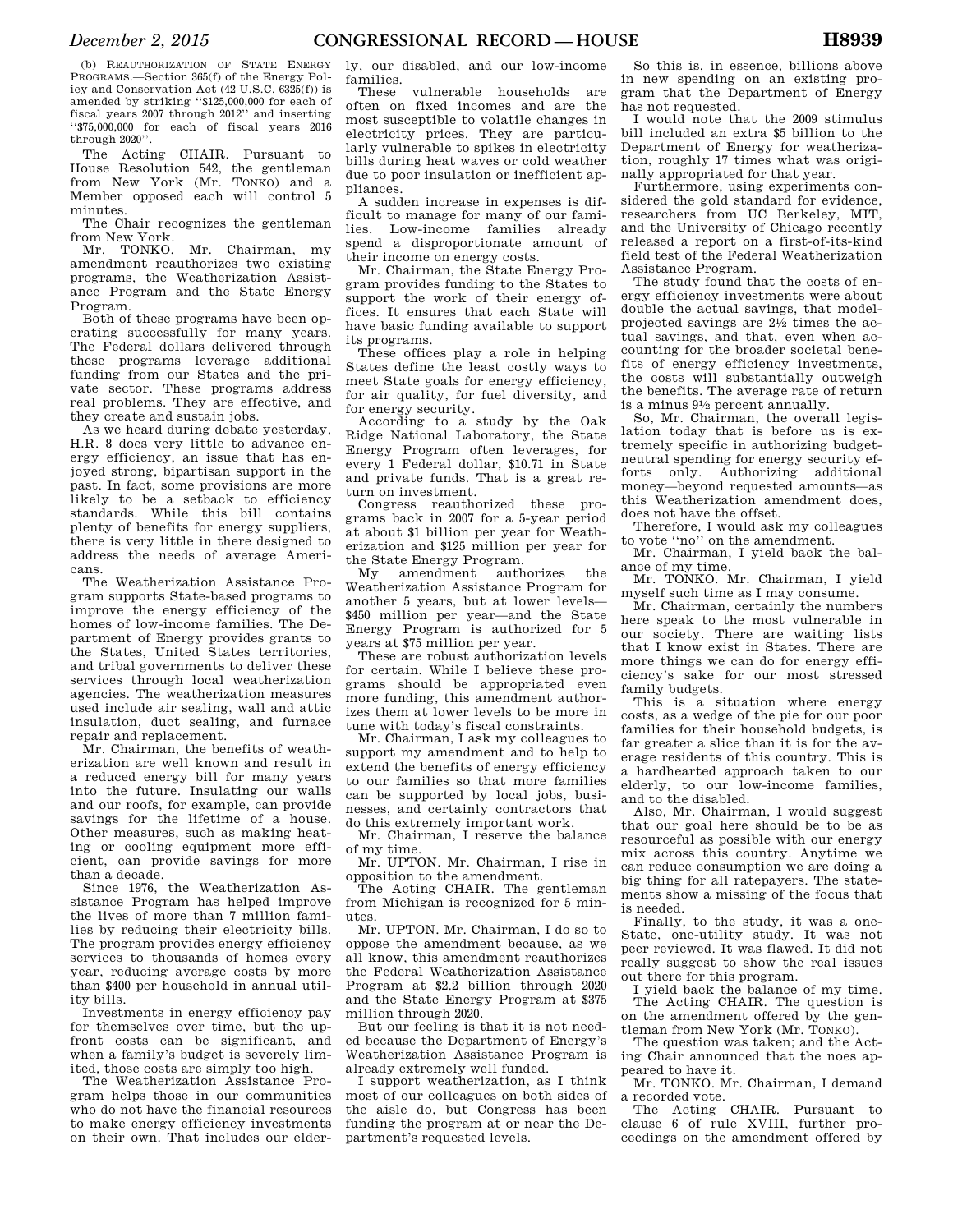(b) REAUTHORIZATION OF STATE ENERGY PROGRAMS.—Section 365(f) of the Energy Policy and Conservation Act (42 U.S.C. 6325(f)) is amended by striking "$125,000,000 for each of fiscal years 2007 through 2012" and inserting "$75,000,000 for each of fiscal years 2016 through 2020".

The Acting CHAIR. Pursuant to House Resolution 542, the gentleman from New York (Mr. TONKO) and a Member opposed each will control 5 minutes.

The Chair recognizes the gentleman from New York.

Mr. TONKO. Mr. Chairman, my amendment reauthorizes two existing programs, the Weatherization Assistance Program and the State Energy Program.

Both of these programs have been operating successfully for many years. The Federal dollars delivered through these programs leverage additional funding from our States and the private sector. These programs address real problems. They are effective, and they create and sustain jobs.

As we heard during debate yesterday, H.R. 8 does very little to advance energy efficiency, an issue that has enjoyed strong, bipartisan support in the past. In fact, some provisions are more likely to be a setback to efficiency standards. While this bill contains plenty of benefits for energy suppliers, there is very little in there designed to address the needs of average Americans.

The Weatherization Assistance Program supports State-based programs to improve the energy efficiency of the homes of low-income families. The Department of Energy provides grants to the States, United States territories, and tribal governments to deliver these services through local weatherization agencies. The weatherization measures used include air sealing, wall and attic insulation, duct sealing, and furnace repair and replacement.

Mr. Chairman, the benefits of weatherization are well known and result in a reduced energy bill for many years into the future. Insulating our walls and our roofs, for example, can provide savings for the lifetime of a house. Other measures, such as making heating or cooling equipment more efficient, can provide savings for more than a decade.

Since 1976, the Weatherization Assistance Program has helped improve the lives of more than 7 million families by reducing their electricity bills. The program provides energy efficiency services to thousands of homes every year, reducing average costs by more than $400 per household in annual utility bills.

Investments in energy efficiency pay for themselves over time, but the upfront costs can be significant, and when a family's budget is severely limited, those costs are simply too high.

The Weatherization Assistance Program helps those in our communities who do not have the financial resources to make energy efficiency investments on their own. That includes our elderly, our disabled, and our low-income families.

These vulnerable households are often on fixed incomes and are the most susceptible to volatile changes in electricity prices. They are particularly vulnerable to spikes in electricity bills during heat waves or cold weather due to poor insulation or inefficient appliances.

A sudden increase in expenses is difficult to manage for many of our families. Low-income families already spend a disproportionate amount of their income on energy costs.

Mr. Chairman, the State Energy Program provides funding to the States to support the work of their energy offices. It ensures that each State will have basic funding available to support its programs.

These offices play a role in helping States define the least costly ways to meet State goals for energy efficiency, for air quality, for fuel diversity, and for energy security.

According to a study by the Oak Ridge National Laboratory, the State Energy Program often leverages, for every 1 Federal dollar, $10.71 in State and private funds. That is a great return on investment.

Congress reauthorized these programs back in 2007 for a 5-year period at about $1 billion per year for Weatherization and $125 million per year for the State Energy Program.

My amendment authorizes the Weatherization Assistance Program for another 5 years, but at lower levels—$450 million per year—and the State Energy Program is authorized for 5 years at $75 million per year.

These are robust authorization levels for certain. While I believe these programs should be appropriated even more funding, this amendment authorizes them at lower levels to be more in tune with today's fiscal constraints.

Mr. Chairman, I ask my colleagues to support my amendment and to help to extend the benefits of energy efficiency to our families so that more families can be supported by local jobs, businesses, and certainly contractors that do this extremely important work.

Mr. Chairman, I reserve the balance of my time.

Mr. UPTON. Mr. Chairman, I rise in opposition to the amendment.

The Acting CHAIR. The gentleman from Michigan is recognized for 5 minutes.

Mr. UPTON. Mr. Chairman, I do so to oppose the amendment because, as we all know, this amendment reauthorizes the Federal Weatherization Assistance Program at $2.2 billion through 2020 and the State Energy Program at $375 million through 2020.

But our feeling is that it is not needed because the Department of Energy's Weatherization Assistance Program is already extremely well funded.

I support weatherization, as I think most of our colleagues on both sides of the aisle do, but Congress has been funding the program at or near the Department's requested levels.

So this is, in essence, billions above in new spending on an existing program that the Department of Energy has not requested.

I would note that the 2009 stimulus bill included an extra $5 billion to the Department of Energy for weatherization, roughly 17 times what was originally appropriated for that year.

Furthermore, using experiments considered the gold standard for evidence, researchers from UC Berkeley, MIT, and the University of Chicago recently released a report on a first-of-its-kind field test of the Federal Weatherization Assistance Program.

The study found that the costs of energy efficiency investments were about double the actual savings, that model-projected savings are 2½ times the actual savings, and that, even when accounting for the broader societal benefits of energy efficiency investments, the costs will substantially outweigh the benefits. The average rate of return is a minus 9½ percent annually.

So, Mr. Chairman, the overall legislation today that is before us is extremely specific in authorizing budget-neutral spending for energy security efforts only. Authorizing additional money—beyond requested amounts—as this Weatherization amendment does, does not have the offset.

Therefore, I would ask my colleagues to vote "no" on the amendment.

Mr. Chairman, I yield back the balance of my time.

Mr. TONKO. Mr. Chairman, I yield myself such time as I may consume.

Mr. Chairman, certainly the numbers here speak to the most vulnerable in our society. There are waiting lists that I know exist in States. There are more things we can do for energy efficiency's sake for our most stressed family budgets.

This is a situation where energy costs, as a wedge of the pie for our poor families for their household budgets, is far greater a slice than it is for the average residents of this country. This is a hardhearted approach taken to our elderly, to our low-income families, and to the disabled.

Also, Mr. Chairman, I would suggest that our goal here should be to be as resourceful as possible with our energy mix across this country. Anytime we can reduce consumption we are doing a big thing for all ratepayers. The statements show a missing of the focus that is needed.

Finally, to the study, it was a one-State, one-utility study. It was not peer reviewed. It was flawed. It did not really suggest to show the real issues out there for this program.

I yield back the balance of my time.

The Acting CHAIR. The question is on the amendment offered by the gentleman from New York (Mr. TONKO).

The question was taken; and the Acting Chair announced that the noes appeared to have it.

Mr. TONKO. Mr. Chairman, I demand a recorded vote.

The Acting CHAIR. Pursuant to clause 6 of rule XVIII, further proceedings on the amendment offered by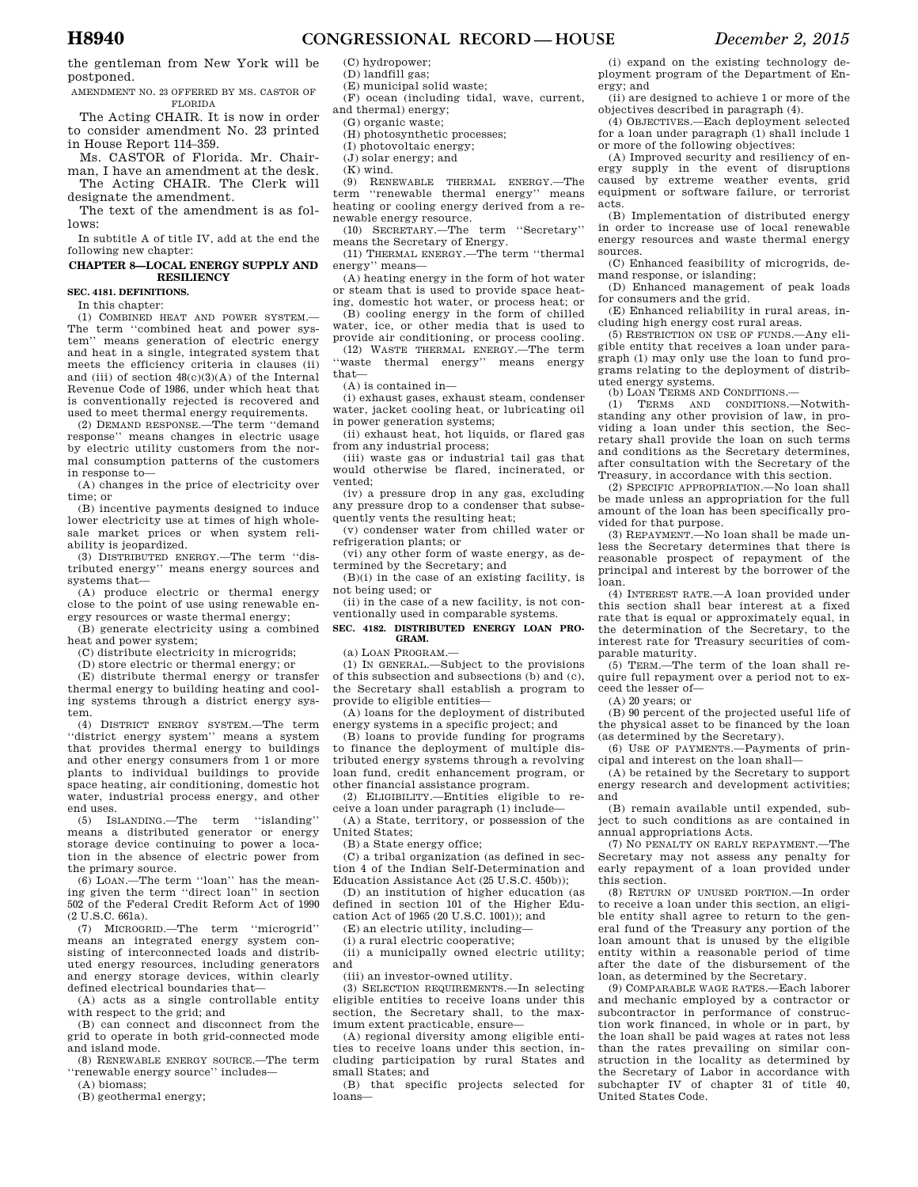the gentleman from New York will be postponed.

AMENDMENT NO. 23 OFFERED BY MS. CASTOR OF FLORIDA

The Acting CHAIR. It is now in order to consider amendment No. 23 printed in House Report 114–359.

Ms. CASTOR of Florida. Mr. Chairman, I have an amendment at the desk.

The Acting CHAIR. The Clerk will designate the amendment.

The text of the amendment is as follows:

In subtitle A of title IV, add at the end the following new chapter:

**CHAPTER 8—LOCAL ENERGY SUPPLY AND RESILIENCY**

**SEC. 4181. DEFINITIONS.**

In this chapter:

(1) COMBINED HEAT AND POWER SYSTEM.—The term ''combined heat and power system'' means generation of electric energy and heat in a single, integrated system that meets the efficiency criteria in clauses (ii) and (iii) of section 48(c)(3)(A) of the Internal Revenue Code of 1986, under which heat that is conventionally rejected is recovered and used to meet thermal energy requirements.

(2) DEMAND RESPONSE.—The term ''demand response'' means changes in electric usage by electric utility customers from the normal consumption patterns of the customers in response to—

(A) changes in the price of electricity over time; or

(B) incentive payments designed to induce lower electricity use at times of high wholesale market prices or when system reliability is jeopardized.

(3) DISTRIBUTED ENERGY.—The term ''distributed energy'' means energy sources and systems that—

(A) produce electric or thermal energy close to the point of use using renewable energy resources or waste thermal energy;

(B) generate electricity using a combined heat and power system;

(C) distribute electricity in microgrids;

(D) store electric or thermal energy; or

(E) distribute thermal energy or transfer thermal energy to building heating and cooling systems through a district energy system.

(4) DISTRICT ENERGY SYSTEM.—The term ''district energy system'' means a system that provides thermal energy to buildings and other energy consumers from 1 or more plants to individual buildings to provide space heating, air conditioning, domestic hot water, industrial process energy, and other end uses.

(5) ISLANDING.—The term ''islanding'' means a distributed generator or energy storage device continuing to power a location in the absence of electric power from the primary source.

(6) LOAN.—The term ''loan'' has the meaning given the term ''direct loan'' in section 502 of the Federal Credit Reform Act of 1990 (2 U.S.C. 661a).

(7) MICROGRID.—The term ''microgrid'' means an integrated energy system consisting of interconnected loads and distributed energy resources, including generators and energy storage devices, within clearly defined electrical boundaries that—

(A) acts as a single controllable entity with respect to the grid; and

(B) can connect and disconnect from the grid to operate in both grid-connected mode and island mode.

(8) RENEWABLE ENERGY SOURCE.—The term ''renewable energy source'' includes—

(A) biomass;

(B) geothermal energy;

(C) hydropower;

(D) landfill gas;

(E) municipal solid waste;

(F) ocean (including tidal, wave, current, and thermal) energy;

(G) organic waste;

(H) photosynthetic processes;

(I) photovoltaic energy;

(J) solar energy; and

(K) wind.

(9) RENEWABLE THERMAL ENERGY.—The term ''renewable thermal energy'' means heating or cooling energy derived from a renewable energy resource.

(10) SECRETARY.—The term ''Secretary'' means the Secretary of Energy.

(11) THERMAL ENERGY.—The term ''thermal energy'' means—

(A) heating energy in the form of hot water or steam that is used to provide space heating, domestic hot water, or process heat; or

(B) cooling energy in the form of chilled water, ice, or other media that is used to provide air conditioning, or process cooling.

(12) WASTE THERMAL ENERGY.—The term ''waste thermal energy'' means energy that—

(A) is contained in—

(i) exhaust gases, exhaust steam, condenser water, jacket cooling heat, or lubricating oil in power generation systems;

(ii) exhaust heat, hot liquids, or flared gas from any industrial process;

(iii) waste gas or industrial tail gas that would otherwise be flared, incinerated, or vented;

(iv) a pressure drop in any gas, excluding any pressure drop to a condenser that subsequently vents the resulting heat;

(v) condenser water from chilled water or refrigeration plants; or

(vi) any other form of waste energy, as determined by the Secretary; and

(B)(i) in the case of an existing facility, is not being used; or

(ii) in the case of a new facility, is not conventionally used in comparable systems.

**SEC. 4182. DISTRIBUTED ENERGY LOAN PROGRAM.**

(a) LOAN PROGRAM.—

(1) IN GENERAL.—Subject to the provisions of this subsection and subsections (b) and (c), the Secretary shall establish a program to provide to eligible entities—

(A) loans for the deployment of distributed energy systems in a specific project; and

(B) loans to provide funding for programs to finance the deployment of multiple distributed energy systems through a revolving loan fund, credit enhancement program, or other financial assistance program.

(2) ELIGIBILITY.—Entities eligible to receive a loan under paragraph (1) include—

(A) a State, territory, or possession of the United States;

(B) a State energy office;

(C) a tribal organization (as defined in section 4 of the Indian Self-Determination and Education Assistance Act (25 U.S.C. 450b));

(D) an institution of higher education (as defined in section 101 of the Higher Education Act of 1965 (20 U.S.C. 1001)); and

(E) an electric utility, including—

(i) a rural electric cooperative;

(ii) a municipally owned electric utility; and

(iii) an investor-owned utility.

(3) SELECTION REQUIREMENTS.—In selecting eligible entities to receive loans under this section, the Secretary shall, to the maximum extent practicable, ensure—

(A) regional diversity among eligible entities to receive loans under this section, including participation by rural States and small States; and

(B) that specific projects selected for loans—

(i) expand on the existing technology deployment program of the Department of Energy; and

(ii) are designed to achieve 1 or more of the objectives described in paragraph (4).

(4) OBJECTIVES.—Each deployment selected for a loan under paragraph (1) shall include 1 or more of the following objectives:

(A) Improved security and resiliency of energy supply in the event of disruptions caused by extreme weather events, grid equipment or software failure, or terrorist acts.

(B) Implementation of distributed energy in order to increase use of local renewable energy resources and waste thermal energy sources.

(C) Enhanced feasibility of microgrids, demand response, or islanding;

(D) Enhanced management of peak loads for consumers and the grid.

(E) Enhanced reliability in rural areas, including high energy cost rural areas.

(5) RESTRICTION ON USE OF FUNDS.—Any eligible entity that receives a loan under paragraph (1) may only use the loan to fund programs relating to the deployment of distributed energy systems.

(b) LOAN TERMS AND CONDITIONS.—

(1) TERMS AND CONDITIONS.—Notwithstanding any other provision of law, in providing a loan under this section, the Secretary shall provide the loan on such terms and conditions as the Secretary determines, after consultation with the Secretary of the Treasury, in accordance with this section.

(2) SPECIFIC APPROPRIATION.—No loan shall be made unless an appropriation for the full amount of the loan has been specifically provided for that purpose.

(3) REPAYMENT.—No loan shall be made unless the Secretary determines that there is reasonable prospect of repayment of the principal and interest by the borrower of the loan.

(4) INTEREST RATE.—A loan provided under this section shall bear interest at a fixed rate that is equal or approximately equal, in the determination of the Secretary, to the interest rate for Treasury securities of comparable maturity.

(5) TERM.—The term of the loan shall require full repayment over a period not to exceed the lesser of—

(A) 20 years; or

(B) 90 percent of the projected useful life of the physical asset to be financed by the loan (as determined by the Secretary).

(6) USE OF PAYMENTS.—Payments of principal and interest on the loan shall—

(A) be retained by the Secretary to support energy research and development activities; and

(B) remain available until expended, subject to such conditions as are contained in annual appropriations Acts.

(7) NO PENALTY ON EARLY REPAYMENT.—The Secretary may not assess any penalty for early repayment of a loan provided under this section.

(8) RETURN OF UNUSED PORTION.—In order to receive a loan under this section, an eligible entity shall agree to return to the general fund of the Treasury any portion of the loan amount that is unused by the eligible entity within a reasonable period of time after the date of the disbursement of the loan, as determined by the Secretary.

(9) COMPARABLE WAGE RATES.—Each laborer and mechanic employed by a contractor or subcontractor in performance of construction work financed, in whole or in part, by the loan shall be paid wages at rates not less than the rates prevailing on similar construction in the locality as determined by the Secretary of Labor in accordance with subchapter IV of chapter 31 of title 40, United States Code.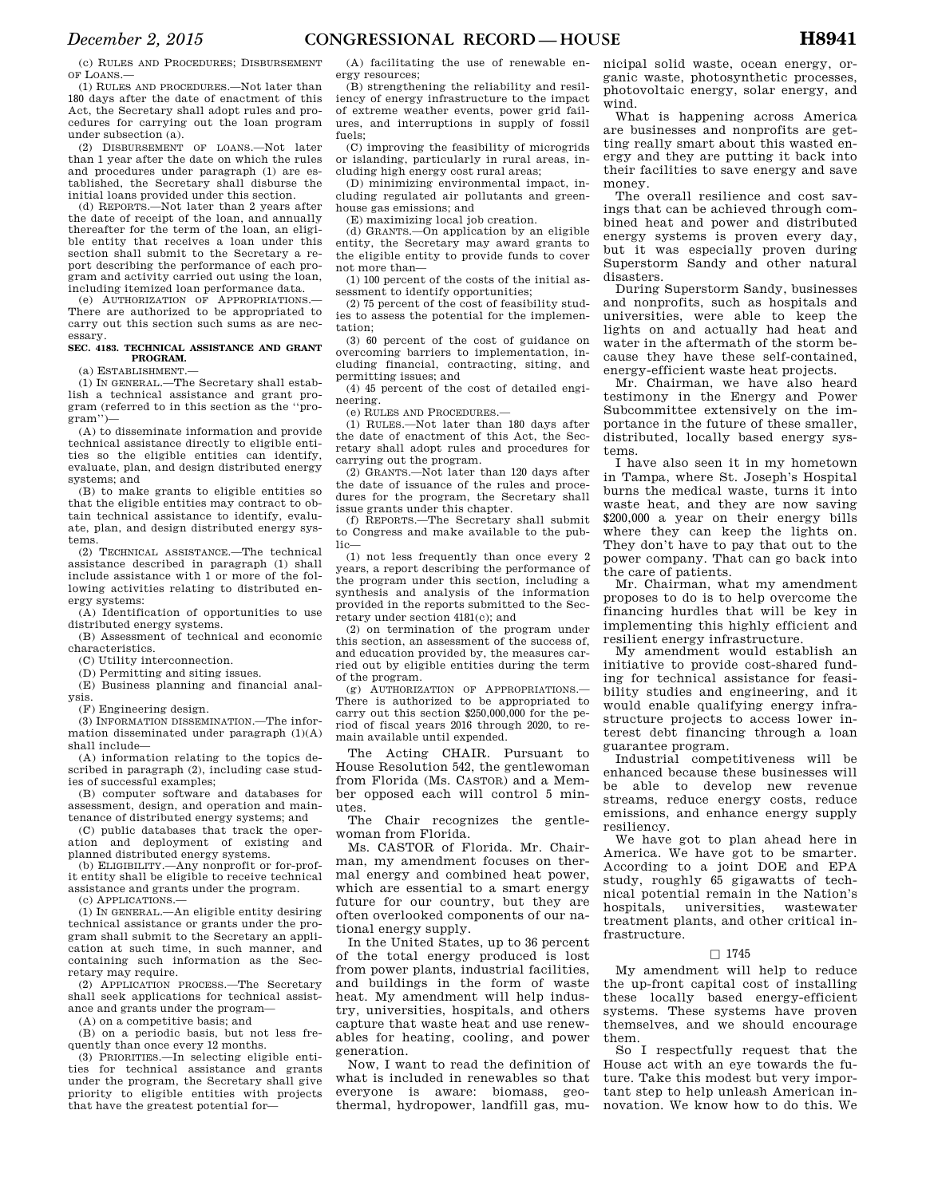(c) RULES AND PROCEDURES; DISBURSEMENT OF LOANS.—

(1) RULES AND PROCEDURES.—Not later than 180 days after the date of enactment of this Act, the Secretary shall adopt rules and procedures for carrying out the loan program under subsection (a).

(2) DISBURSEMENT OF LOANS.—Not later than 1 year after the date on which the rules and procedures under paragraph (1) are established, the Secretary shall disburse the initial loans provided under this section.

(d) REPORTS.—Not later than 2 years after the date of receipt of the loan, and annually thereafter for the term of the loan, an eligible entity that receives a loan under this section shall submit to the Secretary a report describing the performance of each program and activity carried out using the loan, including itemized loan performance data.

(e) AUTHORIZATION OF APPROPRIATIONS.—There are authorized to be appropriated to carry out this section such sums as are necessary.

**SEC. 4183. TECHNICAL ASSISTANCE AND GRANT PROGRAM.**

(a) ESTABLISHMENT.—

(1) IN GENERAL.—The Secretary shall establish a technical assistance and grant program (referred to in this section as the "program")—

(A) to disseminate information and provide technical assistance directly to eligible entities so the eligible entities can identify, evaluate, plan, and design distributed energy systems; and

(B) to make grants to eligible entities so that the eligible entities may contract to obtain technical assistance to identify, evaluate, plan, and design distributed energy systems.

(2) TECHNICAL ASSISTANCE.—The technical assistance described in paragraph (1) shall include assistance with 1 or more of the following activities relating to distributed energy systems:

(A) Identification of opportunities to use distributed energy systems.

(B) Assessment of technical and economic characteristics.

(C) Utility interconnection.

(D) Permitting and siting issues.

(E) Business planning and financial analysis.

(F) Engineering design.

(3) INFORMATION DISSEMINATION.—The information disseminated under paragraph (1)(A) shall include—

(A) information relating to the topics described in paragraph (2), including case studies of successful examples;

(B) computer software and databases for assessment, design, and operation and maintenance of distributed energy systems; and

(C) public databases that track the operation and deployment of existing and planned distributed energy systems.

(b) ELIGIBILITY.—Any nonprofit or for-profit entity shall be eligible to receive technical assistance and grants under the program.

(c) APPLICATIONS.—

(1) IN GENERAL.—An eligible entity desiring technical assistance or grants under the program shall submit to the Secretary an application at such time, in such manner, and containing such information as the Secretary may require.

(2) APPLICATION PROCESS.—The Secretary shall seek applications for technical assistance and grants under the program—

(A) on a competitive basis; and

(B) on a periodic basis, but not less frequently than once every 12 months.

(3) PRIORITIES.—In selecting eligible entities for technical assistance and grants under the program, the Secretary shall give priority to eligible entities with projects that have the greatest potential for—

(A) facilitating the use of renewable energy resources;

(B) strengthening the reliability and resilience of energy infrastructure to the impact of extreme weather events, power grid failures, and interruptions in supply of fossil fuels;

(C) improving the feasibility of microgrids or islanding, particularly in rural areas, including high energy cost rural areas;

(D) minimizing environmental impact, including regulated air pollutants and greenhouse gas emissions; and

(E) maximizing local job creation.

(d) GRANTS.—On application by an eligible entity, the Secretary may award grants to the eligible entity to provide funds to cover not more than—

(1) 100 percent of the costs of the initial assessment to identify opportunities;

(2) 75 percent of the cost of feasibility studies to assess the potential for the implementation;

(3) 60 percent of the cost of guidance on overcoming barriers to implementation, including financial, contracting, siting, and permitting issues; and

(4) 45 percent of the cost of detailed engineering.

(e) RULES AND PROCEDURES.—

(1) RULES.—Not later than 180 days after the date of enactment of this Act, the Secretary shall adopt rules and procedures for carrying out the program.

(2) GRANTS.—Not later than 120 days after the date of issuance of the rules and procedures for the program, the Secretary shall issue grants under this chapter.

(f) REPORTS.—The Secretary shall submit to Congress and make available to the public—

(1) not less frequently than once every 2 years, a report describing the performance of the program under this section, including a synthesis and analysis of the information provided in the reports submitted to the Secretary under section 4181(c); and

(2) on termination of the program under this section, an assessment of the success of, and education provided by, the measures carried out by eligible entities during the term of the program.

(g) AUTHORIZATION OF APPROPRIATIONS.—There is authorized to be appropriated to carry out this section $250,000,000 for the period of fiscal years 2016 through 2020, to remain available until expended.

The Acting CHAIR. Pursuant to House Resolution 542, the gentlewoman from Florida (Ms. CASTOR) and a Member opposed each will control 5 minutes.

The Chair recognizes the gentlewoman from Florida.

Ms. CASTOR of Florida. Mr. Chairman, my amendment focuses on thermal energy and combined heat power, which are essential to a smart energy future for our country, but they are often overlooked components of our national energy supply.

In the United States, up to 36 percent of the total energy produced is lost from power plants, industrial facilities, and buildings in the form of waste heat. My amendment will help industry, universities, hospitals, and others capture that waste heat and use renewables for heating, cooling, and power generation.

Now, I want to read the definition of what is included in renewables so that everyone is aware: biomass, geothermal, hydropower, landfill gas, municipal solid waste, ocean energy, organic waste, photosynthetic processes, photovoltaic energy, solar energy, and wind.

What is happening across America are businesses and nonprofits are getting really smart about this wasted energy and they are putting it back into their facilities to save energy and save money.

The overall resilience and cost savings that can be achieved through combined heat and power and distributed energy systems is proven every day, but it was especially proven during Superstorm Sandy and other natural disasters.

During Superstorm Sandy, businesses and nonprofits, such as hospitals and universities, were able to keep the lights on and actually had heat and water in the aftermath of the storm because they have these self-contained, energy-efficient waste heat projects.

Mr. Chairman, we have also heard testimony in the Energy and Power Subcommittee extensively on the importance in the future of these smaller, distributed, locally based energy systems.

I have also seen it in my hometown in Tampa, where St. Joseph's Hospital burns the medical waste, turns it into waste heat, and they are now saving $200,000 a year on their energy bills where they can keep the lights on. They don't have to pay that out to the power company. That can go back into the care of patients.

Mr. Chairman, what my amendment proposes to do is to help overcome the financing hurdles that will be key in implementing this highly efficient and resilient energy infrastructure.

My amendment would establish an initiative to provide cost-shared funding for technical assistance for feasibility studies and engineering, and it would enable qualifying energy infrastructure projects to access lower interest debt financing through a loan guarantee program.

Industrial competitiveness will be enhanced because these businesses will be able to develop new revenue streams, reduce energy costs, reduce emissions, and enhance energy supply resiliency.

We have got to plan ahead here in America. We have got to be smarter. According to a joint DOE and EPA study, roughly 65 gigawatts of technical potential remain in the Nation's hospitals, universities, wastewater treatment plants, and other critical infrastructure.

□ 1745

My amendment will help to reduce the up-front capital cost of installing these locally based energy-efficient systems. These systems have proven themselves, and we should encourage them.

So I respectfully request that the House act with an eye towards the future. Take this modest but very important step to help unleash American innovation. We know how to do this. We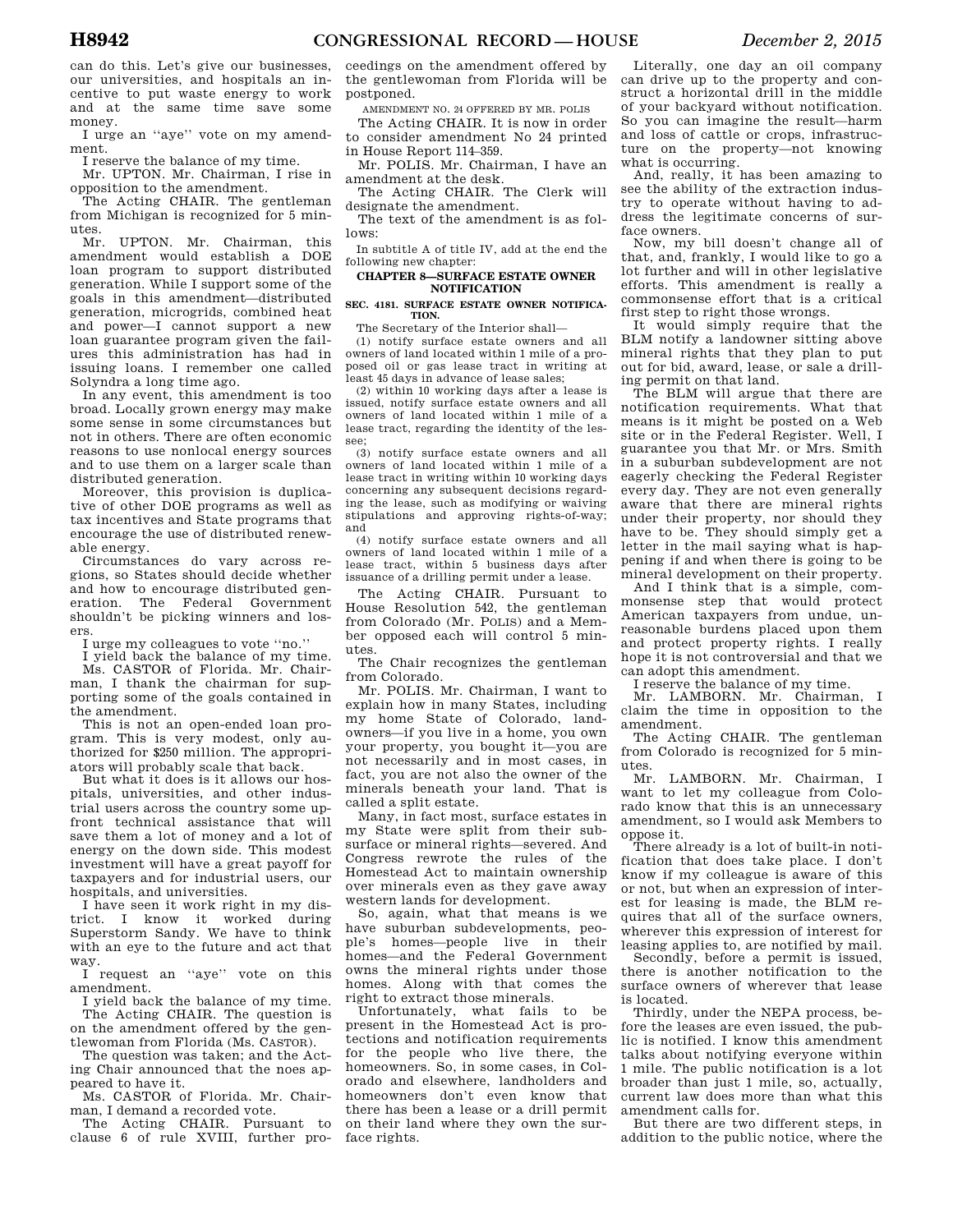can do this. Let's give our businesses, our universities, and hospitals an incentive to put waste energy to work and at the same time save some money.

I urge an ''aye'' vote on my amendment.

I reserve the balance of my time.

Mr. UPTON. Mr. Chairman, I rise in opposition to the amendment.

The Acting CHAIR. The gentleman from Michigan is recognized for 5 minutes.

Mr. UPTON. Mr. Chairman, this amendment would establish a DOE loan program to support distributed generation. While I support some of the goals in this amendment—distributed generation, microgrids, combined heat and power—I cannot support a new loan guarantee program given the failures this administration has had in issuing loans. I remember one called Solyndra a long time ago.

In any event, this amendment is too broad. Locally grown energy may make some sense in some circumstances but not in others. There are often economic reasons to use nonlocal energy sources and to use them on a larger scale than distributed generation.

Moreover, this provision is duplicative of other DOE programs as well as tax incentives and State programs that encourage the use of distributed renewable energy.

Circumstances do vary across regions, so States should decide whether and how to encourage distributed generation. The Federal Government shouldn't be picking winners and losers.

I urge my colleagues to vote ''no.''

I yield back the balance of my time.

Ms. CASTOR of Florida. Mr. Chairman, I thank the chairman for supporting some of the goals contained in the amendment.

This is not an open-ended loan program. This is very modest, only authorized for $250 million. The appropriators will probably scale that back.

But what it does is it allows our hospitals, universities, and other industrial users across the country some upfront technical assistance that will save them a lot of money and a lot of energy on the down side. This modest investment will have a great payoff for taxpayers and for industrial users, our hospitals, and universities.

I have seen it work right in my district. I know it worked during Superstorm Sandy. We have to think with an eye to the future and act that way.

I request an ''aye'' vote on this amendment.

I yield back the balance of my time.

The Acting CHAIR. The question is on the amendment offered by the gentlewoman from Florida (Ms. CASTOR).

The question was taken; and the Acting Chair announced that the noes appeared to have it.

Ms. CASTOR of Florida. Mr. Chairman, I demand a recorded vote.

The Acting CHAIR. Pursuant to clause 6 of rule XVIII, further proceedings on the amendment offered by the gentlewoman from Florida will be postponed.

AMENDMENT NO. 24 OFFERED BY MR. POLIS

The Acting CHAIR. It is now in order to consider amendment No 24 printed in House Report 114–359.

Mr. POLIS. Mr. Chairman, I have an amendment at the desk.

The Acting CHAIR. The Clerk will designate the amendment.

The text of the amendment is as follows:

In subtitle A of title IV, add at the end the following new chapter:

**CHAPTER 8—SURFACE ESTATE OWNER NOTIFICATION**

**SEC. 4181. SURFACE ESTATE OWNER NOTIFICATION.**

The Secretary of the Interior shall—

(1) notify surface estate owners and all owners of land located within 1 mile of a proposed oil or gas lease tract in writing at least 45 days in advance of lease sales;

(2) within 10 working days after a lease is issued, notify surface estate owners and all owners of land located within 1 mile of a lease tract, regarding the identity of the lessee;

(3) notify surface estate owners and all owners of land located within 1 mile of a lease tract in writing within 10 working days concerning any subsequent decisions regarding the lease, such as modifying or waiving stipulations and approving rights-of-way; and

(4) notify surface estate owners and all owners of land located within 1 mile of a lease tract, within 5 business days after issuance of a drilling permit under a lease.

The Acting CHAIR. Pursuant to House Resolution 542, the gentleman from Colorado (Mr. POLIS) and a Member opposed each will control 5 minutes.

The Chair recognizes the gentleman from Colorado.

Mr. POLIS. Mr. Chairman, I want to explain how in many States, including my home State of Colorado, landowners—if you live in a home, you own your property, you bought it—you are not necessarily and in most cases, in fact, you are not also the owner of the minerals beneath your land. That is called a split estate.

Many, in fact most, surface estates in my State were split from their subsurface or mineral rights—severed. And Congress rewrote the rules of the Homestead Act to maintain ownership over minerals even as they gave away western lands for development.

So, again, what that means is we have suburban subdevelopments, people's homes—people live in their homes—and the Federal Government owns the mineral rights under those homes. Along with that comes the right to extract those minerals.

Unfortunately, what fails to be present in the Homestead Act is protections and notification requirements for the people who live there, the homeowners. So, in some cases, in Colorado and elsewhere, landholders and homeowners don't even know that there has been a lease or a drill permit on their land where they own the surface rights.

Literally, one day an oil company can drive up to the property and construct a horizontal drill in the middle of your backyard without notification. So you can imagine the result—harm and loss of cattle or crops, infrastructure on the property—not knowing what is occurring.

And, really, it has been amazing to see the ability of the extraction industry to operate without having to address the legitimate concerns of surface owners.

Now, my bill doesn't change all of that, and, frankly, I would like to go a lot further and will in other legislative efforts. This amendment is really a commonsense effort that is a critical first step to right those wrongs.

It would simply require that the BLM notify a landowner sitting above mineral rights that they plan to put out for bid, award, lease, or sale a drilling permit on that land.

The BLM will argue that there are notification requirements. What that means is it might be posted on a Web site or in the Federal Register. Well, I guarantee you that Mr. or Mrs. Smith in a suburban subdevelopment are not eagerly checking the Federal Register every day. They are not even generally aware that there are mineral rights under their property, nor should they have to be. They should simply get a letter in the mail saying what is happening if and when there is going to be mineral development on their property.

And I think that is a simple, commonsense step that would protect American taxpayers from undue, unreasonable burdens placed upon them and protect property rights. I really hope it is not controversial and that we can adopt this amendment.

I reserve the balance of my time.

Mr. LAMBORN. Mr. Chairman, I claim the time in opposition to the amendment.

The Acting CHAIR. The gentleman from Colorado is recognized for 5 minutes.

Mr. LAMBORN. Mr. Chairman, I want to let my colleague from Colorado know that this is an unnecessary amendment, so I would ask Members to oppose it.

There already is a lot of built-in notification that does take place. I don't know if my colleague is aware of this or not, but when an expression of interest for leasing is made, the BLM requires that all of the surface owners, wherever this expression of interest for leasing applies to, are notified by mail.

Secondly, before a permit is issued, there is another notification to the surface owners of wherever that lease is located.

Thirdly, under the NEPA process, before the leases are even issued, the public is notified. I know this amendment talks about notifying everyone within 1 mile. The public notification is a lot broader than just 1 mile, so, actually, current law does more than what this amendment calls for.

But there are two different steps, in addition to the public notice, where the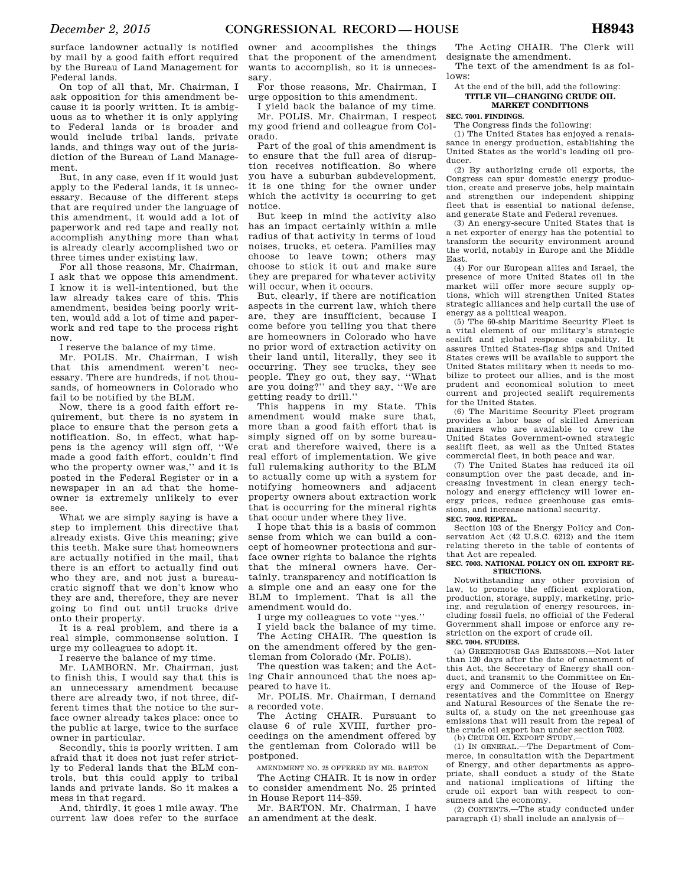surface landowner actually is notified by mail by a good faith effort required by the Bureau of Land Management for Federal lands.

On top of all that, Mr. Chairman, I ask opposition for this amendment because it is poorly written. It is ambiguous as to whether it is only applying to Federal lands or is broader and would include tribal lands, private lands, and things way out of the jurisdiction of the Bureau of Land Management.

But, in any case, even if it would just apply to the Federal lands, it is unnecessary. Because of the different steps that are required under the language of this amendment, it would add a lot of paperwork and red tape and really not accomplish anything more than what is already clearly accomplished two or three times under existing law.

For all those reasons, Mr. Chairman, I ask that we oppose this amendment. I know it is well-intentioned, but the law already takes care of this. This amendment, besides being poorly written, would add a lot of time and paperwork and red tape to the process right now.

I reserve the balance of my time.

Mr. POLIS. Mr. Chairman, I wish that this amendment weren't necessary. There are hundreds, if not thousands, of homeowners in Colorado who fail to be notified by the BLM.

Now, there is a good faith effort requirement, but there is no system in place to ensure that the person gets a notification. So, in effect, what happens is the agency will sign off, ''We made a good faith effort, couldn't find who the property owner was,'' and it is posted in the Federal Register or in a newspaper in an ad that the homeowner is extremely unlikely to ever see.

What we are simply saying is have a step to implement this directive that already exists. Give this meaning; give this teeth. Make sure that homeowners are actually notified in the mail, that there is an effort to actually find out who they are, and not just a bureaucratic signoff that we don't know who they are and, therefore, they are never going to find out until trucks drive onto their property.

It is a real problem, and there is a real simple, commonsense solution. I urge my colleagues to adopt it.

I reserve the balance of my time.

Mr. LAMBORN. Mr. Chairman, just to finish this, I would say that this is an unnecessary amendment because there are already two, if not three, different times that the notice to the surface owner already takes place: once to the public at large, twice to the surface owner in particular.

Secondly, this is poorly written. I am afraid that it does not just refer strictly to Federal lands that the BLM controls, but this could apply to tribal lands and private lands. So it makes a mess in that regard.

And, thirdly, it goes 1 mile away. The current law does refer to the surface owner and accomplishes the things that the proponent of the amendment wants to accomplish, so it is unnecessary.

For those reasons, Mr. Chairman, I urge opposition to this amendment.

I yield back the balance of my time.

Mr. POLIS. Mr. Chairman, I respect my good friend and colleague from Colorado.

Part of the goal of this amendment is to ensure that the full area of disruption receives notification. So where you have a suburban subdevelopment, it is one thing for the owner under which the activity is occurring to get notice.

But keep in mind the activity also has an impact certainly within a mile radius of that activity in terms of loud noises, trucks, et cetera. Families may choose to leave town; others may choose to stick it out and make sure they are prepared for whatever activity will occur, when it occurs.

But, clearly, if there are notification aspects in the current law, which there are, they are insufficient, because I come before you telling you that there are homeowners in Colorado who have no prior word of extraction activity on their land until, literally, they see it occurring. They see trucks, they see people. They go out, they say, ''What are you doing?'' and they say, ''We are getting ready to drill.''

This happens in my State. This amendment would make sure that, more than a good faith effort that is simply signed off on by some bureaucrat and therefore waived, there is a real effort of implementation. We give full rulemaking authority to the BLM to actually come up with a system for notifying homeowners and adjacent property owners about extraction work that is occurring for the mineral rights that occur under where they live.

I hope that this is a basis of common sense from which we can build a concept of homeowner protections and surface owner rights to balance the rights that the mineral owners have. Certainly, transparency and notification is a simple one and an easy one for the BLM to implement. That is all the amendment would do.

I urge my colleagues to vote ''yes.''

I yield back the balance of my time.

The Acting CHAIR. The question is on the amendment offered by the gentleman from Colorado (Mr. POLIS).

The question was taken; and the Acting Chair announced that the noes appeared to have it.

Mr. POLIS. Mr. Chairman, I demand a recorded vote.

The Acting CHAIR. Pursuant to clause 6 of rule XVIII, further proceedings on the amendment offered by the gentleman from Colorado will be postponed.

AMENDMENT NO. 25 OFFERED BY MR. BARTON

The Acting CHAIR. It is now in order to consider amendment No. 25 printed in House Report 114–359.

Mr. BARTON. Mr. Chairman, I have an amendment at the desk.

The Acting CHAIR. The Clerk will designate the amendment.

The text of the amendment is as follows:

At the end of the bill, add the following:

**TITLE VII—CHANGING CRUDE OIL MARKET CONDITIONS**

**SEC. 7001. FINDINGS.**

The Congress finds the following:

(1) The United States has enjoyed a renaissance in energy production, establishing the United States as the world's leading oil producer.

(2) By authorizing crude oil exports, the Congress can spur domestic energy production, create and preserve jobs, help maintain and strengthen our independent shipping fleet that is essential to national defense, and generate State and Federal revenues.

(3) An energy-secure United States that is a net exporter of energy has the potential to transform the security environment around the world, notably in Europe and the Middle East.

(4) For our European allies and Israel, the presence of more United States oil in the market will offer more secure supply options, which will strengthen United States strategic alliances and help curtail the use of energy as a political weapon.

(5) The 60-ship Maritime Security Fleet is a vital element of our military's strategic sealift and global response capability. It assures United States-flag ships and United States crews will be available to support the United States military when it needs to mobilize to protect our allies, and is the most prudent and economical solution to meet current and projected sealift requirements for the United States.

(6) The Maritime Security Fleet program provides a labor base of skilled American mariners who are available to crew the United States Government-owned strategic sealift fleet, as well as the United States commercial fleet, in both peace and war.

(7) The United States has reduced its oil consumption over the past decade, and increasing investment in clean energy technology and energy efficiency will lower energy prices, reduce greenhouse gas emissions, and increase national security.

**SEC. 7002. REPEAL.**

Section 103 of the Energy Policy and Conservation Act (42 U.S.C. 6212) and the item relating thereto in the table of contents of that Act are repealed.

**SEC. 7003. NATIONAL POLICY ON OIL EXPORT RESTRICTIONS.**

Notwithstanding any other provision of law, to promote the efficient exploration, production, storage, supply, marketing, pricing, and regulation of energy resources, including fossil fuels, no official of the Federal Government shall impose or enforce any restriction on the export of crude oil.

**SEC. 7004. STUDIES.**

(a) GREENHOUSE GAS EMISSIONS.—Not later than 120 days after the date of enactment of this Act, the Secretary of Energy shall conduct, and transmit to the Committee on Energy and Commerce of the House of Representatives and the Committee on Energy and Natural Resources of the Senate the results of, a study on the net greenhouse gas emissions that will result from the repeal of the crude oil export ban under section 7002.

(b) CRUDE OIL EXPORT STUDY.—

(1) IN GENERAL.—The Department of Commerce, in consultation with the Department of Energy, and other departments as appropriate, shall conduct a study of the State and national implications of lifting the crude oil export ban with respect to consumers and the economy.

(2) CONTENTS.—The study conducted under paragraph (1) shall include an analysis of—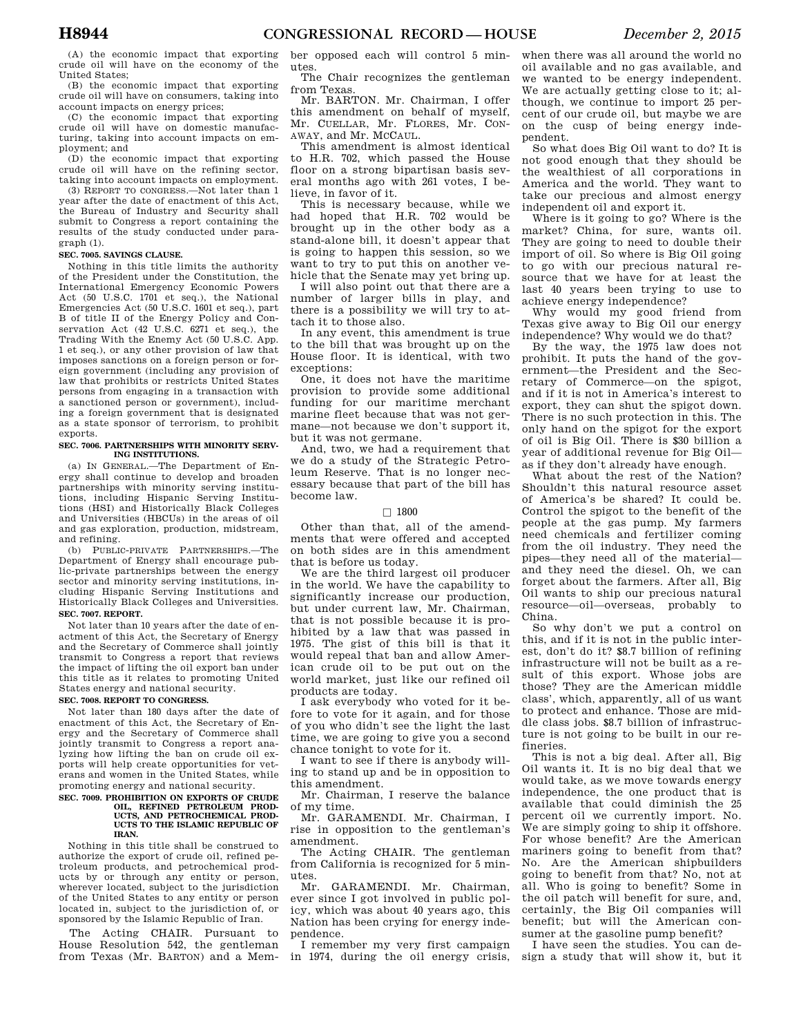(A) the economic impact that exporting crude oil will have on the economy of the United States;

(B) the economic impact that exporting crude oil will have on consumers, taking into account impacts on energy prices;

(C) the economic impact that exporting crude oil will have on domestic manufacturing, taking into account impacts on employment; and

(D) the economic impact that exporting crude oil will have on the refining sector, taking into account impacts on employment.

(3) REPORT TO CONGRESS.—Not later than 1 year after the date of enactment of this Act, the Bureau of Industry and Security shall submit to Congress a report containing the results of the study conducted under paragraph (1).

**SEC. 7005. SAVINGS CLAUSE.**

Nothing in this title limits the authority of the President under the Constitution, the International Emergency Economic Powers Act (50 U.S.C. 1701 et seq.), the National Emergencies Act (50 U.S.C. 1601 et seq.), part B of title II of the Energy Policy and Conservation Act (42 U.S.C. 6271 et seq.), the Trading With the Enemy Act (50 U.S.C. App. 1 et seq.), or any other provision of law that imposes sanctions on a foreign person or foreign government (including any provision of law that prohibits or restricts United States persons from engaging in a transaction with a sanctioned person or government), including a foreign government that is designated as a state sponsor of terrorism, to prohibit exports.

**SEC. 7006. PARTNERSHIPS WITH MINORITY SERVING INSTITUTIONS.**

(a) IN GENERAL.—The Department of Energy shall continue to develop and broaden partnerships with minority serving institutions, including Hispanic Serving Institutions (HSI) and Historically Black Colleges and Universities (HBCUs) in the areas of oil and gas exploration, production, midstream, and refining.

(b) PUBLIC-PRIVATE PARTNERSHIPS.—The Department of Energy shall encourage public-private partnerships between the energy sector and minority serving institutions, including Hispanic Serving Institutions and Historically Black Colleges and Universities.

**SEC. 7007. REPORT.**

Not later than 10 years after the date of enactment of this Act, the Secretary of Energy and the Secretary of Commerce shall jointly transmit to Congress a report that reviews the impact of lifting the oil export ban under this title as it relates to promoting United States energy and national security.

**SEC. 7008. REPORT TO CONGRESS.**

Not later than 180 days after the date of enactment of this Act, the Secretary of Energy and the Secretary of Commerce shall jointly transmit to Congress a report analyzing how lifting the ban on crude oil exports will help create opportunities for veterans and women in the United States, while promoting energy and national security.

**SEC. 7009. PROHIBITION ON EXPORTS OF CRUDE OIL, REFINED PETROLEUM PRODUCTS, AND PETROCHEMICAL PRODUCTS TO THE ISLAMIC REPUBLIC OF IRAN.**

Nothing in this title shall be construed to authorize the export of crude oil, refined petroleum products, and petrochemical products by or through any entity or person, wherever located, subject to the jurisdiction of the United States to any entity or person located in, subject to the jurisdiction of, or sponsored by the Islamic Republic of Iran.

The Acting CHAIR. Pursuant to House Resolution 542, the gentleman from Texas (Mr. BARTON) and a Member opposed each will control 5 minutes.

The Chair recognizes the gentleman from Texas.

Mr. BARTON. Mr. Chairman, I offer this amendment on behalf of myself, Mr. CUELLAR, Mr. FLORES, Mr. CONAWAY, and Mr. MCCAUL.

This amendment is almost identical to H.R. 702, which passed the House floor on a strong bipartisan basis several months ago with 261 votes, I believe, in favor of it.

This is necessary because, while we had hoped that H.R. 702 would be brought up in the other body as a stand-alone bill, it doesn't appear that is going to happen this session, so we want to try to put this on another vehicle that the Senate may yet bring up.

I will also point out that there are a number of larger bills in play, and there is a possibility we will try to attach it to those also.

In any event, this amendment is true to the bill that was brought up on the House floor. It is identical, with two exceptions:

One, it does not have the maritime provision to provide some additional funding for our maritime merchant marine fleet because that was not germane—not because we don't support it, but it was not germane.

And, two, we had a requirement that we do a study of the Strategic Petroleum Reserve. That is no longer necessary because that part of the bill has become law.

□ 1800

Other than that, all of the amendments that were offered and accepted on both sides are in this amendment that is before us today.

We are the third largest oil producer in the world. We have the capability to significantly increase our production, but under current law, Mr. Chairman, that is not possible because it is prohibited by a law that was passed in 1975. The gist of this bill is that it would repeal that ban and allow American crude oil to be put out on the world market, just like our refined oil products are today.

I ask everybody who voted for it before to vote for it again, and for those of you who didn't see the light the last time, we are going to give you a second chance tonight to vote for it.

I want to see if there is anybody willing to stand up and be in opposition to this amendment.

Mr. Chairman, I reserve the balance of my time.

Mr. GARAMENDI. Mr. Chairman, I rise in opposition to the gentleman's amendment.

The Acting CHAIR. The gentleman from California is recognized for 5 minutes.

Mr. GARAMENDI. Mr. Chairman, ever since I got involved in public policy, which was about 40 years ago, this Nation has been crying for energy independence.

I remember my very first campaign in 1974, during the oil energy crisis, when there was all around the world no oil available and no gas available, and we wanted to be energy independent. We are actually getting close to it; although, we continue to import 25 percent of our crude oil, but maybe we are on the cusp of being energy independent.

So what does Big Oil want to do? It is not good enough that they should be the wealthiest of all corporations in America and the world. They want to take our precious and almost energy independent oil and export it.

Where is it going to go? Where is the market? China, for sure, wants oil. They are going to need to double their import of oil. So where is Big Oil going to go with our precious natural resource that we have for at least the last 40 years been trying to use to achieve energy independence?

Why would my good friend from Texas give away to Big Oil our energy independence? Why would we do that?

By the way, the 1975 law does not prohibit. It puts the hand of the government—the President and the Secretary of Commerce—on the spigot, and if it is not in America's interest to export, they can shut the spigot down. There is no such protection in this. The only hand on the spigot for the export of oil is Big Oil. There is $30 billion a year of additional revenue for Big Oil—as if they don't already have enough.

What about the rest of the Nation? Shouldn't this natural resource asset of America's be shared? It could be. Control the spigot to the benefit of the people at the gas pump. My farmers need chemicals and fertilizer coming from the oil industry. They need the pipes—they need all of the material—and they need the diesel. Oh, we can forget about the farmers. After all, Big Oil wants to ship our precious natural resource—oil—overseas, probably to China.

So why don't we put a control on this, and if it is not in the public interest, don't do it? $8.7 billion of refining infrastructure will not be built as a result of this export. Whose jobs are those? They are the American middle class', which, apparently, all of us want to protect and enhance. Those are middle class jobs. $8.7 billion of infrastructure is not going to be built in our refineries.

This is not a big deal. After all, Big Oil wants it. It is no big deal that we would take, as we move towards energy independence, the one product that is available that could diminish the 25 percent oil we currently import. No. We are simply going to ship it offshore. For whose benefit? Are the American mariners going to benefit from that? No. Are the American shipbuilders going to benefit from that? No, not at all. Who is going to benefit? Some in the oil patch will benefit for sure, and, certainly, the Big Oil companies will benefit; but will the American consumer at the gasoline pump benefit?

I have seen the studies. You can design a study that will show it, but it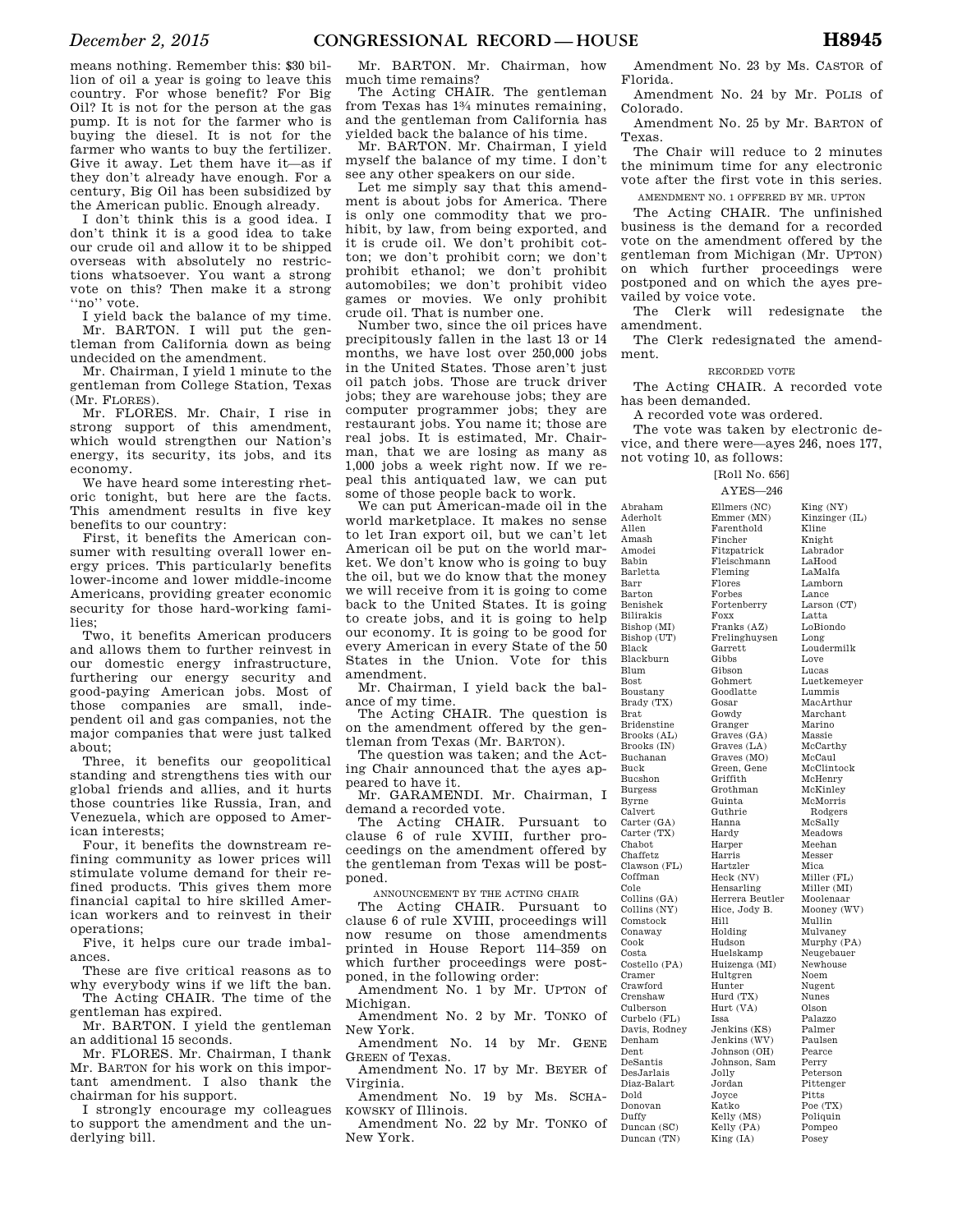means nothing. Remember this: $30 billion of oil a year is going to leave this country. For whose benefit? For Big Oil? It is not for the person at the gas pump. It is not for the farmer who is buying the diesel. It is not for the farmer who wants to buy the fertilizer. Give it away. Let them have it—as if they don't already have enough. For a century, Big Oil has been subsidized by the American public. Enough already.

I don't think this is a good idea. I don't think it is a good idea to take our crude oil and allow it to be shipped overseas with absolutely no restrictions whatsoever. You want a strong vote on this? Then make it a strong ''no'' vote.

I yield back the balance of my time.

Mr. BARTON. I will put the gentleman from California down as being undecided on the amendment.

Mr. Chairman, I yield 1 minute to the gentleman from College Station, Texas (Mr. FLORES).

Mr. FLORES. Mr. Chair, I rise in strong support of this amendment, which would strengthen our Nation's energy, its security, its jobs, and its economy.

We have heard some interesting rhetoric tonight, but here are the facts. This amendment results in five key benefits to our country:

First, it benefits the American consumer with resulting overall lower energy prices. This particularly benefits lower-income and lower middle-income Americans, providing greater economic security for those hard-working families;

Two, it benefits American producers and allows them to further reinvest in our domestic energy infrastructure, furthering our energy security and good-paying American jobs. Most of those companies are small, independent oil and gas companies, not the major companies that were just talked about;

Three, it benefits our geopolitical standing and strengthens ties with our global friends and allies, and it hurts those countries like Russia, Iran, and Venezuela, which are opposed to American interests;

Four, it benefits the downstream refining community as lower prices will stimulate volume demand for their refined products. This gives them more financial capital to hire skilled American workers and to reinvest in their operations;

Five, it helps cure our trade imbalances.

These are five critical reasons as to why everybody wins if we lift the ban.

The Acting CHAIR. The time of the gentleman has expired.

Mr. BARTON. I yield the gentleman an additional 15 seconds.

Mr. FLORES. Mr. Chairman, I thank Mr. BARTON for his work on this important amendment. I also thank the chairman for his support.

I strongly encourage my colleagues to support the amendment and the underlying bill.

Mr. BARTON. Mr. Chairman, how much time remains?

The Acting CHAIR. The gentleman from Texas has 1¾ minutes remaining, and the gentleman from California has yielded back the balance of his time.

Mr. BARTON. Mr. Chairman, I yield myself the balance of my time. I don't see any other speakers on our side.

Let me simply say that this amendment is about jobs for America. There is only one commodity that we prohibit, by law, from being exported, and it is crude oil. We don't prohibit cotton; we don't prohibit corn; we don't prohibit ethanol; we don't prohibit automobiles; we don't prohibit video games or movies. We only prohibit crude oil. That is number one.

Number two, since the oil prices have precipitously fallen in the last 13 or 14 months, we have lost over 250,000 jobs in the United States. Those aren't just oil patch jobs. Those are truck driver jobs; they are warehouse jobs; they are computer programmer jobs; they are restaurant jobs. You name it; those are real jobs. It is estimated, Mr. Chairman, that we are losing as many as 1,000 jobs a week right now. If we repeal this antiquated law, we can put some of those people back to work.

We can put American-made oil in the world marketplace. It makes no sense to let Iran export oil, but we can't let American oil be put on the world market. We don't know who is going to buy the oil, but we do know that the money we will receive from it is going to come back to the United States. It is going to create jobs, and it is going to help our economy. It is going to be good for every American in every State of the 50 States in the Union. Vote for this amendment.

Mr. Chairman, I yield back the balance of my time.

The Acting CHAIR. The question is on the amendment offered by the gentleman from Texas (Mr. BARTON).

The question was taken; and the Acting Chair announced that the ayes appeared to have it.

Mr. GARAMENDI. Mr. Chairman, I demand a recorded vote.

The Acting CHAIR. Pursuant to clause 6 of rule XVIII, further proceedings on the amendment offered by the gentleman from Texas will be postponed.

ANNOUNCEMENT BY THE ACTING CHAIR

The Acting CHAIR. Pursuant to clause 6 of rule XVIII, proceedings will now resume on those amendments printed in House Report 114–359 on which further proceedings were postponed, in the following order:

Amendment No. 1 by Mr. UPTON of Michigan.

Amendment No. 2 by Mr. TONKO of New York.

Amendment No. 14 by Mr. GENE GREEN of Texas.

Amendment No. 17 by Mr. BEYER of Virginia.

Amendment No. 19 by Ms. SCHAKOWSKY of Illinois.

Amendment No. 22 by Mr. TONKO of New York.

Amendment No. 23 by Ms. CASTOR of Florida.

Amendment No. 24 by Mr. POLIS of Colorado.

Amendment No. 25 by Mr. BARTON of Texas.

The Chair will reduce to 2 minutes the minimum time for any electronic vote after the first vote in this series.

AMENDMENT NO. 1 OFFERED BY MR. UPTON

The Acting CHAIR. The unfinished business is the demand for a recorded vote on the amendment offered by the gentleman from Michigan (Mr. UPTON) on which further proceedings were postponed and on which the ayes prevailed by voice vote.

The Clerk will redesignate the amendment.

The Clerk redesignated the amendment.

RECORDED VOTE

The Acting CHAIR. A recorded vote has been demanded.

A recorded vote was ordered.

The vote was taken by electronic device, and there were—ayes 246, noes 177, not voting 10, as follows:

[Roll No. 656]

AYES—246

Abraham
Aderholt
Allen
Amash
Amodei
Babin
Barletta
Barr
Barton
Benishek
Bilirakis
Bishop (MI)
Bishop (UT)
Black
Blackburn
Blum
Bost
Boustany
Brady (TX)
Brat
Bridenstine
Brooks (AL)
Brooks (IN)
Buchanan
Buck
Bucshon
Burgess
Byrne
Calvert
Carter (GA)
Carter (TX)
Chabot
Chaffetz
Clawson (FL)
Coffman
Cole
Collins (GA)
Collins (NY)
Comstock
Conaway
Cook
Costa
Costello (PA)
Cramer
Crawford
Crenshaw
Culberson
Curbelo (FL)
Davis, Rodney
Denham
Dent
DeSantis
DesJarlais
Diaz-Balart
Dold
Donovan
Duffy
Duncan (SC)
Duncan (TN)
Ellmers (NC)
Emmer (MN)
Farenthold
Fincher
Fitzpatrick
Fleischmann
Fleming
Flores
Forbes
Fortenberry
Foxx
Franks (AZ)
Frelinghuysen
Garrett
Gibbs
Gibson
Gohmert
Goodlatte
Gosar
Gowdy
Granger
Graves (GA)
Graves (LA)
Graves (MO)
Green, Gene
Griffith
Grothman
Guinta
Guthrie
Hanna
Hardy
Harper
Harris
Hartzler
Heck (NV)
Hensarling
Herrera Beutler
Hice, Jody B.
Hill
Holding
Hudson
Huelskamp
Huizenga (MI)
Hultgren
Hunter
Hurd (TX)
Hurt (VA)
Issa
Jenkins (KS)
Jenkins (WV)
Johnson (OH)
Johnson, Sam
Jolly
Jordan
Joyce
Katko
Kelly (MS)
Kelly (PA)
King (IA)
King (NY)
Kinzinger (IL)
Kline
Knight
Labrador
LaHood
LaMalfa
Lamborn
Lance
Larson (CT)
Latta
LoBiondo
Long
Loudermilk
Love
Lucas
Luetkemeyer
Lummis
MacArthur
Marchant
Marino
Massie
McCarthy
McCaul
McClintock
McHenry
McKinley
McMorris Rodgers
McSally
Meadows
Meehan
Messer
Mica
Miller (FL)
Miller (MI)
Moolenaar
Mooney (WV)
Mullin
Mulvaney
Murphy (PA)
Neugebauer
Newhouse
Noem
Nugent
Nunes
Olson
Palazzo
Palmer
Paulsen
Pearce
Perry
Peterson
Pittenger
Pitts
Poe (TX)
Poliquin
Pompeo
Posey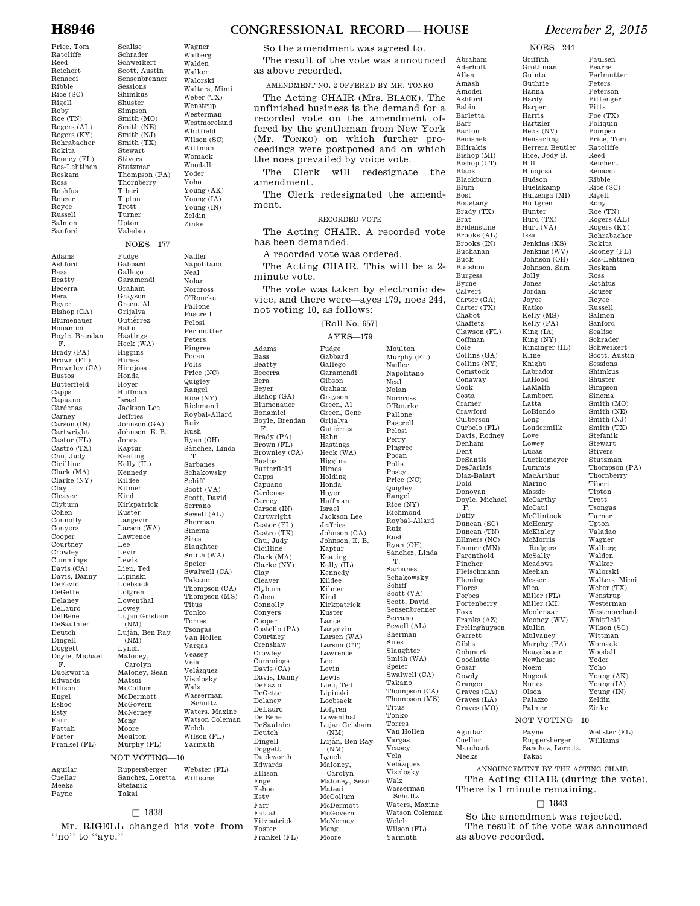Price, Tom
Ratcliffe
Reed
Reichert
Renacci
Ribble
Rice (SC)
Rigell
Roby
Roe (TN)
Rogers (AL)
Rogers (KY)
Rohrabacher
Rokita
Rooney (FL)
Ros-Lehtinen
Roskam
Ross
Rothfus
Rouzer
Royce
Russell
Salmon
Sanford
Scalise
Schrader
Schweikert
Scott, Austin
Sensenbrenner
Sessions
Shimkus
Shuster
Simpson
Smith (MO)
Smith (NE)
Smith (NJ)
Smith (TX)
Stewart
Stivers
Stutzman
Thompson (PA)
Thornberry
Tiberi
Tipton
Trott
Turner
Upton
Valadao
Wagner
Walberg
Walden
Walker
Walorski
Walters, Mimi
Weber (TX)
Wenstrup
Westerman
Westmoreland
Whitfield
Wilson (SC)
Wittman
Womack
Woodall
Yoder
Yoho
Young (AK)
Young (IA)
Young (IN)
Zeldin
Zinke

NOES—177

Adams
Ashford
Bass
Beatty
Becerra
Bera
Beyer
Bishop (GA)
Blumenauer
Bonamici
Boyle, Brendan F.
Brady (PA)
Brown (FL)
Brownley (CA)
Bustos
Butterfield
Capps
Capuano
Cárdenas
Carney
Carson (IN)
Cartwright
Castor (FL)
Castro (TX)
Chu, Judy
Cicilline
Clark (MA)
Clarke (NY)
Clay
Cleaver
Clyburn
Cohen
Connolly
Conyers
Cooper
Courtney
Crowley
Cummings
Davis (CA)
Davis, Danny
DeFazio
DeGette
Delaney
DeLauro
DelBene
DeSaulnier
Deutch
Dingell
Doggett
Doyle, Michael F.
Duckworth
Edwards
Ellison
Engel
Eshoo
Esty
Farr
Fattah
Foster
Frankel (FL)
Fudge
Gabbard
Gallego
Garamendi
Graham
Grayson
Green, Al
Grijalva
Gutiérrez
Hahn
Hastings
Heck (WA)
Higgins
Himes
Hinojosa
Honda
Hoyer
Huffman
Israel
Jackson Lee
Jeffries
Johnson (GA)
Johnson, E. B.
Jones
Kaptur
Keating
Kelly (IL)
Kennedy
Kildee
Kilmer
Kind
Kirkpatrick
Kuster
Langevin
Larsen (WA)
Lawrence
Lee
Levin
Lewis
Lieu, Ted
Lipinski
Loebsack
Lofgren
Lowenthal
Lowey
Lujan Grisham (NM)
Luján, Ben Ray (NM)
Lynch
Maloney, Carolyn
Maloney, Sean
Matsui
McCollum
McDermott
McGovern
McNerney
Meng
Moore
Moulton
Murphy (FL)
Nadler
Napolitano
Neal
Nolan
Norcross
O'Rourke
Pallone
Pascrell
Pelosi
Perlmutter
Peters
Pingree
Pocan
Polis
Price (NC)
Quigley
Rangel
Rice (NY)
Richmond
Roybal-Allard
Ruiz
Rush
Ryan (OH)
Sánchez, Linda T.
Sarbanes
Schakowsky
Schiff
Scott (VA)
Scott, David
Serrano
Sewell (AL)
Sherman
Sinema
Sires
Slaughter
Smith (WA)
Speier
Swalwell (CA)
Takano
Thompson (CA)
Thompson (MS)
Titus
Tonko
Torres
Tsongas
Van Hollen
Vargas
Veasey
Vela
Velázquez
Visclosky
Walz
Wasserman Schultz
Waters, Maxine
Watson Coleman
Welch
Wilson (FL)
Yarmuth

NOT VOTING—10

Aguilar
Cuellar
Meeks
Payne
Ruppersberger
Sanchez, Loretta
Stefanik
Takai
Webster (FL)
Williams

☐ 1838

Mr. RIGELL changed his vote from "no" to "aye."

So the amendment was agreed to.

The result of the vote was announced as above recorded.

AMENDMENT NO. 2 OFFERED BY MR. TONKO

The Acting CHAIR (Mrs. BLACK). The unfinished business is the demand for a recorded vote on the amendment offered by the gentleman from New York (Mr. TONKO) on which further proceedings were postponed and on which the noes prevailed by voice vote.

The Clerk will redesignate the amendment.

The Clerk redesignated the amendment.

RECORDED VOTE

The Acting CHAIR. A recorded vote has been demanded.

A recorded vote was ordered.

The Acting CHAIR. This will be a 2-minute vote.

The vote was taken by electronic device, and there were—ayes 179, noes 244, not voting 10, as follows:

[Roll No. 657]

AYES—179

Adams
Bass
Beatty
Becerra
Bera
Beyer
Bishop (GA)
Blumenauer
Bonamici
Boyle, Brendan F.
Brady (PA)
Brown (FL)
Brownley (CA)
Bustos
Butterfield
Capps
Capuano
Cárdenas
Carney
Carson (IN)
Cartwright
Castor (FL)
Castro (TX)
Chu, Judy
Cicilline
Clark (MA)
Clarke (NY)
Clay
Cleaver
Clyburn
Cohen
Connolly
Conyers
Cooper
Costello (PA)
Courtney
Crenshaw
Crowley
Cummings
Davis (CA)
Davis, Danny
DeFazio
DeGette
Delaney
DeLauro
DelBene
DeSaulnier
Deutch
Dingell
Doggett
Duckworth
Edwards
Ellison
Engel
Eshoo
Esty
Farr
Fattah
Fitzpatrick
Foster
Frankel (FL)
Fudge
Gabbard
Gallego
Garamendi
Gibson
Graham
Grayson
Green, Al
Green, Gene
Grijalva
Gutiérrez
Hahn
Hastings
Heck (WA)
Higgins
Himes
Holding
Honda
Hoyer
Huffman
Israel
Jackson Lee
Jeffries
Johnson (GA)
Johnson, E. B.
Kaptur
Keating
Kelly (IL)
Kennedy
Kildee
Kilmer
Kind
Kirkpatrick
Kuster
Lance
Langevin
Larsen (WA)
Larson (CT)
Lawrence
Lee
Levin
Lewis
Lieu, Ted
Lipinski
Loebsack
Lofgren
Lowenthal
Lujan Grisham (NM)
Luján, Ben Ray (NM)
Lynch
Maloney, Carolyn
Maloney, Sean
Matsui
McCollum
McDermott
McGovern
McNerney
Meng
Moore
Moulton
Murphy (FL)
Nadler
Napolitano
Neal
Nolan
Norcross
O'Rourke
Pallone
Pascrell
Pelosi
Perry
Pingree
Pocan
Polis
Posey
Price (NC)
Quigley
Rangel
Rice (NY)
Richmond
Roybal-Allard
Ruiz
Rush
Ryan (OH)
Sánchez, Linda T.
Sarbanes
Schakowsky
Schiff
Scott (VA)
Scott, David
Sensenbrenner
Serrano
Sewell (AL)
Sherman
Sires
Slaughter
Smith (WA)
Speier
Swalwell (CA)
Takano
Thompson (CA)
Thompson (MS)
Titus
Tonko
Torres
Van Hollen
Vargas
Veasey
Vela
Velázquez
Visclosky
Walz
Wasserman Schultz
Waters, Maxine
Watson Coleman
Welch
Wilson (FL)
Yarmuth

NOES—244

Abraham
Aderholt
Allen
Amash
Amodei
Ashford
Babin
Barletta
Barr
Barton
Benishek
Bilirakis
Bishop (MI)
Bishop (UT)
Black
Blackburn
Blum
Bost
Boustany
Brady (TX)
Brat
Bridenstine
Brooks (AL)
Brooks (IN)
Buchanan
Buck
Bucshon
Burgess
Byrne
Calvert
Carter (GA)
Carter (TX)
Chabot
Chaffetz
Clawson (FL)
Coffman
Cole
Collins (GA)
Collins (NY)
Comstock
Conaway
Cook
Costa
Cramer
Crawford
Culberson
Curbelo (FL)
Davis, Rodney
Denham
Dent
DeSantis
DesJarlais
Diaz-Balart
Dold
Donovan
Doyle, Michael F.
Duffy
Duncan (SC)
Duncan (TN)
Ellmers (NC)
Emmer (MN)
Farenthold
Fincher
Fleischmann
Fleming
Flores
Forbes
Fortenberry
Foxx
Franks (AZ)
Frelinghuysen
Garrett
Gibbs
Gohmert
Goodlatte
Gosar
Gowdy
Granger
Graves (GA)
Graves (LA)
Graves (MO)
Griffith
Grothman
Guinta
Guthrie
Hanna
Hardy
Harper
Harris
Hartzler
Heck (NV)
Hensarling
Herrera Beutler
Hice, Jody B.
Hill
Hinojosa
Hudson
Huelskamp
Huizenga (MI)
Hultgren
Hunter
Hurd (TX)
Hurt (VA)
Issa
Jenkins (KS)
Jenkins (WV)
Johnson (OH)
Johnson, Sam
Jolly
Jones
Jordan
Joyce
Katko
Kelly (MS)
Kelly (PA)
King (IA)
King (NY)
Kinzinger (IL)
Kline
Knight
Labrador
LaHood
LaMalfa
Lamborn
Latta
LoBiondo
Long
Loudermilk
Love
Lowey
Lucas
Luetkemeyer
Lummis
MacArthur
Marino
Massie
McCarthy
McCaul
McClintock
McHenry
McKinley
McMorris Rodgers
McSally
Meadows
Meehan
Messer
Mica
Miller (FL)
Miller (MI)
Moolenaar
Mooney (WV)
Mullin
Mulvaney
Murphy (PA)
Neugebauer
Newhouse
Noem
Nugent
Nunes
Olson
Palazzo
Palmer
Paulsen
Pearce
Perlmutter
Peters
Peterson
Pittenger
Pitts
Poe (TX)
Poliquin
Pompeo
Price, Tom
Ratcliffe
Reed
Reichert
Renacci
Ribble
Rice (SC)
Rigell
Roby
Roe (TN)
Rogers (AL)
Rogers (KY)
Rohrabacher
Rokita
Rooney (FL)
Ros-Lehtinen
Roskam
Ross
Rothfus
Rouzer
Royce
Russell
Salmon
Sanford
Scalise
Schrader
Schweikert
Scott, Austin
Sessions
Shimkus
Shuster
Simpson
Sinema
Smith (MO)
Smith (NE)
Smith (NJ)
Smith (TX)
Stefanik
Stewart
Stivers
Stutzman
Thompson (PA)
Thornberry
Tiberi
Tipton
Trott
Tsongas
Turner
Upton
Valadao
Wagner
Walberg
Walden
Walker
Walorski
Walters, Mimi
Weber (TX)
Wenstrup
Westerman
Westmoreland
Whitfield
Wilson (SC)
Wittman
Womack
Woodall
Yoder
Yoho
Young (AK)
Young (IA)
Young (IN)
Zeldin
Zinke

NOT VOTING—10

Aguilar
Cuellar
Marchant
Meeks
Payne
Ruppersberger
Sanchez, Loretta
Takai
Webster (FL)
Williams

ANNOUNCEMENT BY THE ACTING CHAIR

The Acting CHAIR (during the vote). There is 1 minute remaining.

☐ 1843

So the amendment was rejected.

The result of the vote was announced as above recorded.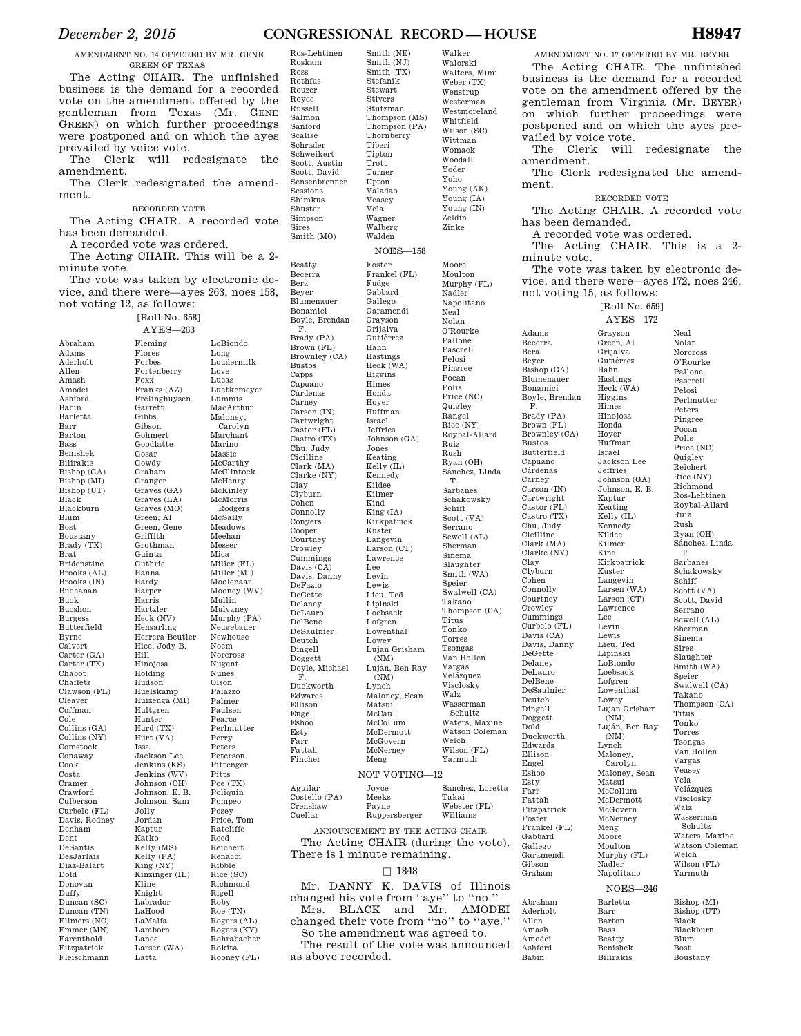AMENDMENT NO. 14 OFFERED BY MR. GENE GREEN OF TEXAS

The Acting CHAIR. The unfinished business is the demand for a recorded vote on the amendment offered by the gentleman from Texas (Mr. GENE GREEN) on which further proceedings were postponed and on which the ayes prevailed by voice vote.

The Clerk will redesignate the amendment.

The Clerk redesignated the amendment.

RECORDED VOTE

The Acting CHAIR. A recorded vote has been demanded.

A recorded vote was ordered.

The Acting CHAIR. This will be a 2-minute vote.

The vote was taken by electronic device, and there were—ayes 263, noes 158, not voting 12, as follows:

[Roll No. 658]

AYES—263

Abraham
Adams
Aderholt
Allen
Amash
Amodei
Ashford
Babin
Barletta
Barr
Barton
Bass
Benishek
Bilirakis
Bishop (GA)
Bishop (MI)
Bishop (UT)
Black
Blackburn
Blum
Bost
Boustany
Brady (TX)
Brat
Bridenstine
Brooks (AL)
Brooks (IN)
Buchanan
Buck
Bucshon
Burgess
Butterfield
Byrne
Calvert
Carter (GA)
Carter (TX)
Chabot
Chaffetz
Clawson (FL)
Cleaver
Coffman
Cole
Collins (GA)
Collins (NY)
Comstock
Conaway
Cook
Costa
Cramer
Crawford
Culberson
Curbelo (FL)
Davis, Rodney
Denham
Dent
DeSantis
DesJarlais
Diaz-Balart
Dold
Donovan
Duffy
Duncan (SC)
Duncan (TN)
Ellmers (NC)
Emmer (MN)
Farenthold
Fitzpatrick
Fleischmann
Fleming
Flores
Forbes
Fortenberry
Foxx
Franks (AZ)
Frelinghuysen
Garrett
Gibbs
Gibson
Gohmert
Goodlatte
Gosar
Gowdy
Graham
Granger
Graves (GA)
Graves (LA)
Graves (MO)
Green, Al
Green, Gene
Griffith
Grothman
Guinta
Guthrie
Hanna
Hardy
Harper
Harris
Hartzler
Heck (NV)
Hensarling
Herrera Beutler
Hice, Jody B.
Hill
Hinojosa
Holding
Hudson
Huelskamp
Huizenga (MI)
Hultgren
Hunter
Hurd (TX)
Hurt (VA)
Issa
Jackson Lee
Jenkins (KS)
Jenkins (WV)
Johnson (OH)
Johnson, E. B.
Johnson, Sam
Jolly
Jordan
Kaptur
Katko
Kelly (MS)
Kelly (PA)
King (NY)
Kinzinger (IL)
Kline
Knight
Labrador
LaHood
LaMalfa
Lamborn
Lance
Larsen (WA)
Latta
LoBiondo
Long
Loudermilk
Love
Lucas
Luetkemeyer
Lummis
MacArthur
Maloney, Carolyn
Marchant
Marino
Massie
McCarthy
McClintock
McHenry
McKinley
McMorris Rodgers
McSally
Meadows
Meehan
Messer
Mica
Miller (FL)
Miller (MI)
Moolenaar
Mooney (WV)
Mullin
Mulvaney
Murphy (PA)
Neugebauer
Newhouse
Noem
Norcross
Nugent
Nunes
Olson
Palazzo
Palmer
Paulsen
Pearce
Perlmutter
Perry
Peters
Peterson
Pittenger
Pitts
Poe (TX)
Poliquin
Pompeo
Posey
Price, Tom
Ratcliffe
Reed
Reichert
Renacci
Ribble
Rice (SC)
Richmond
Rigell
Roby
Roe (TN)
Rogers (AL)
Rogers (KY)
Rohrabacher
Rokita
Rooney (FL)
Ros-Lehtinen
Roskam
Ross
Rothfus
Rouzer
Royce
Russell
Salmon
Sanford
Scalise
Schrader
Schweikert
Scott, Austin
Scott, David
Sensenbrenner
Sessions
Shimkus
Shuster
Simpson
Sires
Smith (MO)
Smith (NE)
Smith (NJ)
Smith (TX)
Stefanik
Stewart
Stivers
Stutzman
Thompson (MS)
Thompson (PA)
Thornberry
Tiberi
Tipton
Trott
Turner
Upton
Valadao
Veasey
Vela
Wagner
Walberg
Walden
Walker
Walorski
Walters, Mimi
Weber (TX)
Wenstrup
Westerman
Westmoreland
Whitfield
Wilson (SC)
Wittman
Womack
Woodall
Yoder
Yoho
Young (AK)
Young (IA)
Young (IN)
Zeldin
Zinke

NOES—158

Beatty
Becerra
Bera
Beyer
Blumenauer
Bonamici
Boyle, Brendan F.
Brady (PA)
Brown (FL)
Brownley (CA)
Bustos
Capps
Capuano
Cárdenas
Carney
Carson (IN)
Cartwright
Castor (FL)
Castro (TX)
Chu, Judy
Cicilline
Clark (MA)
Clarke (NY)
Clay
Clyburn
Cohen
Connolly
Conyers
Cooper
Courtney
Crowley
Cummings
Davis (CA)
Davis, Danny
DeFazio
DeGette
Delaney
DeLauro
DelBene
DeSaulnier
Deutch
Dingell
Doggett
Doyle, Michael F.
Duckworth
Edwards
Ellison
Engel
Eshoo
Esty
Farr
Fattah
Fincher
Foster
Frankel (FL)
Fudge
Gabbard
Gallego
Garamendi
Grayson
Grijalva
Gutiérrez
Hahn
Hastings
Heck (WA)
Higgins
Himes
Honda
Hoyer
Huffman
Israel
Jeffries
Johnson (GA)
Jones
Keating
Kelly (IL)
Kennedy
Kildee
Kilmer
Kind
King (IA)
Kirkpatrick
Kuster
Langevin
Larson (CT)
Lawrence
Lee
Levin
Lewis
Lieu, Ted
Lipinski
Loebsack
Lofgren
Lowenthal
Lowey
Lujan Grisham (NM)
Luján, Ben Ray (NM)
Lynch
Maloney, Sean
Matsui
McCaul
McCollum
McDermott
McGovern
McNerney
Meng
Moore
Moulton
Murphy (FL)
Nadler
Napolitano
Neal
Nolan
O'Rourke
Pallone
Pascrell
Pelosi
Pingree
Pocan
Polis
Price (NC)
Quigley
Rangel
Rice (NY)
Roybal-Allard
Ruiz
Rush
Ryan (OH)
Sánchez, Linda T.
Sarbanes
Schakowsky
Schiff
Scott (VA)
Serrano
Sewell (AL)
Sherman
Sinema
Slaughter
Smith (WA)
Speier
Swalwell (CA)
Takano
Thompson (CA)
Titus
Tonko
Torres
Tsongas
Van Hollen
Vargas
Velázquez
Visclosky
Walz
Wasserman Schultz
Waters, Maxine
Watson Coleman
Welch
Wilson (FL)
Yarmuth

NOT VOTING—12

Aguilar
Costello (PA)
Crenshaw
Cuellar
Joyce
Meeks
Payne
Ruppersberger
Sanchez, Loretta
Takai
Webster (FL)
Williams

ANNOUNCEMENT BY THE ACTING CHAIR

The Acting CHAIR (during the vote). There is 1 minute remaining.

□ 1848

Mr. DANNY K. DAVIS of Illinois changed his vote from "aye" to "no."

Mrs. BLACK and Mr. AMODEI changed their vote from "no" to "aye."

So the amendment was agreed to.

The result of the vote was announced as above recorded.

AMENDMENT NO. 17 OFFERED BY MR. BEYER

The Acting CHAIR. The unfinished business is the demand for a recorded vote on the amendment offered by the gentleman from Virginia (Mr. BEYER) on which further proceedings were postponed and on which the ayes prevailed by voice vote.

The Clerk will redesignate the amendment.

The Clerk redesignated the amendment.

RECORDED VOTE

The Acting CHAIR. A recorded vote has been demanded.

A recorded vote was ordered.

The Acting CHAIR. This is a 2-minute vote.

The vote was taken by electronic device, and there were—ayes 172, noes 246, not voting 15, as follows:

[Roll No. 659]

AYES—172

Adams
Becerra
Bera
Beyer
Bishop (GA)
Blumenauer
Bonamici
Boyle, Brendan F.
Brady (PA)
Brown (FL)
Brownley (CA)
Bustos
Butterfield
Capuano
Cárdenas
Carney
Carson (IN)
Cartwright
Castor (FL)
Castro (TX)
Chu, Judy
Cicilline
Clark (MA)
Clarke (NY)
Clay
Clyburn
Cohen
Connolly
Courtney
Crowley
Cummings
Curbelo (FL)
Davis (CA)
Davis, Danny
DeGette
Delaney
DeLauro
DelBene
DeSaulnier
Deutch
Dingell
Doggett
Dold
Duckworth
Edwards
Ellison
Engel
Eshoo
Esty
Farr
Fattah
Fitzpatrick
Foster
Frankel (FL)
Gabbard
Gallego
Garamendi
Gibson
Graham
Grayson
Green, Al
Grijalva
Gutiérrez
Hahn
Hastings
Heck (WA)
Higgins
Himes
Hinojosa
Honda
Hoyer
Huffman
Israel
Jackson Lee
Jeffries
Johnson (GA)
Johnson, E. B.
Kaptur
Keating
Kelly (IL)
Kennedy
Kildee
Kilmer
Kind
Kirkpatrick
Kuster
Langevin
Larsen (WA)
Larson (CT)
Lawrence
Lee
Levin
Lewis
Lieu, Ted
Lipinski
LoBiondo
Loebsack
Lofgren
Lowenthal
Lowey
Lujan Grisham (NM)
Luján, Ben Ray (NM)
Lynch
Maloney, Carolyn
Maloney, Sean
Matsui
McCollum
McDermott
McGovern
McNerney
Meng
Moore
Moulton
Murphy (FL)
Nadler
Napolitano
Neal
Nolan
Norcross
O'Rourke
Pallone
Pascrell
Pelosi
Perlmutter
Peters
Pingree
Pocan
Polis
Price (NC)
Quigley
Reichert
Rice (NY)
Richmond
Ros-Lehtinen
Roybal-Allard
Ruiz
Rush
Ryan (OH)
Sánchez, Linda T.
Sarbanes
Schakowsky
Schiff
Scott (VA)
Scott, David
Serrano
Sewell (AL)
Sherman
Sinema
Sires
Slaughter
Smith (WA)
Speier
Swalwell (CA)
Takano
Thompson (CA)
Titus
Tonko
Torres
Tsongas
Van Hollen
Vargas
Veasey
Vela
Velázquez
Visclosky
Walz
Wasserman Schultz
Waters, Maxine
Watson Coleman
Welch
Wilson (FL)
Yarmuth

NOES—246

Abraham
Aderholt
Allen
Amash
Amodei
Ashford
Babin
Barletta
Barr
Barton
Bass
Beatty
Benishek
Bilirakis
Bishop (MI)
Bishop (UT)
Black
Blackburn
Blum
Bost
Boustany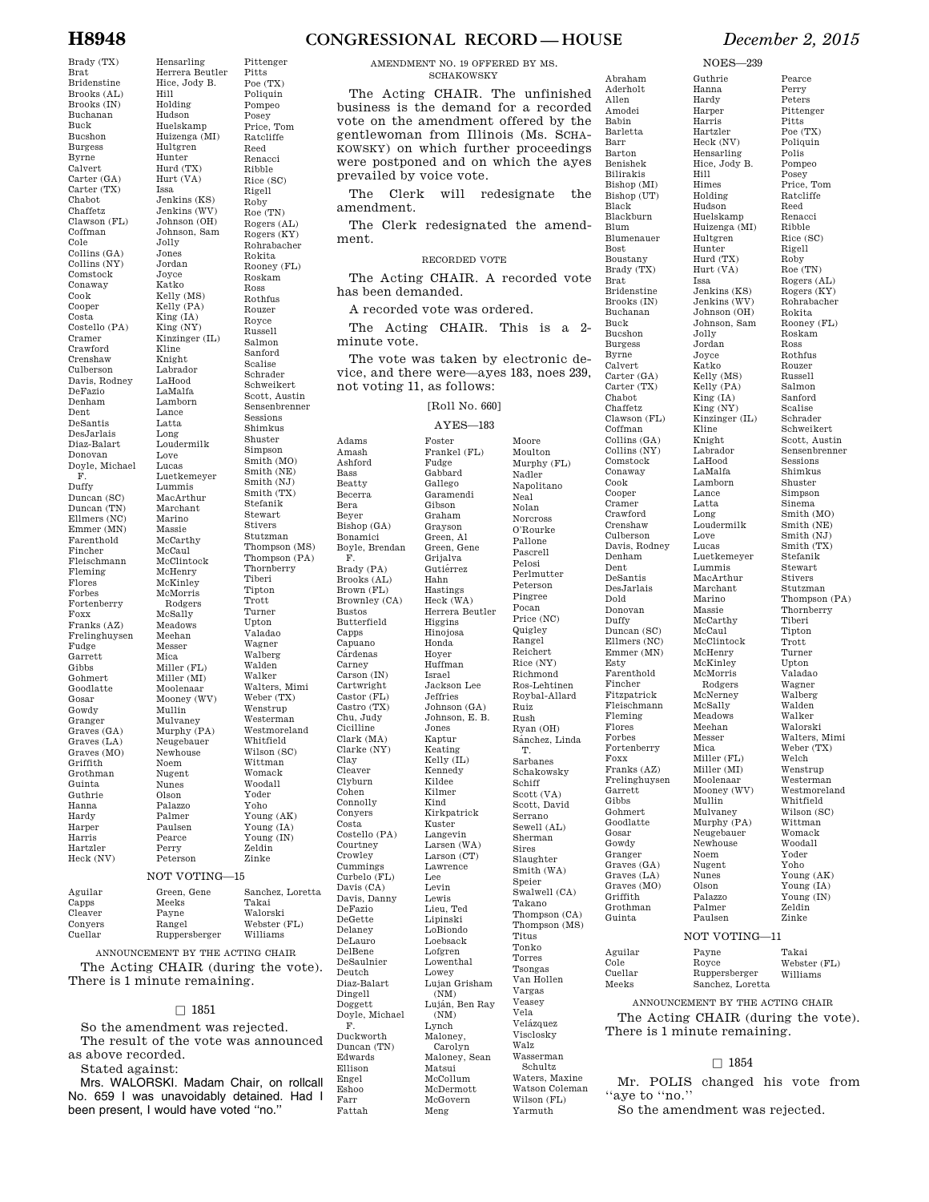Brady (TX)
Brat
Bridenstine
Brooks (AL)
Brooks (IN)
Buchanan
Buck
Bucshon
Burgess
Byrne
Calvert
Carter (GA)
Carter (TX)
Chabot
Chaffetz
Clawson (FL)
Coffman
Cole
Collins (GA)
Collins (NY)
Comstock
Conaway
Cook
Cooper
Costa
Costello (PA)
Cramer
Crawford
Crenshaw
Culberson
Davis, Rodney
DeFazio
Denham
Dent
DeSantis
DesJarlais
Diaz-Balart
Donovan
Doyle, Michael F.
Duffy
Duncan (SC)
Duncan (TN)
Ellmers (NC)
Emmer (MN)
Farenthold
Fincher
Fleischmann
Fleming
Flores
Forbes
Fortenberry
Foxx
Franks (AZ)
Frelinghuysen
Fudge
Garrett
Gibbs
Gohmert
Goodlatte
Gosar
Gowdy
Granger
Graves (GA)
Graves (LA)
Graves (MO)
Griffith
Grothman
Guinta
Guthrie
Hanna
Hardy
Harper
Harris
Hartzler
Heck (NV)
Hensarling
Herrera Beutler
Hice, Jody B.
Hill
Holding
Hudson
Huelskamp
Huizenga (MI)
Hultgren
Hunter
Hurd (TX)
Hurt (VA)
Issa
Jenkins (KS)
Jenkins (WV)
Johnson (OH)
Johnson, Sam
Jolly
Jones
Jordan
Joyce
Katko
Kelly (MS)
Kelly (PA)
King (IA)
King (NY)
Kinzinger (IL)
Kline
Knight
Labrador
LaHood
LaMalfa
Lamborn
Lance
Latta
Long
Loudermilk
Love
Lucas
Luetkemeyer
Lummis
MacArthur
Marchant
Marino
Massie
McCarthy
McCaul
McClintock
McHenry
McKinley
McMorris Rodgers
McSally
Meadows
Meehan
Messer
Mica
Miller (FL)
Miller (MI)
Moolenaar
Mooney (WV)
Mullin
Mulvaney
Murphy (PA)
Neugebauer
Newhouse
Noem
Nugent
Nunes
Olson
Palazzo
Palmer
Paulsen
Pearce
Perry
Peterson
Pittenger
Pitts
Poe (TX)
Poliquin
Pompeo
Posey
Price, Tom
Ratcliffe
Reed
Renacci
Ribble
Rice (SC)
Rigell
Roby
Roe (TN)
Rogers (AL)
Rogers (KY)
Rohrabacher
Rokita
Rooney (FL)
Roskam
Ross
Rothfus
Rouzer
Royce
Russell
Salmon
Sanford
Scalise
Schrader
Schweikert
Scott, Austin
Sensenbrenner
Sessions
Shimkus
Shuster
Simpson
Smith (MO)
Smith (NE)
Smith (NJ)
Smith (TX)
Stefanik
Stewart
Stivers
Stutzman
Thompson (MS)
Thompson (PA)
Thornberry
Tiberi
Tipton
Trott
Turner
Upton
Valadao
Wagner
Walberg
Walden
Walker
Walters, Mimi
Weber (TX)
Wenstrup
Westerman
Westmoreland
Whitfield
Wilson (SC)
Wittman
Womack
Woodall
Yoder
Yoho
Young (AK)
Young (IA)
Young (IN)
Zeldin
Zinke

NOT VOTING—15

Aguilar
Capps
Cleaver
Conyers
Cuellar
Green, Gene
Meeks
Payne
Rangel
Ruppersberger
Sanchez, Loretta
Takai
Walorski
Webster (FL)
Williams

ANNOUNCEMENT BY THE ACTING CHAIR

The Acting CHAIR (during the vote). There is 1 minute remaining.

☐ 1851

So the amendment was rejected.

The result of the vote was announced as above recorded.

Stated against:

Mrs. WALORSKI. Madam Chair, on rollcall No. 659 I was unavoidably detained. Had I been present, I would have voted "no."

AMENDMENT NO. 19 OFFERED BY MS. SCHAKOWSKY

The Acting CHAIR. The unfinished business is the demand for a recorded vote on the amendment offered by the gentlewoman from Illinois (Ms. SCHAKOWSKY) on which further proceedings were postponed and on which the ayes prevailed by voice vote.

The Clerk will redesignate the amendment.

The Clerk redesignated the amendment.

RECORDED VOTE

The Acting CHAIR. A recorded vote has been demanded.

A recorded vote was ordered.

The Acting CHAIR. This is a 2-minute vote.

The vote was taken by electronic device, and there were—ayes 183, noes 239, not voting 11, as follows:

[Roll No. 660]

AYES—183

Adams
Amash
Ashford
Bass
Beatty
Becerra
Bera
Beyer
Bishop (GA)
Bonamici
Boyle, Brendan F.
Brady (PA)
Brooks (AL)
Brown (FL)
Brownley (CA)
Bustos
Butterfield
Capps
Capuano
Cárdenas
Carney
Carson (IN)
Cartwright
Castor (FL)
Castro (TX)
Chu, Judy
Cicilline
Clark (MA)
Clarke (NY)
Clay
Cleaver
Clyburn
Cohen
Connolly
Conyers
Costa
Costello (PA)
Courtney
Crowley
Cummings
Curbelo (FL)
Davis (CA)
Davis, Danny
DeFazio
DeGette
Delaney
DeLauro
DelBene
DeSaulnier
Deutch
Diaz-Balart
Dingell
Doggett
Doyle, Michael F.
Duckworth
Duncan (TN)
Edwards
Ellison
Engel
Eshoo
Farr
Fattah
Foster
Frankel (FL)
Fudge
Gabbard
Gallego
Garamendi
Gibson
Graham
Grayson
Green, Al
Green, Gene
Grijalva
Gutiérrez
Hahn
Hastings
Heck (WA)
Herrera Beutler
Higgins
Hinojosa
Honda
Hoyer
Huffman
Israel
Jackson Lee
Jeffries
Johnson (GA)
Johnson, E. B.
Jones
Kaptur
Keating
Kelly (IL)
Kennedy
Kildee
Kilmer
Kind
Kirkpatrick
Kuster
Langevin
Larsen (WA)
Larson (CT)
Lawrence
Lee
Levin
Lewis
Lieu, Ted
Lipinski
LoBiondo
Loebsack
Lofgren
Lowenthal
Lowey
Lujan Grisham (NM)
Luján, Ben Ray (NM)
Lynch
Maloney, Carolyn
Maloney, Sean
Matsui
McCollum
McDermott
McGovern
Meng
Moore
Moulton
Murphy (FL)
Nadler
Napolitano
Neal
Nolan
Norcross
O'Rourke
Pallone
Pascrell
Pelosi
Perlmutter
Peterson
Pingree
Pocan
Price (NC)
Quigley
Rangel
Reichert
Rice (NY)
Richmond
Ros-Lehtinen
Roybal-Allard
Ruiz
Rush
Ryan (OH)
Sánchez, Linda T.
Sarbanes
Schakowsky
Schiff
Scott (VA)
Scott, David
Serrano
Sewell (AL)
Sherman
Sires
Slaughter
Smith (WA)
Speier
Swalwell (CA)
Takano
Thompson (CA)
Thompson (MS)
Titus
Tonko
Torres
Tsongas
Van Hollen
Vargas
Veasey
Vela
Velázquez
Visclosky
Walz
Wasserman Schultz
Waters, Maxine
Watson Coleman
Wilson (FL)
Yarmuth

NOES—239

Abraham
Aderholt
Allen
Amodei
Babin
Barletta
Barr
Barton
Benishek
Bilirakis
Bishop (MI)
Bishop (UT)
Black
Blackburn
Blum
Blumenauer
Bost
Boustany
Brady (TX)
Brat
Bridenstine
Brooks (IN)
Buchanan
Buck
Bucshon
Burgess
Byrne
Calvert
Carter (GA)
Carter (TX)
Chabot
Chaffetz
Clawson (FL)
Coffman
Collins (GA)
Collins (NY)
Comstock
Conaway
Cook
Cooper
Cramer
Crawford
Crenshaw
Culberson
Davis, Rodney
Denham
Dent
DeSantis
DesJarlais
Dold
Donovan
Duffy
Duncan (SC)
Ellmers (NC)
Emmer (MN)
Esty
Farenthold
Fincher
Fitzpatrick
Fleischmann
Fleming
Flores
Forbes
Fortenberry
Foxx
Franks (AZ)
Frelinghuysen
Garrett
Gibbs
Gohmert
Goodlatte
Gosar
Gowdy
Granger
Graves (GA)
Graves (LA)
Graves (MO)
Griffith
Grothman
Guinta
Guthrie
Hanna
Hardy
Harper
Harris
Hartzler
Heck (NV)
Hensarling
Hice, Jody B.
Hill
Himes
Holding
Hudson
Huelskamp
Huizenga (MI)
Hultgren
Hunter
Hurd (TX)
Hurt (VA)
Issa
Jenkins (KS)
Jenkins (WV)
Johnson (OH)
Johnson, Sam
Jolly
Jordan
Joyce
Katko
Kelly (MS)
Kelly (PA)
King (IA)
King (NY)
Kinzinger (IL)
Kline
Knight
Labrador
LaHood
LaMalfa
Lamborn
Lance
Latta
Long
Loudermilk
Love
Lucas
Luetkemeyer
Lummis
MacArthur
Marchant
Marino
Massie
McCarthy
McCaul
McClintock
McHenry
McKinley
McMorris Rodgers
McNerney
McSally
Meadows
Meehan
Messer
Mica
Miller (FL)
Miller (MI)
Moolenaar
Mooney (WV)
Mullin
Mulvaney
Murphy (PA)
Neugebauer
Newhouse
Noem
Nugent
Nunes
Olson
Palazzo
Palmer
Paulsen
Pearce
Perry
Peters
Pittenger
Pitts
Poe (TX)
Poliquin
Polis
Pompeo
Posey
Price, Tom
Ratcliffe
Reed
Renacci
Ribble
Rice (SC)
Rigell
Roby
Roe (TN)
Rogers (AL)
Rogers (KY)
Rohrabacher
Rokita
Rooney (FL)
Roskam
Ross
Rothfus
Rouzer
Russell
Salmon
Sanford
Scalise
Schrader
Schweikert
Scott, Austin
Sensenbrenner
Sessions
Shimkus
Shuster
Simpson
Sinema
Smith (MO)
Smith (NE)
Smith (NJ)
Smith (TX)
Stefanik
Stewart
Stivers
Stutzman
Thompson (PA)
Thornberry
Tiberi
Tipton
Trott
Turner
Upton
Valadao
Wagner
Walberg
Walden
Walker
Walorski
Walters, Mimi
Weber (TX)
Welch
Wenstrup
Westerman
Westmoreland
Whitfield
Wilson (SC)
Wittman
Womack
Woodall
Yoder
Yoho
Young (AK)
Young (IA)
Young (IN)
Zeldin
Zinke

NOT VOTING—11

Aguilar
Cole
Cuellar
Meeks
Payne
Royce
Ruppersberger
Sanchez, Loretta
Takai
Webster (FL)
Williams

ANNOUNCEMENT BY THE ACTING CHAIR

The Acting CHAIR (during the vote). There is 1 minute remaining.

☐ 1854

Mr. POLIS changed his vote from "aye to "no."

So the amendment was rejected.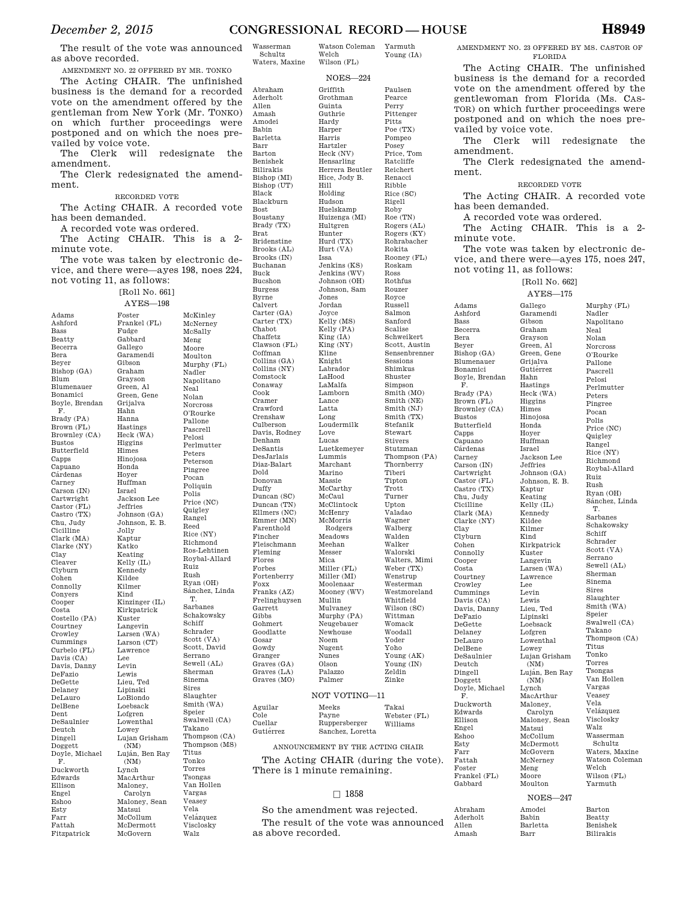The result of the vote was announced as above recorded.

AMENDMENT NO. 22 OFFERED BY MR. TONKO

The Acting CHAIR. The unfinished business is the demand for a recorded vote on the amendment offered by the gentleman from New York (Mr. TONKO) on which further proceedings were postponed and on which the noes prevailed by voice vote.

The Clerk will redesignate the amendment.

The Clerk redesignated the amendment.

RECORDED VOTE

The Acting CHAIR. A recorded vote has been demanded.

A recorded vote was ordered.

The Acting CHAIR. This is a 2-minute vote.

The vote was taken by electronic device, and there were—ayes 198, noes 224, not voting 11, as follows:

[Roll No. 661]

AYES—198

Adams
Ashford
Bass
Beatty
Becerra
Bera
Beyer
Bishop (GA)
Blum
Blumenauer
Bonamici
Boyle, Brendan F.
Brady (PA)
Brown (FL)
Brownley (CA)
Bustos
Butterfield
Capps
Capuano
Cárdenas
Carney
Carson (IN)
Cartwright
Castor (FL)
Castro (TX)
Chu, Judy
Cicilline
Clark (MA)
Clarke (NY)
Clay
Cleaver
Clyburn
Cohen
Connolly
Conyers
Cooper
Costa
Costello (PA)
Courtney
Crowley
Cummings
Curbelo (FL)
Davis (CA)
Davis, Danny
DeFazio
DeGette
Delaney
DeLauro
DelBene
Dent
DeSaulnier
Deutch
Dingell
Doggett
Doyle, Michael F.
Duckworth
Edwards
Ellison
Engel
Eshoo
Esty
Farr
Fattah
Fitzpatrick
Foster
Frankel (FL)
Fudge
Gabbard
Gallego
Garamendi
Gibson
Graham
Grayson
Green, Al
Green, Gene
Grijalva
Hahn
Hanna
Hastings
Heck (WA)
Higgins
Himes
Hinojosa
Honda
Hoyer
Huffman
Israel
Jackson Lee
Jeffries
Johnson (GA)
Johnson, E. B.
Jolly
Kaptur
Katko
Keating
Kelly (IL)
Kennedy
Kildee
Kilmer
Kind
Kinzinger (IL)
Kirkpatrick
Kuster
Langevin
Larsen (WA)
Larson (CT)
Lawrence
Lee
Levin
Lewis
Lieu, Ted
Lipinski
LoBiondo
Loebsack
Lofgren
Lowenthal
Lowey
Lujan Grisham (NM)
Luján, Ben Ray (NM)
Lynch
MacArthur
Maloney, Carolyn
Maloney, Sean
Matsui
McCollum
McDermott
McGovern
McKinley
McNerney
McSally
Meng
Moore
Moulton
Murphy (FL)
Nadler
Napolitano
Neal
Nolan
Norcross
O'Rourke
Pallone
Pascrell
Pelosi
Perlmutter
Peters
Peterson
Pingree
Pocan
Poliquin
Polis
Price (NC)
Quigley
Rangel
Reed
Rice (NY)
Richmond
Ros-Lehtinen
Roybal-Allard
Ruiz
Rush
Ryan (OH)
Sánchez, Linda T.
Sarbanes
Schakowsky
Schiff
Schrader
Scott (VA)
Scott, David
Serrano
Sewell (AL)
Sherman
Sinema
Sires
Slaughter
Smith (WA)
Speier
Swalwell (CA)
Takano
Thompson (CA)
Thompson (MS)
Titus
Tonko
Torres
Tsongas
Van Hollen
Vargas
Veasey
Vela
Velázquez
Visclosky
Walz
Wasserman Schultz
Waters, Maxine
Watson Coleman
Welch
Wilson (FL)
Yarmuth
Young (IA)

NOES—224

Abraham
Aderholt
Allen
Amash
Amodei
Babin
Barletta
Barr
Barton
Benishek
Bilirakis
Bishop (MI)
Bishop (UT)
Black
Blackburn
Bost
Boustany
Brady (TX)
Brat
Bridenstine
Brooks (AL)
Brooks (IN)
Buchanan
Buck
Bucshon
Burgess
Byrne
Calvert
Carter (GA)
Carter (TX)
Chabot
Chaffetz
Clawson (FL)
Coffman
Cole
Collins (GA)
Collins (NY)
Comstock
Conaway
Cook
Cramer
Crawford
Crenshaw
Culberson
Davis, Rodney
Denham
DeSantis
DesJarlais
Diaz-Balart
Dold
Donovan
Duffy
Duncan (SC)
Duncan (TN)
Ellmers (NC)
Emmer (MN)
Farenthold
Fincher
Fleischmann
Fleming
Flores
Forbes
Fortenberry
Foxx
Franks (AZ)
Frelinghuysen
Garrett
Gibbs
Gohmert
Goodlatte
Gosar
Gowdy
Granger
Graves (GA)
Graves (LA)
Graves (MO)
Griffith
Grothman
Guinta
Guthrie
Hardy
Harper
Harris
Hartzler
Heck (NV)
Hensarling
Herrera Beutler
Hice, Jody B.
Hill
Holding
Hudson
Huelskamp
Huizenga (MI)
Hultgren
Hunter
Hurd (TX)
Hurt (VA)
Issa
Jenkins (KS)
Jenkins (WV)
Johnson (OH)
Johnson, Sam
Jones
Jordan
Joyce
Kelly (MS)
Kelly (PA)
King (IA)
King (NY)
Kline
Knight
Labrador
LaHood
LaMalfa
Lamborn
Lance
Latta
Long
Loudermilk
Love
Lucas
Luetkemeyer
Lummis
Marchant
Marino
Massie
McCarthy
McCaul
McClintock
McHenry
McMorris Rodgers
Meadows
Meehan
Messer
Mica
Miller (FL)
Miller (MI)
Moolenaar
Mooney (WV)
Mullin
Mulvaney
Murphy (PA)
Neugebauer
Newhouse
Noem
Nugent
Nunes
Olson
Palazzo
Palmer
Paulsen
Pearce
Perry
Pittenger
Pitts
Poe (TX)
Pompeo
Posey
Price, Tom
Ratcliffe
Reichert
Renacci
Ribble
Rice (SC)
Rigell
Roby
Roe (TN)
Rogers (AL)
Rogers (KY)
Rohrabacher
Rokita
Rooney (FL)
Roskam
Ross
Rothfus
Rouzer
Royce
Russell
Salmon
Sanford
Scalise
Schweikert
Scott, Austin
Sensenbrenner
Sessions
Shimkus
Shuster
Simpson
Smith (MO)
Smith (NE)
Smith (NJ)
Smith (TX)
Stefanik
Stewart
Stivers
Stutzman
Thompson (PA)
Thornberry
Tiberi
Tipton
Trott
Turner
Upton
Valadao
Wagner
Walberg
Walden
Walker
Walorski
Walters, Mimi
Weber (TX)
Wenstrup
Westerman
Westmoreland
Whitfield
Wilson (SC)
Wittman
Womack
Woodall
Yoder
Yoho
Young (AK)
Young (IN)
Zeldin
Zinke

NOT VOTING—11

Aguilar
Cole
Cuellar
Gutiérrez
Meeks
Payne
Ruppersberger
Sanchez, Loretta
Takai
Webster (FL)
Williams

ANNOUNCEMENT BY THE ACTING CHAIR

The Acting CHAIR (during the vote). There is 1 minute remaining.

□ 1858

So the amendment was rejected.

The result of the vote was announced as above recorded.

AMENDMENT NO. 23 OFFERED BY MS. CASTOR OF FLORIDA

The Acting CHAIR. The unfinished business is the demand for a recorded vote on the amendment offered by the gentlewoman from Florida (Ms. CASTOR) on which further proceedings were postponed and on which the noes prevailed by voice vote.

The Clerk will redesignate the amendment.

The Clerk redesignated the amendment.

RECORDED VOTE

The Acting CHAIR. A recorded vote has been demanded.

A recorded vote was ordered.

The Acting CHAIR. This is a 2-minute vote.

The vote was taken by electronic device, and there were—ayes 175, noes 247, not voting 11, as follows:

[Roll No. 662]

AYES—175

Adams
Ashford
Bass
Becerra
Bera
Beyer
Bishop (GA)
Blumenauer
Bonamici
Boyle, Brendan F.
Brady (PA)
Brown (FL)
Brownley (CA)
Bustos
Butterfield
Capps
Capuano
Cárdenas
Carney
Carson (IN)
Cartwright
Castor (FL)
Castro (TX)
Chu, Judy
Cicilline
Clark (MA)
Clarke (NY)
Clay
Clyburn
Cohen
Connolly
Cooper
Costa
Courtney
Crowley
Cummings
Davis (CA)
Davis, Danny
DeFazio
DeGette
Delaney
DeLauro
DelBene
DeSaulnier
Deutch
Dingell
Doggett
Doyle, Michael F.
Duckworth
Edwards
Ellison
Engel
Eshoo
Esty
Farr
Fattah
Foster
Frankel (FL)
Gabbard
Gallego
Garamendi
Gibson
Graham
Grayson
Green, Al
Green, Gene
Grijalva
Gutiérrez
Hahn
Hastings
Heck (WA)
Higgins
Himes
Hinojosa
Honda
Hoyer
Huffman
Israel
Jackson Lee
Jeffries
Johnson (GA)
Johnson, E. B.
Kaptur
Keating
Kelly (IL)
Kennedy
Kildee
Kilmer
Kind
Kirkpatrick
Kuster
Langevin
Larsen (WA)
Lawrence
Lee
Levin
Lewis
Lieu, Ted
Lipinski
Loebsack
Lofgren
Lowenthal
Lowey
Lujan Grisham (NM)
Luján, Ben Ray (NM)
Lynch
MacArthur
Maloney, Carolyn
Maloney, Sean
Matsui
McCollum
McDermott
McGovern
McNerney
Meng
Moore
Moulton
Murphy (FL)
Nadler
Napolitano
Neal
Nolan
Norcross
O'Rourke
Pallone
Pascrell
Pelosi
Perlmutter
Peters
Pingree
Pocan
Polis
Price (NC)
Quigley
Rangel
Rice (NY)
Richmond
Roybal-Allard
Ruiz
Rush
Ryan (OH)
Sánchez, Linda T.
Sarbanes
Schakowsky
Schiff
Schrader
Scott (VA)
Serrano
Sewell (AL)
Sherman
Sinema
Sires
Slaughter
Smith (WA)
Speier
Swalwell (CA)
Takano
Thompson (CA)
Titus
Tonko
Torres
Tsongas
Van Hollen
Vargas
Veasey
Vela
Velázquez
Visclosky
Walz
Wasserman Schultz
Waters, Maxine
Watson Coleman
Welch
Wilson (FL)
Yarmuth

NOES—247

Abraham
Aderholt
Allen
Amash
Amodei
Babin
Barletta
Barr
Barton
Beatty
Benishek
Bilirakis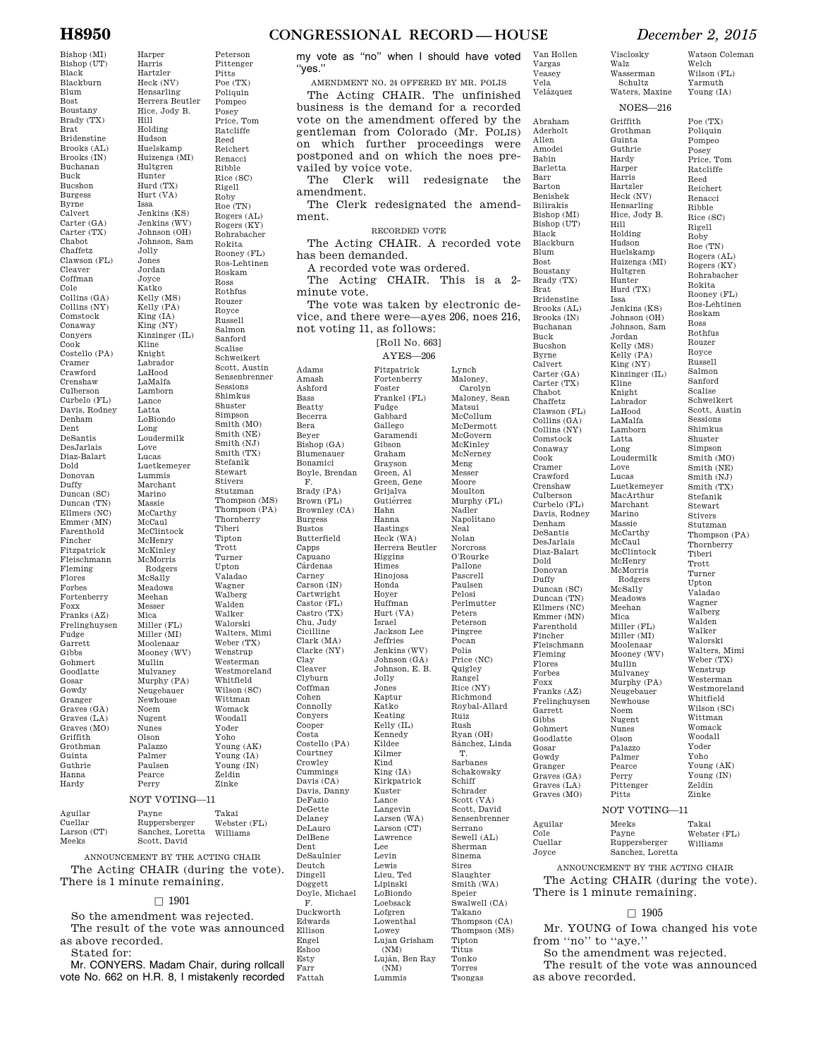Bishop (MI)
Bishop (UT)
Black
Blackburn
Blum
Bost
Boustany
Brady (TX)
Brat
Bridenstine
Brooks (AL)
Brooks (IN)
Buchanan
Buck
Bucshon
Burgess
Byrne
Calvert
Carter (GA)
Carter (TX)
Chabot
Chaffetz
Clawson (FL)
Cleaver
Coffman
Cole
Collins (GA)
Collins (NY)
Comstock
Conaway
Conyers
Cook
Costello (PA)
Cramer
Crawford
Crenshaw
Culberson
Curbelo (FL)
Davis, Rodney
Denham
Dent
DeSantis
DesJarlais
Diaz-Balart
Dold
Donovan
Duffy
Duncan (SC)
Duncan (TN)
Ellmers (NC)
Emmer (MN)
Farenthold
Fincher
Fitzpatrick
Fleischmann
Fleming
Flores
Forbes
Fortenberry
Foxx
Franks (AZ)
Frelinghuysen
Fudge
Garrett
Gibbs
Gohmert
Goodlatte
Gosar
Gowdy
Granger
Graves (GA)
Graves (LA)
Graves (MO)
Griffith
Grothman
Guinta
Guthrie
Hanna
Hardy
Harper
Harris
Hartzler
Heck (NV)
Hensarling
Herrera Beutler
Hice, Jody B.
Hill
Holding
Hudson
Huelskamp
Huizenga (MI)
Hultgren
Hunter
Hurd (TX)
Hurt (VA)
Issa
Jenkins (KS)
Jenkins (WV)
Johnson (OH)
Johnson, Sam
Jolly
Jones
Jordan
Joyce
Katko
Kelly (MS)
Kelly (PA)
King (IA)
King (NY)
Kinzinger (IL)
Kline
Knight
Labrador
LaHood
LaMalfa
Lamborn
Lance
Latta
LoBiondo
Long
Loudermilk
Love
Lucas
Luetkemeyer
Lummis
Marchant
Marino
Massie
McCarthy
McCaul
McClintock
McHenry
McKinley
McMorris Rodgers
McSally
Meadows
Meehan
Messer
Mica
Miller (FL)
Miller (MI)
Moolenaar
Mooney (WV)
Mullin
Mulvaney
Murphy (PA)
Neugebauer
Newhouse
Noem
Nugent
Nunes
Olson
Palazzo
Palmer
Paulsen
Pearce
Perry
Peterson
Pittenger
Pitts
Poe (TX)
Poliquin
Pompeo
Posey
Price, Tom
Ratcliffe
Reed
Reichert
Renacci
Ribble
Rice (SC)
Rigell
Roby
Roe (TN)
Rogers (AL)
Rogers (KY)
Rohrabacher
Rokita
Rooney (FL)
Ros-Lehtinen
Roskam
Ross
Rothfus
Rouzer
Royce
Russell
Salmon
Sanford
Scalise
Schweikert
Scott, Austin
Sensenbrenner
Sessions
Shimkus
Shuster
Simpson
Smith (MO)
Smith (NE)
Smith (NJ)
Smith (TX)
Stefanik
Stewart
Stivers
Stutzman
Thompson (MS)
Thompson (PA)
Thornberry
Tiberi
Tipton
Trott
Turner
Upton
Valadao
Wagner
Walberg
Walden
Walker
Walorski
Walters, Mimi
Weber (TX)
Wenstrup
Westerman
Westmoreland
Whitfield
Wilson (SC)
Wittman
Womack
Woodall
Yoder
Yoho
Young (AK)
Young (IA)
Young (IN)
Zeldin
Zinke

NOT VOTING—11

Aguilar
Cuellar
Larson (CT)
Meeks
Payne
Ruppersberger
Sanchez, Loretta
Scott, David
Takai
Webster (FL)
Williams

ANNOUNCEMENT BY THE ACTING CHAIR

The Acting CHAIR (during the vote). There is 1 minute remaining.

□ 1901

So the amendment was rejected.

The result of the vote was announced as above recorded.

Stated for:

Mr. CONYERS. Madam Chair, during rollcall vote No. 662 on H.R. 8, I mistakenly recorded my vote as "no" when I should have voted "yes."

AMENDMENT NO. 24 OFFERED BY MR. POLIS

The Acting CHAIR. The unfinished business is the demand for a recorded vote on the amendment offered by the gentleman from Colorado (Mr. POLIS) on which further proceedings were postponed and on which the noes prevailed by voice vote.

The Clerk will redesignate the amendment.

The Clerk redesignated the amendment.

RECORDED VOTE

The Acting CHAIR. A recorded vote has been demanded.

A recorded vote was ordered.

The Acting CHAIR. This is a 2-minute vote.

The vote was taken by electronic device, and there were—ayes 206, noes 216, not voting 11, as follows:

[Roll No. 663]

AYES—206

Adams
Amash
Ashford
Bass
Beatty
Becerra
Bera
Beyer
Bishop (GA)
Blumenauer
Bonamici
Boyle, Brendan F.
Brady (PA)
Brown (FL)
Brownley (CA)
Burgess
Bustos
Butterfield
Capps
Capuano
Cárdenas
Carney
Carson (IN)
Cartwright
Castor (FL)
Castro (TX)
Chu, Judy
Cicilline
Clark (MA)
Clarke (NY)
Clay
Cleaver
Clyburn
Coffman
Cohen
Connolly
Conyers
Cooper
Costa
Costello (PA)
Courtney
Crowley
Cummings
Davis (CA)
Davis, Danny
DeFazio
DeGette
Delaney
DeLauro
DelBene
Dent
DeSaulnier
Deutch
Dingell
Doggett
Doyle, Michael F.
Duckworth
Edwards
Ellison
Engel
Eshoo
Esty
Farr
Fattah
Fitzpatrick
Fortenberry
Foster
Frankel (FL)
Fudge
Gabbard
Gallego
Garamendi
Gibson
Graham
Grayson
Green, Al
Green, Gene
Grijalva
Gutiérrez
Hahn
Hanna
Hastings
Heck (WA)
Herrera Beutler
Higgins
Himes
Hinojosa
Honda
Hoyer
Huffman
Hurt (VA)
Israel
Jackson Lee
Jeffries
Jenkins (WV)
Johnson (GA)
Johnson, E. B.
Jolly
Jones
Kaptur
Katko
Keating
Kelly (IL)
Kennedy
Kildee
Kilmer
Kind
King (IA)
Kirkpatrick
Kuster
Lance
Langevin
Larsen (WA)
Larson (CT)
Lawrence
Lee
Levin
Lewis
Lieu, Ted
Lipinski
LoBiondo
Loebsack
Lofgren
Lowenthal
Lowey
Lujan Grisham (NM)
Luján, Ben Ray (NM)
Lummis
Lynch
Maloney, Carolyn
Maloney, Sean
Matsui
McCollum
McDermott
McGovern
McKinley
McNerney
Meng
Messer
Moore
Moulton
Murphy (FL)
Nadler
Napolitano
Neal
Nolan
Norcross
O'Rourke
Pallone
Pascrell
Paulsen
Pelosi
Perlmutter
Peters
Peterson
Pingree
Pocan
Polis
Price (NC)
Quigley
Rangel
Rice (NY)
Richmond
Roybal-Allard
Ruiz
Rush
Ryan (OH)
Sánchez, Linda T.
Sarbanes
Schakowsky
Schiff
Schrader
Scott (VA)
Scott, David
Sensenbrenner
Serrano
Sewell (AL)
Sherman
Sinema
Sires
Slaughter
Smith (WA)
Speier
Swalwell (CA)
Takano
Thompson (CA)
Thompson (MS)
Tipton
Titus
Tonko
Torres
Tsongas
Van Hollen
Vargas
Veasey
Vela
Velázquez
Visclosky
Walz
Wasserman Schultz
Waters, Maxine
Watson Coleman
Welch
Wilson (FL)
Yarmuth
Young (IA)

NOES—216

Abraham
Aderholt
Allen
Amodei
Babin
Barletta
Barr
Barton
Benishek
Bilirakis
Bishop (MI)
Bishop (UT)
Black
Blackburn
Blum
Bost
Boustany
Brady (TX)
Brat
Bridenstine
Brooks (AL)
Brooks (IN)
Buchanan
Buck
Bucshon
Byrne
Calvert
Carter (GA)
Carter (TX)
Chabot
Chaffetz
Clawson (FL)
Collins (GA)
Collins (NY)
Comstock
Conaway
Cook
Cramer
Crawford
Crenshaw
Culberson
Curbelo (FL)
Davis, Rodney
Denham
DeSantis
DesJarlais
Diaz-Balart
Dold
Donovan
Duffy
Duncan (SC)
Duncan (TN)
Ellmers (NC)
Emmer (MN)
Farenthold
Fincher
Fleischmann
Fleming
Flores
Forbes
Foxx
Franks (AZ)
Frelinghuysen
Garrett
Gibbs
Gohmert
Goodlatte
Gosar
Gowdy
Granger
Graves (GA)
Graves (LA)
Graves (MO)
Griffith
Grothman
Guinta
Guthrie
Hardy
Harper
Harris
Hartzler
Heck (NV)
Hensarling
Hice, Jody B.
Hill
Holding
Hudson
Huelskamp
Huizenga (MI)
Hultgren
Hunter
Hurd (TX)
Issa
Jenkins (KS)
Johnson (OH)
Johnson, Sam
Jordan
Kelly (MS)
Kelly (PA)
King (NY)
Kinzinger (IL)
Kline
Knight
Labrador
LaHood
LaMalfa
Lamborn
Latta
Long
Loudermilk
Love
Lucas
Luetkemeyer
MacArthur
Marchant
Marino
Massie
McCarthy
McCaul
McClintock
McHenry
McMorris Rodgers
McSally
Meadows
Meehan
Mica
Miller (FL)
Miller (MI)
Moolenaar
Mooney (WV)
Mullin
Mulvaney
Murphy (PA)
Neugebauer
Newhouse
Noem
Nugent
Nunes
Olson
Palazzo
Palmer
Pearce
Perry
Pittenger
Pitts
Poe (TX)
Poliquin
Pompeo
Posey
Price, Tom
Ratcliffe
Reed
Reichert
Renacci
Ribble
Rice (SC)
Rigell
Roby
Roe (TN)
Rogers (AL)
Rogers (KY)
Rohrabacher
Rokita
Rooney (FL)
Ros-Lehtinen
Roskam
Ross
Rothfus
Rouzer
Royce
Russell
Salmon
Sanford
Scalise
Schweikert
Scott, Austin
Sessions
Shimkus
Shuster
Simpson
Smith (MO)
Smith (NE)
Smith (NJ)
Smith (TX)
Stefanik
Stewart
Stivers
Stutzman
Thompson (PA)
Thornberry
Tiberi
Trott
Turner
Upton
Valadao
Wagner
Walberg
Walden
Walker
Walorski
Walters, Mimi
Weber (TX)
Wenstrup
Westerman
Westmoreland
Whitfield
Wilson (SC)
Wittman
Womack
Woodall
Yoder
Yoho
Young (AK)
Young (IN)
Zeldin
Zinke

NOT VOTING—11

Aguilar
Cole
Cuellar
Joyce
Meeks
Payne
Ruppersberger
Sanchez, Loretta
Takai
Webster (FL)
Williams

ANNOUNCEMENT BY THE ACTING CHAIR

The Acting CHAIR (during the vote). There is 1 minute remaining.

□ 1905

Mr. YOUNG of Iowa changed his vote from "no" to "aye."

So the amendment was rejected.

The result of the vote was announced as above recorded.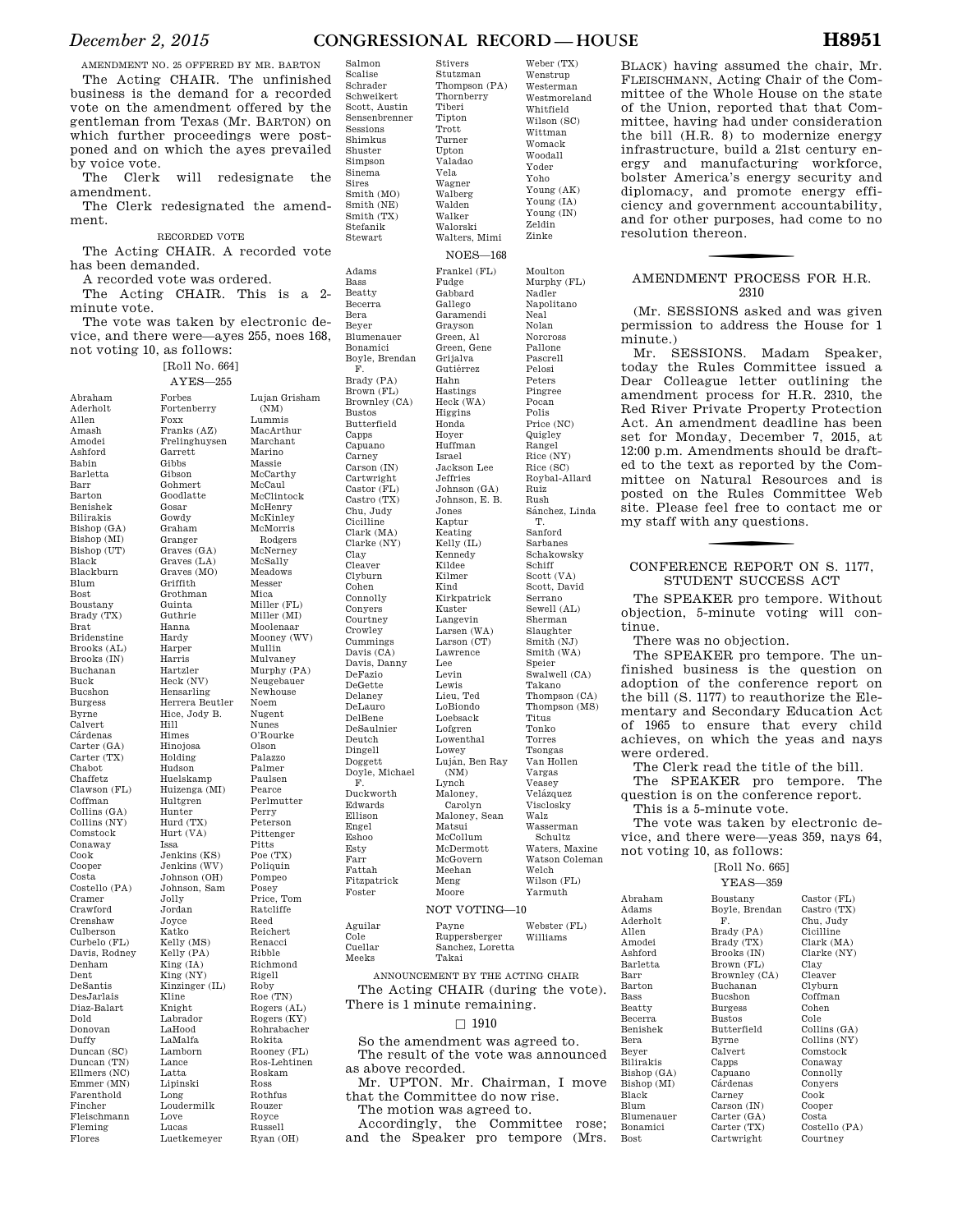AMENDMENT NO. 25 OFFERED BY MR. BARTON

The Acting CHAIR. The unfinished business is the demand for a recorded vote on the amendment offered by the gentleman from Texas (Mr. BARTON) on which further proceedings were postponed and on which the ayes prevailed by voice vote.

The Clerk will redesignate the amendment.

The Clerk redesignated the amendment.

RECORDED VOTE

The Acting CHAIR. A recorded vote has been demanded.

A recorded vote was ordered.

The Acting CHAIR. This is a 2-minute vote.

The vote was taken by electronic device, and there were—ayes 255, noes 168, not voting 10, as follows:

[Roll No. 664]

AYES—255

Abraham
Aderholt
Allen
Amash
Amodei
Ashford
Babin
Barletta
Barr
Barton
Benishek
Bilirakis
Bishop (GA)
Bishop (MI)
Bishop (UT)
Black
Blackburn
Blum
Bost
Boustany
Brady (TX)
Brat
Bridenstine
Brooks (AL)
Brooks (IN)
Buchanan
Buck
Bucshon
Burgess
Byrne
Calvert
Cárdenas
Carter (GA)
Carter (TX)
Chabot
Chaffetz
Clawson (FL)
Coffman
Collins (GA)
Collins (NY)
Comstock
Conaway
Cook
Cooper
Costa
Costello (PA)
Cramer
Crawford
Crenshaw
Culberson
Curbelo (FL)
Davis, Rodney
Denham
Dent
DeSantis
DesJarlais
Diaz-Balart
Dold
Donovan
Duffy
Duncan (SC)
Duncan (TN)
Ellmers (NC)
Emmer (MN)
Farenthold
Fincher
Fleischmann
Fleming
Flores
Forbes
Fortenberry
Foxx
Franks (AZ)
Frelinghuysen
Garrett
Gibbs
Gibson
Gohmert
Goodlatte
Gosar
Gowdy
Graham
Granger
Graves (GA)
Graves (LA)
Graves (MO)
Griffith
Grothman
Guinta
Guthrie
Hanna
Hardy
Harper
Harris
Hartzler
Heck (NV)
Hensarling
Herrera Beutler
Hice, Jody B.
Hill
Himes
Hinojosa
Holding
Hudson
Huelskamp
Huizenga (MI)
Hultgren
Hunter
Hurd (TX)
Hurt (VA)
Issa
Jenkins (KS)
Jenkins (WV)
Johnson (OH)
Johnson, Sam
Jolly
Jordan
Joyce
Katko
Kelly (MS)
Kelly (PA)
King (IA)
King (NY)
Kinzinger (IL)
Kline
Knight
Labrador
LaHood
LaMalfa
Lamborn
Lance
Latta
Lipinski
Long
Loudermilk
Love
Lucas
Luetkemeyer
Lujan Grisham (NM)
Lummis
MacArthur
Marchant
Marino
Massie
McCarthy
McCaul
McClintock
McHenry
McKinley
McMorris Rodgers
McNerney
McSally
Meadows
Messer
Mica
Miller (FL)
Miller (MI)
Moolenaar
Mooney (WV)
Mullin
Mulvaney
Murphy (PA)
Neugebauer
Newhouse
Noem
Nugent
Nunes
O'Rourke
Olson
Palazzo
Palmer
Paulsen
Pearce
Perlmutter
Perry
Peterson
Pittenger
Pitts
Poe (TX)
Poliquin
Pompeo
Posey
Price, Tom
Ratcliffe
Reed
Reichert
Renacci
Ribble
Richmond
Rigell
Roby
Roe (TN)
Rogers (AL)
Rogers (KY)
Rohrabacher
Rokita
Rooney (FL)
Ros-Lehtinen
Roskam
Ross
Rothfus
Rouzer
Royce
Russell
Ryan (OH)
Salmon
Scalise
Schrader
Schweikert
Scott, Austin
Sensenbrenner
Sessions
Shimkus
Shuster
Simpson
Sinema
Sires
Smith (MO)
Smith (NE)
Smith (TX)
Stefanik
Stewart
Stivers
Stutzman
Thompson (PA)
Thornberry
Tiberi
Tipton
Trott
Turner
Upton
Valadao
Vela
Wagner
Walberg
Walden
Walker
Walorski
Walters, Mimi
Weber (TX)
Wenstrup
Westerman
Westmoreland
Whitfield
Wilson (SC)
Wittman
Womack
Woodall
Yoder
Yoho
Young (AK)
Young (IA)
Young (IN)
Zeldin
Zinke

NOES—168

Adams
Bass
Beatty
Becerra
Bera
Beyer
Blumenauer
Bonamici
Boyle, Brendan F.
Brady (PA)
Brown (FL)
Brownley (CA)
Bustos
Butterfield
Capps
Capuano
Carney
Carson (IN)
Cartwright
Castor (FL)
Castro (TX)
Chu, Judy
Cicilline
Clark (MA)
Clarke (NY)
Clay
Cleaver
Clyburn
Cohen
Connolly
Conyers
Courtney
Crowley
Cummings
Davis (CA)
Davis, Danny
DeFazio
DeGette
Delaney
DeLauro
DelBene
DeSaulnier
Deutch
Dingell
Doggett
Doyle, Michael F.
Duckworth
Edwards
Ellison
Engel
Eshoo
Esty
Farr
Fattah
Fitzpatrick
Foster
Frankel (FL)
Fudge
Gabbard
Gallego
Garamendi
Grayson
Green, Al
Green, Gene
Grijalva
Gutiérrez
Hahn
Hastings
Heck (WA)
Higgins
Honda
Hoyer
Huffman
Israel
Jackson Lee
Jeffries
Johnson (GA)
Johnson, E. B.
Jones
Kaptur
Keating
Kelly (IL)
Kennedy
Kildee
Kilmer
Kind
Kirkpatrick
Kuster
Langevin
Larsen (WA)
Larson (CT)
Lawrence
Lee
Levin
Lewis
Lieu, Ted
LoBiondo
Loebsack
Lofgren
Lowenthal
Lowey
Luján, Ben Ray (NM)
Lynch
Maloney, Carolyn
Maloney, Sean
Matsui
McCollum
McDermott
McGovern
Meehan
Meng
Moore
Moulton
Murphy (FL)
Nadler
Napolitano
Neal
Nolan
Norcross
Pallone
Pascrell
Pelosi
Peters
Pingree
Pocan
Polis
Price (NC)
Quigley
Rangel
Rice (NY)
Rice (SC)
Roybal-Allard
Ruiz
Rush
Sánchez, Linda T.
Sanford
Sarbanes
Schakowsky
Schiff
Scott (VA)
Scott, David
Serrano
Sewell (AL)
Sherman
Slaughter
Smith (NJ)
Smith (WA)
Speier
Swalwell (CA)
Takano
Thompson (CA)
Thompson (MS)
Titus
Tonko
Torres
Tsongas
Van Hollen
Vargas
Veasey
Velázquez
Visclosky
Walz
Wasserman Schultz
Waters, Maxine
Watson Coleman
Welch
Wilson (FL)
Yarmuth

NOT VOTING—10

Aguilar
Cole
Cuellar
Meeks
Payne
Ruppersberger
Sanchez, Loretta
Takai
Webster (FL)
Williams

ANNOUNCEMENT BY THE ACTING CHAIR

The Acting CHAIR (during the vote). There is 1 minute remaining.

□ 1910

So the amendment was agreed to.

The result of the vote was announced as above recorded.

Mr. UPTON. Mr. Chairman, I move that the Committee do now rise.

The motion was agreed to.

Accordingly, the Committee rose; and the Speaker pro tempore (Mrs. BLACK) having assumed the chair, Mr. FLEISCHMANN, Acting Chair of the Committee of the Whole House on the state of the Union, reported that that Committee, having had under consideration the bill (H.R. 8) to modernize energy infrastructure, build a 21st century energy and manufacturing workforce, bolster America's energy security and diplomacy, and promote energy efficiency and government accountability, and for other purposes, had come to no resolution thereon.

## AMENDMENT PROCESS FOR H.R. 2310

(Mr. SESSIONS asked and was given permission to address the House for 1 minute.)

Mr. SESSIONS. Madam Speaker, today the Rules Committee issued a Dear Colleague letter outlining the amendment process for H.R. 2310, the Red River Private Property Protection Act. An amendment deadline has been set for Monday, December 7, 2015, at 12:00 p.m. Amendments should be drafted to the text as reported by the Committee on Natural Resources and is posted on the Rules Committee Web site. Please feel free to contact me or my staff with any questions.

## CONFERENCE REPORT ON S. 1177, STUDENT SUCCESS ACT

The SPEAKER pro tempore. Without objection, 5-minute voting will continue.

There was no objection.

The SPEAKER pro tempore. The unfinished business is the question on adoption of the conference report on the bill (S. 1177) to reauthorize the Elementary and Secondary Education Act of 1965 to ensure that every child achieves, on which the yeas and nays were ordered.

The Clerk read the title of the bill.

The SPEAKER pro tempore. The question is on the conference report.

This is a 5-minute vote.

The vote was taken by electronic device, and there were—yeas 359, nays 64, not voting 10, as follows:

[Roll No. 665]

YEAS—359

Abraham
Adams
Aderholt
Allen
Amodei
Ashford
Barletta
Barr
Barton
Bass
Beatty
Becerra
Benishek
Bera
Beyer
Bilirakis
Bishop (GA)
Bishop (MI)
Black
Blum
Blumenauer
Bonamici
Bost
Boustany
Boyle, Brendan F.
Brady (PA)
Brady (TX)
Brooks (IN)
Brown (FL)
Brownley (CA)
Buchanan
Bucshon
Burgess
Bustos
Butterfield
Byrne
Calvert
Capps
Capuano
Cárdenas
Carney
Carson (IN)
Carter (GA)
Carter (TX)
Cartwright
Castor (FL)
Castro (TX)
Chu, Judy
Cicilline
Clark (MA)
Clarke (NY)
Clay
Cleaver
Clyburn
Coffman
Cohen
Cole
Collins (GA)
Collins (NY)
Comstock
Conaway
Connolly
Conyers
Cook
Cooper
Costa
Costello (PA)
Courtney